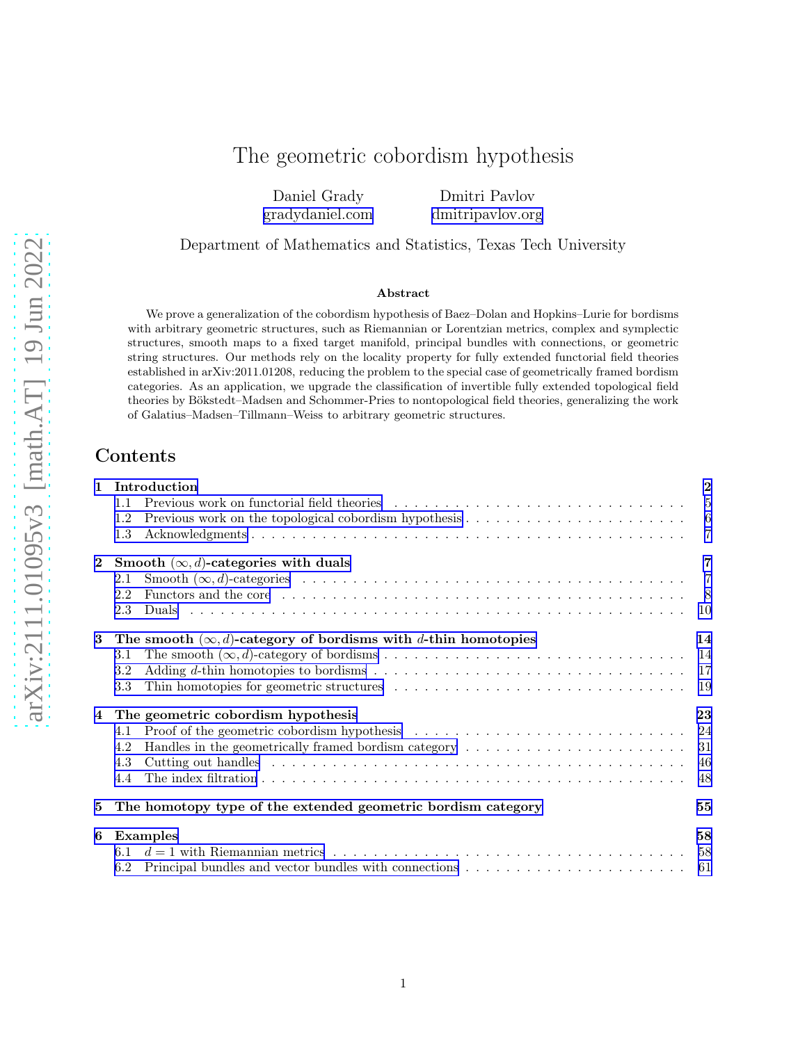# The geometric cobordism hypothesis

Daniel Grady
gradydaniel.com

Dmitri Pavlov
dmitripavlov.org

Department of Mathematics and Statistics, Texas Tech University

arXiv:2111.01095v3 [math.AT] 19 Jun 2022

### Abstract

We prove a generalization of the cobordism hypothesis of Baez–Dolan and Hopkins–Lurie for bordisms with arbitrary geometric structures, such as Riemannian or Lorentzian metrics, complex and symplectic structures, smooth maps to a fixed target manifold, principal bundles with connections, or geometric string structures. Our methods rely on the locality property for fully extended functorial field theories established in arXiv:2011.01208, reducing the problem to the special case of geometrically framed bordism categories. As an application, we upgrade the classification of invertible fully extended topological field theories by Bökstedt–Madsen and Schommer-Pries to nontopological field theories, generalizing the work of Galatius–Madsen–Tillmann–Weiss to arbitrary geometric structures.

## Contents

- **1 Introduction** — 2
  - 1.1 Previous work on functorial field theories — 5
  - 1.2 Previous work on the topological cobordism hypothesis — 6
  - 1.3 Acknowledgments — 7
- **2 Smooth $(\infty, d)$-categories with duals** — 7
  - 2.1 Smooth $(\infty, d)$-categories — 7
  - 2.2 Functors and the core — 8
  - 2.3 Duals — 10
- **3 The smooth $(\infty, d)$-category of bordisms with $d$-thin homotopies** — 14
  - 3.1 The smooth $(\infty, d)$-category of bordisms — 14
  - 3.2 Adding $d$-thin homotopies to bordisms — 17
  - 3.3 Thin homotopies for geometric structures — 19
- **4 The geometric cobordism hypothesis** — 23
  - 4.1 Proof of the geometric cobordism hypothesis — 24
  - 4.2 Handles in the geometrically framed bordism category — 31
  - 4.3 Cutting out handles — 46
  - 4.4 The index filtration — 48
- **5 The homotopy type of the extended geometric bordism category** — 55
- **6 Examples** — 58
  - 6.1 $d = 1$ with Riemannian metrics — 58
  - 6.2 Principal bundles and vector bundles with connections — 61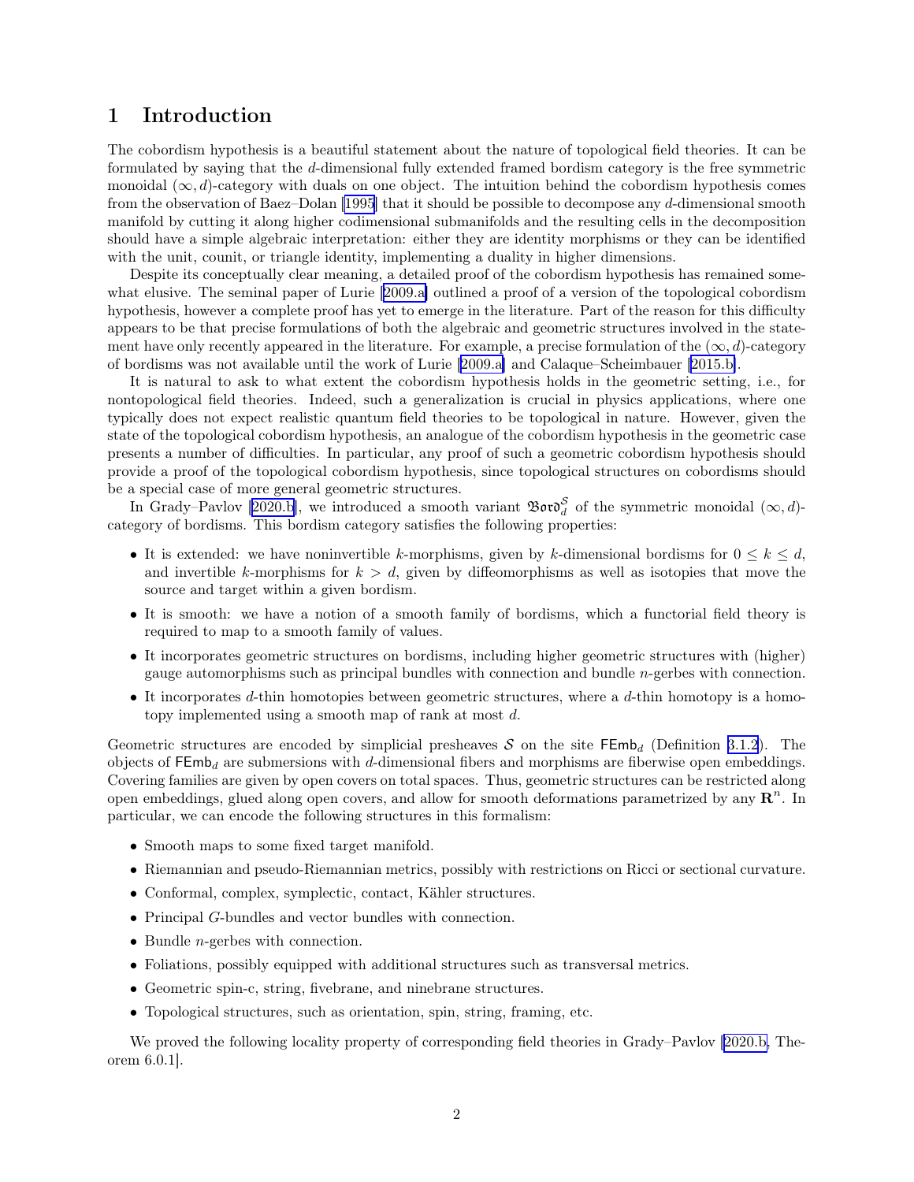# 1 Introduction

The cobordism hypothesis is a beautiful statement about the nature of topological field theories. It can be formulated by saying that the $d$-dimensional fully extended framed bordism category is the free symmetric monoidal $(\infty, d)$-category with duals on one object. The intuition behind the cobordism hypothesis comes from the observation of Baez–Dolan [1995] that it should be possible to decompose any $d$-dimensional smooth manifold by cutting it along higher codimensional submanifolds and the resulting cells in the decomposition should have a simple algebraic interpretation: either they are identity morphisms or they can be identified with the unit, counit, or triangle identity, implementing a duality in higher dimensions.

Despite its conceptually clear meaning, a detailed proof of the cobordism hypothesis has remained somewhat elusive. The seminal paper of Lurie [2009.a] outlined a proof of a version of the topological cobordism hypothesis, however a complete proof has yet to emerge in the literature. Part of the reason for this difficulty appears to be that precise formulations of both the algebraic and geometric structures involved in the statement have only recently appeared in the literature. For example, a precise formulation of the $(\infty, d)$-category of bordisms was not available until the work of Lurie [2009.a] and Calaque–Scheimbauer [2015.b].

It is natural to ask to what extent the cobordism hypothesis holds in the geometric setting, i.e., for nontopological field theories. Indeed, such a generalization is crucial in physics applications, where one typically does not expect realistic quantum field theories to be topological in nature. However, given the state of the topological cobordism hypothesis, an analogue of the cobordism hypothesis in the geometric case presents a number of difficulties. In particular, any proof of such a geometric cobordism hypothesis should provide a proof of the topological cobordism hypothesis, since topological structures on cobordisms should be a special case of more general geometric structures.

In Grady–Pavlov [2020.b], we introduced a smooth variant $\mathfrak{Bord}_d^{\mathcal{S}}$ of the symmetric monoidal $(\infty, d)$-category of bordisms. This bordism category satisfies the following properties:

- It is extended: we have noninvertible $k$-morphisms, given by $k$-dimensional bordisms for $0 \leq k \leq d$, and invertible $k$-morphisms for $k > d$, given by diffeomorphisms as well as isotopies that move the source and target within a given bordism.
- It is smooth: we have a notion of a smooth family of bordisms, which a functorial field theory is required to map to a smooth family of values.
- It incorporates geometric structures on bordisms, including higher geometric structures with (higher) gauge automorphisms such as principal bundles with connection and bundle $n$-gerbes with connection.
- It incorporates $d$-thin homotopies between geometric structures, where a $d$-thin homotopy is a homotopy implemented using a smooth map of rank at most $d$.

Geometric structures are encoded by simplicial presheaves $\mathcal{S}$ on the site $\mathsf{FEmb}_d$ (Definition 3.1.2). The objects of $\mathsf{FEmb}_d$ are submersions with $d$-dimensional fibers and morphisms are fiberwise open embeddings. Covering families are given by open covers on total spaces. Thus, geometric structures can be restricted along open embeddings, glued along open covers, and allow for smooth deformations parametrized by any $\mathbf{R}^n$. In particular, we can encode the following structures in this formalism:

- Smooth maps to some fixed target manifold.
- Riemannian and pseudo-Riemannian metrics, possibly with restrictions on Ricci or sectional curvature.
- Conformal, complex, symplectic, contact, Kähler structures.
- Principal $G$-bundles and vector bundles with connection.
- Bundle $n$-gerbes with connection.
- Foliations, possibly equipped with additional structures such as transversal metrics.
- Geometric spin-c, string, fivebrane, and ninebrane structures.
- Topological structures, such as orientation, spin, string, framing, etc.

We proved the following locality property of corresponding field theories in Grady–Pavlov [2020.b, Theorem 6.0.1].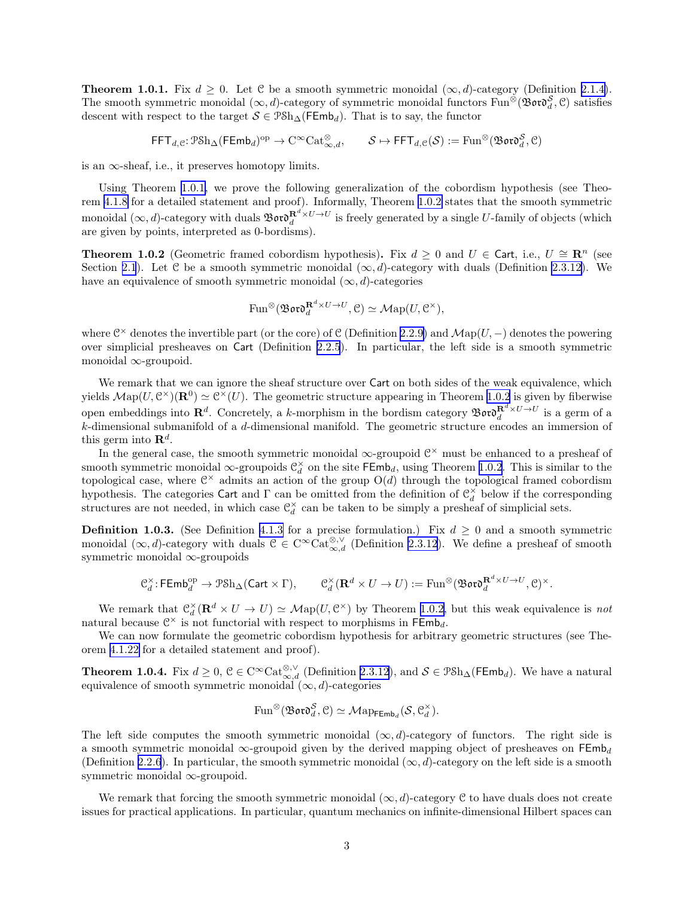**Theorem 1.0.1.** Fix $d \geq 0$. Let $\mathcal{C}$ be a smooth symmetric monoidal $(\infty, d)$-category (Definition 2.1.4). The smooth symmetric monoidal $(\infty, d)$-category of symmetric monoidal functors $\mathrm{Fun}^{\otimes}(\mathfrak{Bord}_d^{\mathcal{S}}, \mathcal{C})$ satisfies descent with respect to the target $\mathcal{S} \in \mathcal{P}\mathrm{Sh}_\Delta(\mathsf{FEmb}_d)$. That is to say, the functor

$$\mathsf{FFT}_{d,\mathcal{C}} \colon \mathcal{P}\mathrm{Sh}_\Delta(\mathsf{FEmb}_d)^{\mathrm{op}} \to \mathrm{C}^\infty\mathrm{Cat}^{\otimes}_{\infty,d}, \qquad \mathcal{S} \mapsto \mathsf{FFT}_{d,\mathcal{C}}(\mathcal{S}) := \mathrm{Fun}^{\otimes}(\mathfrak{Bord}_d^{\mathcal{S}}, \mathcal{C})$$

is an $\infty$-sheaf, i.e., it preserves homotopy limits.

Using Theorem 1.0.1, we prove the following generalization of the cobordism hypothesis (see Theorem 4.1.8 for a detailed statement and proof). Informally, Theorem 1.0.2 states that the smooth symmetric monoidal $(\infty, d)$-category with duals $\mathfrak{Bord}_d^{\mathbf{R}^d \times U \to U}$ is freely generated by a single $U$-family of objects (which are given by points, interpreted as 0-bordisms).

**Theorem 1.0.2** (Geometric framed cobordism hypothesis)**.** Fix $d \geq 0$ and $U \in \mathsf{Cart}$, i.e., $U \cong \mathbf{R}^n$ (see Section 2.1). Let $\mathcal{C}$ be a smooth symmetric monoidal $(\infty, d)$-category with duals (Definition 2.3.12). We have an equivalence of smooth symmetric monoidal $(\infty, d)$-categories

$$\mathrm{Fun}^{\otimes}(\mathfrak{Bord}_d^{\mathbf{R}^d \times U \to U}, \mathcal{C}) \simeq \mathcal{M}\mathrm{ap}(U, \mathcal{C}^{\times}),$$

where $\mathcal{C}^{\times}$ denotes the invertible part (or the core) of $\mathcal{C}$ (Definition 2.2.9) and $\mathcal{M}\mathrm{ap}(U, -)$ denotes the powering over simplicial presheaves on $\mathsf{Cart}$ (Definition 2.2.5). In particular, the left side is a smooth symmetric monoidal $\infty$-groupoid.

We remark that we can ignore the sheaf structure over $\mathsf{Cart}$ on both sides of the weak equivalence, which yields $\mathcal{M}\mathrm{ap}(U, \mathcal{C}^{\times})(\mathbf{R}^0) \simeq \mathcal{C}^{\times}(U)$. The geometric structure appearing in Theorem 1.0.2 is given by fiberwise open embeddings into $\mathbf{R}^d$. Concretely, a $k$-morphism in the bordism category $\mathfrak{Bord}_d^{\mathbf{R}^d \times U \to U}$ is a germ of a $k$-dimensional submanifold of a $d$-dimensional manifold. The geometric structure encodes an immersion of this germ into $\mathbf{R}^d$.

In the general case, the smooth symmetric monoidal $\infty$-groupoid $\mathcal{C}^{\times}$ must be enhanced to a presheaf of smooth symmetric monoidal $\infty$-groupoids $\mathcal{C}_d^{\times}$ on the site $\mathsf{FEmb}_d$, using Theorem 1.0.2. This is similar to the topological case, where $\mathcal{C}^{\times}$ admits an action of the group $\mathrm{O}(d)$ through the topological framed cobordism hypothesis. The categories $\mathsf{Cart}$ and $\Gamma$ can be omitted from the definition of $\mathcal{C}_d^{\times}$ below if the corresponding structures are not needed, in which case $\mathcal{C}_d^{\times}$ can be taken to be simply a presheaf of simplicial sets.

**Definition 1.0.3.** (See Definition 4.1.3 for a precise formulation.) Fix $d \geq 0$ and a smooth symmetric monoidal $(\infty, d)$-category with duals $\mathcal{C} \in \mathrm{C}^\infty\mathrm{Cat}^{\otimes,\vee}_{\infty,d}$ (Definition 2.3.12). We define a presheaf of smooth symmetric monoidal $\infty$-groupoids

$$\mathcal{C}_d^{\times} \colon \mathsf{FEmb}_d^{\mathrm{op}} \to \mathcal{P}\mathrm{Sh}_\Delta(\mathsf{Cart} \times \Gamma), \qquad \mathcal{C}_d^{\times}(\mathbf{R}^d \times U \to U) := \mathrm{Fun}^{\otimes}(\mathfrak{Bord}_d^{\mathbf{R}^d \times U \to U}, \mathcal{C})^{\times}.$$

We remark that $\mathcal{C}_d^{\times}(\mathbf{R}^d \times U \to U) \simeq \mathcal{M}\mathrm{ap}(U, \mathcal{C}^{\times})$ by Theorem 1.0.2, but this weak equivalence is *not* natural because $\mathcal{C}^{\times}$ is not functorial with respect to morphisms in $\mathsf{FEmb}_d$.

We can now formulate the geometric cobordism hypothesis for arbitrary geometric structures (see Theorem 4.1.22 for a detailed statement and proof).

**Theorem 1.0.4.** Fix $d \geq 0$, $\mathcal{C} \in \mathrm{C}^\infty\mathrm{Cat}^{\otimes,\vee}_{\infty,d}$ (Definition 2.3.12), and $\mathcal{S} \in \mathcal{P}\mathrm{Sh}_\Delta(\mathsf{FEmb}_d)$. We have a natural equivalence of smooth symmetric monoidal $(\infty, d)$-categories

$$\mathrm{Fun}^{\otimes}(\mathfrak{Bord}_d^{\mathcal{S}}, \mathcal{C}) \simeq \mathcal{M}\mathrm{ap}_{\mathsf{FEmb}_d}(\mathcal{S}, \mathcal{C}_d^{\times}).$$

The left side computes the smooth symmetric monoidal $(\infty, d)$-category of functors. The right side is a smooth symmetric monoidal $\infty$-groupoid given by the derived mapping object of presheaves on $\mathsf{FEmb}_d$ (Definition 2.2.6). In particular, the smooth symmetric monoidal $(\infty, d)$-category on the left side is a smooth symmetric monoidal $\infty$-groupoid.

We remark that forcing the smooth symmetric monoidal $(\infty, d)$-category $\mathcal{C}$ to have duals does not create issues for practical applications. In particular, quantum mechanics on infinite-dimensional Hilbert spaces can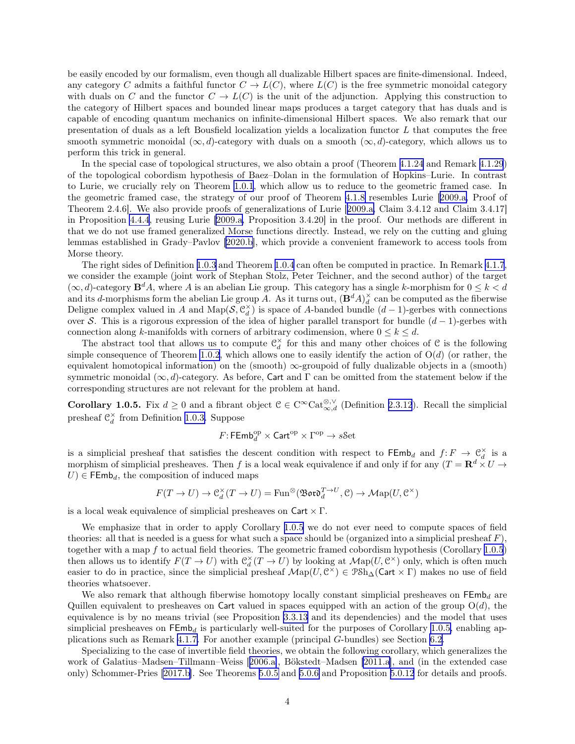be easily encoded by our formalism, even though all dualizable Hilbert spaces are finite-dimensional. Indeed, any category $C$ admits a faithful functor $C \to L(C)$, where $L(C)$ is the free symmetric monoidal category with duals on $C$ and the functor $C \to L(C)$ is the unit of the adjunction. Applying this construction to the category of Hilbert spaces and bounded linear maps produces a target category that has duals and is capable of encoding quantum mechanics on infinite-dimensional Hilbert spaces. We also remark that our presentation of duals as a left Bousfield localization yields a localization functor $L$ that computes the free smooth symmetric monoidal $(\infty, d)$-category with duals on a smooth $(\infty, d)$-category, which allows us to perform this trick in general.

In the special case of topological structures, we also obtain a proof (Theorem 4.1.24 and Remark 4.1.29) of the topological cobordism hypothesis of Baez–Dolan in the formulation of Hopkins–Lurie. In contrast to Lurie, we crucially rely on Theorem 1.0.1, which allow us to reduce to the geometric framed case. In the geometric framed case, the strategy of our proof of Theorem 4.1.8 resembles Lurie [2009.a, Proof of Theorem 2.4.6]. We also provide proofs of generalizations of Lurie [2009.a, Claim 3.4.12 and Claim 3.4.17] in Proposition 4.4.4, reusing Lurie [2009.a, Proposition 3.4.20] in the proof. Our methods are different in that we do not use framed generalized Morse functions directly. Instead, we rely on the cutting and gluing lemmas established in Grady–Pavlov [2020.b], which provide a convenient framework to access tools from Morse theory.

The right sides of Definition 1.0.3 and Theorem 1.0.4 can often be computed in practice. In Remark 4.1.7, we consider the example (joint work of Stephan Stolz, Peter Teichner, and the second author) of the target $(\infty, d)$-category $\mathbf{B}^d A$, where $A$ is an abelian Lie group. This category has a single $k$-morphism for $0 \le k < d$ and its $d$-morphisms form the abelian Lie group $A$. As it turns out, $(\mathbf{B}^d A)^\times_d$ can be computed as the fiberwise Deligne complex valued in $A$ and $\mathrm{Map}(\mathcal{S}, \mathcal{C}^\times_d)$ is space of $A$-banded bundle $(d-1)$-gerbes with connections over $\mathcal{S}$. This is a rigorous expression of the idea of higher parallel transport for bundle $(d-1)$-gerbes with connection along $k$-manifolds with corners of arbitrary codimension, where $0 \le k \le d$.

The abstract tool that allows us to compute $\mathcal{C}^\times_d$ for this and many other choices of $\mathcal{C}$ is the following simple consequence of Theorem 1.0.2, which allows one to easily identify the action of $\mathrm{O}(d)$ (or rather, the equivalent homotopical information) on the (smooth) $\infty$-groupoid of fully dualizable objects in a (smooth) symmetric monoidal $(\infty, d)$-category. As before, $\mathsf{Cart}$ and $\Gamma$ can be omitted from the statement below if the corresponding structures are not relevant for the problem at hand.

**Corollary 1.0.5.** Fix $d \ge 0$ and a fibrant object $\mathcal{C} \in \mathrm{C}^\infty\mathrm{Cat}^{\otimes,\vee}_{\infty,d}$ (Definition 2.3.12). Recall the simplicial presheaf $\mathcal{C}^\times_d$ from Definition 1.0.3. Suppose

$$F\colon \mathsf{FEmb}_d^{\mathrm{op}} \times \mathsf{Cart}^{\mathrm{op}} \times \Gamma^{\mathrm{op}} \to s\mathcal{S}\mathrm{et}$$

is a simplicial presheaf that satisfies the descent condition with respect to $\mathsf{FEmb}_d$ and $f\colon F \to \mathcal{C}^\times_d$ is a morphism of simplicial presheaves. Then $f$ is a local weak equivalence if and only if for any $(T = \mathbf{R}^d \times U \to U) \in \mathsf{FEmb}_d$, the composition of induced maps

$$F(T \to U) \to \mathcal{C}^\times_d(T \to U) = \mathrm{Fun}^\otimes(\mathfrak{Bord}_d^{T\to U}, \mathcal{C}) \to \mathcal{M}\mathrm{ap}(U, \mathcal{C}^\times)$$

is a local weak equivalence of simplicial presheaves on $\mathsf{Cart} \times \Gamma$.

We emphasize that in order to apply Corollary 1.0.5 we do not ever need to compute spaces of field theories: all that is needed is a guess for what such a space should be (organized into a simplicial presheaf $F$), together with a map $f$ to actual field theories. The geometric framed cobordism hypothesis (Corollary 1.0.5) then allows us to identify $F(T \to U)$ with $\mathcal{C}^\times_d(T \to U)$ by looking at $\mathcal{M}\mathrm{ap}(U, \mathcal{C}^\times)$ only, which is often much easier to do in practice, since the simplicial presheaf $\mathcal{M}\mathrm{ap}(U, \mathcal{C}^\times) \in \mathcal{P}\mathcal{S}\mathrm{h}_\Delta(\mathsf{Cart} \times \Gamma)$ makes no use of field theories whatsoever.

We also remark that although fiberwise homotopy locally constant simplicial presheaves on $\mathsf{FEmb}_d$ are Quillen equivalent to presheaves on $\mathsf{Cart}$ valued in spaces equipped with an action of the group $\mathrm{O}(d)$, the equivalence is by no means trivial (see Proposition 3.3.13 and its dependencies) and the model that uses simplicial presheaves on $\mathsf{FEmb}_d$ is particularly well-suited for the purposes of Corollary 1.0.5, enabling applications such as Remark 4.1.7. For another example (principal $G$-bundles) see Section 6.2.

Specializing to the case of invertible field theories, we obtain the following corollary, which generalizes the work of Galatius–Madsen–Tillmann–Weiss [2006.a], Bökstedt–Madsen [2011.a], and (in the extended case only) Schommer-Pries [2017.b]. See Theorems 5.0.5 and 5.0.6 and Proposition 5.0.12 for details and proofs.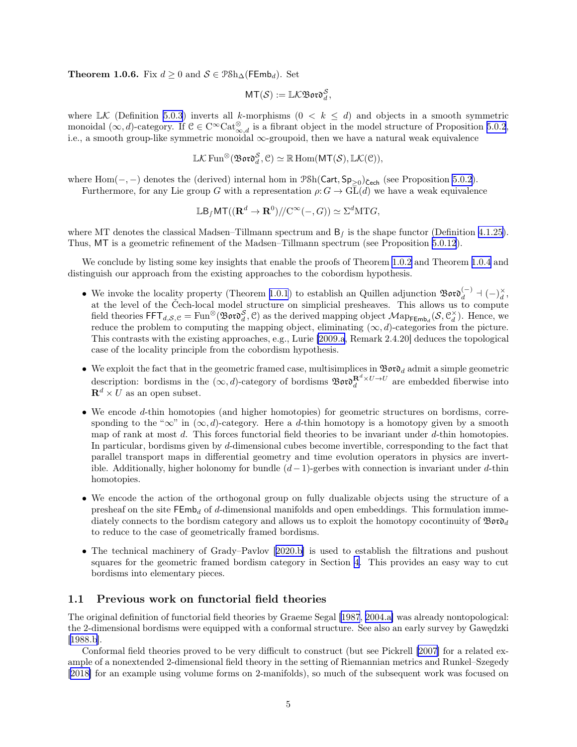**Theorem 1.0.6.** Fix $d \geq 0$ and $\mathcal{S} \in \mathcal{P}\mathrm{Sh}_\Delta(\mathsf{FEmb}_d)$. Set

$$\mathsf{MT}(\mathcal{S}) := \mathbb{L}\mathcal{K}\mathfrak{Bord}_d^{\mathcal{S}},$$

where $\mathbb{L}\mathcal{K}$ (Definition 5.0.3) inverts all $k$-morphisms ($0 < k \leq d$) and objects in a smooth symmetric monoidal $(\infty, d)$-category. If $\mathcal{C} \in \mathrm{C}^\infty\mathrm{Cat}^\otimes_{\infty,d}$ is a fibrant object in the model structure of Proposition 5.0.2, i.e., a smooth group-like symmetric monoidal $\infty$-groupoid, then we have a natural weak equivalence

$$\mathbb{L}\mathcal{K}\,\mathrm{Fun}^\otimes(\mathfrak{Bord}_d^{\mathcal{S}}, \mathcal{C}) \simeq \mathbb{R}\,\mathrm{Hom}(\mathsf{MT}(\mathcal{S}), \mathbb{L}\mathcal{K}(\mathcal{C})),$$

where $\mathrm{Hom}(-,-)$ denotes the (derived) internal hom in $\mathcal{P}\mathrm{Sh}(\mathsf{Cart}, \mathsf{Sp}_{\geq 0})_{\check{\mathsf{C}}\mathsf{ech}}$ (see Proposition 5.0.2).

Furthermore, for any Lie group $G$ with a representation $\rho\colon G \to \mathrm{GL}(d)$ we have a weak equivalence

$$\mathbb{L}\mathsf{B}_f\mathsf{MT}((\mathbf{R}^d \to \mathbf{R}^0)/\!/\mathrm{C}^\infty(-, G)) \simeq \Sigma^d\mathrm{MT}G,$$

where MT denotes the classical Madsen–Tillmann spectrum and $\mathsf{B}_f$ is the shape functor (Definition 4.1.25). Thus, $\mathsf{MT}$ is a geometric refinement of the Madsen–Tillmann spectrum (see Proposition 5.0.12).

We conclude by listing some key insights that enable the proofs of Theorem 1.0.2 and Theorem 1.0.4 and distinguish our approach from the existing approaches to the cobordism hypothesis.

- We invoke the locality property (Theorem 1.0.1) to establish an Quillen adjunction $\mathfrak{Bord}_d^{(-)} \dashv (-)_d^\times$, at the level of the Čech-local model structure on simplicial presheaves. This allows us to compute field theories $\mathsf{FFT}_{d,\mathcal{S},\mathcal{C}} = \mathrm{Fun}^\otimes(\mathfrak{Bord}_d^{\mathcal{S}}, \mathcal{C})$ as the derived mapping object $\mathcal{M}\mathrm{ap}_{\mathsf{FEmb}_d}(\mathcal{S}, \mathcal{C}_d^\times)$. Hence, we reduce the problem to computing the mapping object, eliminating $(\infty, d)$-categories from the picture. This contrasts with the existing approaches, e.g., Lurie [2009.a, Remark 2.4.20] deduces the topological case of the locality principle from the cobordism hypothesis.
- We exploit the fact that in the geometric framed case, multisimplices in $\mathfrak{Bord}_d$ admit a simple geometric description: bordisms in the $(\infty, d)$-category of bordisms $\mathfrak{Bord}_d^{\mathbf{R}^d\times U\to U}$ are embedded fiberwise into $\mathbf{R}^d \times U$ as an open subset.
- We encode $d$-thin homotopies (and higher homotopies) for geometric structures on bordisms, corresponding to the "$\infty$" in $(\infty, d)$-category. Here a $d$-thin homotopy is a homotopy given by a smooth map of rank at most $d$. This forces functorial field theories to be invariant under $d$-thin homotopies. In particular, bordisms given by $d$-dimensional cubes become invertible, corresponding to the fact that parallel transport maps in differential geometry and time evolution operators in physics are invertible. Additionally, higher holonomy for bundle $(d-1)$-gerbes with connection is invariant under $d$-thin homotopies.
- We encode the action of the orthogonal group on fully dualizable objects using the structure of a presheaf on the site $\mathsf{FEmb}_d$ of $d$-dimensional manifolds and open embeddings. This formulation immediately connects to the bordism category and allows us to exploit the homotopy cocontinuity of $\mathfrak{Bord}_d$ to reduce to the case of geometrically framed bordisms.
- The technical machinery of Grady–Pavlov [2020.b] is used to establish the filtrations and pushout squares for the geometric framed bordism category in Section 4. This provides an easy way to cut bordisms into elementary pieces.

## 1.1 Previous work on functorial field theories

The original definition of functorial field theories by Graeme Segal [1987, 2004.a] was already nontopological: the 2-dimensional bordisms were equipped with a conformal structure. See also an early survey by Gawędzki [1988.b].

Conformal field theories proved to be very difficult to construct (but see Pickrell [2007] for a related example of a nonextended 2-dimensional field theory in the setting of Riemannian metrics and Runkel–Szegedy [2018] for an example using volume forms on 2-manifolds), so much of the subsequent work was focused on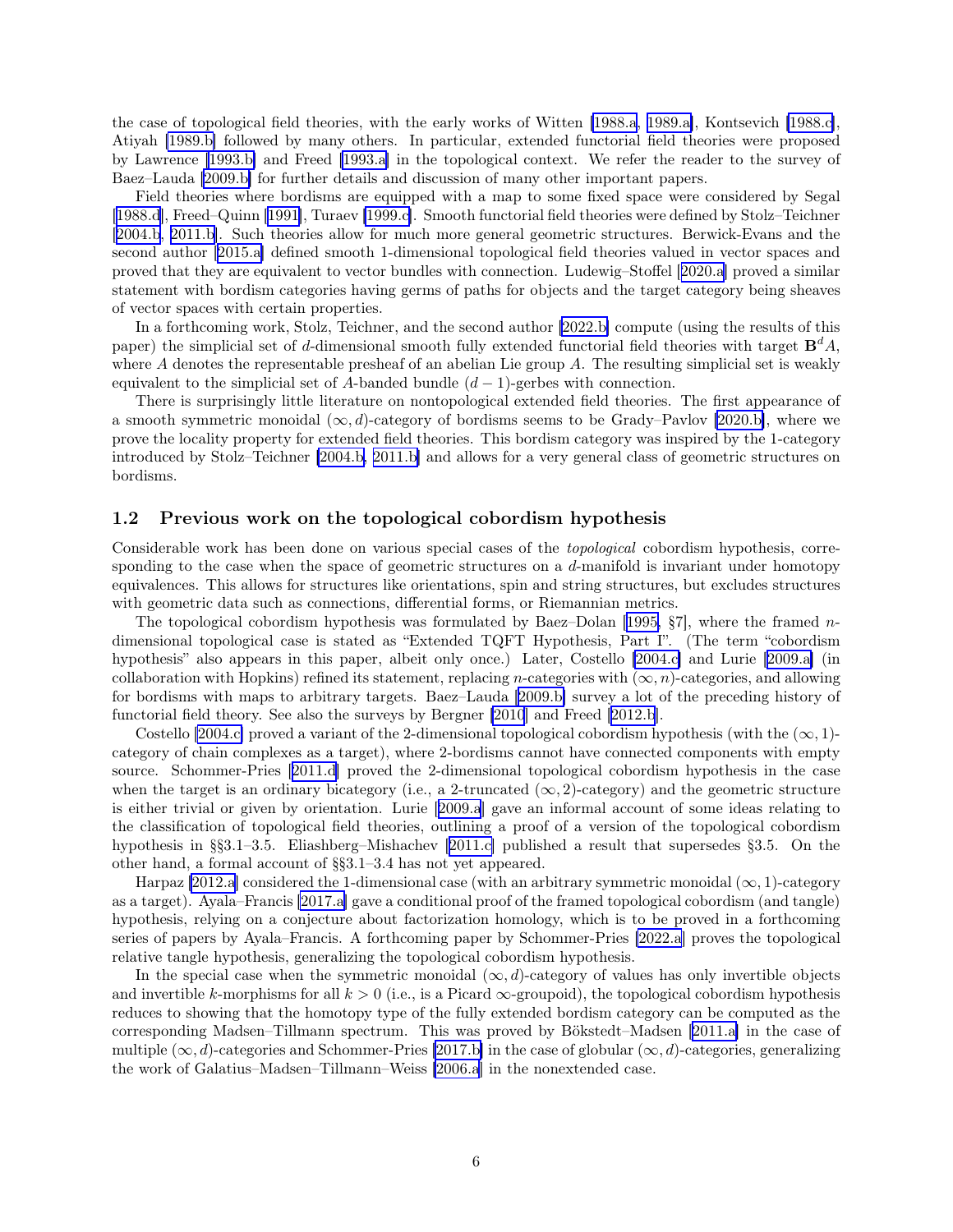the case of topological field theories, with the early works of Witten [1988.a, 1989.a], Kontsevich [1988.c], Atiyah [1989.b] followed by many others. In particular, extended functorial field theories were proposed by Lawrence [1993.b] and Freed [1993.a] in the topological context. We refer the reader to the survey of Baez–Lauda [2009.b] for further details and discussion of many other important papers.

Field theories where bordisms are equipped with a map to some fixed space were considered by Segal [1988.d], Freed–Quinn [1991], Turaev [1999.c]. Smooth functorial field theories were defined by Stolz–Teichner [2004.b, 2011.b]. Such theories allow for much more general geometric structures. Berwick-Evans and the second author [2015.a] defined smooth 1-dimensional topological field theories valued in vector spaces and proved that they are equivalent to vector bundles with connection. Ludewig–Stoffel [2020.a] proved a similar statement with bordism categories having germs of paths for objects and the target category being sheaves of vector spaces with certain properties.

In a forthcoming work, Stolz, Teichner, and the second author [2022.b] compute (using the results of this paper) the simplicial set of $d$-dimensional smooth fully extended functorial field theories with target $\mathbf{B}^d A$, where $A$ denotes the representable presheaf of an abelian Lie group $A$. The resulting simplicial set is weakly equivalent to the simplicial set of $A$-banded bundle $(d-1)$-gerbes with connection.

There is surprisingly little literature on nontopological extended field theories. The first appearance of a smooth symmetric monoidal $(\infty, d)$-category of bordisms seems to be Grady–Pavlov [2020.b], where we prove the locality property for extended field theories. This bordism category was inspired by the 1-category introduced by Stolz–Teichner [2004.b, 2011.b] and allows for a very general class of geometric structures on bordisms.

## 1.2 Previous work on the topological cobordism hypothesis

Considerable work has been done on various special cases of the *topological* cobordism hypothesis, corresponding to the case when the space of geometric structures on a $d$-manifold is invariant under homotopy equivalences. This allows for structures like orientations, spin and string structures, but excludes structures with geometric data such as connections, differential forms, or Riemannian metrics.

The topological cobordism hypothesis was formulated by Baez–Dolan [1995, §7], where the framed $n$-dimensional topological case is stated as "Extended TQFT Hypothesis, Part I". (The term "cobordism hypothesis" also appears in this paper, albeit only once.) Later, Costello [2004.c] and Lurie [2009.a] (in collaboration with Hopkins) refined its statement, replacing $n$-categories with $(\infty, n)$-categories, and allowing for bordisms with maps to arbitrary targets. Baez–Lauda [2009.b] survey a lot of the preceding history of functorial field theory. See also the surveys by Bergner [2010] and Freed [2012.b].

Costello [2004.c] proved a variant of the 2-dimensional topological cobordism hypothesis (with the $(\infty, 1)$-category of chain complexes as a target), where 2-bordisms cannot have connected components with empty source. Schommer-Pries [2011.d] proved the 2-dimensional topological cobordism hypothesis in the case when the target is an ordinary bicategory (i.e., a 2-truncated $(\infty, 2)$-category) and the geometric structure is either trivial or given by orientation. Lurie [2009.a] gave an informal account of some ideas relating to the classification of topological field theories, outlining a proof of a version of the topological cobordism hypothesis in §§3.1–3.5. Eliashberg–Mishachev [2011.c] published a result that supersedes §3.5. On the other hand, a formal account of §§3.1–3.4 has not yet appeared.

Harpaz [2012.a] considered the 1-dimensional case (with an arbitrary symmetric monoidal $(\infty, 1)$-category as a target). Ayala–Francis [2017.a] gave a conditional proof of the framed topological cobordism (and tangle) hypothesis, relying on a conjecture about factorization homology, which is to be proved in a forthcoming series of papers by Ayala–Francis. A forthcoming paper by Schommer-Pries [2022.a] proves the topological relative tangle hypothesis, generalizing the topological cobordism hypothesis.

In the special case when the symmetric monoidal $(\infty, d)$-category of values has only invertible objects and invertible $k$-morphisms for all $k > 0$ (i.e., is a Picard $\infty$-groupoid), the topological cobordism hypothesis reduces to showing that the homotopy type of the fully extended bordism category can be computed as the corresponding Madsen–Tillmann spectrum. This was proved by Bökstedt–Madsen [2011.a] in the case of multiple $(\infty, d)$-categories and Schommer-Pries [2017.b] in the case of globular $(\infty, d)$-categories, generalizing the work of Galatius–Madsen–Tillmann–Weiss [2006.a] in the nonextended case.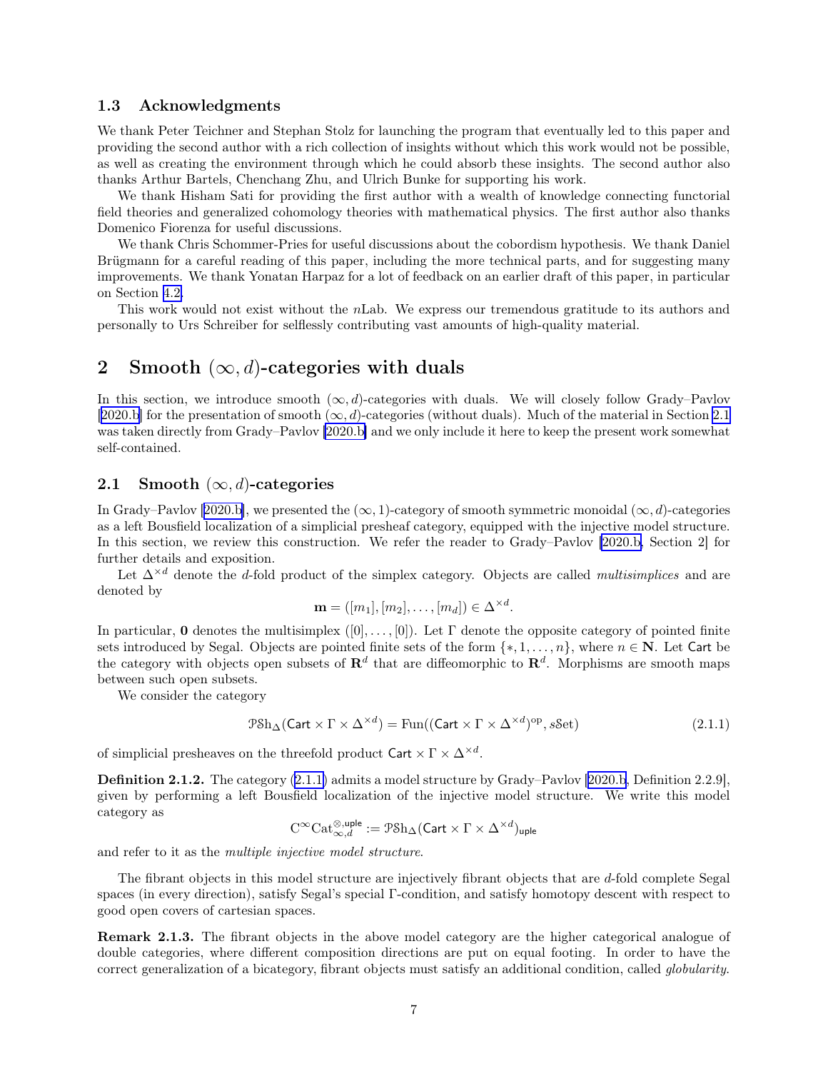### 1.3 Acknowledgments

We thank Peter Teichner and Stephan Stolz for launching the program that eventually led to this paper and providing the second author with a rich collection of insights without which this work would not be possible, as well as creating the environment through which he could absorb these insights. The second author also thanks Arthur Bartels, Chenchang Zhu, and Ulrich Bunke for supporting his work.

We thank Hisham Sati for providing the first author with a wealth of knowledge connecting functorial field theories and generalized cohomology theories with mathematical physics. The first author also thanks Domenico Fiorenza for useful discussions.

We thank Chris Schommer-Pries for useful discussions about the cobordism hypothesis. We thank Daniel Brügmann for a careful reading of this paper, including the more technical parts, and for suggesting many improvements. We thank Yonatan Harpaz for a lot of feedback on an earlier draft of this paper, in particular on Section 4.2.

This work would not exist without the $n$Lab. We express our tremendous gratitude to its authors and personally to Urs Schreiber for selflessly contributing vast amounts of high-quality material.

## 2 Smooth $(\infty, d)$-categories with duals

In this section, we introduce smooth $(\infty, d)$-categories with duals. We will closely follow Grady–Pavlov [2020.b] for the presentation of smooth $(\infty, d)$-categories (without duals). Much of the material in Section 2.1 was taken directly from Grady–Pavlov [2020.b] and we only include it here to keep the present work somewhat self-contained.

### 2.1 Smooth $(\infty, d)$-categories

In Grady–Pavlov [2020.b], we presented the $(\infty, 1)$-category of smooth symmetric monoidal $(\infty, d)$-categories as a left Bousfield localization of a simplicial presheaf category, equipped with the injective model structure. In this section, we review this construction. We refer the reader to Grady–Pavlov [2020.b, Section 2] for further details and exposition.

Let $\Delta^{\times d}$ denote the $d$-fold product of the simplex category. Objects are called *multisimplices* and are denoted by

$$\mathbf{m} = ([m_1], [m_2], \ldots, [m_d]) \in \Delta^{\times d}.$$

In particular, $\mathbf{0}$ denotes the multisimplex $([0], \ldots, [0])$. Let $\Gamma$ denote the opposite category of pointed finite sets introduced by Segal. Objects are pointed finite sets of the form $\{*, 1, \ldots, n\}$, where $n \in \mathbf{N}$. Let $\mathsf{Cart}$ be the category with objects open subsets of $\mathbf{R}^d$ that are diffeomorphic to $\mathbf{R}^d$. Morphisms are smooth maps between such open subsets.

We consider the category

$$\mathcal{P}\mathcal{S}\mathrm{h}_\Delta(\mathsf{Cart} \times \Gamma \times \Delta^{\times d}) = \mathrm{Fun}((\mathsf{Cart} \times \Gamma \times \Delta^{\times d})^{\mathrm{op}}, s\mathcal{S}\mathrm{et}) \tag{2.1.1}$$

of simplicial presheaves on the threefold product $\mathsf{Cart} \times \Gamma \times \Delta^{\times d}$.

**Definition 2.1.2.** The category (2.1.1) admits a model structure by Grady–Pavlov [2020.b, Definition 2.2.9], given by performing a left Bousfield localization of the injective model structure. We write this model category as

$$\mathrm{C}^\infty\mathrm{Cat}^{\otimes,\mathsf{uple}}_{\infty,d} := \mathcal{P}\mathcal{S}\mathrm{h}_\Delta(\mathsf{Cart} \times \Gamma \times \Delta^{\times d})_{\mathsf{uple}}$$

and refer to it as the *multiple injective model structure*.

The fibrant objects in this model structure are injectively fibrant objects that are $d$-fold complete Segal spaces (in every direction), satisfy Segal's special $\Gamma$-condition, and satisfy homotopy descent with respect to good open covers of cartesian spaces.

**Remark 2.1.3.** The fibrant objects in the above model category are the higher categorical analogue of double categories, where different composition directions are put on equal footing. In order to have the correct generalization of a bicategory, fibrant objects must satisfy an additional condition, called *globularity*.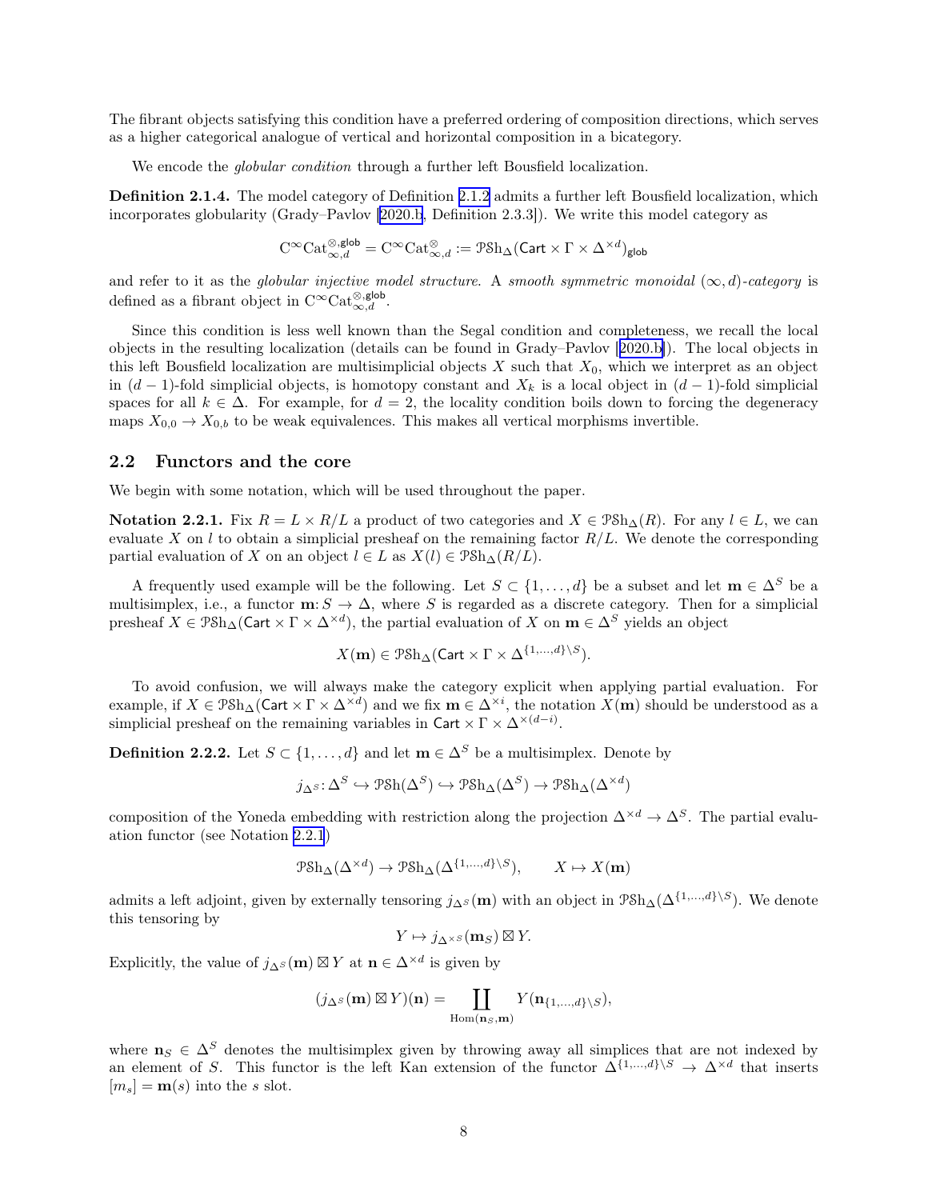The fibrant objects satisfying this condition have a preferred ordering of composition directions, which serves as a higher categorical analogue of vertical and horizontal composition in a bicategory.

We encode the *globular condition* through a further left Bousfield localization.

**Definition 2.1.4.** The model category of Definition 2.1.2 admits a further left Bousfield localization, which incorporates globularity (Grady–Pavlov [2020.b, Definition 2.3.3]). We write this model category as

$$\mathrm{C}^\infty\mathrm{Cat}_{\infty,d}^{\otimes,\mathsf{glob}} = \mathrm{C}^\infty\mathrm{Cat}_{\infty,d}^{\otimes} := \mathcal{P}\mathcal{S}\mathrm{h}_\Delta(\mathsf{Cart}\times\Gamma\times\Delta^{\times d})_{\mathsf{glob}}$$

and refer to it as the *globular injective model structure*. A *smooth symmetric monoidal* $(\infty,d)$*-category* is defined as a fibrant object in $\mathrm{C}^\infty\mathrm{Cat}_{\infty,d}^{\otimes,\mathsf{glob}}$.

Since this condition is less well known than the Segal condition and completeness, we recall the local objects in the resulting localization (details can be found in Grady–Pavlov [2020.b]). The local objects in this left Bousfield localization are multisimplicial objects $X$ such that $X_0$, which we interpret as an object in $(d-1)$-fold simplicial objects, is homotopy constant and $X_k$ is a local object in $(d-1)$-fold simplicial spaces for all $k\in\Delta$. For example, for $d=2$, the locality condition boils down to forcing the degeneracy maps $X_{0,0}\to X_{0,b}$ to be weak equivalences. This makes all vertical morphisms invertible.

## 2.2 Functors and the core

We begin with some notation, which will be used throughout the paper.

**Notation 2.2.1.** Fix $R=L\times R/L$ a product of two categories and $X\in\mathcal{P}\mathcal{S}\mathrm{h}_\Delta(R)$. For any $l\in L$, we can evaluate $X$ on $l$ to obtain a simplicial presheaf on the remaining factor $R/L$. We denote the corresponding partial evaluation of $X$ on an object $l\in L$ as $X(l)\in\mathcal{P}\mathcal{S}\mathrm{h}_\Delta(R/L)$.

A frequently used example will be the following. Let $S\subset\{1,\ldots,d\}$ be a subset and let $\mathbf{m}\in\Delta^S$ be a multisimplex, i.e., a functor $\mathbf{m}\colon S\to\Delta$, where $S$ is regarded as a discrete category. Then for a simplicial presheaf $X\in\mathcal{P}\mathcal{S}\mathrm{h}_\Delta(\mathsf{Cart}\times\Gamma\times\Delta^{\times d})$, the partial evaluation of $X$ on $\mathbf{m}\in\Delta^S$ yields an object

$$X(\mathbf{m})\in\mathcal{P}\mathcal{S}\mathrm{h}_\Delta(\mathsf{Cart}\times\Gamma\times\Delta^{\{1,\ldots,d\}\setminus S}).$$

To avoid confusion, we will always make the category explicit when applying partial evaluation. For example, if $X\in\mathcal{P}\mathcal{S}\mathrm{h}_\Delta(\mathsf{Cart}\times\Gamma\times\Delta^{\times d})$ and we fix $\mathbf{m}\in\Delta^{\times i}$, the notation $X(\mathbf{m})$ should be understood as a simplicial presheaf on the remaining variables in $\mathsf{Cart}\times\Gamma\times\Delta^{\times(d-i)}$.

**Definition 2.2.2.** Let $S\subset\{1,\ldots,d\}$ and let $\mathbf{m}\in\Delta^S$ be a multisimplex. Denote by

$$j_{\Delta^S}\colon\Delta^S\hookrightarrow\mathcal{P}\mathcal{S}\mathrm{h}(\Delta^S)\hookrightarrow\mathcal{P}\mathcal{S}\mathrm{h}_\Delta(\Delta^S)\to\mathcal{P}\mathcal{S}\mathrm{h}_\Delta(\Delta^{\times d})$$

composition of the Yoneda embedding with restriction along the projection $\Delta^{\times d}\to\Delta^S$. The partial evaluation functor (see Notation 2.2.1)

$$\mathcal{P}\mathcal{S}\mathrm{h}_\Delta(\Delta^{\times d})\to\mathcal{P}\mathcal{S}\mathrm{h}_\Delta(\Delta^{\{1,\ldots,d\}\setminus S}),\qquad X\mapsto X(\mathbf{m})$$

admits a left adjoint, given by externally tensoring $j_{\Delta^S}(\mathbf{m})$ with an object in $\mathcal{P}\mathcal{S}\mathrm{h}_\Delta(\Delta^{\{1,\ldots,d\}\setminus S})$. We denote this tensoring by

$$Y\mapsto j_{\Delta^{\times S}}(\mathbf{m}_S)\boxtimes Y.$$

Explicitly, the value of $j_{\Delta^S}(\mathbf{m})\boxtimes Y$ at $\mathbf{n}\in\Delta^{\times d}$ is given by

$$(j_{\Delta^S}(\mathbf{m})\boxtimes Y)(\mathbf{n})=\coprod_{\mathrm{Hom}(\mathbf{n}_S,\mathbf{m})}Y(\mathbf{n}_{\{1,\ldots,d\}\setminus S}),$$

where $\mathbf{n}_S\in\Delta^S$ denotes the multisimplex given by throwing away all simplices that are not indexed by an element of $S$. This functor is the left Kan extension of the functor $\Delta^{\{1,\ldots,d\}\setminus S}\to\Delta^{\times d}$ that inserts $[m_s]=\mathbf{m}(s)$ into the $s$ slot.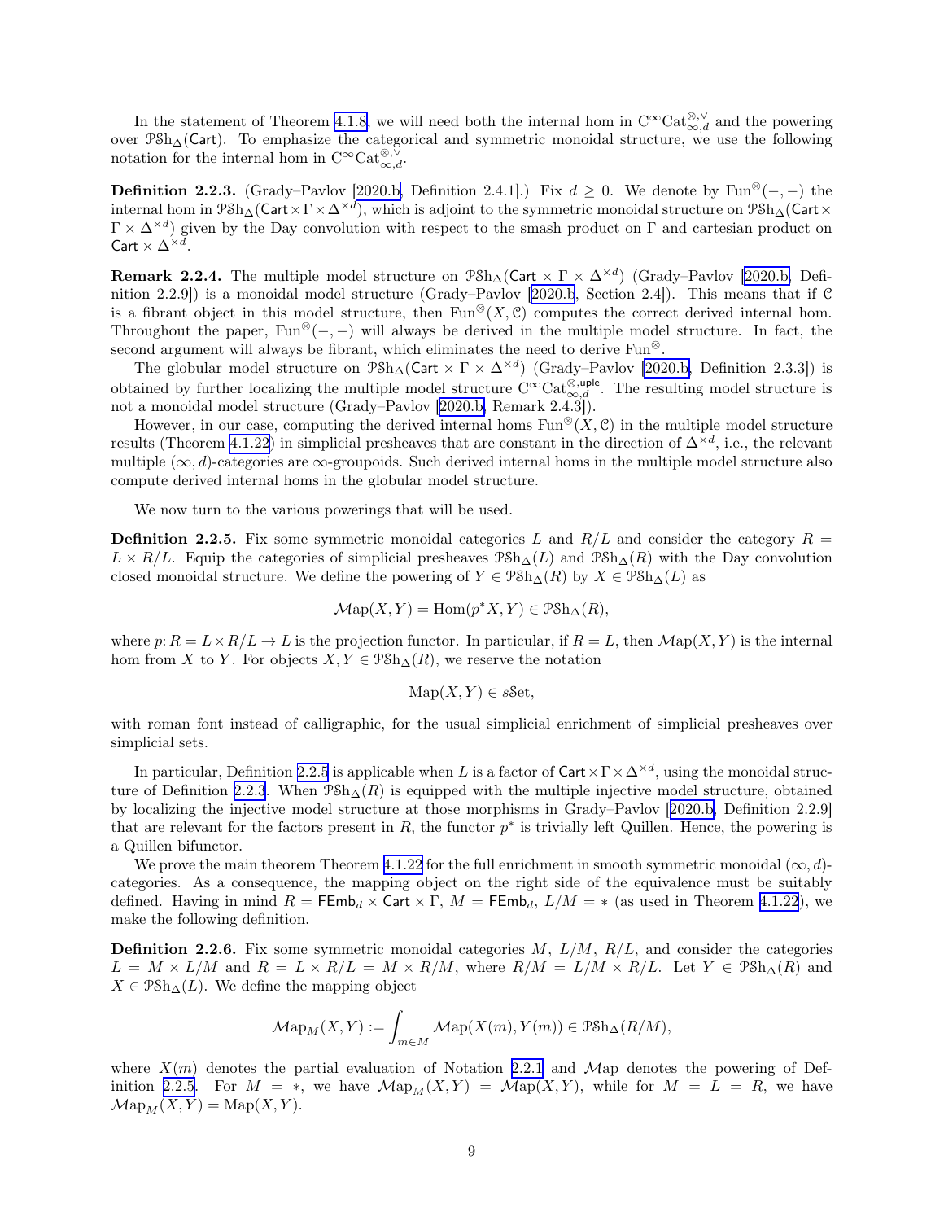In the statement of Theorem 4.1.8, we will need both the internal hom in $\mathrm{C}^\infty\mathrm{Cat}^{\otimes,\vee}_{\infty,d}$ and the powering over $\mathcal{PSh}_\Delta(\mathsf{Cart})$. To emphasize the categorical and symmetric monoidal structure, we use the following notation for the internal hom in $\mathrm{C}^\infty\mathrm{Cat}^{\otimes,\vee}_{\infty,d}$.

**Definition 2.2.3.** (Grady–Pavlov [2020.b, Definition 2.4.1].) Fix $d \geq 0$. We denote by $\mathrm{Fun}^\otimes(-,-)$ the internal hom in $\mathcal{PSh}_\Delta(\mathsf{Cart}\times\Gamma\times\Delta^{\times d})$, which is adjoint to the symmetric monoidal structure on $\mathcal{PSh}_\Delta(\mathsf{Cart}\times\Gamma\times\Delta^{\times d})$ given by the Day convolution with respect to the smash product on $\Gamma$ and cartesian product on $\mathsf{Cart}\times\Delta^{\times d}$.

**Remark 2.2.4.** The multiple model structure on $\mathcal{PSh}_\Delta(\mathsf{Cart}\times\Gamma\times\Delta^{\times d})$ (Grady–Pavlov [2020.b, Definition 2.2.9]) is a monoidal model structure (Grady–Pavlov [2020.b, Section 2.4]). This means that if $\mathcal{C}$ is a fibrant object in this model structure, then $\mathrm{Fun}^\otimes(X,\mathcal{C})$ computes the correct derived internal hom. Throughout the paper, $\mathrm{Fun}^\otimes(-,-)$ will always be derived in the multiple model structure. In fact, the second argument will always be fibrant, which eliminates the need to derive $\mathrm{Fun}^\otimes$.

The globular model structure on $\mathcal{PSh}_\Delta(\mathsf{Cart}\times\Gamma\times\Delta^{\times d})$ (Grady–Pavlov [2020.b, Definition 2.3.3]) is obtained by further localizing the multiple model structure $\mathrm{C}^\infty\mathrm{Cat}^{\otimes,\mathsf{uple}}_{\infty,d}$. The resulting model structure is not a monoidal model structure (Grady–Pavlov [2020.b, Remark 2.4.3]).

However, in our case, computing the derived internal homs $\mathrm{Fun}^\otimes(X,\mathcal{C})$ in the multiple model structure results (Theorem 4.1.22) in simplicial presheaves that are constant in the direction of $\Delta^{\times d}$, i.e., the relevant multiple $(\infty,d)$-categories are $\infty$-groupoids. Such derived internal homs in the multiple model structure also compute derived internal homs in the globular model structure.

We now turn to the various powerings that will be used.

**Definition 2.2.5.** Fix some symmetric monoidal categories $L$ and $R/L$ and consider the category $R = L\times R/L$. Equip the categories of simplicial presheaves $\mathcal{PSh}_\Delta(L)$ and $\mathcal{PSh}_\Delta(R)$ with the Day convolution closed monoidal structure. We define the powering of $Y\in\mathcal{PSh}_\Delta(R)$ by $X\in\mathcal{PSh}_\Delta(L)$ as

$$\mathcal{M}\mathrm{ap}(X,Y) = \mathrm{Hom}(p^*X,Y)\in\mathcal{PSh}_\Delta(R),$$

where $p\colon R = L\times R/L\to L$ is the projection functor. In particular, if $R=L$, then $\mathcal{M}\mathrm{ap}(X,Y)$ is the internal hom from $X$ to $Y$. For objects $X,Y\in\mathcal{PSh}_\Delta(R)$, we reserve the notation

$$\mathrm{Map}(X,Y)\in s\mathcal{S}\mathrm{et},$$

with roman font instead of calligraphic, for the usual simplicial enrichment of simplicial presheaves over simplicial sets.

In particular, Definition 2.2.5 is applicable when $L$ is a factor of $\mathsf{Cart}\times\Gamma\times\Delta^{\times d}$, using the monoidal structure of Definition 2.2.3. When $\mathcal{PSh}_\Delta(R)$ is equipped with the multiple injective model structure, obtained by localizing the injective model structure at those morphisms in Grady–Pavlov [2020.b, Definition 2.2.9] that are relevant for the factors present in $R$, the functor $p^*$ is trivially left Quillen. Hence, the powering is a Quillen bifunctor.

We prove the main theorem Theorem 4.1.22 for the full enrichment in smooth symmetric monoidal $(\infty,d)$-categories. As a consequence, the mapping object on the right side of the equivalence must be suitably defined. Having in mind $R=\mathsf{FEmb}_d\times\mathsf{Cart}\times\Gamma$, $M=\mathsf{FEmb}_d$, $L/M=*$ (as used in Theorem 4.1.22), we make the following definition.

**Definition 2.2.6.** Fix some symmetric monoidal categories $M$, $L/M$, $R/L$, and consider the categories $L = M\times L/M$ and $R = L\times R/L = M\times R/M$, where $R/M = L/M\times R/L$. Let $Y\in\mathcal{PSh}_\Delta(R)$ and $X\in\mathcal{PSh}_\Delta(L)$. We define the mapping object

$$\mathcal{M}\mathrm{ap}_M(X,Y) := \int_{m\in M}\mathcal{M}\mathrm{ap}(X(m),Y(m))\in\mathcal{PSh}_\Delta(R/M),$$

where $X(m)$ denotes the partial evaluation of Notation 2.2.1 and $\mathcal{M}\mathrm{ap}$ denotes the powering of Definition 2.2.5. For $M=*$, we have $\mathcal{M}\mathrm{ap}_M(X,Y)=\mathcal{M}\mathrm{ap}(X,Y)$, while for $M=L=R$, we have $\mathcal{M}\mathrm{ap}_M(X,Y)=\mathrm{Map}(X,Y)$.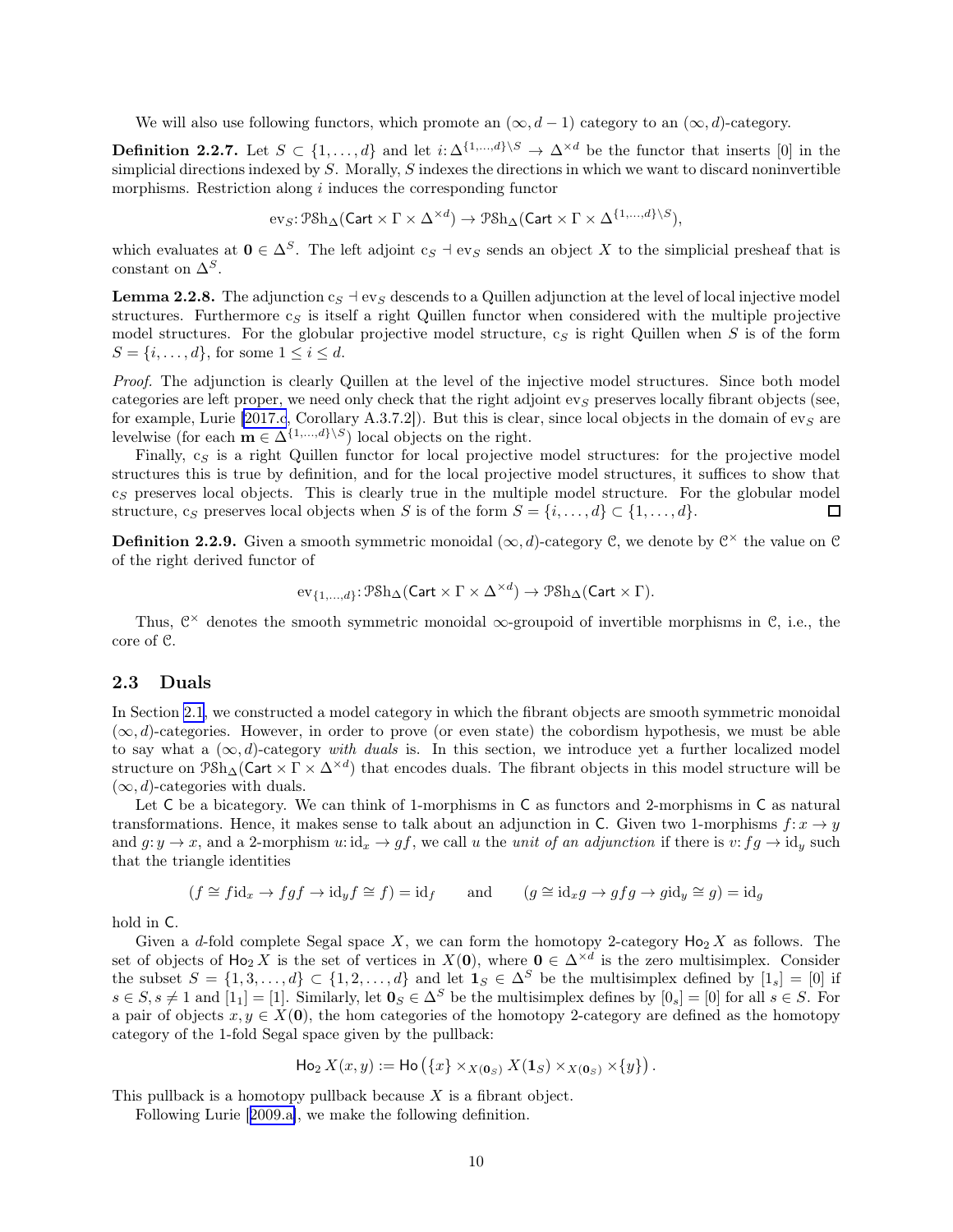We will also use following functors, which promote an $(\infty, d-1)$ category to an $(\infty, d)$-category.

**Definition 2.2.7.** Let $S \subset \{1, \ldots, d\}$ and let $i\colon \Delta^{\{1,\ldots,d\}\setminus S} \to \Delta^{\times d}$ be the functor that inserts $[0]$ in the simplicial directions indexed by $S$. Morally, $S$ indexes the directions in which we want to discard noninvertible morphisms. Restriction along $i$ induces the corresponding functor

$$\mathrm{ev}_S \colon \mathcal{PSh}_\Delta(\mathsf{Cart} \times \Gamma \times \Delta^{\times d}) \to \mathcal{PSh}_\Delta(\mathsf{Cart} \times \Gamma \times \Delta^{\{1,\ldots,d\}\setminus S}),$$

which evaluates at $\mathbf{0} \in \Delta^S$. The left adjoint $\mathrm{c}_S \dashv \mathrm{ev}_S$ sends an object $X$ to the simplicial presheaf that is constant on $\Delta^S$.

**Lemma 2.2.8.** The adjunction $\mathrm{c}_S \dashv \mathrm{ev}_S$ descends to a Quillen adjunction at the level of local injective model structures. Furthermore $\mathrm{c}_S$ is itself a right Quillen functor when considered with the multiple projective model structures. For the globular projective model structure, $\mathrm{c}_S$ is right Quillen when $S$ is of the form $S = \{i, \ldots, d\}$, for some $1 \le i \le d$.

*Proof.* The adjunction is clearly Quillen at the level of the injective model structures. Since both model categories are left proper, we need only check that the right adjoint $\mathrm{ev}_S$ preserves locally fibrant objects (see, for example, Lurie [2017.c, Corollary A.3.7.2]). But this is clear, since local objects in the domain of $\mathrm{ev}_S$ are levelwise (for each $\mathbf{m} \in \Delta^{\{1,\ldots,d\}\setminus S}$) local objects on the right.

Finally, $\mathrm{c}_S$ is a right Quillen functor for local projective model structures: for the projective model structures this is true by definition, and for the local projective model structures, it suffices to show that $\mathrm{c}_S$ preserves local objects. This is clearly true in the multiple model structure. For the globular model structure, $\mathrm{c}_S$ preserves local objects when $S$ is of the form $S = \{i, \ldots, d\} \subset \{1, \ldots, d\}$. $\square$

**Definition 2.2.9.** Given a smooth symmetric monoidal $(\infty, d)$-category $\mathcal{C}$, we denote by $\mathcal{C}^\times$ the value on $\mathcal{C}$ of the right derived functor of

$$\mathrm{ev}_{\{1,\ldots,d\}} \colon \mathcal{PSh}_\Delta(\mathsf{Cart} \times \Gamma \times \Delta^{\times d}) \to \mathcal{PSh}_\Delta(\mathsf{Cart} \times \Gamma).$$

Thus, $\mathcal{C}^\times$ denotes the smooth symmetric monoidal $\infty$-groupoid of invertible morphisms in $\mathcal{C}$, i.e., the core of $\mathcal{C}$.

## 2.3 Duals

In Section 2.1, we constructed a model category in which the fibrant objects are smooth symmetric monoidal $(\infty, d)$-categories. However, in order to prove (or even state) the cobordism hypothesis, we must be able to say what a $(\infty, d)$-category *with duals* is. In this section, we introduce yet a further localized model structure on $\mathcal{PSh}_\Delta(\mathsf{Cart} \times \Gamma \times \Delta^{\times d})$ that encodes duals. The fibrant objects in this model structure will be $(\infty, d)$-categories with duals.

Let $\mathsf{C}$ be a bicategory. We can think of 1-morphisms in $\mathsf{C}$ as functors and 2-morphisms in $\mathsf{C}$ as natural transformations. Hence, it makes sense to talk about an adjunction in $\mathsf{C}$. Given two 1-morphisms $f\colon x \to y$ and $g\colon y \to x$, and a 2-morphism $u\colon \mathrm{id}_x \to gf$, we call $u$ the *unit of an adjunction* if there is $v\colon fg \to \mathrm{id}_y$ such that the triangle identities

$$(f \cong f\mathrm{id}_x \to fgf \to \mathrm{id}_y f \cong f) = \mathrm{id}_f \qquad \text{and} \qquad (g \cong \mathrm{id}_x g \to gfg \to g\mathrm{id}_y \cong g) = \mathrm{id}_g$$

hold in $\mathsf{C}$.

Given a $d$-fold complete Segal space $X$, we can form the homotopy 2-category $\mathsf{Ho}_2 X$ as follows. The set of objects of $\mathsf{Ho}_2 X$ is the set of vertices in $X(\mathbf{0})$, where $\mathbf{0} \in \Delta^{\times d}$ is the zero multisimplex. Consider the subset $S = \{1, 3, \ldots, d\} \subset \{1, 2, \ldots, d\}$ and let $\mathbf{1}_S \in \Delta^S$ be the multisimplex defined by $[1_s] = [0]$ if $s \in S, s \neq 1$ and $[1_1] = [1]$. Similarly, let $\mathbf{0}_S \in \Delta^S$ be the multisimplex defines by $[0_s] = [0]$ for all $s \in S$. For a pair of objects $x, y \in X(\mathbf{0})$, the hom categories of the homotopy 2-category are defined as the homotopy category of the 1-fold Segal space given by the pullback:

$$\mathsf{Ho}_2 X(x, y) := \mathsf{Ho}\left(\{x\} \times_{X(\mathbf{0}_S)} X(\mathbf{1}_S) \times_{X(\mathbf{0}_S)} \times \{y\}\right).$$

This pullback is a homotopy pullback because $X$ is a fibrant object.

Following Lurie [2009.a], we make the following definition.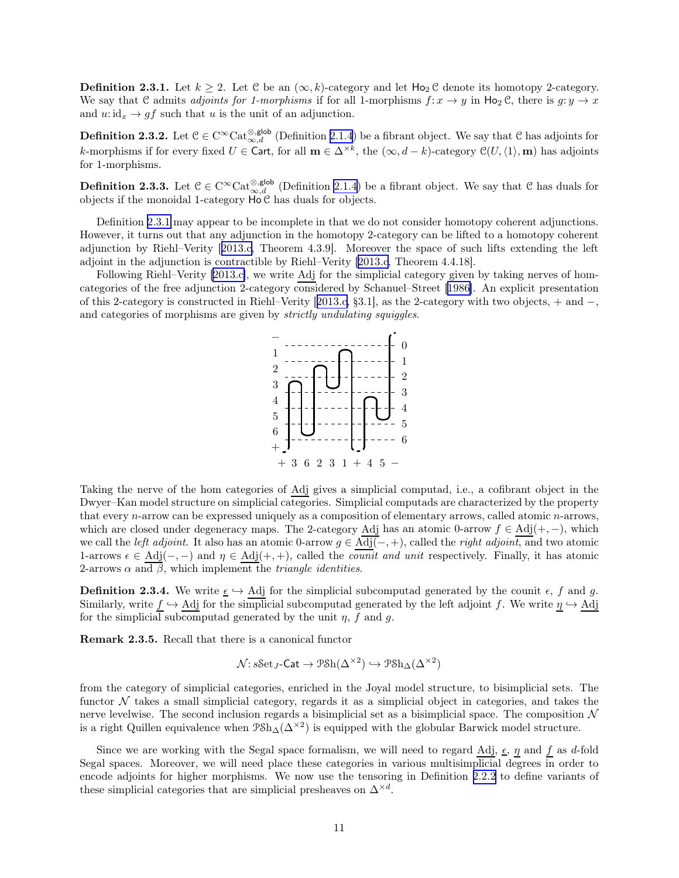**Definition 2.3.1.** Let $k \geq 2$. Let $\mathcal{C}$ be an $(\infty, k)$-category and let $\mathsf{Ho}_2\,\mathcal{C}$ denote its homotopy 2-category. We say that $\mathcal{C}$ admits *adjoints for 1-morphisms* if for all 1-morphisms $f\colon x \to y$ in $\mathsf{Ho}_2\,\mathcal{C}$, there is $g\colon y \to x$ and $u\colon \mathrm{id}_x \to gf$ such that $u$ is the unit of an adjunction.

**Definition 2.3.2.** Let $\mathcal{C} \in \mathrm{C}^\infty\mathrm{Cat}^{\otimes,\mathsf{glob}}_{\infty,d}$ (Definition 2.1.4) be a fibrant object. We say that $\mathcal{C}$ has adjoints for $k$-morphisms if for every fixed $U \in \mathsf{Cart}$, for all $\mathbf{m} \in \Delta^{\times k}$, the $(\infty, d-k)$-category $\mathcal{C}(U, \langle 1\rangle, \mathbf{m})$ has adjoints for 1-morphisms.

**Definition 2.3.3.** Let $\mathcal{C} \in \mathrm{C}^\infty\mathrm{Cat}^{\otimes,\mathsf{glob}}_{\infty,d}$ (Definition 2.1.4) be a fibrant object. We say that $\mathcal{C}$ has duals for objects if the monoidal 1-category $\mathsf{Ho}\,\mathcal{C}$ has duals for objects.

Definition 2.3.1 may appear to be incomplete in that we do not consider homotopy coherent adjunctions. However, it turns out that any adjunction in the homotopy 2-category can be lifted to a homotopy coherent adjunction by Riehl–Verity [2013.c, Theorem 4.3.9]. Moreover the space of such lifts extending the left adjoint in the adjunction is contractible by Riehl–Verity [2013.c, Theorem 4.4.18].

Following Riehl–Verity [2013.c], we write $\underline{\mathrm{Adj}}$ for the simplicial category given by taking nerves of hom-categories of the free adjunction 2-category considered by Schanuel–Street [1986]. An explicit presentation of this 2-category is constructed in Riehl–Verity [2013.c, §3.1], as the 2-category with two objects, $+$ and $-$, and categories of morphisms are given by *strictly undulating squiggles*.

Taking the nerve of the hom categories of $\underline{\mathrm{Adj}}$ gives a simplicial computad, i.e., a cofibrant object in the Dwyer–Kan model structure on simplicial categories. Simplicial computads are characterized by the property that every $n$-arrow can be expressed uniquely as a composition of elementary arrows, called atomic $n$-arrows, which are closed under degeneracy maps. The 2-category $\underline{\mathrm{Adj}}$ has an atomic 0-arrow $f \in \underline{\mathrm{Adj}}(+,-)$, which we call the *left adjoint*. It also has an atomic 0-arrow $g \in \underline{\mathrm{Adj}}(-,+)$, called the *right adjoint*, and two atomic 1-arrows $\epsilon \in \underline{\mathrm{Adj}}(-,-)$ and $\eta \in \underline{\mathrm{Adj}}(+,+)$, called the *counit and unit* respectively. Finally, it has atomic 2-arrows $\alpha$ and $\beta$, which implement the *triangle identities*.

**Definition 2.3.4.** We write $\underline{\epsilon} \hookrightarrow \underline{\mathrm{Adj}}$ for the simplicial subcomputad generated by the counit $\epsilon$, $f$ and $g$. Similarly, write $\underline{f} \hookrightarrow \underline{\mathrm{Adj}}$ for the simplicial subcomputad generated by the left adjoint $f$. We write $\underline{\eta} \hookrightarrow \underline{\mathrm{Adj}}$ for the simplicial subcomputad generated by the unit $\eta$, $f$ and $g$.

**Remark 2.3.5.** Recall that there is a canonical functor

$$\mathcal{N}\colon s\mathcal{S}\mathrm{et}_J\text{-}\mathsf{Cat} \to \mathcal{P}\mathcal{S}\mathrm{h}(\Delta^{\times 2}) \hookrightarrow \mathcal{P}\mathcal{S}\mathrm{h}_\Delta(\Delta^{\times 2})$$

from the category of simplicial categories, enriched in the Joyal model structure, to bisimplicial sets. The functor $\mathcal{N}$ takes a small simplicial category, regards it as a simplicial object in categories, and takes the nerve levelwise. The second inclusion regards a bisimplicial set as a bisimplicial space. The composition $\mathcal{N}$ is a right Quillen equivalence when $\mathcal{P}\mathcal{S}\mathrm{h}_\Delta(\Delta^{\times 2})$ is equipped with the globular Barwick model structure.

Since we are working with the Segal space formalism, we will need to regard $\underline{\mathrm{Adj}}$, $\underline{\epsilon}$, $\underline{\eta}$ and $\underline{f}$ as $d$-fold Segal spaces. Moreover, we will need place these categories in various multisimplicial degrees in order to encode adjoints for higher morphisms. We now use the tensoring in Definition 2.2.2 to define variants of these simplicial categories that are simplicial presheaves on $\Delta^{\times d}$.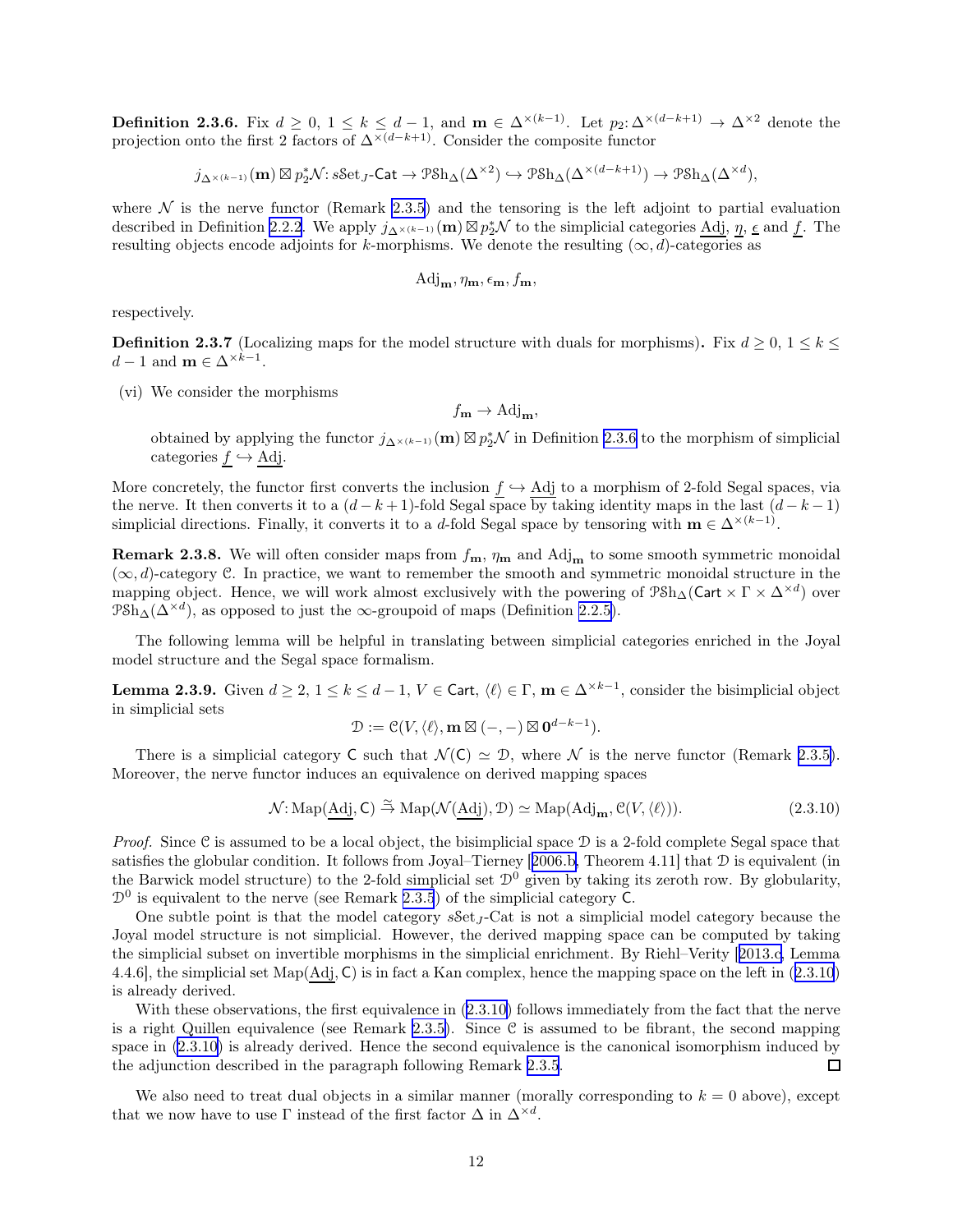**Definition 2.3.6.** Fix $d \geq 0$, $1 \leq k \leq d-1$, and $\mathbf{m} \in \Delta^{\times(k-1)}$. Let $p_2\colon \Delta^{\times(d-k+1)} \to \Delta^{\times 2}$ denote the projection onto the first 2 factors of $\Delta^{\times(d-k+1)}$. Consider the composite functor

$$j_{\Delta^{\times(k-1)}}(\mathbf{m}) \boxtimes p_2^*\mathcal{N}\colon s\mathcal{S}\mathrm{et}_J\text{-}\mathsf{Cat} \to \mathcal{PS}\mathrm{h}_\Delta(\Delta^{\times 2}) \hookrightarrow \mathcal{PS}\mathrm{h}_\Delta(\Delta^{\times(d-k+1)}) \to \mathcal{PS}\mathrm{h}_\Delta(\Delta^{\times d}),$$

where $\mathcal{N}$ is the nerve functor (Remark 2.3.5) and the tensoring is the left adjoint to partial evaluation described in Definition 2.2.2. We apply $j_{\Delta^{\times(k-1)}}(\mathbf{m}) \boxtimes p_2^*\mathcal{N}$ to the simplicial categories $\underline{\mathrm{Adj}}$, $\underline{\eta}$, $\underline{\epsilon}$ and $\underline{f}$. The resulting objects encode adjoints for $k$-morphisms. We denote the resulting $(\infty, d)$-categories as

$$\mathrm{Adj}_{\mathbf{m}}, \eta_{\mathbf{m}}, \epsilon_{\mathbf{m}}, f_{\mathbf{m}},$$

respectively.

**Definition 2.3.7** (Localizing maps for the model structure with duals for morphisms)**.** Fix $d \geq 0$, $1 \leq k \leq d-1$ and $\mathbf{m} \in \Delta^{\times k-1}$.

(vi) We consider the morphisms

$$f_{\mathbf{m}} \to \mathrm{Adj}_{\mathbf{m}},$$

obtained by applying the functor $j_{\Delta^{\times(k-1)}}(\mathbf{m}) \boxtimes p_2^*\mathcal{N}$ in Definition 2.3.6 to the morphism of simplicial categories $\underline{f} \hookrightarrow \underline{\mathrm{Adj}}$.

More concretely, the functor first converts the inclusion $\underline{f} \hookrightarrow \underline{\mathrm{Adj}}$ to a morphism of 2-fold Segal spaces, via the nerve. It then converts it to a $(d-k+1)$-fold Segal space by taking identity maps in the last $(d-k-1)$ simplicial directions. Finally, it converts it to a $d$-fold Segal space by tensoring with $\mathbf{m} \in \Delta^{\times(k-1)}$.

**Remark 2.3.8.** We will often consider maps from $f_{\mathbf{m}}$, $\eta_{\mathbf{m}}$ and $\mathrm{Adj}_{\mathbf{m}}$ to some smooth symmetric monoidal $(\infty, d)$-category $\mathcal{C}$. In practice, we want to remember the smooth and symmetric monoidal structure in the mapping object. Hence, we will work almost exclusively with the powering of $\mathcal{PS}\mathrm{h}_\Delta(\mathsf{Cart} \times \Gamma \times \Delta^{\times d})$ over $\mathcal{PS}\mathrm{h}_\Delta(\Delta^{\times d})$, as opposed to just the $\infty$-groupoid of maps (Definition 2.2.5).

The following lemma will be helpful in translating between simplicial categories enriched in the Joyal model structure and the Segal space formalism.

**Lemma 2.3.9.** Given $d \geq 2$, $1 \leq k \leq d-1$, $V \in \mathsf{Cart}$, $\langle \ell \rangle \in \Gamma$, $\mathbf{m} \in \Delta^{\times k-1}$, consider the bisimplicial object in simplicial sets

$$\mathcal{D} := \mathcal{C}(V, \langle \ell \rangle, \mathbf{m} \boxtimes (-,-) \boxtimes \mathbf{0}^{d-k-1}).$$

There is a simplicial category $\mathsf{C}$ such that $\mathcal{N}(\mathsf{C}) \simeq \mathcal{D}$, where $\mathcal{N}$ is the nerve functor (Remark 2.3.5). Moreover, the nerve functor induces an equivalence on derived mapping spaces

$$\mathcal{N}\colon \mathrm{Map}(\underline{\mathrm{Adj}}, \mathsf{C}) \xrightarrow{\simeq} \mathrm{Map}(\mathcal{N}(\underline{\mathrm{Adj}}), \mathcal{D}) \simeq \mathrm{Map}(\mathrm{Adj}_{\mathbf{m}}, \mathcal{C}(V, \langle \ell \rangle)). \tag{2.3.10}$$

*Proof.* Since $\mathcal{C}$ is assumed to be a local object, the bisimplicial space $\mathcal{D}$ is a 2-fold complete Segal space that satisfies the globular condition. It follows from Joyal–Tierney [2006.b, Theorem 4.11] that $\mathcal{D}$ is equivalent (in the Barwick model structure) to the 2-fold simplicial set $\mathcal{D}^0$ given by taking its zeroth row. By globularity, $\mathcal{D}^0$ is equivalent to the nerve (see Remark 2.3.5) of the simplicial category $\mathsf{C}$.

One subtle point is that the model category $s\mathcal{S}\mathrm{et}_J$-$\mathsf{Cat}$ is not a simplicial model category because the Joyal model structure is not simplicial. However, the derived mapping space can be computed by taking the simplicial subset on invertible morphisms in the simplicial enrichment. By Riehl–Verity [2013.c, Lemma 4.4.6], the simplicial set $\mathrm{Map}(\underline{\mathrm{Adj}}, \mathsf{C})$ is in fact a Kan complex, hence the mapping space on the left in (2.3.10) is already derived.

With these observations, the first equivalence in (2.3.10) follows immediately from the fact that the nerve is a right Quillen equivalence (see Remark 2.3.5). Since $\mathcal{C}$ is assumed to be fibrant, the second mapping space in (2.3.10) is already derived. Hence the second equivalence is the canonical isomorphism induced by the adjunction described in the paragraph following Remark 2.3.5. ∎

We also need to treat dual objects in a similar manner (morally corresponding to $k = 0$ above), except that we now have to use $\Gamma$ instead of the first factor $\Delta$ in $\Delta^{\times d}$.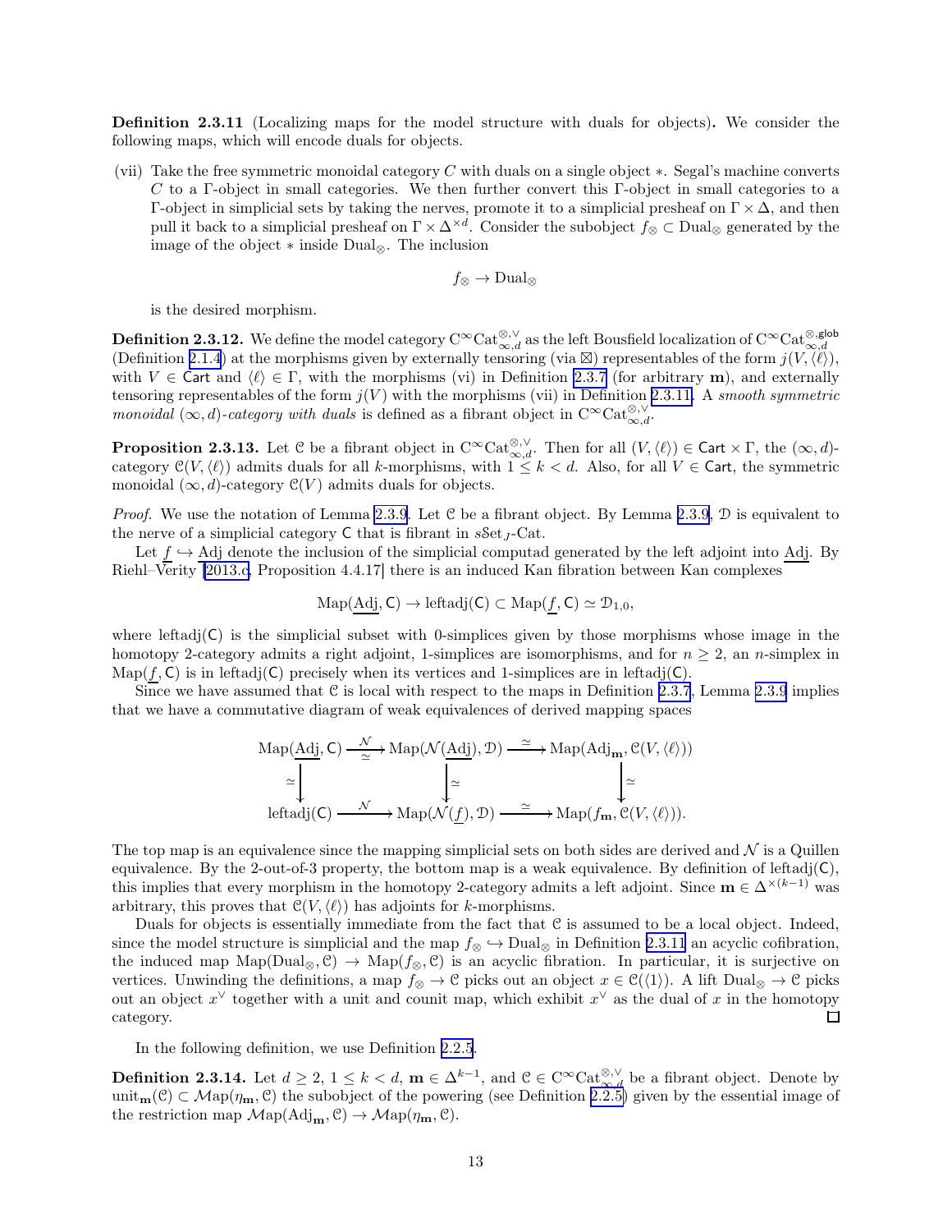**Definition 2.3.11** (Localizing maps for the model structure with duals for objects)**.** We consider the following maps, which will encode duals for objects.

(vii) Take the free symmetric monoidal category $C$ with duals on a single object $*$. Segal's machine converts $C$ to a $\Gamma$-object in small categories. We then further convert this $\Gamma$-object in small categories to a $\Gamma$-object in simplicial sets by taking the nerves, promote it to a simplicial presheaf on $\Gamma \times \Delta$, and then pull it back to a simplicial presheaf on $\Gamma \times \Delta^{\times d}$. Consider the subobject $f_\otimes \subset \mathrm{Dual}_\otimes$ generated by the image of the object $*$ inside $\mathrm{Dual}_\otimes$. The inclusion

$$f_\otimes \to \mathrm{Dual}_\otimes$$

is the desired morphism.

**Definition 2.3.12.** We define the model category $\mathrm{C}^\infty\mathrm{Cat}^{\otimes,\vee}_{\infty,d}$ as the left Bousfield localization of $\mathrm{C}^\infty\mathrm{Cat}^{\otimes,\mathsf{glob}}_{\infty,d}$ (Definition 2.1.4) at the morphisms given by externally tensoring (via $\boxtimes$) representables of the form $j(V,\langle\ell\rangle)$, with $V \in \mathsf{Cart}$ and $\langle\ell\rangle \in \Gamma$, with the morphisms (vi) in Definition 2.3.7 (for arbitrary $\mathbf{m}$), and externally tensoring representables of the form $j(V)$ with the morphisms (vii) in Definition 2.3.11. A *smooth symmetric monoidal $(\infty,d)$-category with duals* is defined as a fibrant object in $\mathrm{C}^\infty\mathrm{Cat}^{\otimes,\vee}_{\infty,d}$.

**Proposition 2.3.13.** Let $\mathcal{C}$ be a fibrant object in $\mathrm{C}^\infty\mathrm{Cat}^{\otimes,\vee}_{\infty,d}$. Then for all $(V,\langle\ell\rangle) \in \mathsf{Cart}\times\Gamma$, the $(\infty,d)$-category $\mathcal{C}(V,\langle\ell\rangle)$ admits duals for all $k$-morphisms, with $1 \le k < d$. Also, for all $V \in \mathsf{Cart}$, the symmetric monoidal $(\infty,d)$-category $\mathcal{C}(V)$ admits duals for objects.

*Proof.* We use the notation of Lemma 2.3.9. Let $\mathcal{C}$ be a fibrant object. By Lemma 2.3.9, $\mathcal{D}$ is equivalent to the nerve of a simplicial category $\mathsf{C}$ that is fibrant in $s\mathrm{Set}_J$-Cat.

Let $\underline{f} \hookrightarrow \underline{\mathrm{Adj}}$ denote the inclusion of the simplicial computad generated by the left adjoint into $\underline{\mathrm{Adj}}$. By Riehl–Verity [2013.c, Proposition 4.4.17] there is an induced Kan fibration between Kan complexes

$$\mathrm{Map}(\underline{\mathrm{Adj}},\mathsf{C}) \to \mathrm{leftadj}(\mathsf{C}) \subset \mathrm{Map}(\underline{f},\mathsf{C}) \simeq \mathcal{D}_{1,0},$$

where $\mathrm{leftadj}(\mathsf{C})$ is the simplicial subset with 0-simplices given by those morphisms whose image in the homotopy 2-category admits a right adjoint, 1-simplices are isomorphisms, and for $n \ge 2$, an $n$-simplex in $\mathrm{Map}(\underline{f},\mathsf{C})$ is in $\mathrm{leftadj}(\mathsf{C})$ precisely when its vertices and 1-simplices are in $\mathrm{leftadj}(\mathsf{C})$.

Since we have assumed that $\mathcal{C}$ is local with respect to the maps in Definition 2.3.7, Lemma 2.3.9 implies that we have a commutative diagram of weak equivalences of derived mapping spaces

$$\begin{array}{ccccc}
\mathrm{Map}(\underline{\mathrm{Adj}},\mathsf{C}) & \xrightarrow[\simeq]{\mathcal{N}} & \mathrm{Map}(\mathcal{N}(\underline{\mathrm{Adj}}),\mathcal{D}) & \xrightarrow{\simeq} & \mathrm{Map}(\mathrm{Adj}_{\mathbf{m}},\mathcal{C}(V,\langle\ell\rangle)) \\
\simeq\big\downarrow & & \big\downarrow\simeq & & \big\downarrow\simeq \\
\mathrm{leftadj}(\mathsf{C}) & \xrightarrow{\mathcal{N}} & \mathrm{Map}(\mathcal{N}(\underline{f}),\mathcal{D}) & \xrightarrow{\simeq} & \mathrm{Map}(f_{\mathbf{m}},\mathcal{C}(V,\langle\ell\rangle)).
\end{array}$$

The top map is an equivalence since the mapping simplicial sets on both sides are derived and $\mathcal{N}$ is a Quillen equivalence. By the 2-out-of-3 property, the bottom map is a weak equivalence. By definition of $\mathrm{leftadj}(\mathsf{C})$, this implies that every morphism in the homotopy 2-category admits a left adjoint. Since $\mathbf{m} \in \Delta^{\times(k-1)}$ was arbitrary, this proves that $\mathcal{C}(V,\langle\ell\rangle)$ has adjoints for $k$-morphisms.

Duals for objects is essentially immediate from the fact that $\mathcal{C}$ is assumed to be a local object. Indeed, since the model structure is simplicial and the map $f_\otimes \hookrightarrow \mathrm{Dual}_\otimes$ in Definition 2.3.11 an acyclic cofibration, the induced map $\mathrm{Map}(\mathrm{Dual}_\otimes,\mathcal{C}) \to \mathrm{Map}(f_\otimes,\mathcal{C})$ is an acyclic fibration. In particular, it is surjective on vertices. Unwinding the definitions, a map $f_\otimes \to \mathcal{C}$ picks out an object $x \in \mathcal{C}(\langle 1\rangle)$. A lift $\mathrm{Dual}_\otimes \to \mathcal{C}$ picks out an object $x^\vee$ together with a unit and counit map, which exhibit $x^\vee$ as the dual of $x$ in the homotopy category. ∎

In the following definition, we use Definition 2.2.5.

**Definition 2.3.14.** Let $d \ge 2$, $1 \le k < d$, $\mathbf{m} \in \Delta^{k-1}$, and $\mathcal{C} \in \mathrm{C}^\infty\mathrm{Cat}^{\otimes,\vee}_{\infty,d}$ be a fibrant object. Denote by $\mathrm{unit}_{\mathbf{m}}(\mathcal{C}) \subset \mathcal{M}\mathrm{ap}(\eta_{\mathbf{m}},\mathcal{C})$ the subobject of the powering (see Definition 2.2.5) given by the essential image of the restriction map $\mathcal{M}\mathrm{ap}(\mathrm{Adj}_{\mathbf{m}},\mathcal{C}) \to \mathcal{M}\mathrm{ap}(\eta_{\mathbf{m}},\mathcal{C})$.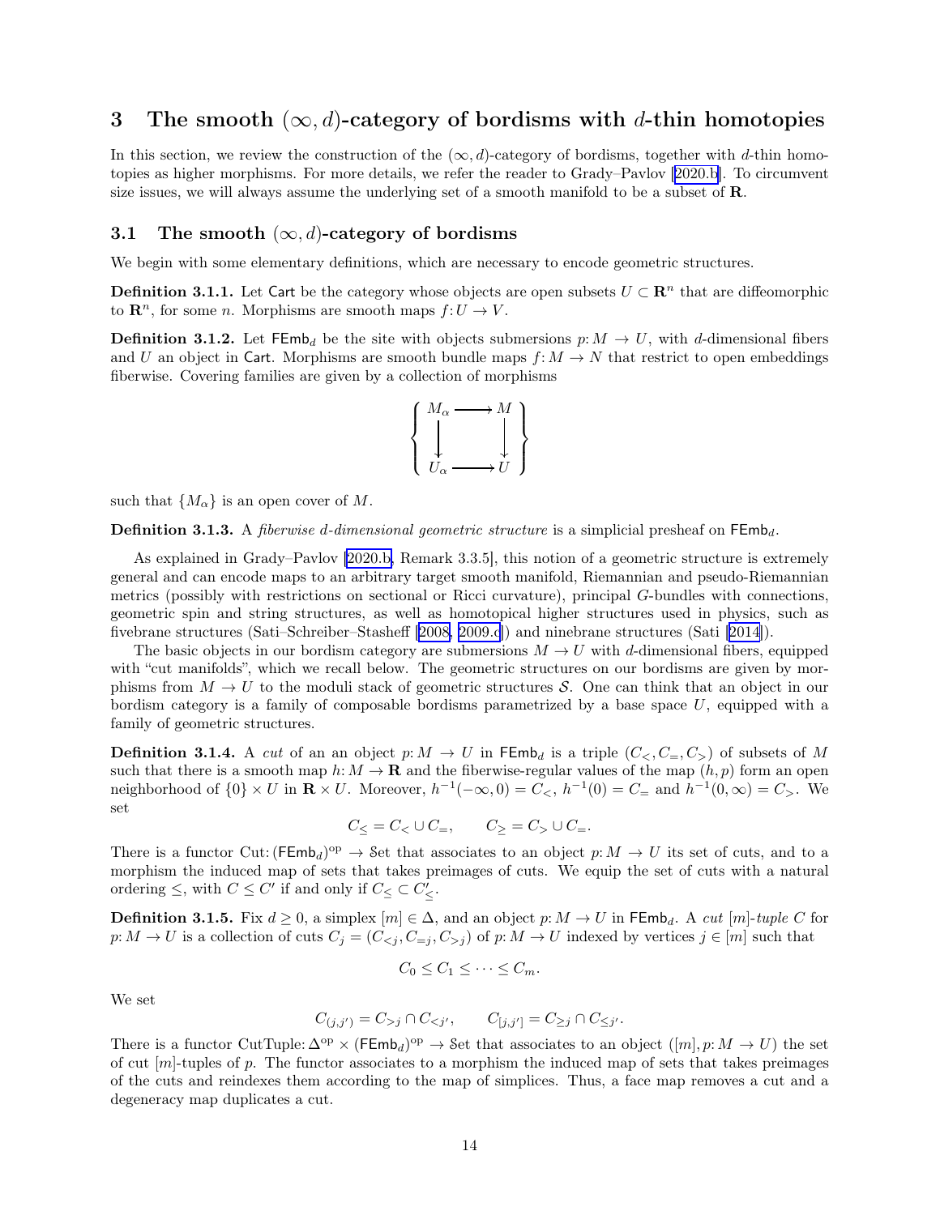## 3 The smooth $(\infty, d)$-category of bordisms with $d$-thin homotopies

In this section, we review the construction of the $(\infty, d)$-category of bordisms, together with $d$-thin homotopies as higher morphisms. For more details, we refer the reader to Grady–Pavlov [2020.b]. To circumvent size issues, we will always assume the underlying set of a smooth manifold to be a subset of $\mathbf{R}$.

### 3.1 The smooth $(\infty, d)$-category of bordisms

We begin with some elementary definitions, which are necessary to encode geometric structures.

**Definition 3.1.1.** Let $\mathsf{Cart}$ be the category whose objects are open subsets $U \subset \mathbf{R}^n$ that are diffeomorphic to $\mathbf{R}^n$, for some $n$. Morphisms are smooth maps $f\colon U \to V$.

**Definition 3.1.2.** Let $\mathsf{FEmb}_d$ be the site with objects submersions $p\colon M \to U$, with $d$-dimensional fibers and $U$ an object in $\mathsf{Cart}$. Morphisms are smooth bundle maps $f\colon M \to N$ that restrict to open embeddings fiberwise. Covering families are given by a collection of morphisms

$$\left\{ \begin{array}{ccc} M_\alpha & \longrightarrow & M \\ \downarrow & & \downarrow \\ U_\alpha & \longrightarrow & U \end{array} \right\}$$

such that $\{M_\alpha\}$ is an open cover of $M$.

**Definition 3.1.3.** A *fiberwise $d$-dimensional geometric structure* is a simplicial presheaf on $\mathsf{FEmb}_d$.

As explained in Grady–Pavlov [2020.b, Remark 3.3.5], this notion of a geometric structure is extremely general and can encode maps to an arbitrary target smooth manifold, Riemannian and pseudo-Riemannian metrics (possibly with restrictions on sectional or Ricci curvature), principal $G$-bundles with connections, geometric spin and string structures, as well as homotopical higher structures used in physics, such as fivebrane structures (Sati–Schreiber–Stasheff [2008, 2009.c]) and ninebrane structures (Sati [2014]).

The basic objects in our bordism category are submersions $M \to U$ with $d$-dimensional fibers, equipped with "cut manifolds", which we recall below. The geometric structures on our bordisms are given by morphisms from $M \to U$ to the moduli stack of geometric structures $\mathcal{S}$. One can think that an object in our bordism category is a family of composable bordisms parametrized by a base space $U$, equipped with a family of geometric structures.

**Definition 3.1.4.** A *cut* of an an object $p\colon M \to U$ in $\mathsf{FEmb}_d$ is a triple $(C_<, C_=, C_>)$ of subsets of $M$ such that there is a smooth map $h\colon M \to \mathbf{R}$ and the fiberwise-regular values of the map $(h, p)$ form an open neighborhood of $\{0\} \times U$ in $\mathbf{R} \times U$. Moreover, $h^{-1}(-\infty, 0) = C_<$, $h^{-1}(0) = C_=$ and $h^{-1}(0, \infty) = C_>$. We set

$$C_\leq = C_< \cup C_=, \qquad C_\geq = C_> \cup C_=.$$

There is a functor $\mathrm{Cut}\colon (\mathsf{FEmb}_d)^{\mathrm{op}} \to \mathcal{S}\mathrm{et}$ that associates to an object $p\colon M \to U$ its set of cuts, and to a morphism the induced map of sets that takes preimages of cuts. We equip the set of cuts with a natural ordering $\leq$, with $C \leq C'$ if and only if $C_\leq \subset C'_\leq$.

**Definition 3.1.5.** Fix $d \geq 0$, a simplex $[m] \in \Delta$, and an object $p\colon M \to U$ in $\mathsf{FEmb}_d$. A *cut $[m]$-tuple* $C$ for $p\colon M \to U$ is a collection of cuts $C_j = (C_{<j}, C_{=j}, C_{>j})$ of $p\colon M \to U$ indexed by vertices $j \in [m]$ such that

$$C_0 \leq C_1 \leq \cdots \leq C_m.$$

We set

$$C_{(j,j')} = C_{>j} \cap C_{<j'}, \qquad C_{[j,j']} = C_{\geq j} \cap C_{\leq j'}.$$

There is a functor $\mathrm{CutTuple}\colon \Delta^{\mathrm{op}} \times (\mathsf{FEmb}_d)^{\mathrm{op}} \to \mathcal{S}\mathrm{et}$ that associates to an object $([m], p\colon M \to U)$ the set of cut $[m]$-tuples of $p$. The functor associates to a morphism the induced map of sets that takes preimages of the cuts and reindexes them according to the map of simplices. Thus, a face map removes a cut and a degeneracy map duplicates a cut.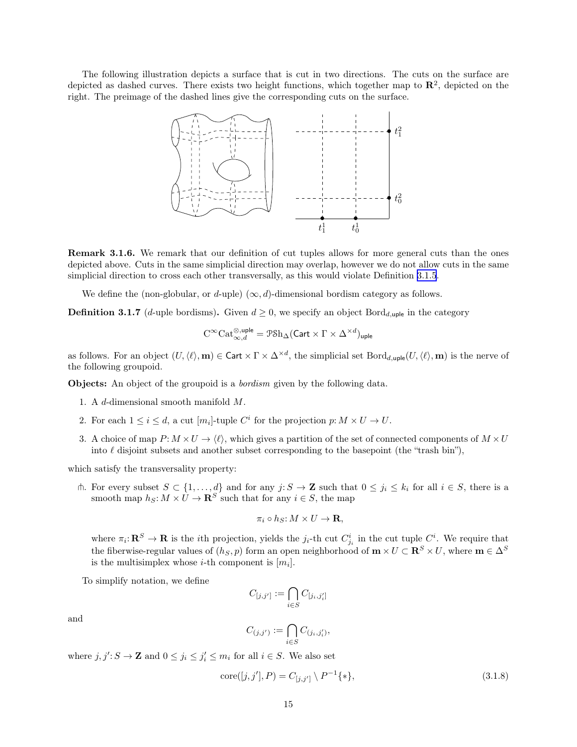The following illustration depicts a surface that is cut in two directions. The cuts on the surface are depicted as dashed curves. There exists two height functions, which together map to $\mathbf{R}^2$, depicted on the right. The preimage of the dashed lines give the corresponding cuts on the surface.

**Remark 3.1.6.** We remark that our definition of cut tuples allows for more general cuts than the ones depicted above. Cuts in the same simplicial direction may overlap, however we do not allow cuts in the same simplicial direction to cross each other transversally, as this would violate Definition 3.1.5.

We define the (non-globular, or $d$-uple) $(\infty, d)$-dimensional bordism category as follows.

**Definition 3.1.7** ($d$-uple bordisms)**.** Given $d \geq 0$, we specify an object $\mathrm{Bord}_{d,\mathsf{uple}}$ in the category

$$\mathrm{C}^\infty\mathrm{Cat}^{\otimes,\mathsf{uple}}_{\infty,d} = \mathcal{PS}\mathrm{h}_\Delta(\mathsf{Cart} \times \Gamma \times \Delta^{\times d})_{\mathsf{uple}}$$

as follows. For an object $(U, \langle \ell \rangle, \mathbf{m}) \in \mathsf{Cart} \times \Gamma \times \Delta^{\times d}$, the simplicial set $\mathrm{Bord}_{d,\mathsf{uple}}(U, \langle \ell \rangle, \mathbf{m})$ is the nerve of the following groupoid.

**Objects:** An object of the groupoid is a *bordism* given by the following data.

1. A $d$-dimensional smooth manifold $M$.
2. For each $1 \leq i \leq d$, a cut $[m_i]$-tuple $C^i$ for the projection $p: M \times U \to U$.
3. A choice of map $P: M \times U \to \langle \ell \rangle$, which gives a partition of the set of connected components of $M \times U$ into $\ell$ disjoint subsets and another subset corresponding to the basepoint (the "trash bin"),

which satisfy the transversality property:

$\pitchfork$. For every subset $S \subset \{1, \ldots, d\}$ and for any $j: S \to \mathbf{Z}$ such that $0 \leq j_i \leq k_i$ for all $i \in S$, there is a smooth map $h_S: M \times U \to \mathbf{R}^S$ such that for any $i \in S$, the map

$$\pi_i \circ h_S: M \times U \to \mathbf{R},$$

where $\pi_i: \mathbf{R}^S \to \mathbf{R}$ is the $i$th projection, yields the $j_i$-th cut $C^i_{j_i}$ in the cut tuple $C^i$. We require that the fiberwise-regular values of $(h_S, p)$ form an open neighborhood of $\mathbf{m} \times U \subset \mathbf{R}^S \times U$, where $\mathbf{m} \in \Delta^S$ is the multisimplex whose $i$-th component is $[m_i]$.

To simplify notation, we define

$$C_{[j,j']} := \bigcap_{i \in S} C_{[j_i, j'_i]}$$

and

$$C_{(j,j')} := \bigcap_{i \in S} C_{(j_i, j'_i)},$$

where $j, j': S \to \mathbf{Z}$ and $0 \leq j_i \leq j'_i \leq m_i$ for all $i \in S$. We also set

$$\mathrm{core}([j, j'], P) = C_{[j,j']} \setminus P^{-1}\{*\}, \tag{3.1.8}$$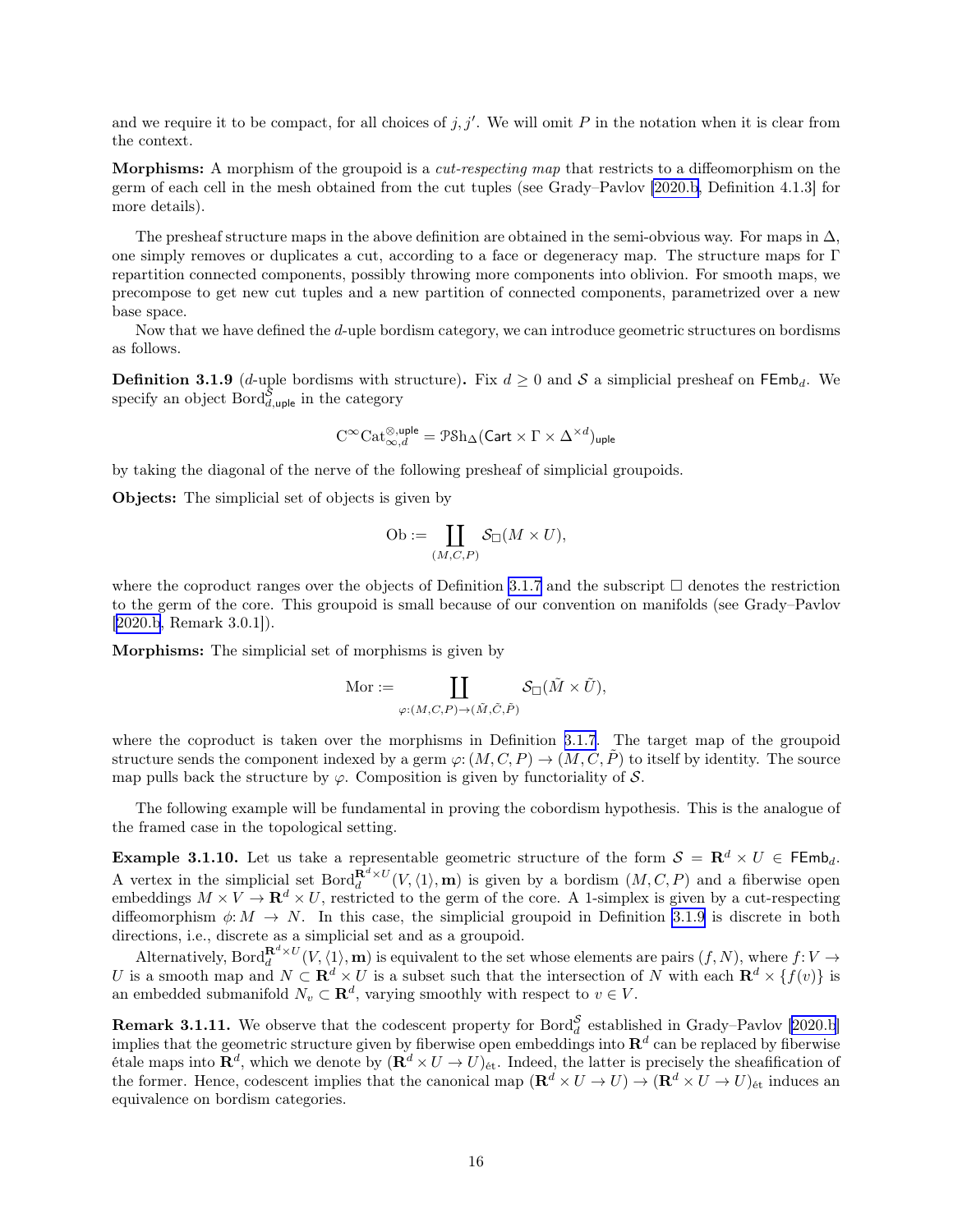and we require it to be compact, for all choices of $j, j'$. We will omit $P$ in the notation when it is clear from the context.

**Morphisms:** A morphism of the groupoid is a *cut-respecting map* that restricts to a diffeomorphism on the germ of each cell in the mesh obtained from the cut tuples (see Grady–Pavlov [2020.b, Definition 4.1.3] for more details).

The presheaf structure maps in the above definition are obtained in the semi-obvious way. For maps in $\Delta$, one simply removes or duplicates a cut, according to a face or degeneracy map. The structure maps for $\Gamma$ repartition connected components, possibly throwing more components into oblivion. For smooth maps, we precompose to get new cut tuples and a new partition of connected components, parametrized over a new base space.

Now that we have defined the $d$-uple bordism category, we can introduce geometric structures on bordisms as follows.

**Definition 3.1.9** ($d$-uple bordisms with structure)**.** Fix $d \geq 0$ and $\mathcal{S}$ a simplicial presheaf on $\mathsf{FEmb}_d$. We specify an object $\mathrm{Bord}_{d,\mathsf{uple}}^{\mathcal{S}}$ in the category

$$\mathrm{C}^\infty\mathrm{Cat}_{\infty,d}^{\otimes,\mathsf{uple}} = \mathcal{P}\mathcal{S}\mathrm{h}_\Delta(\mathsf{Cart} \times \Gamma \times \Delta^{\times d})_{\mathsf{uple}}$$

by taking the diagonal of the nerve of the following presheaf of simplicial groupoids.

**Objects:** The simplicial set of objects is given by

$$\mathrm{Ob} := \coprod_{(M,C,P)} \mathcal{S}_\square(M \times U),$$

where the coproduct ranges over the objects of Definition 3.1.7 and the subscript $\square$ denotes the restriction to the germ of the core. This groupoid is small because of our convention on manifolds (see Grady–Pavlov [2020.b, Remark 3.0.1]).

**Morphisms:** The simplicial set of morphisms is given by

$$\mathrm{Mor} := \coprod_{\varphi\colon (M,C,P)\to(\tilde{M},\tilde{C},\tilde{P})} \mathcal{S}_\square(\tilde{M} \times \tilde{U}),$$

where the coproduct is taken over the morphisms in Definition 3.1.7. The target map of the groupoid structure sends the component indexed by a germ $\varphi\colon (M,C,P) \to (\tilde{M},\tilde{C},\tilde{P})$ to itself by identity. The source map pulls back the structure by $\varphi$. Composition is given by functoriality of $\mathcal{S}$.

The following example will be fundamental in proving the cobordism hypothesis. This is the analogue of the framed case in the topological setting.

**Example 3.1.10.** Let us take a representable geometric structure of the form $\mathcal{S} = \mathbf{R}^d \times U \in \mathsf{FEmb}_d$. A vertex in the simplicial set $\mathrm{Bord}_d^{\mathbf{R}^d\times U}(V, \langle 1\rangle, \mathbf{m})$ is given by a bordism $(M, C, P)$ and a fiberwise open embeddings $M \times V \to \mathbf{R}^d \times U$, restricted to the germ of the core. A 1-simplex is given by a cut-respecting diffeomorphism $\phi\colon M \to N$. In this case, the simplicial groupoid in Definition 3.1.9 is discrete in both directions, i.e., discrete as a simplicial set and as a groupoid.

Alternatively, $\mathrm{Bord}_d^{\mathbf{R}^d\times U}(V, \langle 1\rangle, \mathbf{m})$ is equivalent to the set whose elements are pairs $(f, N)$, where $f\colon V \to U$ is a smooth map and $N \subset \mathbf{R}^d \times U$ is a subset such that the intersection of $N$ with each $\mathbf{R}^d \times \{f(v)\}$ is an embedded submanifold $N_v \subset \mathbf{R}^d$, varying smoothly with respect to $v \in V$.

**Remark 3.1.11.** We observe that the codescent property for $\mathrm{Bord}_d^{\mathcal{S}}$ established in Grady–Pavlov [2020.b] implies that the geometric structure given by fiberwise open embeddings into $\mathbf{R}^d$ can be replaced by fiberwise étale maps into $\mathbf{R}^d$, which we denote by $(\mathbf{R}^d \times U \to U)_{\text{ét}}$. Indeed, the latter is precisely the sheafification of the former. Hence, codescent implies that the canonical map $(\mathbf{R}^d \times U \to U) \to (\mathbf{R}^d \times U \to U)_{\text{ét}}$ induces an equivalence on bordism categories.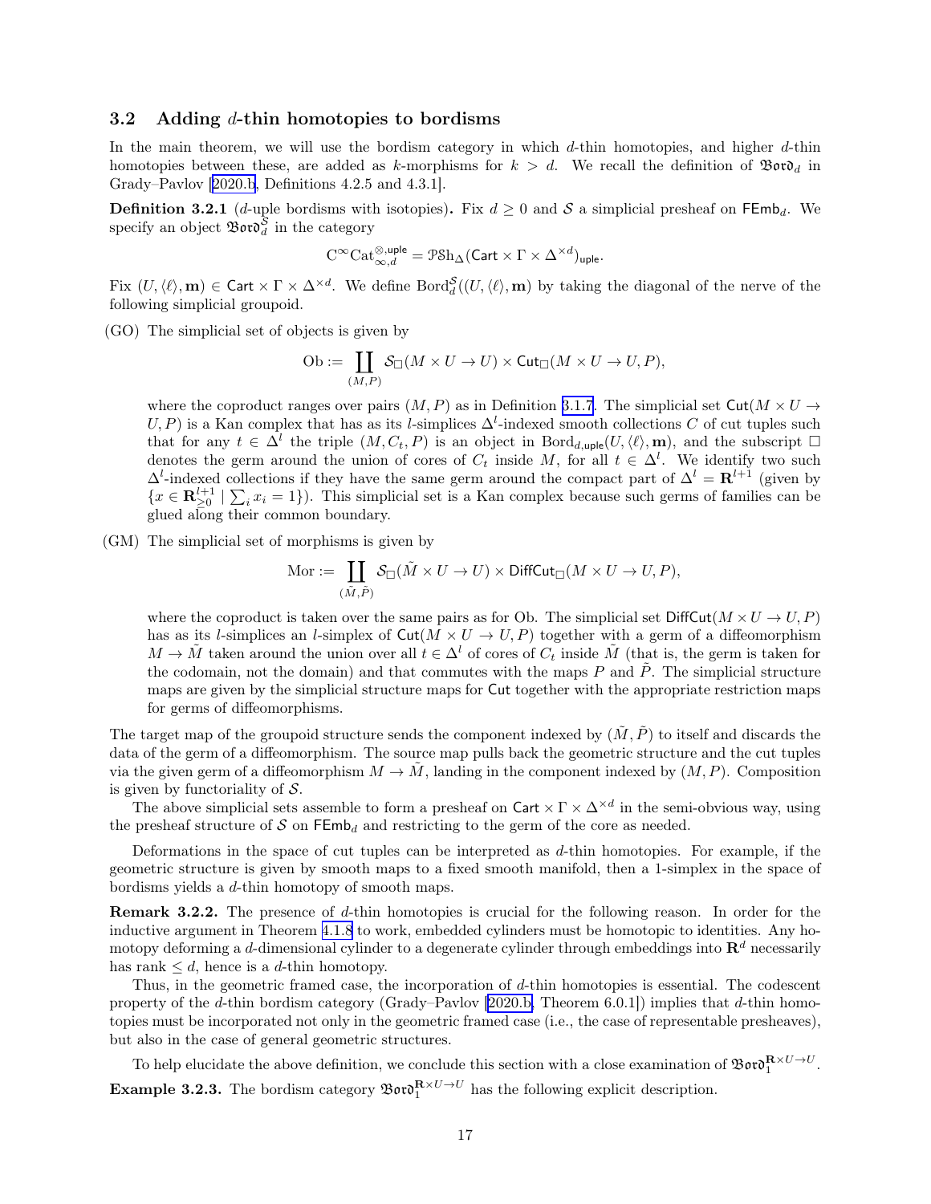## 3.2 Adding $d$-thin homotopies to bordisms

In the main theorem, we will use the bordism category in which $d$-thin homotopies, and higher $d$-thin homotopies between these, are added as $k$-morphisms for $k > d$. We recall the definition of $\mathfrak{Bord}_d$ in Grady–Pavlov [2020.b, Definitions 4.2.5 and 4.3.1].

**Definition 3.2.1** ($d$-uple bordisms with isotopies)**.** Fix $d \geq 0$ and $\mathcal{S}$ a simplicial presheaf on $\mathsf{FEmb}_d$. We specify an object $\mathfrak{Bord}_d^{\mathcal{S}}$ in the category

$$\mathrm{C}^\infty\mathrm{Cat}_{\infty,d}^{\otimes,\mathsf{uple}} = \mathcal{PSh}_\Delta(\mathsf{Cart} \times \Gamma \times \Delta^{\times d})_{\mathsf{uple}}.$$

Fix $(U, \langle \ell \rangle, \mathbf{m}) \in \mathsf{Cart} \times \Gamma \times \Delta^{\times d}$. We define $\mathrm{Bord}_d^{\mathcal{S}}((U, \langle \ell \rangle, \mathbf{m})$ by taking the diagonal of the nerve of the following simplicial groupoid.

(GO) The simplicial set of objects is given by

$$\mathrm{Ob} := \coprod_{(M,P)} \mathcal{S}_\square(M \times U \to U) \times \mathsf{Cut}_\square(M \times U \to U, P),$$

where the coproduct ranges over pairs $(M, P)$ as in Definition 3.1.7. The simplicial set $\mathsf{Cut}(M \times U \to U, P)$ is a Kan complex that has as its $l$-simplices $\Delta^l$-indexed smooth collections $C$ of cut tuples such that for any $t \in \Delta^l$ the triple $(M, C_t, P)$ is an object in $\mathrm{Bord}_{d,\mathsf{uple}}(U, \langle \ell \rangle, \mathbf{m})$, and the subscript $\square$ denotes the germ around the union of cores of $C_t$ inside $M$, for all $t \in \Delta^l$. We identify two such $\Delta^l$-indexed collections if they have the same germ around the compact part of $\Delta^l = \mathbf{R}^{l+1}$ (given by $\{x \in \mathbf{R}^{l+1}_{\geq 0} \mid \sum_i x_i = 1\}$). This simplicial set is a Kan complex because such germs of families can be glued along their common boundary.

(GM) The simplicial set of morphisms is given by

$$\mathrm{Mor} := \coprod_{(\tilde{M},\tilde{P})} \mathcal{S}_\square(\tilde{M} \times U \to U) \times \mathsf{DiffCut}_\square(M \times U \to U, P),$$

where the coproduct is taken over the same pairs as for Ob. The simplicial set $\mathsf{DiffCut}(M \times U \to U, P)$ has as its $l$-simplices an $l$-simplex of $\mathsf{Cut}(M \times U \to U, P)$ together with a germ of a diffeomorphism $M \to \tilde{M}$ taken around the union over all $t \in \Delta^l$ of cores of $C_t$ inside $\tilde{M}$ (that is, the germ is taken for the codomain, not the domain) and that commutes with the maps $P$ and $\tilde{P}$. The simplicial structure maps are given by the simplicial structure maps for $\mathsf{Cut}$ together with the appropriate restriction maps for germs of diffeomorphisms.

The target map of the groupoid structure sends the component indexed by $(\tilde{M}, \tilde{P})$ to itself and discards the data of the germ of a diffeomorphism. The source map pulls back the geometric structure and the cut tuples via the given germ of a diffeomorphism $M \to \tilde{M}$, landing in the component indexed by $(M, P)$. Composition is given by functoriality of $\mathcal{S}$.

The above simplicial sets assemble to form a presheaf on $\mathsf{Cart} \times \Gamma \times \Delta^{\times d}$ in the semi-obvious way, using the presheaf structure of $\mathcal{S}$ on $\mathsf{FEmb}_d$ and restricting to the germ of the core as needed.

Deformations in the space of cut tuples can be interpreted as $d$-thin homotopies. For example, if the geometric structure is given by smooth maps to a fixed smooth manifold, then a 1-simplex in the space of bordisms yields a $d$-thin homotopy of smooth maps.

**Remark 3.2.2.** The presence of $d$-thin homotopies is crucial for the following reason. In order for the inductive argument in Theorem 4.1.8 to work, embedded cylinders must be homotopic to identities. Any homotopy deforming a $d$-dimensional cylinder to a degenerate cylinder through embeddings into $\mathbf{R}^d$ necessarily has rank $\leq d$, hence is a $d$-thin homotopy.

Thus, in the geometric framed case, the incorporation of $d$-thin homotopies is essential. The codescent property of the $d$-thin bordism category (Grady–Pavlov [2020.b, Theorem 6.0.1]) implies that $d$-thin homotopies must be incorporated not only in the geometric framed case (i.e., the case of representable presheaves), but also in the case of general geometric structures.

To help elucidate the above definition, we conclude this section with a close examination of $\mathfrak{Bord}_1^{\mathbf{R}\times U\to U}$.

**Example 3.2.3.** The bordism category $\mathfrak{Bord}_1^{\mathbf{R}\times U\to U}$ has the following explicit description.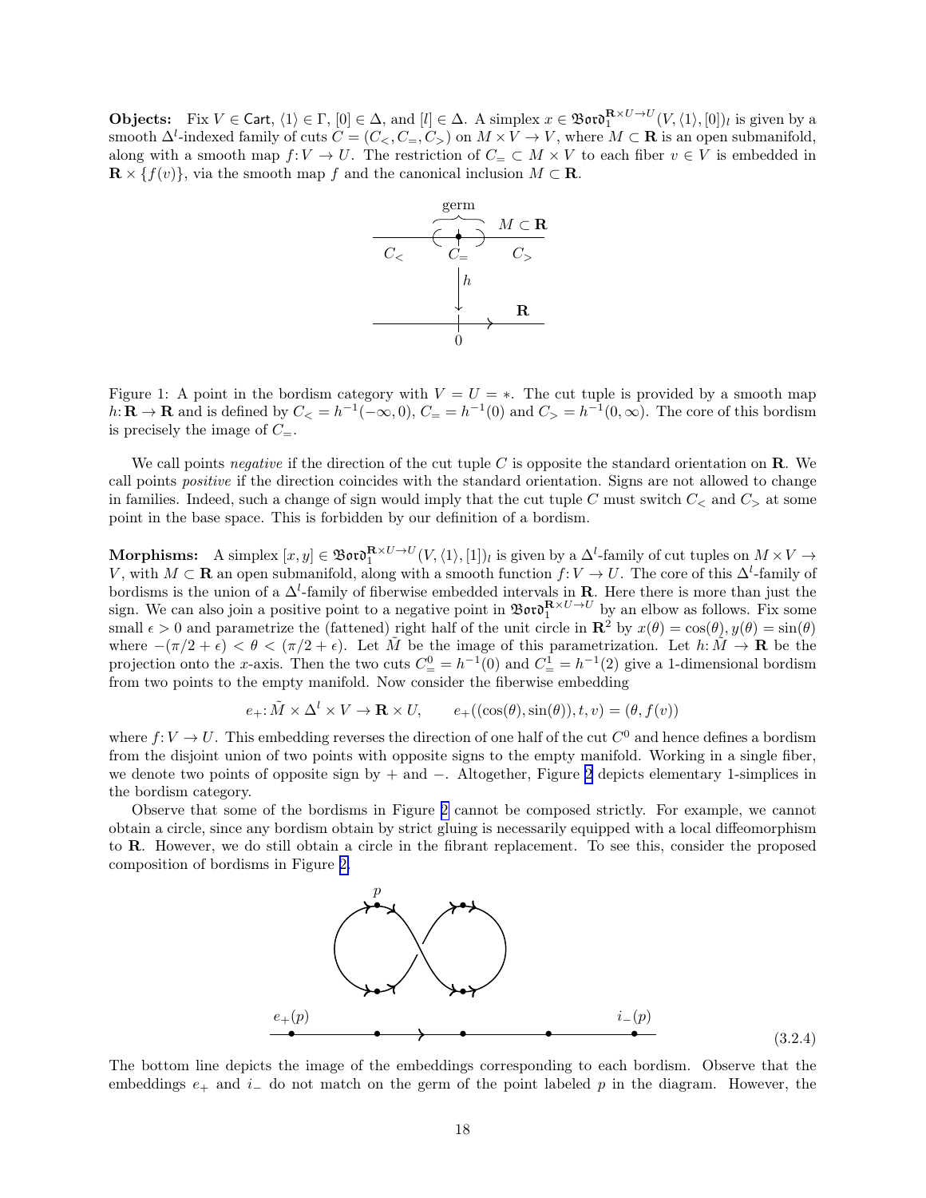**Objects:** Fix $V \in \mathsf{Cart}$, $\langle 1 \rangle \in \Gamma$, $[0] \in \Delta$, and $[l] \in \Delta$. A simplex $x \in \mathfrak{Bord}_1^{\mathbf{R}\times U \to U}(V, \langle 1 \rangle, [0])_l$ is given by a smooth $\Delta^l$-indexed family of cuts $C = (C_<, C_=, C_>)$ on $M \times V \to V$, where $M \subset \mathbf{R}$ is an open submanifold, along with a smooth map $f: V \to U$. The restriction of $C_= \subset M \times V$ to each fiber $v \in V$ is embedded in $\mathbf{R} \times \{f(v)\}$, via the smooth map $f$ and the canonical inclusion $M \subset \mathbf{R}$.

Figure 1: A point in the bordism category with $V = U = *$. The cut tuple is provided by a smooth map $h: \mathbf{R} \to \mathbf{R}$ and is defined by $C_< = h^{-1}(-\infty, 0)$, $C_= = h^{-1}(0)$ and $C_> = h^{-1}(0, \infty)$. The core of this bordism is precisely the image of $C_=$.

We call points *negative* if the direction of the cut tuple $C$ is opposite the standard orientation on $\mathbf{R}$. We call points *positive* if the direction coincides with the standard orientation. Signs are not allowed to change in families. Indeed, such a change of sign would imply that the cut tuple $C$ must switch $C_<$ and $C_>$ at some point in the base space. This is forbidden by our definition of a bordism.

**Morphisms:** A simplex $[x, y] \in \mathfrak{Bord}_1^{\mathbf{R}\times U \to U}(V, \langle 1 \rangle, [1])_l$ is given by a $\Delta^l$-family of cut tuples on $M \times V \to V$, with $M \subset \mathbf{R}$ an open submanifold, along with a smooth function $f: V \to U$. The core of this $\Delta^l$-family of bordisms is the union of a $\Delta^l$-family of fiberwise embedded intervals in $\mathbf{R}$. Here there is more than just the sign. We can also join a positive point to a negative point in $\mathfrak{Bord}_1^{\mathbf{R}\times U \to U}$ by an elbow as follows. Fix some small $\epsilon > 0$ and parametrize the (fattened) right half of the unit circle in $\mathbf{R}^2$ by $x(\theta) = \cos(\theta), y(\theta) = \sin(\theta)$ where $-(\pi/2 + \epsilon) < \theta < (\pi/2 + \epsilon)$. Let $\tilde{M}$ be the image of this parametrization. Let $h: \tilde{M} \to \mathbf{R}$ be the projection onto the $x$-axis. Then the two cuts $C_=^0 = h^{-1}(0)$ and $C_=^1 = h^{-1}(2)$ give a 1-dimensional bordism from two points to the empty manifold. Now consider the fiberwise embedding

$$e_+: \tilde{M} \times \Delta^l \times V \to \mathbf{R} \times U, \qquad e_+((\cos(\theta), \sin(\theta)), t, v) = (\theta, f(v))$$

where $f: V \to U$. This embedding reverses the direction of one half of the cut $C^0$ and hence defines a bordism from the disjoint union of two points with opposite signs to the empty manifold. Working in a single fiber, we denote two points of opposite sign by $+$ and $-$. Altogether, Figure 2 depicts elementary 1-simplices in the bordism category.

Observe that some of the bordisms in Figure 2 cannot be composed strictly. For example, we cannot obtain a circle, since any bordism obtain by strict gluing is necessarily equipped with a local diffeomorphism to $\mathbf{R}$. However, we do still obtain a circle in the fibrant replacement. To see this, consider the proposed composition of bordisms in Figure 2.

$$(3.2.4)$$

The bottom line depicts the image of the embeddings corresponding to each bordism. Observe that the embeddings $e_+$ and $i_-$ do not match on the germ of the point labeled $p$ in the diagram. However, the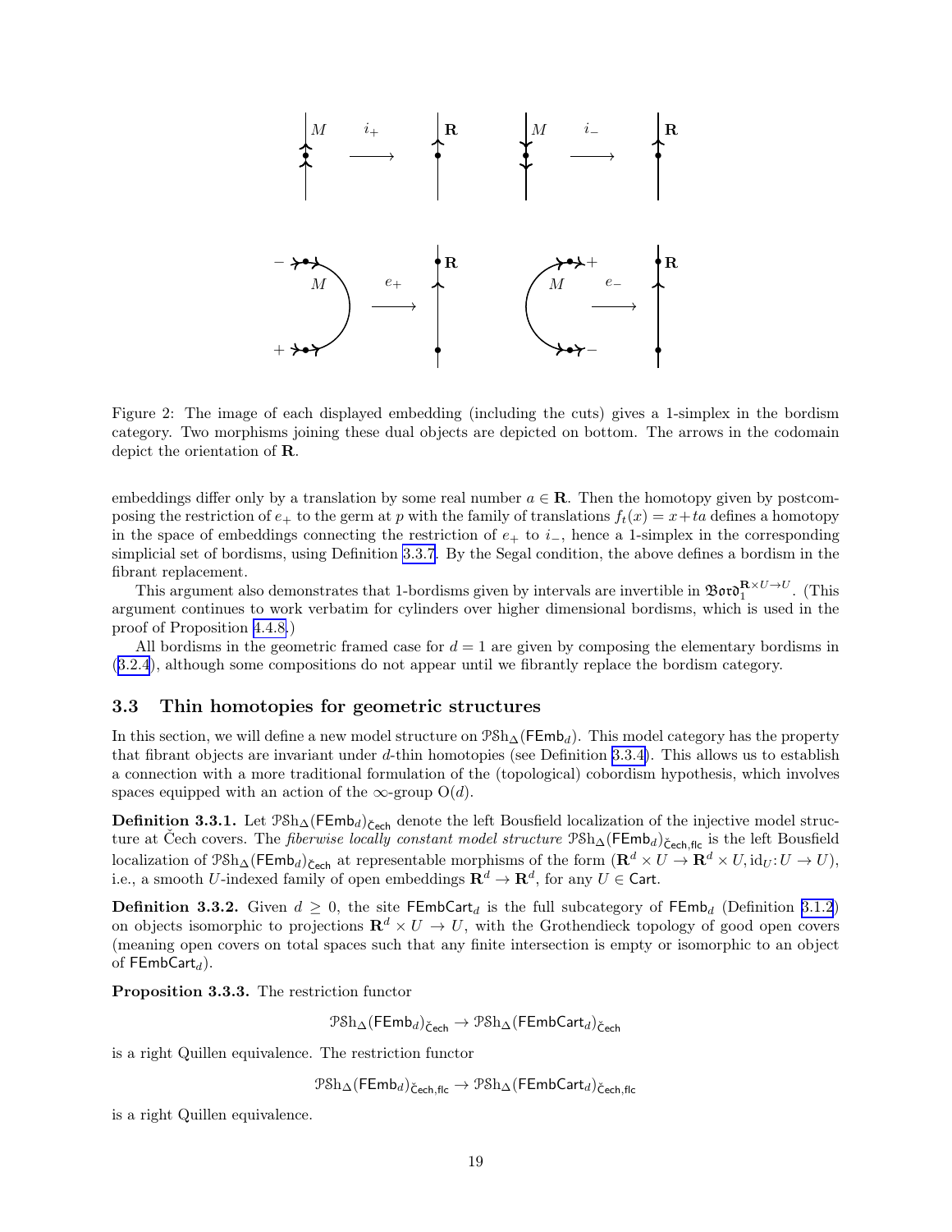Figure 2: The image of each displayed embedding (including the cuts) gives a 1-simplex in the bordism category. Two morphisms joining these dual objects are depicted on bottom. The arrows in the codomain depict the orientation of $\mathbf{R}$.

embeddings differ only by a translation by some real number $a \in \mathbf{R}$. Then the homotopy given by postcomposing the restriction of $e_+$ to the germ at $p$ with the family of translations $f_t(x) = x + ta$ defines a homotopy in the space of embeddings connecting the restriction of $e_+$ to $i_-$, hence a 1-simplex in the corresponding simplicial set of bordisms, using Definition 3.3.7. By the Segal condition, the above defines a bordism in the fibrant replacement.

This argument also demonstrates that 1-bordisms given by intervals are invertible in $\mathfrak{Bord}_1^{\mathbf{R}\times U \to U}$. (This argument continues to work verbatim for cylinders over higher dimensional bordisms, which is used in the proof of Proposition 4.4.8.)

All bordisms in the geometric framed case for $d = 1$ are given by composing the elementary bordisms in (3.2.4), although some compositions do not appear until we fibrantly replace the bordism category.

### 3.3 Thin homotopies for geometric structures

In this section, we will define a new model structure on $\mathcal{PSh}_\Delta(\mathsf{FEmb}_d)$. This model category has the property that fibrant objects are invariant under $d$-thin homotopies (see Definition 3.3.4). This allows us to establish a connection with a more traditional formulation of the (topological) cobordism hypothesis, which involves spaces equipped with an action of the $\infty$-group $\mathrm{O}(d)$.

**Definition 3.3.1.** Let $\mathcal{PSh}_\Delta(\mathsf{FEmb}_d)_{\check{\mathsf{C}}\mathsf{ech}}$ denote the left Bousfield localization of the injective model structure at Čech covers. The *fiberwise locally constant model structure* $\mathcal{PSh}_\Delta(\mathsf{FEmb}_d)_{\check{\mathsf{C}}\mathsf{ech},\mathsf{flc}}$ is the left Bousfield localization of $\mathcal{PSh}_\Delta(\mathsf{FEmb}_d)_{\check{\mathsf{C}}\mathsf{ech}}$ at representable morphisms of the form $(\mathbf{R}^d \times U \to \mathbf{R}^d \times U, \mathrm{id}_U\colon U \to U)$, i.e., a smooth $U$-indexed family of open embeddings $\mathbf{R}^d \to \mathbf{R}^d$, for any $U \in \mathsf{Cart}$.

**Definition 3.3.2.** Given $d \geq 0$, the site $\mathsf{FEmbCart}_d$ is the full subcategory of $\mathsf{FEmb}_d$ (Definition 3.1.2) on objects isomorphic to projections $\mathbf{R}^d \times U \to U$, with the Grothendieck topology of good open covers (meaning open covers on total spaces such that any finite intersection is empty or isomorphic to an object of $\mathsf{FEmbCart}_d$).

**Proposition 3.3.3.** The restriction functor

$$\mathcal{PSh}_\Delta(\mathsf{FEmb}_d)_{\check{\mathsf{C}}\mathsf{ech}} \to \mathcal{PSh}_\Delta(\mathsf{FEmbCart}_d)_{\check{\mathsf{C}}\mathsf{ech}}$$

is a right Quillen equivalence. The restriction functor

$$\mathcal{PSh}_\Delta(\mathsf{FEmb}_d)_{\check{\mathsf{C}}\mathsf{ech},\mathsf{flc}} \to \mathcal{PSh}_\Delta(\mathsf{FEmbCart}_d)_{\check{\mathsf{C}}\mathsf{ech},\mathsf{flc}}$$

is a right Quillen equivalence.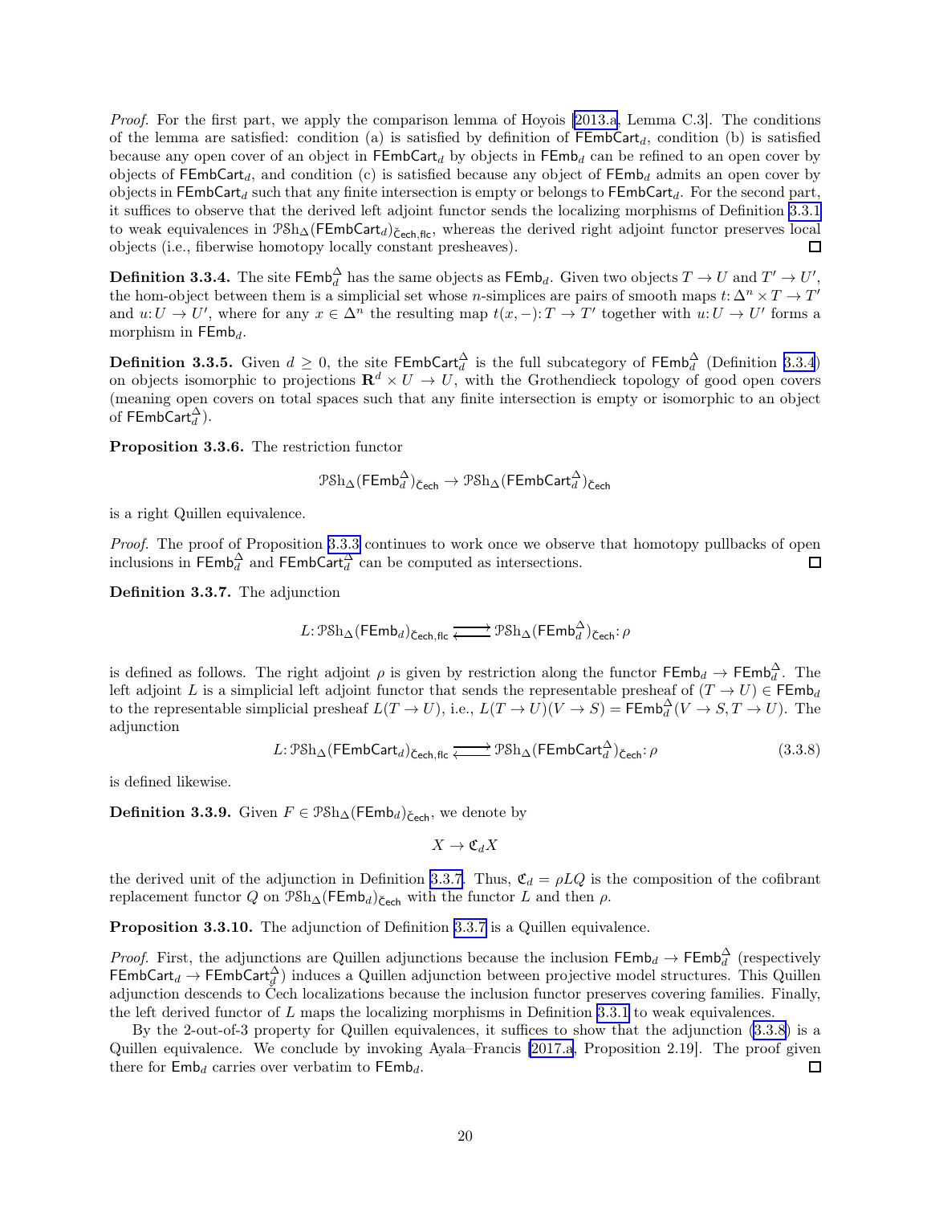*Proof.* For the first part, we apply the comparison lemma of Hoyois [2013.a, Lemma C.3]. The conditions of the lemma are satisfied: condition (a) is satisfied by definition of $\mathsf{FEmbCart}_d$, condition (b) is satisfied because any open cover of an object in $\mathsf{FEmbCart}_d$ by objects in $\mathsf{FEmb}_d$ can be refined to an open cover by objects of $\mathsf{FEmbCart}_d$, and condition (c) is satisfied because any object of $\mathsf{FEmb}_d$ admits an open cover by objects in $\mathsf{FEmbCart}_d$ such that any finite intersection is empty or belongs to $\mathsf{FEmbCart}_d$. For the second part, it suffices to observe that the derived left adjoint functor sends the localizing morphisms of Definition 3.3.1 to weak equivalences in $\mathcal{PSh}_\Delta(\mathsf{FEmbCart}_d)_{\check{\mathsf{C}}\mathsf{ech},\mathsf{flc}}$, whereas the derived right adjoint functor preserves local objects (i.e., fiberwise homotopy locally constant presheaves). □

**Definition 3.3.4.** The site $\mathsf{FEmb}^\Delta_d$ has the same objects as $\mathsf{FEmb}_d$. Given two objects $T \to U$ and $T' \to U'$, the hom-object between them is a simplicial set whose $n$-simplices are pairs of smooth maps $t\colon \Delta^n \times T \to T'$ and $u\colon U \to U'$, where for any $x \in \Delta^n$ the resulting map $t(x,-)\colon T \to T'$ together with $u\colon U \to U'$ forms a morphism in $\mathsf{FEmb}_d$.

**Definition 3.3.5.** Given $d \geq 0$, the site $\mathsf{FEmbCart}^\Delta_d$ is the full subcategory of $\mathsf{FEmb}^\Delta_d$ (Definition 3.3.4) on objects isomorphic to projections $\mathbf{R}^d \times U \to U$, with the Grothendieck topology of good open covers (meaning open covers on total spaces such that any finite intersection is empty or isomorphic to an object of $\mathsf{FEmbCart}^\Delta_d$).

**Proposition 3.3.6.** The restriction functor

$$\mathcal{PSh}_\Delta(\mathsf{FEmb}^\Delta_d)_{\check{\mathsf{C}}\mathsf{ech}} \to \mathcal{PSh}_\Delta(\mathsf{FEmbCart}^\Delta_d)_{\check{\mathsf{C}}\mathsf{ech}}$$

is a right Quillen equivalence.

*Proof.* The proof of Proposition 3.3.3 continues to work once we observe that homotopy pullbacks of open inclusions in $\mathsf{FEmb}^\Delta_d$ and $\mathsf{FEmbCart}^\Delta_d$ can be computed as intersections. □

**Definition 3.3.7.** The adjunction

$$L\colon \mathcal{PSh}_\Delta(\mathsf{FEmb}_d)_{\check{\mathsf{C}}\mathsf{ech},\mathsf{flc}} \rightleftarrows \mathcal{PSh}_\Delta(\mathsf{FEmb}^\Delta_d)_{\check{\mathsf{C}}\mathsf{ech}}\colon \rho$$

is defined as follows. The right adjoint $\rho$ is given by restriction along the functor $\mathsf{FEmb}_d \to \mathsf{FEmb}^\Delta_d$. The left adjoint $L$ is a simplicial left adjoint functor that sends the representable presheaf of $(T \to U) \in \mathsf{FEmb}_d$ to the representable simplicial presheaf $L(T \to U)$, i.e., $L(T \to U)(V \to S) = \mathsf{FEmb}^\Delta_d(V \to S, T \to U)$. The adjunction

$$L\colon \mathcal{PSh}_\Delta(\mathsf{FEmbCart}_d)_{\check{\mathsf{C}}\mathsf{ech},\mathsf{flc}} \rightleftarrows \mathcal{PSh}_\Delta(\mathsf{FEmbCart}^\Delta_d)_{\check{\mathsf{C}}\mathsf{ech}}\colon \rho \tag{3.3.8}$$

is defined likewise.

**Definition 3.3.9.** Given $F \in \mathcal{PSh}_\Delta(\mathsf{FEmb}_d)_{\check{\mathsf{C}}\mathsf{ech}}$, we denote by

$$X \to \mathfrak{C}_d X$$

the derived unit of the adjunction in Definition 3.3.7. Thus, $\mathfrak{C}_d = \rho L Q$ is the composition of the cofibrant replacement functor $Q$ on $\mathcal{PSh}_\Delta(\mathsf{FEmb}_d)_{\check{\mathsf{C}}\mathsf{ech}}$ with the functor $L$ and then $\rho$.

**Proposition 3.3.10.** The adjunction of Definition 3.3.7 is a Quillen equivalence.

*Proof.* First, the adjunctions are Quillen adjunctions because the inclusion $\mathsf{FEmb}_d \to \mathsf{FEmb}^\Delta_d$ (respectively $\mathsf{FEmbCart}_d \to \mathsf{FEmbCart}^\Delta_d$) induces a Quillen adjunction between projective model structures. This Quillen adjunction descends to Čech localizations because the inclusion functor preserves covering families. Finally, the left derived functor of $L$ maps the localizing morphisms in Definition 3.3.1 to weak equivalences.

By the 2-out-of-3 property for Quillen equivalences, it suffices to show that the adjunction (3.3.8) is a Quillen equivalence. We conclude by invoking Ayala–Francis [2017.a, Proposition 2.19]. The proof given there for $\mathsf{Emb}_d$ carries over verbatim to $\mathsf{FEmb}_d$. □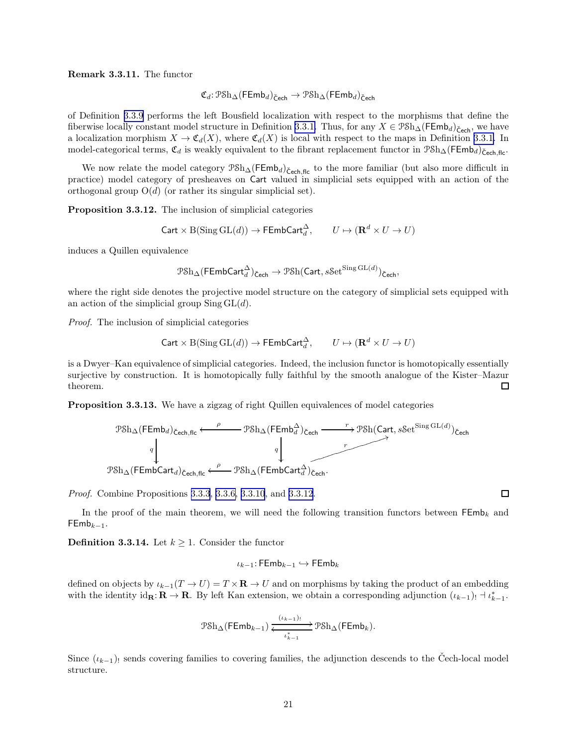**Remark 3.3.11.** The functor

$$\mathfrak{C}_d \colon \mathcal{PSh}_\Delta(\mathsf{FEmb}_d)_{\check{\mathsf{C}}\mathsf{ech}} \to \mathcal{PSh}_\Delta(\mathsf{FEmb}_d)_{\check{\mathsf{C}}\mathsf{ech}}$$

of Definition 3.3.9 performs the left Bousfield localization with respect to the morphisms that define the fiberwise locally constant model structure in Definition 3.3.1. Thus, for any $X \in \mathcal{PSh}_\Delta(\mathsf{FEmb}_d)_{\check{\mathsf{C}}\mathsf{ech}}$, we have a localization morphism $X \to \mathfrak{C}_d(X)$, where $\mathfrak{C}_d(X)$ is local with respect to the maps in Definition 3.3.1. In model-categorical terms, $\mathfrak{C}_d$ is weakly equivalent to the fibrant replacement functor in $\mathcal{PSh}_\Delta(\mathsf{FEmb}_d)_{\check{\mathsf{C}}\mathsf{ech},\mathsf{flc}}$.

We now relate the model category $\mathcal{PSh}_\Delta(\mathsf{FEmb}_d)_{\check{\mathsf{C}}\mathsf{ech},\mathsf{flc}}$ to the more familiar (but also more difficult in practice) model category of presheaves on $\mathsf{Cart}$ valued in simplicial sets equipped with an action of the orthogonal group $\mathrm{O}(d)$ (or rather its singular simplicial set).

**Proposition 3.3.12.** The inclusion of simplicial categories

$$\mathsf{Cart} \times \mathrm{B}(\operatorname{Sing} \mathrm{GL}(d)) \to \mathsf{FEmbCart}_d^\Delta, \qquad U \mapsto (\mathbf{R}^d \times U \to U)$$

induces a Quillen equivalence

$$\mathcal{PSh}_\Delta(\mathsf{FEmbCart}_d^\Delta)_{\check{\mathsf{C}}\mathsf{ech}} \to \mathcal{PSh}(\mathsf{Cart}, s\mathcal{S}\mathrm{et}^{\operatorname{Sing}\mathrm{GL}(d)})_{\check{\mathsf{C}}\mathsf{ech}},$$

where the right side denotes the projective model structure on the category of simplicial sets equipped with an action of the simplicial group $\operatorname{Sing}\mathrm{GL}(d)$.

*Proof.* The inclusion of simplicial categories

$$\mathsf{Cart} \times \mathrm{B}(\operatorname{Sing} \mathrm{GL}(d)) \to \mathsf{FEmbCart}_d^\Delta, \qquad U \mapsto (\mathbf{R}^d \times U \to U)$$

is a Dwyer–Kan equivalence of simplicial categories. Indeed, the inclusion functor is homotopically essentially surjective by construction. It is homotopically fully faithful by the smooth analogue of the Kister–Mazur theorem. $\square$

**Proposition 3.3.13.** We have a zigzag of right Quillen equivalences of model categories

$$\begin{array}{ccccc}
\mathcal{PSh}_\Delta(\mathsf{FEmb}_d)_{\check{\mathsf{C}}\mathsf{ech},\mathsf{flc}} & \xleftarrow{\rho} & \mathcal{PSh}_\Delta(\mathsf{FEmb}_d^\Delta)_{\check{\mathsf{C}}\mathsf{ech}} & \xrightarrow{r} & \mathcal{PSh}(\mathsf{Cart}, s\mathcal{S}\mathrm{et}^{\operatorname{Sing}\mathrm{GL}(d)})_{\check{\mathsf{C}}\mathsf{ech}} \\
\downarrow q & & \downarrow q & \nearrow r & \\
\mathcal{PSh}_\Delta(\mathsf{FEmbCart}_d)_{\check{\mathsf{C}}\mathsf{ech},\mathsf{flc}} & \xleftarrow{\rho} & \mathcal{PSh}_\Delta(\mathsf{FEmbCart}_d^\Delta)_{\check{\mathsf{C}}\mathsf{ech}}. & &
\end{array}$$

*Proof.* Combine Propositions 3.3.3, 3.3.6, 3.3.10, and 3.3.12. $\square$

In the proof of the main theorem, we will need the following transition functors between $\mathsf{FEmb}_k$ and $\mathsf{FEmb}_{k-1}$.

**Definition 3.3.14.** Let $k \geq 1$. Consider the functor

$$\iota_{k-1} \colon \mathsf{FEmb}_{k-1} \hookrightarrow \mathsf{FEmb}_k$$

defined on objects by $\iota_{k-1}(T \to U) = T \times \mathbf{R} \to U$ and on morphisms by taking the product of an embedding with the identity $\mathrm{id}_\mathbf{R} \colon \mathbf{R} \to \mathbf{R}$. By left Kan extension, we obtain a corresponding adjunction $(\iota_{k-1})_! \dashv \iota_{k-1}^*$.

$$\mathcal{PSh}_\Delta(\mathsf{FEmb}_{k-1}) \underset{\iota_{k-1}^*}{\overset{(\iota_{k-1})_!}{\rightleftarrows}} \mathcal{PSh}_\Delta(\mathsf{FEmb}_k).$$

Since $(\iota_{k-1})_!$ sends covering families to covering families, the adjunction descends to the Čech-local model structure.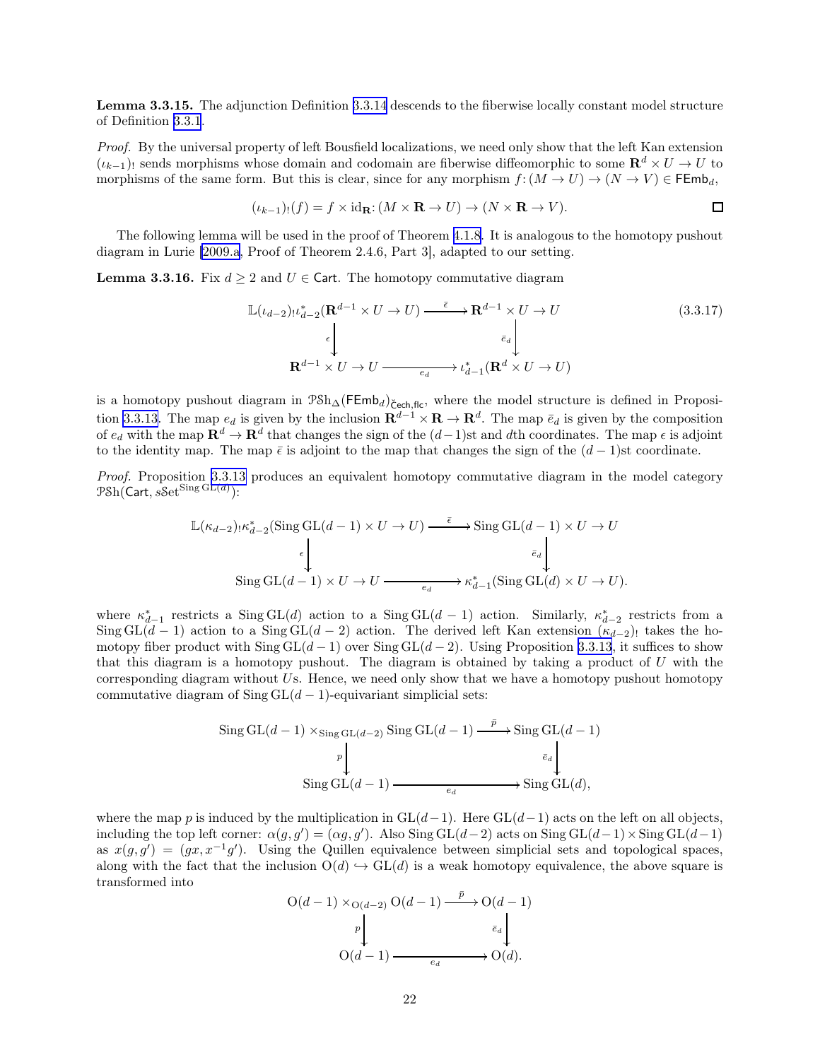**Lemma 3.3.15.** The adjunction Definition 3.3.14 descends to the fiberwise locally constant model structure of Definition 3.3.1.

*Proof.* By the universal property of left Bousfield localizations, we need only show that the left Kan extension $(\iota_{k-1})_!$ sends morphisms whose domain and codomain are fiberwise diffeomorphic to some $\mathbf{R}^d \times U \to U$ to morphisms of the same form. But this is clear, since for any morphism $f\colon (M \to U) \to (N \to V) \in \mathsf{FEmb}_d$,

$$(\iota_{k-1})_!(f) = f \times \mathrm{id}_{\mathbf{R}}\colon (M \times \mathbf{R} \to U) \to (N \times \mathbf{R} \to V). \qquad \square$$

The following lemma will be used in the proof of Theorem 4.1.8. It is analogous to the homotopy pushout diagram in Lurie [2009.a, Proof of Theorem 2.4.6, Part 3], adapted to our setting.

**Lemma 3.3.16.** Fix $d \geq 2$ and $U \in \mathsf{Cart}$. The homotopy commutative diagram

$$\begin{array}{ccc} \mathbb{L}(\iota_{d-2})_!\iota_{d-2}^*(\mathbf{R}^{d-1} \times U \to U) & \xrightarrow{\bar\epsilon} & \mathbf{R}^{d-1} \times U \to U \\ \big\downarrow{\scriptstyle \epsilon} & & \big\downarrow{\scriptstyle \bar e_d} \\ \mathbf{R}^{d-1} \times U \to U & \xrightarrow{e_d} & \iota_{d-1}^*(\mathbf{R}^d \times U \to U) \end{array} \tag{3.3.17}$$

is a homotopy pushout diagram in $\mathcal{PSh}_\Delta(\mathsf{FEmb}_d)_{\check{\mathsf{C}}\mathsf{ech},\mathsf{flc}}$, where the model structure is defined in Proposition 3.3.13. The map $e_d$ is given by the inclusion $\mathbf{R}^{d-1} \times \mathbf{R} \to \mathbf{R}^d$. The map $\bar e_d$ is given by the composition of $e_d$ with the map $\mathbf{R}^d \to \mathbf{R}^d$ that changes the sign of the $(d-1)$st and $d$th coordinates. The map $\epsilon$ is adjoint to the identity map. The map $\bar\epsilon$ is adjoint to the map that changes the sign of the $(d-1)$st coordinate.

*Proof.* Proposition 3.3.13 produces an equivalent homotopy commutative diagram in the model category $\mathcal{PSh}(\mathsf{Cart}, s\mathcal{S}\mathrm{et}^{\operatorname{Sing}\mathrm{GL}(d)})$:

$$\begin{array}{ccc} \mathbb{L}(\kappa_{d-2})_!\kappa_{d-2}^*(\operatorname{Sing}\mathrm{GL}(d-1) \times U \to U) & \xrightarrow{\bar\epsilon} & \operatorname{Sing}\mathrm{GL}(d-1) \times U \to U \\ \big\downarrow{\scriptstyle \epsilon} & & \big\downarrow{\scriptstyle \bar e_d} \\ \operatorname{Sing}\mathrm{GL}(d-1) \times U \to U & \xrightarrow{e_d} & \kappa_{d-1}^*(\operatorname{Sing}\mathrm{GL}(d) \times U \to U). \end{array}$$

where $\kappa_{d-1}^*$ restricts a $\operatorname{Sing}\mathrm{GL}(d)$ action to a $\operatorname{Sing}\mathrm{GL}(d-1)$ action. Similarly, $\kappa_{d-2}^*$ restricts from a $\operatorname{Sing}\mathrm{GL}(d-1)$ action to a $\operatorname{Sing}\mathrm{GL}(d-2)$ action. The derived left Kan extension $(\kappa_{d-2})_!$ takes the homotopy fiber product with $\operatorname{Sing}\mathrm{GL}(d-1)$ over $\operatorname{Sing}\mathrm{GL}(d-2)$. Using Proposition 3.3.13, it suffices to show that this diagram is a homotopy pushout. The diagram is obtained by taking a product of $U$ with the corresponding diagram without $U$s. Hence, we need only show that we have a homotopy pushout homotopy commutative diagram of $\operatorname{Sing}\mathrm{GL}(d-1)$-equivariant simplicial sets:

$$\begin{array}{ccc} \operatorname{Sing}\mathrm{GL}(d-1) \times_{\operatorname{Sing}\mathrm{GL}(d-2)} \operatorname{Sing}\mathrm{GL}(d-1) & \xrightarrow{\bar p} & \operatorname{Sing}\mathrm{GL}(d-1) \\ \big\downarrow{\scriptstyle p} & & \big\downarrow{\scriptstyle \bar e_d} \\ \operatorname{Sing}\mathrm{GL}(d-1) & \xrightarrow{e_d} & \operatorname{Sing}\mathrm{GL}(d), \end{array}$$

where the map $p$ is induced by the multiplication in $\mathrm{GL}(d-1)$. Here $\mathrm{GL}(d-1)$ acts on the left on all objects, including the top left corner: $\alpha(g, g') = (\alpha g, g')$. Also $\operatorname{Sing}\mathrm{GL}(d-2)$ acts on $\operatorname{Sing}\mathrm{GL}(d-1) \times \operatorname{Sing}\mathrm{GL}(d-1)$ as $x(g, g') = (gx, x^{-1}g')$. Using the Quillen equivalence between simplicial sets and topological spaces, along with the fact that the inclusion $\mathrm{O}(d) \hookrightarrow \mathrm{GL}(d)$ is a weak homotopy equivalence, the above square is transformed into

$$\begin{array}{ccc} \mathrm{O}(d-1) \times_{\mathrm{O}(d-2)} \mathrm{O}(d-1) & \xrightarrow{\bar p} & \mathrm{O}(d-1) \\ \big\downarrow{\scriptstyle p} & & \big\downarrow{\scriptstyle \bar e_d} \\ \mathrm{O}(d-1) & \xrightarrow{e_d} & \mathrm{O}(d). \end{array}$$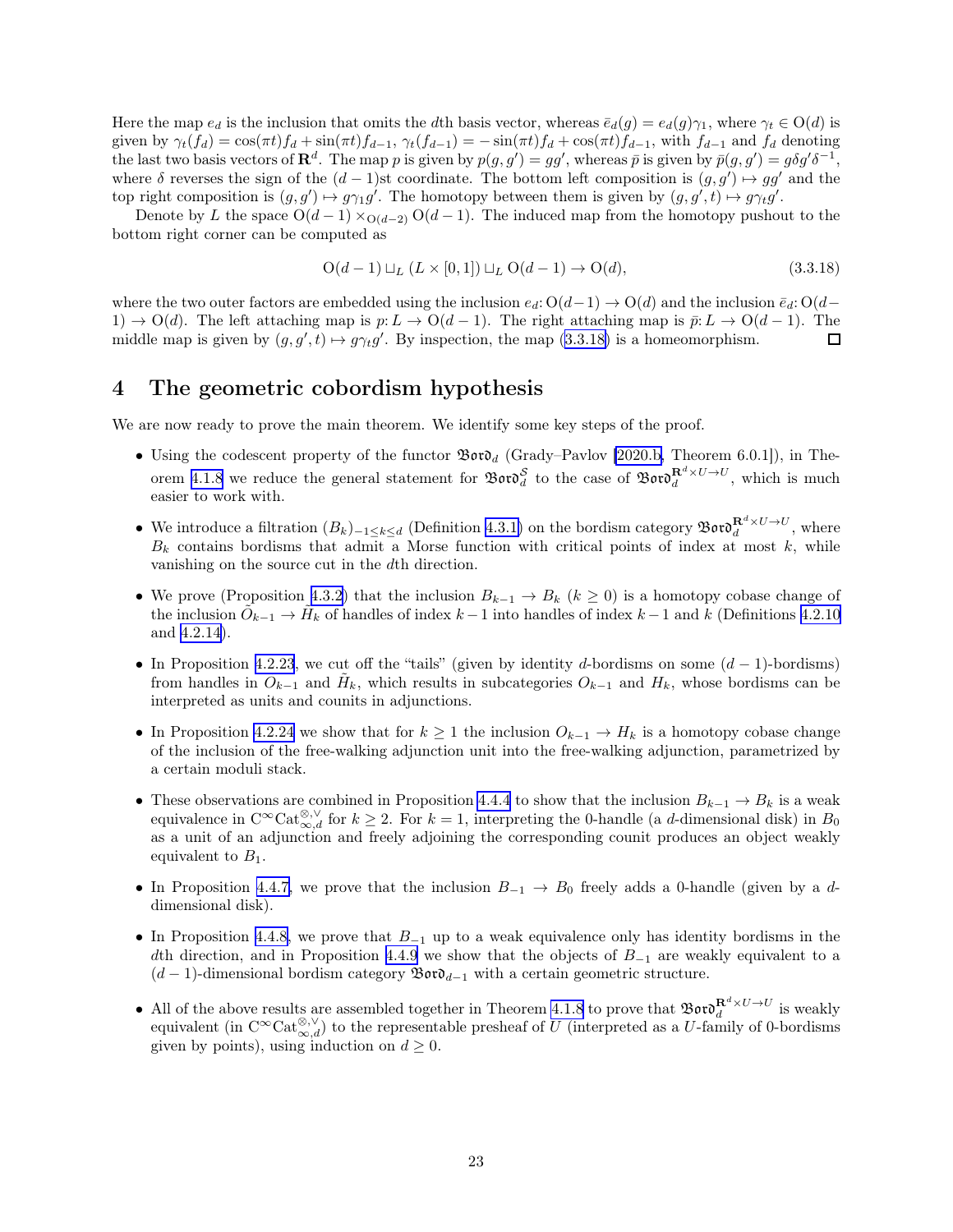Here the map $e_d$ is the inclusion that omits the $d$th basis vector, whereas $\bar{e}_d(g) = e_d(g)\gamma_1$, where $\gamma_t \in \mathrm{O}(d)$ is given by $\gamma_t(f_d) = \cos(\pi t) f_d + \sin(\pi t) f_{d-1}$, $\gamma_t(f_{d-1}) = -\sin(\pi t) f_d + \cos(\pi t) f_{d-1}$, with $f_{d-1}$ and $f_d$ denoting the last two basis vectors of $\mathbf{R}^d$. The map $p$ is given by $p(g, g') = gg'$, whereas $\bar{p}$ is given by $\bar{p}(g, g') = g\delta g' \delta^{-1}$, where $\delta$ reverses the sign of the $(d-1)$st coordinate. The bottom left composition is $(g, g') \mapsto gg'$ and the top right composition is $(g, g') \mapsto g\gamma_1 g'$. The homotopy between them is given by $(g, g', t) \mapsto g\gamma_t g'$.

Denote by $L$ the space $\mathrm{O}(d-1) \times_{\mathrm{O}(d-2)} \mathrm{O}(d-1)$. The induced map from the homotopy pushout to the bottom right corner can be computed as

$$\mathrm{O}(d-1) \sqcup_L (L \times [0,1]) \sqcup_L \mathrm{O}(d-1) \to \mathrm{O}(d), \tag{3.3.18}$$

where the two outer factors are embedded using the inclusion $e_d \colon \mathrm{O}(d-1) \to \mathrm{O}(d)$ and the inclusion $\bar{e}_d \colon \mathrm{O}(d-1) \to \mathrm{O}(d)$. The left attaching map is $p \colon L \to \mathrm{O}(d-1)$. The right attaching map is $\bar{p} \colon L \to \mathrm{O}(d-1)$. The middle map is given by $(g, g', t) \mapsto g\gamma_t g'$. By inspection, the map (3.3.18) is a homeomorphism. ◻

# 4 The geometric cobordism hypothesis

We are now ready to prove the main theorem. We identify some key steps of the proof.

- Using the codescent property of the functor $\mathfrak{Bord}_d$ (Grady–Pavlov [2020.b, Theorem 6.0.1]), in Theorem 4.1.8 we reduce the general statement for $\mathfrak{Bord}_d^{\mathcal{S}}$ to the case of $\mathfrak{Bord}_d^{\mathbf{R}^d \times U \to U}$, which is much easier to work with.
- We introduce a filtration $(B_k)_{-1 \le k \le d}$ (Definition 4.3.1) on the bordism category $\mathfrak{Bord}_d^{\mathbf{R}^d \times U \to U}$, where $B_k$ contains bordisms that admit a Morse function with critical points of index at most $k$, while vanishing on the source cut in the $d$th direction.
- We prove (Proposition 4.3.2) that the inclusion $B_{k-1} \to B_k$ ($k \ge 0$) is a homotopy cobase change of the inclusion $\tilde{O}_{k-1} \to \tilde{H}_k$ of handles of index $k-1$ into handles of index $k-1$ and $k$ (Definitions 4.2.10 and 4.2.14).
- In Proposition 4.2.23, we cut off the "tails" (given by identity $d$-bordisms on some $(d-1)$-bordisms) from handles in $\tilde{O}_{k-1}$ and $\tilde{H}_k$, which results in subcategories $O_{k-1}$ and $H_k$, whose bordisms can be interpreted as units and counits in adjunctions.
- In Proposition 4.2.24 we show that for $k \ge 1$ the inclusion $O_{k-1} \to H_k$ is a homotopy cobase change of the inclusion of the free-walking adjunction unit into the free-walking adjunction, parametrized by a certain moduli stack.
- These observations are combined in Proposition 4.4.4 to show that the inclusion $B_{k-1} \to B_k$ is a weak equivalence in $\mathrm{C}^\infty\mathrm{Cat}_{\infty,d}^{\otimes,\vee}$ for $k \ge 2$. For $k = 1$, interpreting the 0-handle (a $d$-dimensional disk) in $B_0$ as a unit of an adjunction and freely adjoining the corresponding counit produces an object weakly equivalent to $B_1$.
- In Proposition 4.4.7, we prove that the inclusion $B_{-1} \to B_0$ freely adds a 0-handle (given by a $d$-dimensional disk).
- In Proposition 4.4.8, we prove that $B_{-1}$ up to a weak equivalence only has identity bordisms in the $d$th direction, and in Proposition 4.4.9 we show that the objects of $B_{-1}$ are weakly equivalent to a $(d-1)$-dimensional bordism category $\mathfrak{Bord}_{d-1}$ with a certain geometric structure.
- All of the above results are assembled together in Theorem 4.1.8 to prove that $\mathfrak{Bord}_d^{\mathbf{R}^d \times U \to U}$ is weakly equivalent (in $\mathrm{C}^\infty\mathrm{Cat}_{\infty,d}^{\otimes,\vee}$) to the representable presheaf of $U$ (interpreted as a $U$-family of 0-bordisms given by points), using induction on $d \ge 0$.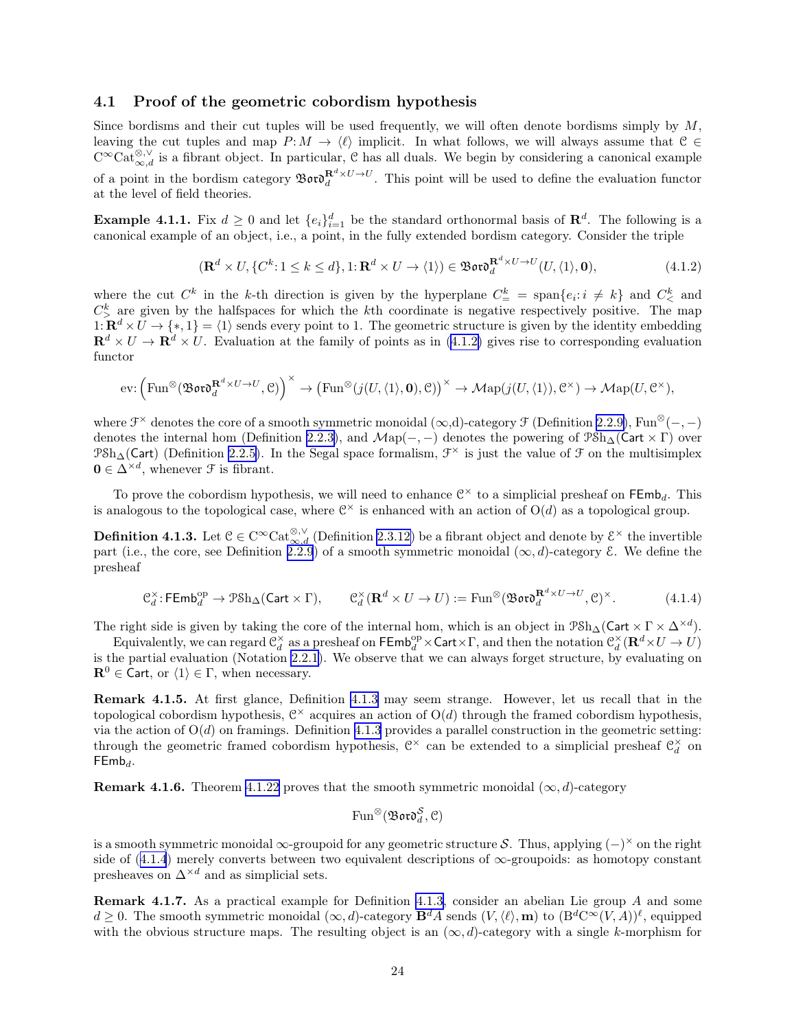### 4.1 Proof of the geometric cobordism hypothesis

Since bordisms and their cut tuples will be used frequently, we will often denote bordisms simply by $M$, leaving the cut tuples and map $P\colon M \to \langle \ell \rangle$ implicit. In what follows, we will always assume that $\mathcal{C} \in \mathrm{C}^\infty\mathrm{Cat}^{\otimes,\vee}_{\infty,d}$ is a fibrant object. In particular, $\mathcal{C}$ has all duals. We begin by considering a canonical example of a point in the bordism category $\mathfrak{Bord}_d^{\mathbf{R}^d \times U \to U}$. This point will be used to define the evaluation functor at the level of field theories.

**Example 4.1.1.** Fix $d \geq 0$ and let $\{e_i\}_{i=1}^d$ be the standard orthonormal basis of $\mathbf{R}^d$. The following is a canonical example of an object, i.e., a point, in the fully extended bordism category. Consider the triple

$$(\mathbf{R}^d \times U, \{C^k : 1 \leq k \leq d\}, 1\colon \mathbf{R}^d \times U \to \langle 1 \rangle) \in \mathfrak{Bord}_d^{\mathbf{R}^d \times U \to U}(U, \langle 1 \rangle, \mathbf{0}), \tag{4.1.2}$$

where the cut $C^k$ in the $k$-th direction is given by the hyperplane $C^k_= = \mathrm{span}\{e_i : i \neq k\}$ and $C^k_<$ and $C^k_>$ are given by the halfspaces for which the $k$th coordinate is negative respectively positive. The map $1\colon \mathbf{R}^d \times U \to \{*, 1\} = \langle 1 \rangle$ sends every point to 1. The geometric structure is given by the identity embedding $\mathbf{R}^d \times U \to \mathbf{R}^d \times U$. Evaluation at the family of points as in (4.1.2) gives rise to corresponding evaluation functor

$$\mathrm{ev}\colon \left(\mathrm{Fun}^\otimes(\mathfrak{Bord}_d^{\mathbf{R}^d \times U \to U}, \mathcal{C})\right)^\times \to \left(\mathrm{Fun}^\otimes(j(U, \langle 1 \rangle, \mathbf{0}), \mathcal{C})\right)^\times \to \mathcal{M}\mathrm{ap}(j(U, \langle 1 \rangle), \mathcal{C}^\times) \to \mathcal{M}\mathrm{ap}(U, \mathcal{C}^\times),$$

where $\mathcal{F}^\times$ denotes the core of a smooth symmetric monoidal $(\infty$,d)-category $\mathcal{F}$ (Definition 2.2.9), $\mathrm{Fun}^\otimes(-,-)$ denotes the internal hom (Definition 2.2.3), and $\mathcal{M}\mathrm{ap}(-,-)$ denotes the powering of $\mathcal{P}\mathrm{Sh}_\Delta(\mathsf{Cart} \times \Gamma)$ over $\mathcal{P}\mathrm{Sh}_\Delta(\mathsf{Cart})$ (Definition 2.2.5). In the Segal space formalism, $\mathcal{F}^\times$ is just the value of $\mathcal{F}$ on the multisimplex $\mathbf{0} \in \Delta^{\times d}$, whenever $\mathcal{F}$ is fibrant.

To prove the cobordism hypothesis, we will need to enhance $\mathcal{C}^\times$ to a simplicial presheaf on $\mathsf{FEmb}_d$. This is analogous to the topological case, where $\mathcal{C}^\times$ is enhanced with an action of $\mathrm{O}(d)$ as a topological group.

**Definition 4.1.3.** Let $\mathcal{C} \in \mathrm{C}^\infty\mathrm{Cat}^{\otimes,\vee}_{\infty,d}$ (Definition 2.3.12) be a fibrant object and denote by $\mathcal{E}^\times$ the invertible part (i.e., the core, see Definition 2.2.9) of a smooth symmetric monoidal $(\infty, d)$-category $\mathcal{E}$. We define the presheaf

$$\mathcal{C}_d^\times\colon \mathsf{FEmb}_d^{\mathrm{op}} \to \mathcal{P}\mathrm{Sh}_\Delta(\mathsf{Cart} \times \Gamma), \qquad \mathcal{C}_d^\times(\mathbf{R}^d \times U \to U) := \mathrm{Fun}^\otimes(\mathfrak{Bord}_d^{\mathbf{R}^d \times U \to U}, \mathcal{C})^\times. \tag{4.1.4}$$

The right side is given by taking the core of the internal hom, which is an object in $\mathcal{P}\mathrm{Sh}_\Delta(\mathsf{Cart} \times \Gamma \times \Delta^{\times d})$.

Equivalently, we can regard $\mathcal{C}_d^\times$ as a presheaf on $\mathsf{FEmb}_d^{\mathrm{op}} \times \mathsf{Cart} \times \Gamma$, and then the notation $\mathcal{C}_d^\times(\mathbf{R}^d \times U \to U)$ is the partial evaluation (Notation 2.2.1). We observe that we can always forget structure, by evaluating on $\mathbf{R}^0 \in \mathsf{Cart}$, or $\langle 1 \rangle \in \Gamma$, when necessary.

**Remark 4.1.5.** At first glance, Definition 4.1.3 may seem strange. However, let us recall that in the topological cobordism hypothesis, $\mathcal{C}^\times$ acquires an action of $\mathrm{O}(d)$ through the framed cobordism hypothesis, via the action of $\mathrm{O}(d)$ on framings. Definition 4.1.3 provides a parallel construction in the geometric setting: through the geometric framed cobordism hypothesis, $\mathcal{C}^\times$ can be extended to a simplicial presheaf $\mathcal{C}_d^\times$ on $\mathsf{FEmb}_d$.

**Remark 4.1.6.** Theorem 4.1.22 proves that the smooth symmetric monoidal $(\infty, d)$-category

$$\mathrm{Fun}^\otimes(\mathfrak{Bord}_d^{\mathcal{S}}, \mathcal{C})$$

is a smooth symmetric monoidal $\infty$-groupoid for any geometric structure $\mathcal{S}$. Thus, applying $(-)^\times$ on the right side of (4.1.4) merely converts between two equivalent descriptions of $\infty$-groupoids: as homotopy constant presheaves on $\Delta^{\times d}$ and as simplicial sets.

**Remark 4.1.7.** As a practical example for Definition 4.1.3, consider an abelian Lie group $A$ and some $d \geq 0$. The smooth symmetric monoidal $(\infty, d)$-category $\mathbf{B}^d A$ sends $(V, \langle \ell \rangle, \mathbf{m})$ to $(\mathrm{B}^d \mathrm{C}^\infty(V, A))^\ell$, equipped with the obvious structure maps. The resulting object is an $(\infty, d)$-category with a single $k$-morphism for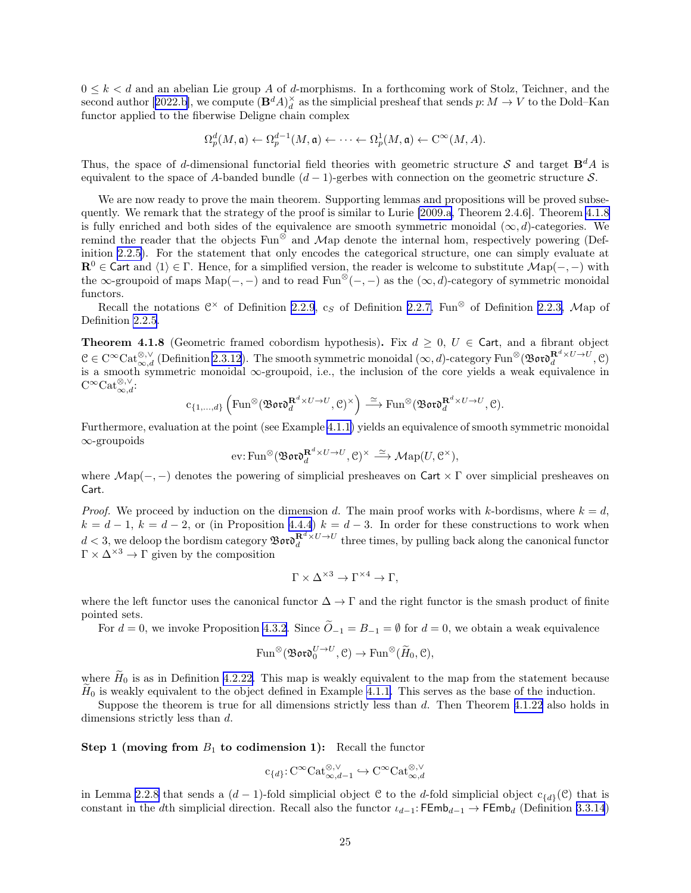$0 \le k < d$ and an abelian Lie group $A$ of $d$-morphisms. In a forthcoming work of Stolz, Teichner, and the second author [2022.b], we compute $(\mathbf{B}^d A)_d^\times$ as the simplicial presheaf that sends $p\colon M \to V$ to the Dold–Kan functor applied to the fiberwise Deligne chain complex

$$\Omega_p^d(M, \mathfrak{a}) \leftarrow \Omega_p^{d-1}(M, \mathfrak{a}) \leftarrow \cdots \leftarrow \Omega_p^1(M, \mathfrak{a}) \leftarrow \mathrm{C}^\infty(M, A).$$

Thus, the space of $d$-dimensional functorial field theories with geometric structure $\mathcal{S}$ and target $\mathbf{B}^d A$ is equivalent to the space of $A$-banded bundle $(d-1)$-gerbes with connection on the geometric structure $\mathcal{S}$.

We are now ready to prove the main theorem. Supporting lemmas and propositions will be proved subsequently. We remark that the strategy of the proof is similar to Lurie [2009.a, Theorem 2.4.6]. Theorem 4.1.8 is fully enriched and both sides of the equivalence are smooth symmetric monoidal $(\infty, d)$-categories. We remind the reader that the objects $\mathrm{Fun}^\otimes$ and $\mathcal{M}\mathrm{ap}$ denote the internal hom, respectively powering (Definition 2.2.5). For the statement that only encodes the categorical structure, one can simply evaluate at $\mathbf{R}^0 \in \mathsf{Cart}$ and $\langle 1 \rangle \in \Gamma$. Hence, for a simplified version, the reader is welcome to substitute $\mathcal{M}\mathrm{ap}(-,-)$ with the $\infty$-groupoid of maps $\mathrm{Map}(-,-)$ and to read $\mathrm{Fun}^\otimes(-,-)$ as the $(\infty, d)$-category of symmetric monoidal functors.

Recall the notations $\mathcal{C}^\times$ of Definition 2.2.9, $\mathrm{c}_S$ of Definition 2.2.7, $\mathrm{Fun}^\otimes$ of Definition 2.2.3, $\mathcal{M}\mathrm{ap}$ of Definition 2.2.5.

**Theorem 4.1.8** (Geometric framed cobordism hypothesis)**.** Fix $d \ge 0$, $U \in \mathsf{Cart}$, and a fibrant object $\mathcal{C} \in \mathrm{C}^\infty\mathrm{Cat}_{\infty,d}^{\otimes,\vee}$ (Definition 2.3.12). The smooth symmetric monoidal $(\infty, d)$-category $\mathrm{Fun}^\otimes(\mathfrak{Bord}_d^{\mathbf{R}^d \times U \to U}, \mathcal{C})$ is a smooth symmetric monoidal $\infty$-groupoid, i.e., the inclusion of the core yields a weak equivalence in $\mathrm{C}^\infty\mathrm{Cat}_{\infty,d}^{\otimes,\vee}$:

$$\mathrm{c}_{\{1,\ldots,d\}}\left(\mathrm{Fun}^\otimes(\mathfrak{Bord}_d^{\mathbf{R}^d \times U \to U}, \mathcal{C})^\times\right) \xrightarrow{\simeq} \mathrm{Fun}^\otimes(\mathfrak{Bord}_d^{\mathbf{R}^d \times U \to U}, \mathcal{C}).$$

Furthermore, evaluation at the point (see Example 4.1.1) yields an equivalence of smooth symmetric monoidal $\infty$-groupoids

$$\mathrm{ev}\colon \mathrm{Fun}^\otimes(\mathfrak{Bord}_d^{\mathbf{R}^d \times U \to U}, \mathcal{C})^\times \xrightarrow{\simeq} \mathcal{M}\mathrm{ap}(U, \mathcal{C}^\times),$$

where $\mathcal{M}\mathrm{ap}(-,-)$ denotes the powering of simplicial presheaves on $\mathsf{Cart} \times \Gamma$ over simplicial presheaves on $\mathsf{Cart}$.

*Proof.* We proceed by induction on the dimension $d$. The main proof works with $k$-bordisms, where $k = d$, $k = d-1$, $k = d-2$, or (in Proposition 4.4.4) $k = d-3$. In order for these constructions to work when $d < 3$, we deloop the bordism category $\mathfrak{Bord}_d^{\mathbf{R}^d \times U \to U}$ three times, by pulling back along the canonical functor $\Gamma \times \Delta^{\times 3} \to \Gamma$ given by the composition

$$\Gamma \times \Delta^{\times 3} \to \Gamma^{\times 4} \to \Gamma,$$

where the left functor uses the canonical functor $\Delta \to \Gamma$ and the right functor is the smash product of finite pointed sets.

For $d = 0$, we invoke Proposition 4.3.2. Since $\widetilde{O}_{-1} = B_{-1} = \emptyset$ for $d = 0$, we obtain a weak equivalence

$$\mathrm{Fun}^\otimes(\mathfrak{Bord}_0^{U \to U}, \mathcal{C}) \to \mathrm{Fun}^\otimes(\widetilde{H}_0, \mathcal{C}),$$

where $\widetilde{H}_0$ is as in Definition 4.2.22. This map is weakly equivalent to the map from the statement because $\widetilde{H}_0$ is weakly equivalent to the object defined in Example 4.1.1. This serves as the base of the induction.

Suppose the theorem is true for all dimensions strictly less than $d$. Then Theorem 4.1.22 also holds in dimensions strictly less than $d$.

**Step 1 (moving from $B_1$ to codimension 1):** Recall the functor

$$\mathrm{c}_{\{d\}}\colon \mathrm{C}^\infty\mathrm{Cat}_{\infty,d-1}^{\otimes,\vee} \hookrightarrow \mathrm{C}^\infty\mathrm{Cat}_{\infty,d}^{\otimes,\vee}$$

in Lemma 2.2.8 that sends a $(d-1)$-fold simplicial object $\mathcal{C}$ to the $d$-fold simplicial object $\mathrm{c}_{\{d\}}(\mathcal{C})$ that is constant in the $d$th simplicial direction. Recall also the functor $\iota_{d-1}\colon \mathsf{FEmb}_{d-1} \to \mathsf{FEmb}_d$ (Definition 3.3.14)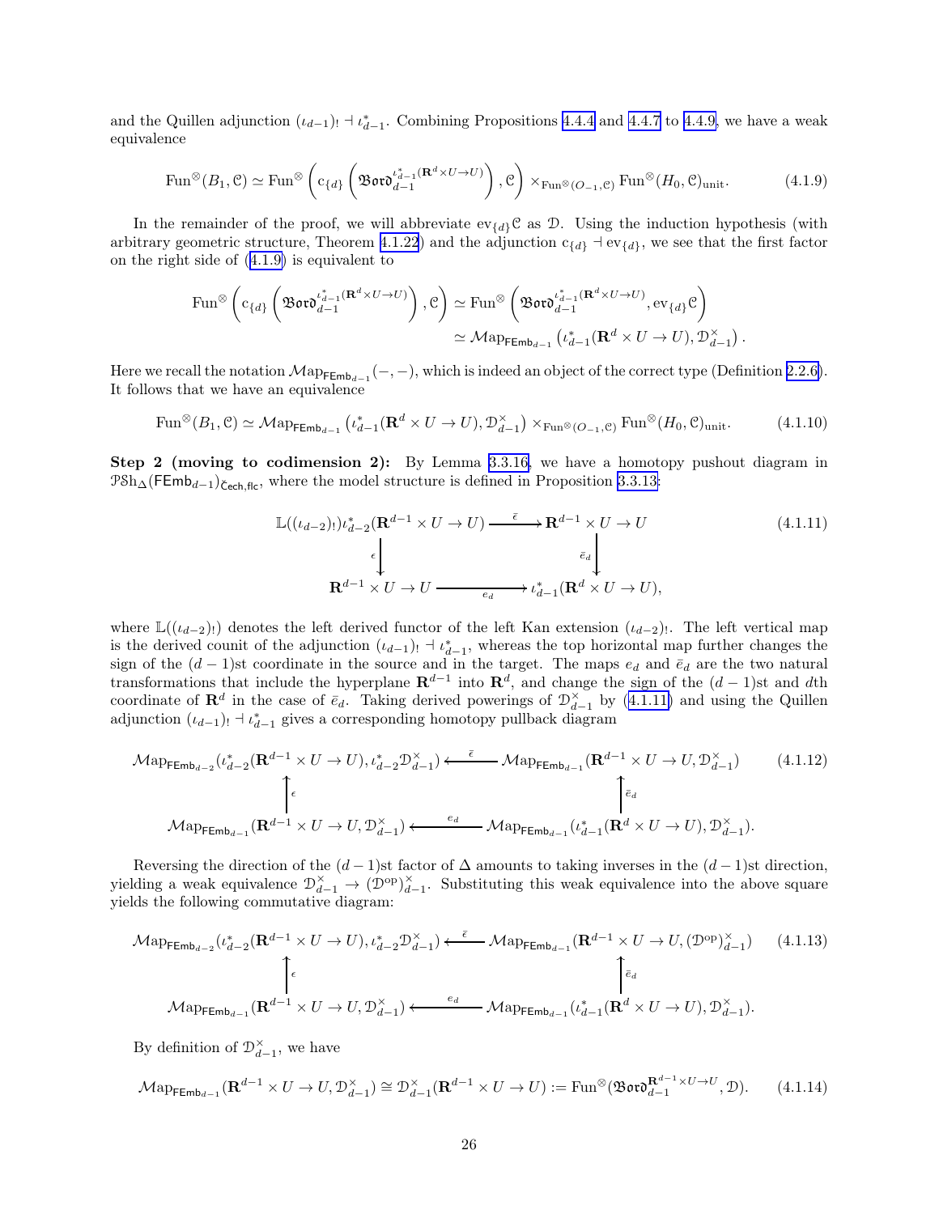and the Quillen adjunction $(\iota_{d-1})_! \dashv \iota_{d-1}^*$. Combining Propositions 4.4.4 and 4.4.7 to 4.4.9, we have a weak equivalence

$$\mathrm{Fun}^{\otimes}(B_1, \mathcal{C}) \simeq \mathrm{Fun}^{\otimes}\left(\mathrm{c}_{\{d\}}\left(\mathfrak{Bord}_{d-1}^{\iota_{d-1}^*(\mathbf{R}^d \times U \to U)}\right), \mathcal{C}\right) \times_{\mathrm{Fun}^{\otimes}(O_{-1}, \mathcal{C})} \mathrm{Fun}^{\otimes}(H_0, \mathcal{C})_{\mathrm{unit}}. \tag{4.1.9}$$

In the remainder of the proof, we will abbreviate $\mathrm{ev}_{\{d\}}\mathcal{C}$ as $\mathcal{D}$. Using the induction hypothesis (with arbitrary geometric structure, Theorem 4.1.22) and the adjunction $\mathrm{c}_{\{d\}} \dashv \mathrm{ev}_{\{d\}}$, we see that the first factor on the right side of (4.1.9) is equivalent to

$$\begin{aligned}\mathrm{Fun}^{\otimes}\left(\mathrm{c}_{\{d\}}\left(\mathfrak{Bord}_{d-1}^{\iota_{d-1}^*(\mathbf{R}^d \times U \to U)}\right), \mathcal{C}\right) &\simeq \mathrm{Fun}^{\otimes}\left(\mathfrak{Bord}_{d-1}^{\iota_{d-1}^*(\mathbf{R}^d \times U \to U)}, \mathrm{ev}_{\{d\}}\mathcal{C}\right) \\ &\simeq \mathcal{M}\mathrm{ap}_{\mathsf{FEmb}_{d-1}}\left(\iota_{d-1}^*(\mathbf{R}^d \times U \to U), \mathcal{D}_{d-1}^{\times}\right).\end{aligned}$$

Here we recall the notation $\mathcal{M}\mathrm{ap}_{\mathsf{FEmb}_{d-1}}(-,-)$, which is indeed an object of the correct type (Definition 2.2.6). It follows that we have an equivalence

$$\mathrm{Fun}^{\otimes}(B_1, \mathcal{C}) \simeq \mathcal{M}\mathrm{ap}_{\mathsf{FEmb}_{d-1}}\left(\iota_{d-1}^*(\mathbf{R}^d \times U \to U), \mathcal{D}_{d-1}^{\times}\right) \times_{\mathrm{Fun}^{\otimes}(O_{-1}, \mathcal{C})} \mathrm{Fun}^{\otimes}(H_0, \mathcal{C})_{\mathrm{unit}}. \tag{4.1.10}$$

**Step 2 (moving to codimension 2):** By Lemma 3.3.16, we have a homotopy pushout diagram in $\mathcal{PSh}_{\Delta}(\mathsf{FEmb}_{d-1})_{\check{\mathsf{C}}\mathsf{ech},\mathsf{flc}}$, where the model structure is defined in Proposition 3.3.13:

$$\begin{array}{ccc}\mathbb{L}((\iota_{d-2})_!)\iota_{d-2}^*(\mathbf{R}^{d-1} \times U \to U) & \xrightarrow{\ \bar{\epsilon}\ } & \mathbf{R}^{d-1} \times U \to U \\ \Big\downarrow{\scriptstyle \epsilon} & & \Big\downarrow{\scriptstyle \bar{e}_d} \\ \mathbf{R}^{d-1} \times U \to U & \xrightarrow[\ e_d\ ]{} & \iota_{d-1}^*(\mathbf{R}^d \times U \to U),\end{array} \tag{4.1.11}$$

where $\mathbb{L}((\iota_{d-2})_!)$ denotes the left derived functor of the left Kan extension $(\iota_{d-2})_!$. The left vertical map is the derived counit of the adjunction $(\iota_{d-1})_! \dashv \iota_{d-1}^*$, whereas the top horizontal map further changes the sign of the $(d-1)$st coordinate in the source and in the target. The maps $e_d$ and $\bar{e}_d$ are the two natural transformations that include the hyperplane $\mathbf{R}^{d-1}$ into $\mathbf{R}^d$, and change the sign of the $(d-1)$st and $d$th coordinate of $\mathbf{R}^d$ in the case of $\bar{e}_d$. Taking derived powerings of $\mathcal{D}_{d-1}^{\times}$ by (4.1.11) and using the Quillen adjunction $(\iota_{d-1})_! \dashv \iota_{d-1}^*$ gives a corresponding homotopy pullback diagram

$$\begin{array}{ccc}\mathcal{M}\mathrm{ap}_{\mathsf{FEmb}_{d-2}}(\iota_{d-2}^*(\mathbf{R}^{d-1} \times U \to U), \iota_{d-2}^*\mathcal{D}_{d-1}^{\times}) & \xleftarrow{\ \bar{\epsilon}\ } & \mathcal{M}\mathrm{ap}_{\mathsf{FEmb}_{d-1}}(\mathbf{R}^{d-1} \times U \to U, \mathcal{D}_{d-1}^{\times}) \\ \Big\uparrow{\scriptstyle \epsilon} & & \Big\uparrow{\scriptstyle \bar{e}_d} \\ \mathcal{M}\mathrm{ap}_{\mathsf{FEmb}_{d-1}}(\mathbf{R}^{d-1} \times U \to U, \mathcal{D}_{d-1}^{\times}) & \xleftarrow[\ e_d\ ]{} & \mathcal{M}\mathrm{ap}_{\mathsf{FEmb}_{d-1}}(\iota_{d-1}^*(\mathbf{R}^d \times U \to U), \mathcal{D}_{d-1}^{\times}).\end{array} \tag{4.1.12}$$

Reversing the direction of the $(d-1)$st factor of $\Delta$ amounts to taking inverses in the $(d-1)$st direction, yielding a weak equivalence $\mathcal{D}_{d-1}^{\times} \to (\mathcal{D}^{\mathrm{op}})_{d-1}^{\times}$. Substituting this weak equivalence into the above square yields the following commutative diagram:

$$\begin{array}{ccc}\mathcal{M}\mathrm{ap}_{\mathsf{FEmb}_{d-2}}(\iota_{d-2}^*(\mathbf{R}^{d-1} \times U \to U), \iota_{d-2}^*\mathcal{D}_{d-1}^{\times}) & \xleftarrow{\ \bar{\epsilon}\ } & \mathcal{M}\mathrm{ap}_{\mathsf{FEmb}_{d-1}}(\mathbf{R}^{d-1} \times U \to U, (\mathcal{D}^{\mathrm{op}})_{d-1}^{\times}) \\ \Big\uparrow{\scriptstyle \epsilon} & & \Big\uparrow{\scriptstyle \bar{e}_d} \\ \mathcal{M}\mathrm{ap}_{\mathsf{FEmb}_{d-1}}(\mathbf{R}^{d-1} \times U \to U, \mathcal{D}_{d-1}^{\times}) & \xleftarrow[\ e_d\ ]{} & \mathcal{M}\mathrm{ap}_{\mathsf{FEmb}_{d-1}}(\iota_{d-1}^*(\mathbf{R}^d \times U \to U), \mathcal{D}_{d-1}^{\times}).\end{array} \tag{4.1.13}$$

By definition of $\mathcal{D}_{d-1}^{\times}$, we have

$$\mathcal{M}\mathrm{ap}_{\mathsf{FEmb}_{d-1}}(\mathbf{R}^{d-1} \times U \to U, \mathcal{D}_{d-1}^{\times}) \cong \mathcal{D}_{d-1}^{\times}(\mathbf{R}^{d-1} \times U \to U) := \mathrm{Fun}^{\otimes}(\mathfrak{Bord}_{d-1}^{\mathbf{R}^{d-1} \times U \to U}, \mathcal{D}). \tag{4.1.14}$$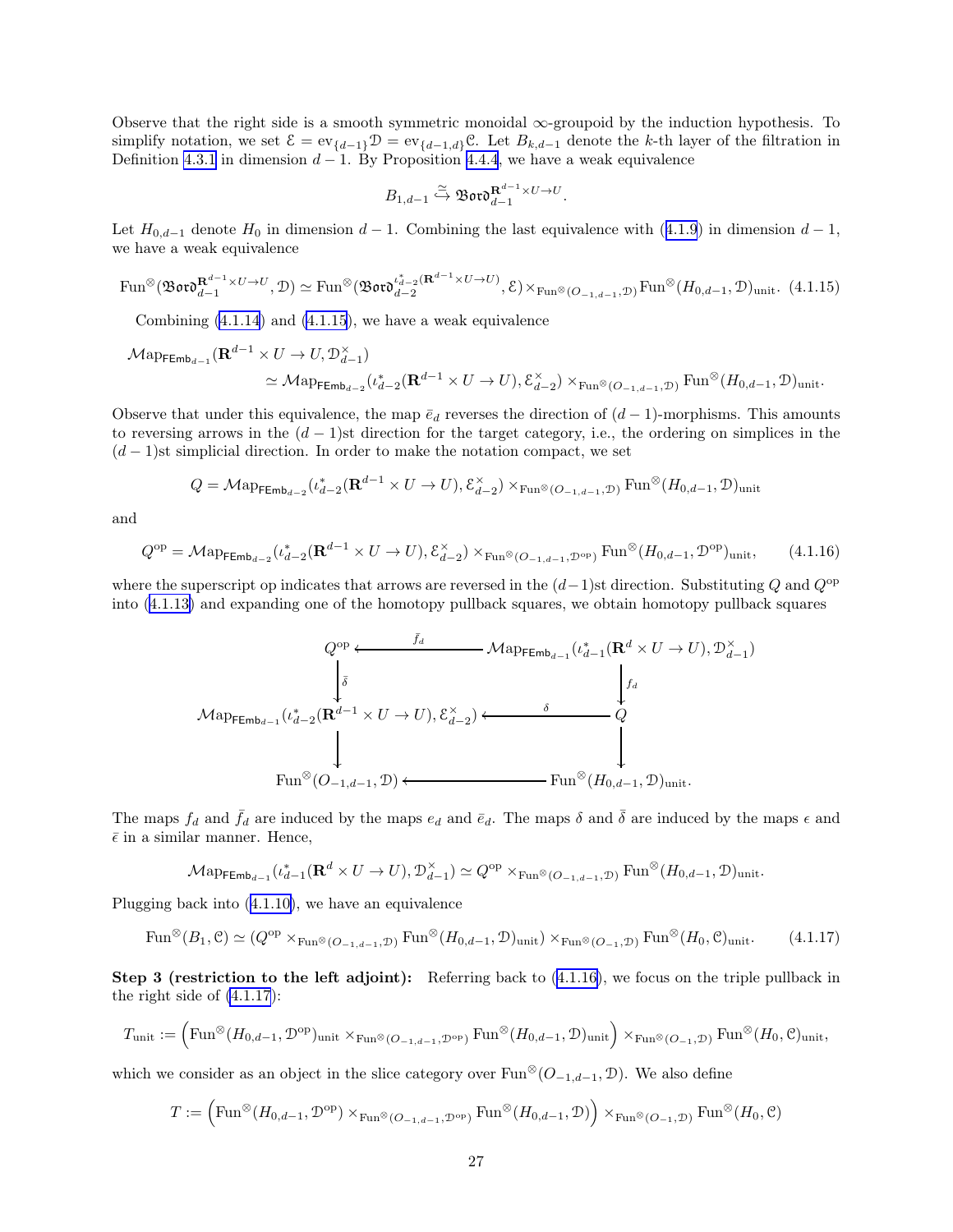Observe that the right side is a smooth symmetric monoidal ∞-groupoid by the induction hypothesis. To simplify notation, we set $\mathcal{E} = \mathrm{ev}_{\{d-1\}}\mathcal{D} = \mathrm{ev}_{\{d-1,d\}}\mathcal{C}$. Let $B_{k,d-1}$ denote the $k$-th layer of the filtration in Definition 4.3.1 in dimension $d-1$. By Proposition 4.4.4, we have a weak equivalence

$$B_{1,d-1} \overset{\simeq}{\hookrightarrow} \mathfrak{Bord}_{d-1}^{\mathbf{R}^{d-1}\times U\to U}.$$

Let $H_{0,d-1}$ denote $H_0$ in dimension $d-1$. Combining the last equivalence with (4.1.9) in dimension $d-1$, we have a weak equivalence

$$\mathrm{Fun}^{\otimes}(\mathfrak{Bord}_{d-1}^{\mathbf{R}^{d-1}\times U\to U}, \mathcal{D}) \simeq \mathrm{Fun}^{\otimes}(\mathfrak{Bord}_{d-2}^{\iota_{d-2}^{*}(\mathbf{R}^{d-1}\times U\to U)}, \mathcal{E}) \times_{\mathrm{Fun}^{\otimes}(O_{-1,d-1},\mathcal{D})} \mathrm{Fun}^{\otimes}(H_{0,d-1}, \mathcal{D})_{\mathrm{unit}}. \quad (4.1.15)$$

Combining (4.1.14) and (4.1.15), we have a weak equivalence

$$\begin{aligned}\mathcal{M}\mathrm{ap}_{\mathsf{FEmb}_{d-1}}(\mathbf{R}^{d-1}\times U\to U, \mathcal{D}_{d-1}^{\times})\\ \simeq \mathcal{M}\mathrm{ap}_{\mathsf{FEmb}_{d-2}}(\iota_{d-2}^{*}(\mathbf{R}^{d-1}\times U\to U), \mathcal{E}_{d-2}^{\times}) \times_{\mathrm{Fun}^{\otimes}(O_{-1,d-1},\mathcal{D})} \mathrm{Fun}^{\otimes}(H_{0,d-1},\mathcal{D})_{\mathrm{unit}}.\end{aligned}$$

Observe that under this equivalence, the map $\bar{e}_d$ reverses the direction of $(d-1)$-morphisms. This amounts to reversing arrows in the $(d-1)$st direction for the target category, i.e., the ordering on simplices in the $(d-1)$st simplicial direction. In order to make the notation compact, we set

$$Q = \mathcal{M}\mathrm{ap}_{\mathsf{FEmb}_{d-2}}(\iota_{d-2}^{*}(\mathbf{R}^{d-1}\times U\to U), \mathcal{E}_{d-2}^{\times}) \times_{\mathrm{Fun}^{\otimes}(O_{-1,d-1},\mathcal{D})} \mathrm{Fun}^{\otimes}(H_{0,d-1},\mathcal{D})_{\mathrm{unit}}$$

and

$$Q^{\mathrm{op}} = \mathcal{M}\mathrm{ap}_{\mathsf{FEmb}_{d-2}}(\iota_{d-2}^{*}(\mathbf{R}^{d-1}\times U\to U), \mathcal{E}_{d-2}^{\times}) \times_{\mathrm{Fun}^{\otimes}(O_{-1,d-1},\mathcal{D}^{\mathrm{op}})} \mathrm{Fun}^{\otimes}(H_{0,d-1},\mathcal{D}^{\mathrm{op}})_{\mathrm{unit}}, \quad (4.1.16)$$

where the superscript op indicates that arrows are reversed in the $(d-1)$st direction. Substituting $Q$ and $Q^{\mathrm{op}}$ into (4.1.13) and expanding one of the homotopy pullback squares, we obtain homotopy pullback squares

$$\begin{array}{ccc}
Q^{\mathrm{op}} & \xleftarrow{\;\bar{f}_d\;} & \mathcal{M}\mathrm{ap}_{\mathsf{FEmb}_{d-1}}(\iota_{d-1}^{*}(\mathbf{R}^{d}\times U\to U), \mathcal{D}_{d-1}^{\times}) \\
\big\downarrow{\scriptstyle \bar{\delta}} & & \big\downarrow{\scriptstyle f_d} \\
\mathcal{M}\mathrm{ap}_{\mathsf{FEmb}_{d-1}}(\iota_{d-2}^{*}(\mathbf{R}^{d-1}\times U\to U), \mathcal{E}_{d-2}^{\times}) & \xleftarrow{\;\delta\;} & Q \\
\big\downarrow & & \big\downarrow \\
\mathrm{Fun}^{\otimes}(O_{-1,d-1},\mathcal{D}) & \longleftarrow & \mathrm{Fun}^{\otimes}(H_{0,d-1},\mathcal{D})_{\mathrm{unit}}.
\end{array}$$

The maps $f_d$ and $\bar{f}_d$ are induced by the maps $e_d$ and $\bar{e}_d$. The maps $\delta$ and $\bar{\delta}$ are induced by the maps $\epsilon$ and $\bar{\epsilon}$ in a similar manner. Hence,

$$\mathcal{M}\mathrm{ap}_{\mathsf{FEmb}_{d-1}}(\iota_{d-1}^{*}(\mathbf{R}^{d}\times U\to U), \mathcal{D}_{d-1}^{\times}) \simeq Q^{\mathrm{op}} \times_{\mathrm{Fun}^{\otimes}(O_{-1,d-1},\mathcal{D})} \mathrm{Fun}^{\otimes}(H_{0,d-1},\mathcal{D})_{\mathrm{unit}}.$$

Plugging back into (4.1.10), we have an equivalence

$$\mathrm{Fun}^{\otimes}(B_1,\mathcal{C}) \simeq (Q^{\mathrm{op}} \times_{\mathrm{Fun}^{\otimes}(O_{-1,d-1},\mathcal{D})} \mathrm{Fun}^{\otimes}(H_{0,d-1},\mathcal{D})_{\mathrm{unit}}) \times_{\mathrm{Fun}^{\otimes}(O_{-1},\mathcal{D})} \mathrm{Fun}^{\otimes}(H_0,\mathcal{C})_{\mathrm{unit}}. \quad (4.1.17)$$

**Step 3 (restriction to the left adjoint):** Referring back to (4.1.16), we focus on the triple pullback in the right side of (4.1.17):

$$T_{\mathrm{unit}} := \Big(\mathrm{Fun}^{\otimes}(H_{0,d-1},\mathcal{D}^{\mathrm{op}})_{\mathrm{unit}} \times_{\mathrm{Fun}^{\otimes}(O_{-1,d-1},\mathcal{D}^{\mathrm{op}})} \mathrm{Fun}^{\otimes}(H_{0,d-1},\mathcal{D})_{\mathrm{unit}}\Big) \times_{\mathrm{Fun}^{\otimes}(O_{-1},\mathcal{D})} \mathrm{Fun}^{\otimes}(H_0,\mathcal{C})_{\mathrm{unit}},$$

which we consider as an object in the slice category over $\mathrm{Fun}^{\otimes}(O_{-1,d-1},\mathcal{D})$. We also define

$$T := \Big(\mathrm{Fun}^{\otimes}(H_{0,d-1},\mathcal{D}^{\mathrm{op}}) \times_{\mathrm{Fun}^{\otimes}(O_{-1,d-1},\mathcal{D}^{\mathrm{op}})} \mathrm{Fun}^{\otimes}(H_{0,d-1},\mathcal{D})\Big) \times_{\mathrm{Fun}^{\otimes}(O_{-1},\mathcal{D})} \mathrm{Fun}^{\otimes}(H_0,\mathcal{C})$$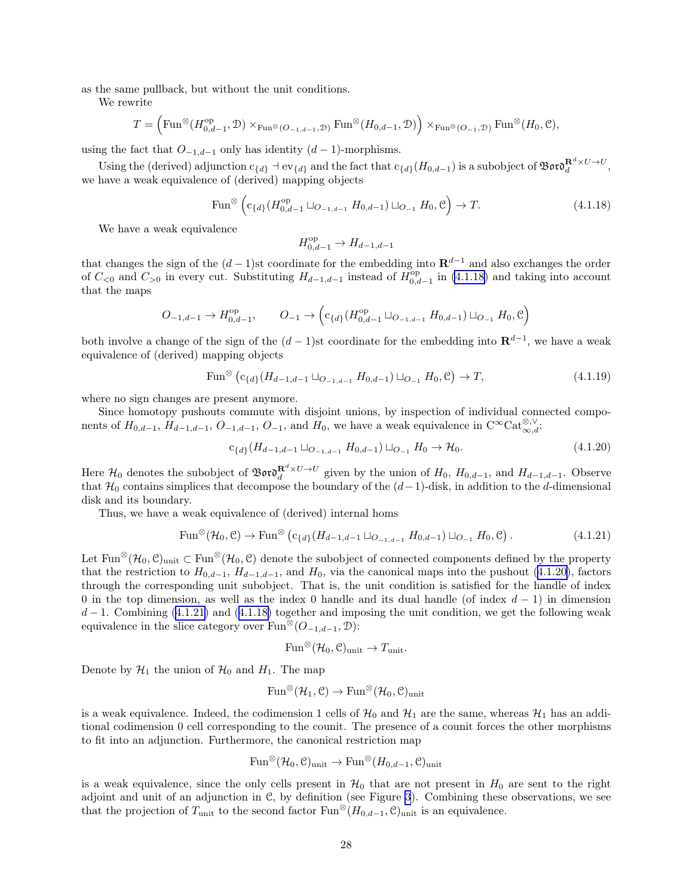as the same pullback, but without the unit conditions.

We rewrite

$$T = \left(\mathrm{Fun}^{\otimes}(H_{0,d-1}^{\mathrm{op}}, \mathcal{D}) \times_{\mathrm{Fun}^{\otimes}(O_{-1,d-1},\mathcal{D})} \mathrm{Fun}^{\otimes}(H_{0,d-1}, \mathcal{D})\right) \times_{\mathrm{Fun}^{\otimes}(O_{-1},\mathcal{D})} \mathrm{Fun}^{\otimes}(H_0, \mathcal{C}),$$

using the fact that $O_{-1,d-1}$ only has identity $(d-1)$-morphisms.

Using the (derived) adjunction $\mathrm{c}_{\{d\}} \dashv \mathrm{ev}_{\{d\}}$ and the fact that $\mathrm{c}_{\{d\}}(H_{0,d-1})$ is a subobject of $\mathfrak{Bord}_d^{\mathbf{R}^d \times U \to U}$, we have a weak equivalence of (derived) mapping objects

$$\mathrm{Fun}^{\otimes}\left(\mathrm{c}_{\{d\}}(H_{0,d-1}^{\mathrm{op}} \sqcup_{O_{-1,d-1}} H_{0,d-1}) \sqcup_{O_{-1}} H_0, \mathcal{C}\right) \to T. \tag{4.1.18}$$

We have a weak equivalence

$$H_{0,d-1}^{\mathrm{op}} \to H_{d-1,d-1}$$

that changes the sign of the $(d-1)$st coordinate for the embedding into $\mathbf{R}^{d-1}$ and also exchanges the order of $C_{<0}$ and $C_{>0}$ in every cut. Substituting $H_{d-1,d-1}$ instead of $H_{0,d-1}^{\mathrm{op}}$ in (4.1.18) and taking into account that the maps

$$O_{-1,d-1} \to H_{0,d-1}^{\mathrm{op}}, \qquad O_{-1} \to \left(\mathrm{c}_{\{d\}}(H_{0,d-1}^{\mathrm{op}} \sqcup_{O_{-1,d-1}} H_{0,d-1}) \sqcup_{O_{-1}} H_0, \mathcal{C}\right)$$

both involve a change of the sign of the $(d-1)$st coordinate for the embedding into $\mathbf{R}^{d-1}$, we have a weak equivalence of (derived) mapping objects

$$\mathrm{Fun}^{\otimes}\left(\mathrm{c}_{\{d\}}(H_{d-1,d-1} \sqcup_{O_{-1,d-1}} H_{0,d-1}) \sqcup_{O_{-1}} H_0, \mathcal{C}\right) \to T, \tag{4.1.19}$$

where no sign changes are present anymore.

Since homotopy pushouts commute with disjoint unions, by inspection of individual connected components of $H_{0,d-1}$, $H_{d-1,d-1}$, $O_{-1,d-1}$, $O_{-1}$, and $H_0$, we have a weak equivalence in $\mathrm{C}^{\infty}\mathrm{Cat}_{\infty,d}^{\otimes,\vee}$:

$$\mathrm{c}_{\{d\}}(H_{d-1,d-1} \sqcup_{O_{-1,d-1}} H_{0,d-1}) \sqcup_{O_{-1}} H_0 \to \mathcal{H}_0. \tag{4.1.20}$$

Here $\mathcal{H}_0$ denotes the subobject of $\mathfrak{Bord}_d^{\mathbf{R}^d \times U \to U}$ given by the union of $H_0$, $H_{0,d-1}$, and $H_{d-1,d-1}$. Observe that $\mathcal{H}_0$ contains simplices that decompose the boundary of the $(d-1)$-disk, in addition to the $d$-dimensional disk and its boundary.

Thus, we have a weak equivalence of (derived) internal homs

$$\mathrm{Fun}^{\otimes}(\mathcal{H}_0, \mathcal{C}) \to \mathrm{Fun}^{\otimes}\left(\mathrm{c}_{\{d\}}(H_{d-1,d-1} \sqcup_{O_{-1,d-1}} H_{0,d-1}) \sqcup_{O_{-1}} H_0, \mathcal{C}\right). \tag{4.1.21}$$

Let $\mathrm{Fun}^{\otimes}(\mathcal{H}_0, \mathcal{C})_{\mathrm{unit}} \subset \mathrm{Fun}^{\otimes}(\mathcal{H}_0, \mathcal{C})$ denote the subobject of connected components defined by the property that the restriction to $H_{0,d-1}$, $H_{d-1,d-1}$, and $H_0$, via the canonical maps into the pushout (4.1.20), factors through the corresponding unit subobject. That is, the unit condition is satisfied for the handle of index 0 in the top dimension, as well as the index 0 handle and its dual handle (of index $d-1$) in dimension $d-1$. Combining (4.1.21) and (4.1.18) together and imposing the unit condition, we get the following weak equivalence in the slice category over $\mathrm{Fun}^{\otimes}(O_{-1,d-1}, \mathcal{D})$:

$$\mathrm{Fun}^{\otimes}(\mathcal{H}_0, \mathcal{C})_{\mathrm{unit}} \to T_{\mathrm{unit}}.$$

Denote by $\mathcal{H}_1$ the union of $\mathcal{H}_0$ and $H_1$. The map

$$\mathrm{Fun}^{\otimes}(\mathcal{H}_1, \mathcal{C}) \to \mathrm{Fun}^{\otimes}(\mathcal{H}_0, \mathcal{C})_{\mathrm{unit}}$$

is a weak equivalence. Indeed, the codimension 1 cells of $\mathcal{H}_0$ and $\mathcal{H}_1$ are the same, whereas $\mathcal{H}_1$ has an additional codimension 0 cell corresponding to the counit. The presence of a counit forces the other morphisms to fit into an adjunction. Furthermore, the canonical restriction map

$$\mathrm{Fun}^{\otimes}(\mathcal{H}_0, \mathcal{C})_{\mathrm{unit}} \to \mathrm{Fun}^{\otimes}(H_{0,d-1}, \mathcal{C})_{\mathrm{unit}}$$

is a weak equivalence, since the only cells present in $\mathcal{H}_0$ that are not present in $H_0$ are sent to the right adjoint and unit of an adjunction in $\mathcal{C}$, by definition (see Figure 3). Combining these observations, we see that the projection of $T_{\mathrm{unit}}$ to the second factor $\mathrm{Fun}^{\otimes}(H_{0,d-1}, \mathcal{C})_{\mathrm{unit}}$ is an equivalence.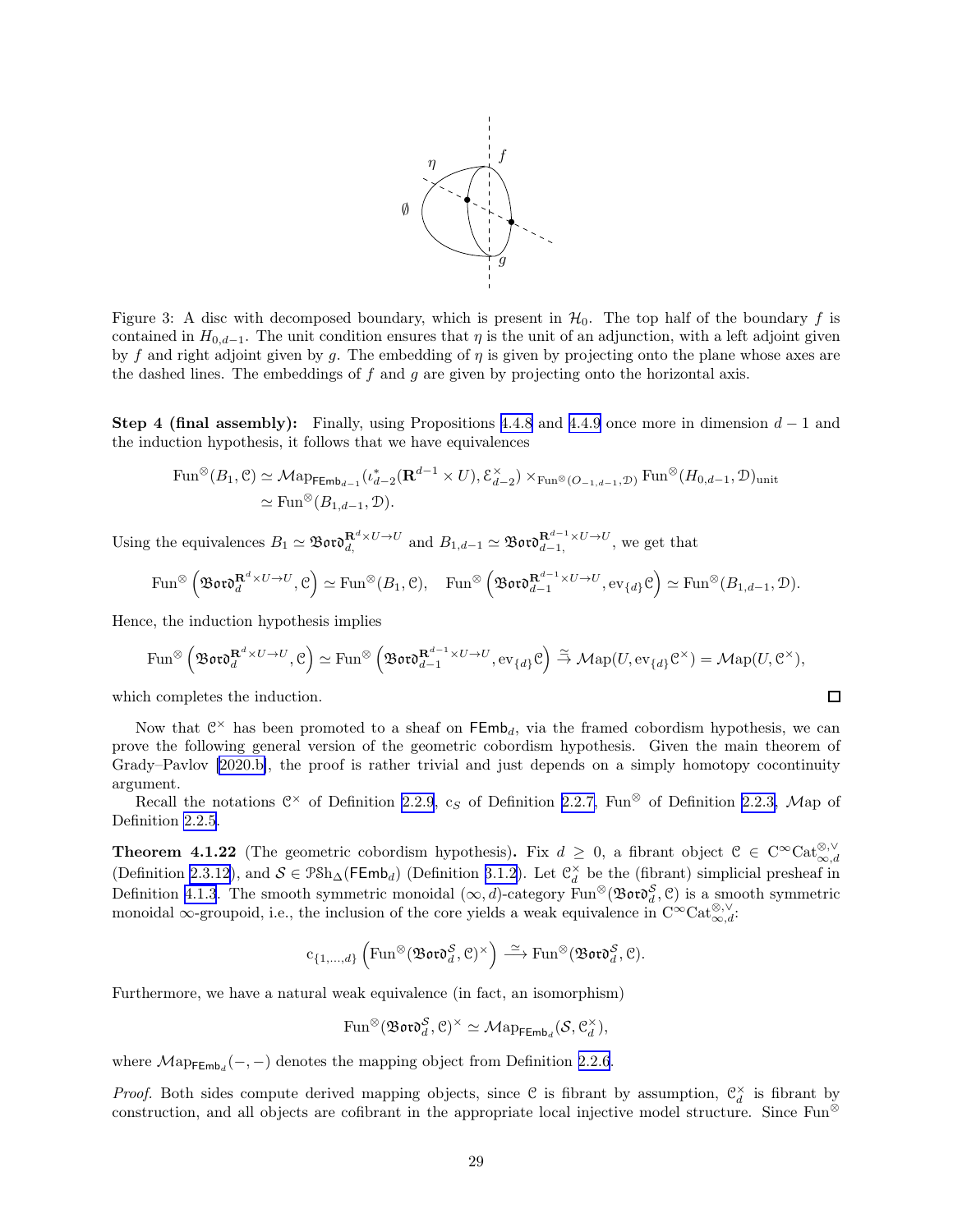Figure 3: A disc with decomposed boundary, which is present in $\mathcal{H}_0$. The top half of the boundary $f$ is contained in $H_{0,d-1}$. The unit condition ensures that $\eta$ is the unit of an adjunction, with a left adjoint given by $f$ and right adjoint given by $g$. The embedding of $\eta$ is given by projecting onto the plane whose axes are the dashed lines. The embeddings of $f$ and $g$ are given by projecting onto the horizontal axis.

**Step 4 (final assembly):** Finally, using Propositions 4.4.8 and 4.4.9 once more in dimension $d-1$ and the induction hypothesis, it follows that we have equivalences

$$\begin{aligned}\mathrm{Fun}^{\otimes}(B_1, \mathcal{C}) &\simeq \mathcal{M}\mathrm{ap}_{\mathsf{FEmb}_{d-1}}(\iota^*_{d-2}(\mathbf{R}^{d-1}\times U), \mathcal{E}^{\times}_{d-2}) \times_{\mathrm{Fun}^{\otimes}(O_{-1,d-1},\mathcal{D})} \mathrm{Fun}^{\otimes}(H_{0,d-1}, \mathcal{D})_{\mathrm{unit}} \\ &\simeq \mathrm{Fun}^{\otimes}(B_{1,d-1}, \mathcal{D}).\end{aligned}$$

Using the equivalences $B_1 \simeq \mathfrak{Bord}_{d,}^{\mathbf{R}^d\times U\to U}$ and $B_{1,d-1} \simeq \mathfrak{Bord}_{d-1,}^{\mathbf{R}^{d-1}\times U\to U}$, we get that

$$\mathrm{Fun}^{\otimes}\left(\mathfrak{Bord}_d^{\mathbf{R}^d\times U\to U}, \mathcal{C}\right) \simeq \mathrm{Fun}^{\otimes}(B_1, \mathcal{C}), \quad \mathrm{Fun}^{\otimes}\left(\mathfrak{Bord}_{d-1}^{\mathbf{R}^{d-1}\times U\to U}, \mathrm{ev}_{\{d\}}\mathcal{C}\right) \simeq \mathrm{Fun}^{\otimes}(B_{1,d-1}, \mathcal{D}).$$

Hence, the induction hypothesis implies

$$\mathrm{Fun}^{\otimes}\left(\mathfrak{Bord}_d^{\mathbf{R}^d\times U\to U}, \mathcal{C}\right) \simeq \mathrm{Fun}^{\otimes}\left(\mathfrak{Bord}_{d-1}^{\mathbf{R}^{d-1}\times U\to U}, \mathrm{ev}_{\{d\}}\mathcal{C}\right) \xrightarrow{\simeq} \mathcal{M}\mathrm{ap}(U, \mathrm{ev}_{\{d\}}\mathcal{C}^{\times}) = \mathcal{M}\mathrm{ap}(U, \mathcal{C}^{\times}),$$

which completes the induction. $\square$

Now that $\mathcal{C}^{\times}$ has been promoted to a sheaf on $\mathsf{FEmb}_d$, via the framed cobordism hypothesis, we can prove the following general version of the geometric cobordism hypothesis. Given the main theorem of Grady–Pavlov [2020.b], the proof is rather trivial and just depends on a simply homotopy cocontinuity argument.

Recall the notations $\mathcal{C}^{\times}$ of Definition 2.2.9, $\mathrm{c}_S$ of Definition 2.2.7, $\mathrm{Fun}^{\otimes}$ of Definition 2.2.3, $\mathcal{M}\mathrm{ap}$ of Definition 2.2.5.

**Theorem 4.1.22** (The geometric cobordism hypothesis)**.** Fix $d \geq 0$, a fibrant object $\mathcal{C} \in \mathrm{C}^{\infty}\mathrm{Cat}^{\otimes,\vee}_{\infty,d}$ (Definition 2.3.12), and $\mathcal{S} \in \mathcal{P}\mathcal{S}\mathrm{h}_{\Delta}(\mathsf{FEmb}_d)$ (Definition 3.1.2). Let $\mathcal{C}^{\times}_d$ be the (fibrant) simplicial presheaf in Definition 4.1.3. The smooth symmetric monoidal $(\infty, d)$-category $\mathrm{Fun}^{\otimes}(\mathfrak{Bord}_d^{\mathcal{S}}, \mathcal{C})$ is a smooth symmetric monoidal $\infty$-groupoid, i.e., the inclusion of the core yields a weak equivalence in $\mathrm{C}^{\infty}\mathrm{Cat}^{\otimes,\vee}_{\infty,d}$:

$$\mathrm{c}_{\{1,\ldots,d\}}\left(\mathrm{Fun}^{\otimes}(\mathfrak{Bord}_d^{\mathcal{S}}, \mathcal{C})^{\times}\right) \xrightarrow{\simeq} \mathrm{Fun}^{\otimes}(\mathfrak{Bord}_d^{\mathcal{S}}, \mathcal{C}).$$

Furthermore, we have a natural weak equivalence (in fact, an isomorphism)

$$\mathrm{Fun}^{\otimes}(\mathfrak{Bord}_d^{\mathcal{S}}, \mathcal{C})^{\times} \simeq \mathcal{M}\mathrm{ap}_{\mathsf{FEmb}_d}(\mathcal{S}, \mathcal{C}^{\times}_d),$$

where $\mathcal{M}\mathrm{ap}_{\mathsf{FEmb}_d}(-,-)$ denotes the mapping object from Definition 2.2.6.

*Proof.* Both sides compute derived mapping objects, since $\mathcal{C}$ is fibrant by assumption, $\mathcal{C}^{\times}_d$ is fibrant by construction, and all objects are cofibrant in the appropriate local injective model structure. Since $\mathrm{Fun}^{\otimes}$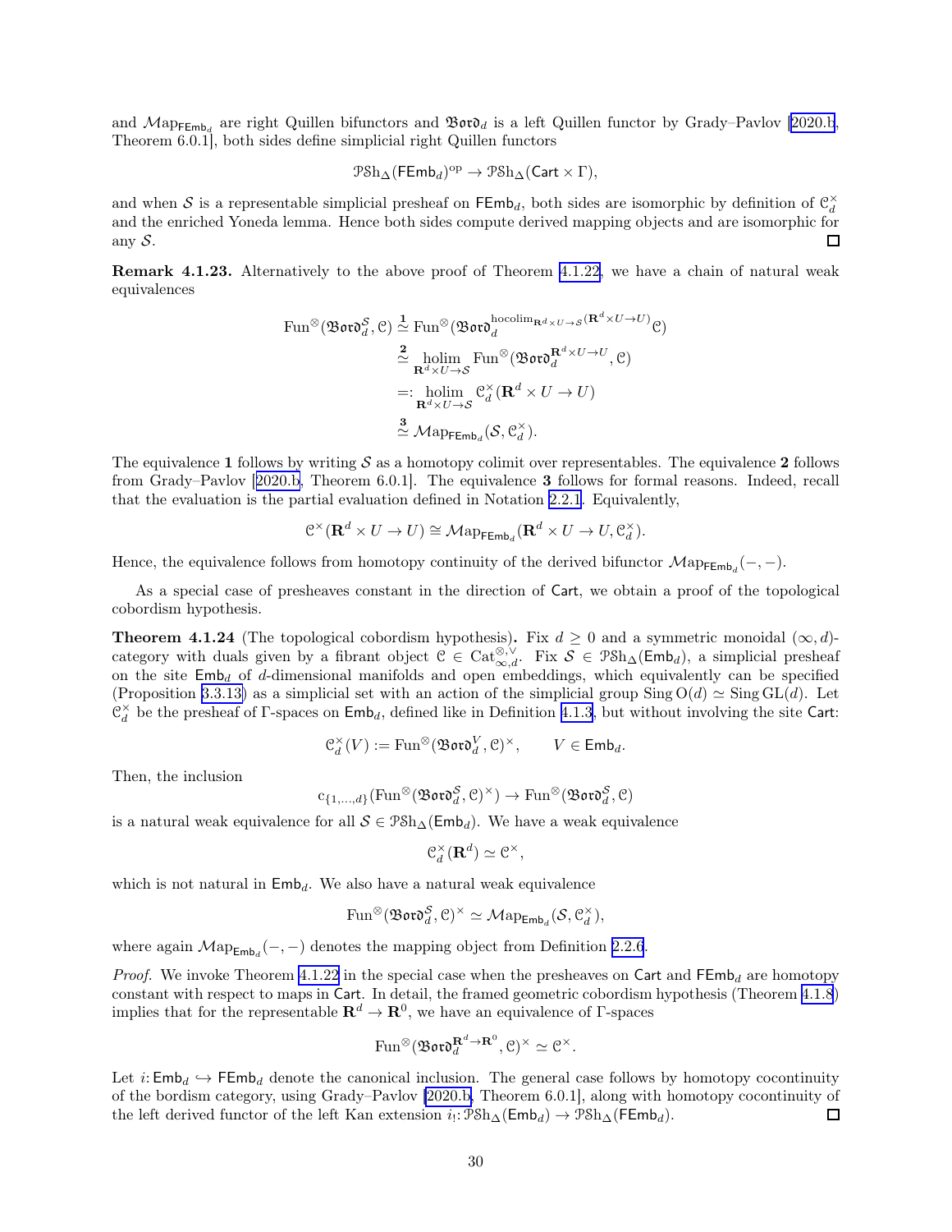and $\mathcal{M}\mathrm{ap}_{\mathsf{FEmb}_d}$ are right Quillen bifunctors and $\mathfrak{Bord}_d$ is a left Quillen functor by Grady–Pavlov [2020.b, Theorem 6.0.1], both sides define simplicial right Quillen functors

$$\mathcal{PSh}_\Delta(\mathsf{FEmb}_d)^{\mathrm{op}} \to \mathcal{PSh}_\Delta(\mathsf{Cart} \times \Gamma),$$

and when $\mathcal{S}$ is a representable simplicial presheaf on $\mathsf{FEmb}_d$, both sides are isomorphic by definition of $\mathcal{C}_d^\times$ and the enriched Yoneda lemma. Hence both sides compute derived mapping objects and are isomorphic for any $\mathcal{S}$. □

**Remark 4.1.23.** Alternatively to the above proof of Theorem 4.1.22, we have a chain of natural weak equivalences

$$\begin{aligned}
\mathrm{Fun}^\otimes(\mathfrak{Bord}_d^{\mathcal{S}}, \mathcal{C}) &\overset{\mathbf{1}}{\simeq} \mathrm{Fun}^\otimes(\mathfrak{Bord}_d^{\mathrm{hocolim}_{\mathbf{R}^d\times U\to\mathcal{S}}(\mathbf{R}^d\times U\to U)}\mathcal{C}) \\
&\overset{\mathbf{2}}{\simeq} \operatorname*{holim}_{\mathbf{R}^d\times U\to\mathcal{S}} \mathrm{Fun}^\otimes(\mathfrak{Bord}_d^{\mathbf{R}^d\times U\to U}, \mathcal{C}) \\
&=: \operatorname*{holim}_{\mathbf{R}^d\times U\to\mathcal{S}} \mathcal{C}_d^\times(\mathbf{R}^d\times U\to U) \\
&\overset{\mathbf{3}}{\simeq} \mathcal{M}\mathrm{ap}_{\mathsf{FEmb}_d}(\mathcal{S}, \mathcal{C}_d^\times).
\end{aligned}$$

The equivalence **1** follows by writing $\mathcal{S}$ as a homotopy colimit over representables. The equivalence **2** follows from Grady–Pavlov [2020.b, Theorem 6.0.1]. The equivalence **3** follows for formal reasons. Indeed, recall that the evaluation is the partial evaluation defined in Notation 2.2.1. Equivalently,

$$\mathcal{C}^\times(\mathbf{R}^d\times U\to U) \cong \mathcal{M}\mathrm{ap}_{\mathsf{FEmb}_d}(\mathbf{R}^d\times U\to U, \mathcal{C}_d^\times).$$

Hence, the equivalence follows from homotopy continuity of the derived bifunctor $\mathcal{M}\mathrm{ap}_{\mathsf{FEmb}_d}(-,-)$.

As a special case of presheaves constant in the direction of $\mathsf{Cart}$, we obtain a proof of the topological cobordism hypothesis.

**Theorem 4.1.24** (The topological cobordism hypothesis)**.** Fix $d \geq 0$ and a symmetric monoidal $(\infty, d)$-category with duals given by a fibrant object $\mathcal{C} \in \mathrm{Cat}_{\infty,d}^{\otimes,\vee}$. Fix $\mathcal{S} \in \mathcal{PSh}_\Delta(\mathsf{Emb}_d)$, a simplicial presheaf on the site $\mathsf{Emb}_d$ of $d$-dimensional manifolds and open embeddings, which equivalently can be specified (Proposition 3.3.13) as a simplicial set with an action of the simplicial group $\mathrm{Sing}\,\mathrm{O}(d) \simeq \mathrm{Sing}\,\mathrm{GL}(d)$. Let $\mathcal{C}_d^\times$ be the presheaf of $\Gamma$-spaces on $\mathsf{Emb}_d$, defined like in Definition 4.1.3, but without involving the site $\mathsf{Cart}$:

$$\mathcal{C}_d^\times(V) := \mathrm{Fun}^\otimes(\mathfrak{Bord}_d^V, \mathcal{C})^\times, \qquad V \in \mathsf{Emb}_d.$$

Then, the inclusion

$$\mathrm{c}_{\{1,\ldots,d\}}(\mathrm{Fun}^\otimes(\mathfrak{Bord}_d^{\mathcal{S}}, \mathcal{C})^\times) \to \mathrm{Fun}^\otimes(\mathfrak{Bord}_d^{\mathcal{S}}, \mathcal{C})$$

is a natural weak equivalence for all $\mathcal{S} \in \mathcal{PSh}_\Delta(\mathsf{Emb}_d)$. We have a weak equivalence

$$\mathcal{C}_d^\times(\mathbf{R}^d) \simeq \mathcal{C}^\times,$$

which is not natural in $\mathsf{Emb}_d$. We also have a natural weak equivalence

$$\mathrm{Fun}^\otimes(\mathfrak{Bord}_d^{\mathcal{S}}, \mathcal{C})^\times \simeq \mathcal{M}\mathrm{ap}_{\mathsf{Emb}_d}(\mathcal{S}, \mathcal{C}_d^\times),$$

where again $\mathcal{M}\mathrm{ap}_{\mathsf{Emb}_d}(-,-)$ denotes the mapping object from Definition 2.2.6.

*Proof.* We invoke Theorem 4.1.22 in the special case when the presheaves on $\mathsf{Cart}$ and $\mathsf{FEmb}_d$ are homotopy constant with respect to maps in $\mathsf{Cart}$. In detail, the framed geometric cobordism hypothesis (Theorem 4.1.8) implies that for the representable $\mathbf{R}^d \to \mathbf{R}^0$, we have an equivalence of $\Gamma$-spaces

$$\mathrm{Fun}^\otimes(\mathfrak{Bord}_d^{\mathbf{R}^d\to\mathbf{R}^0}, \mathcal{C})^\times \simeq \mathcal{C}^\times.$$

Let $i\colon \mathsf{Emb}_d \hookrightarrow \mathsf{FEmb}_d$ denote the canonical inclusion. The general case follows by homotopy cocontinuity of the bordism category, using Grady–Pavlov [2020.b, Theorem 6.0.1], along with homotopy cocontinuity of the left derived functor of the left Kan extension $i_!\colon \mathcal{PSh}_\Delta(\mathsf{Emb}_d) \to \mathcal{PSh}_\Delta(\mathsf{FEmb}_d)$. □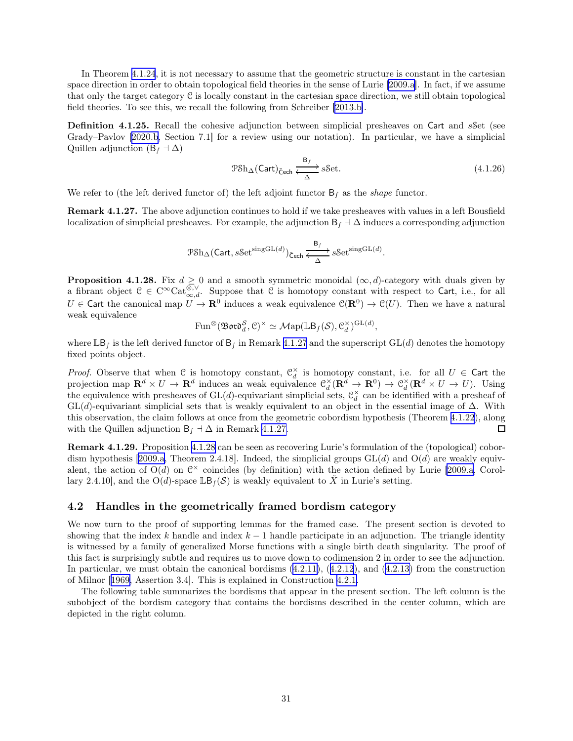In Theorem 4.1.24, it is not necessary to assume that the geometric structure is constant in the cartesian space direction in order to obtain topological field theories in the sense of Lurie [2009.a]. In fact, if we assume that only the target category $\mathcal{C}$ is locally constant in the cartesian space direction, we still obtain topological field theories. To see this, we recall the following from Schreiber [2013.b].

**Definition 4.1.25.** Recall the cohesive adjunction between simplicial presheaves on $\mathsf{Cart}$ and $s\mathcal{S}\mathrm{et}$ (see Grady–Pavlov [2020.b, Section 7.1] for a review using our notation). In particular, we have a simplicial Quillen adjunction $(\mathsf{B}_\int \dashv \Delta)$

$$\mathcal{P}\mathrm{Sh}_\Delta(\mathsf{Cart})_{\check{\mathsf{C}}\mathsf{ech}} \underset{\Delta}{\overset{\mathsf{B}_\int}{\rightleftarrows}} s\mathcal{S}\mathrm{et}. \tag{4.1.26}$$

We refer to (the left derived functor of) the left adjoint functor $\mathsf{B}_\int$ as the *shape* functor.

**Remark 4.1.27.** The above adjunction continues to hold if we take presheaves with values in a left Bousfield localization of simplicial presheaves. For example, the adjunction $\mathsf{B}_\int \dashv \Delta$ induces a corresponding adjunction

$$\mathcal{P}\mathrm{Sh}_\Delta(\mathsf{Cart}, s\mathcal{S}\mathrm{et}^{\mathrm{sing}\mathrm{GL}(d)})_{\check{\mathsf{C}}\mathsf{ech}} \underset{\Delta}{\overset{\mathsf{B}_\int}{\rightleftarrows}} s\mathcal{S}\mathrm{et}^{\mathrm{sing}\mathrm{GL}(d)}.$$

**Proposition 4.1.28.** Fix $d \geq 0$ and a smooth symmetric monoidal $(\infty, d)$-category with duals given by a fibrant object $\mathcal{C} \in \mathrm{C}^\infty\mathrm{Cat}^{\otimes,\vee}_{\infty,d}$. Suppose that $\mathcal{C}$ is homotopy constant with respect to $\mathsf{Cart}$, i.e., for all $U \in \mathsf{Cart}$ the canonical map $U \to \mathbf{R}^0$ induces a weak equivalence $\mathcal{C}(\mathbf{R}^0) \to \mathcal{C}(U)$. Then we have a natural weak equivalence

$$\mathrm{Fun}^\otimes(\mathfrak{Bord}_d^{\mathcal{S}}, \mathcal{C})^\times \simeq \mathcal{M}\mathrm{ap}(\mathbb{L}\mathsf{B}_\int(\mathcal{S}), \mathcal{C}_d^\times)^{\mathrm{GL}(d)},$$

where $\mathbb{L}\mathsf{B}_\int$ is the left derived functor of $\mathsf{B}_\int$ in Remark 4.1.27 and the superscript $\mathrm{GL}(d)$ denotes the homotopy fixed points object.

*Proof.* Observe that when $\mathcal{C}$ is homotopy constant, $\mathcal{C}_d^\times$ is homotopy constant, i.e. for all $U \in \mathsf{Cart}$ the projection map $\mathbf{R}^d \times U \to \mathbf{R}^d$ induces an weak equivalence $\mathcal{C}_d^\times(\mathbf{R}^d \to \mathbf{R}^0) \to \mathcal{C}_d^\times(\mathbf{R}^d \times U \to U)$. Using the equivalence with presheaves of $\mathrm{GL}(d)$-equivariant simplicial sets, $\mathcal{C}_d^\times$ can be identified with a presheaf of $\mathrm{GL}(d)$-equivariant simplicial sets that is weakly equivalent to an object in the essential image of $\Delta$. With this observation, the claim follows at once from the geometric cobordism hypothesis (Theorem 4.1.22), along with the Quillen adjunction $\mathsf{B}_\int \dashv \Delta$ in Remark 4.1.27. ☐

**Remark 4.1.29.** Proposition 4.1.28 can be seen as recovering Lurie's formulation of the (topological) cobordism hypothesis [2009.a, Theorem 2.4.18]. Indeed, the simplicial groups $\mathrm{GL}(d)$ and $\mathrm{O}(d)$ are weakly equivalent, the action of $\mathrm{O}(d)$ on $\mathcal{C}^\times$ coincides (by definition) with the action defined by Lurie [2009.a, Corollary 2.4.10], and the $\mathrm{O}(d)$-space $\mathbb{L}\mathsf{B}_\int(\mathcal{S})$ is weakly equivalent to $\tilde{X}$ in Lurie's setting.

## 4.2 Handles in the geometrically framed bordism category

We now turn to the proof of supporting lemmas for the framed case. The present section is devoted to showing that the index $k$ handle and index $k-1$ handle participate in an adjunction. The triangle identity is witnessed by a family of generalized Morse functions with a single birth death singularity. The proof of this fact is surprisingly subtle and requires us to move down to codimension 2 in order to see the adjunction. In particular, we must obtain the canonical bordisms (4.2.11), (4.2.12), and (4.2.13) from the construction of Milnor [1969, Assertion 3.4]. This is explained in Construction 4.2.1.

The following table summarizes the bordisms that appear in the present section. The left column is the subobject of the bordism category that contains the bordisms described in the center column, which are depicted in the right column.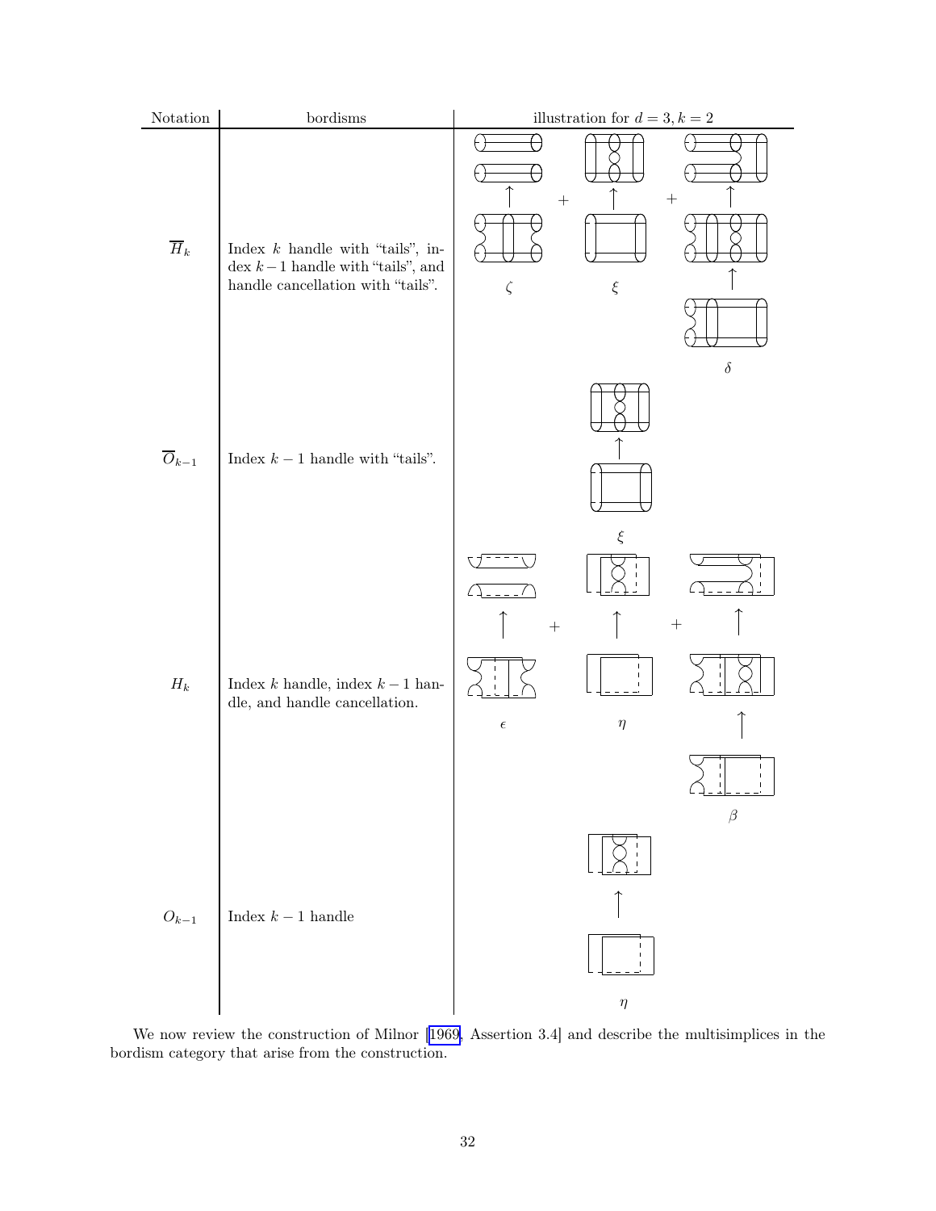| Notation | bordisms | illustration for $d = 3, k = 2$ |
| --- | --- | --- |
| $\overline{H}_k$ | Index $k$ handle with "tails", index $k-1$ handle with "tails", and handle cancellation with "tails". | $\zeta$ + $\xi$ + $\delta$ |
| $\overline{O}_{k-1}$ | Index $k-1$ handle with "tails". | $\xi$ |
| $H_k$ | Index $k$ handle, index $k-1$ handle, and handle cancellation. | $\epsilon$ + $\eta$ + $\beta$ |
| $O_{k-1}$ | Index $k-1$ handle | $\eta$ |

We now review the construction of Milnor [1969, Assertion 3.4] and describe the multisimplices in the bordism category that arise from the construction.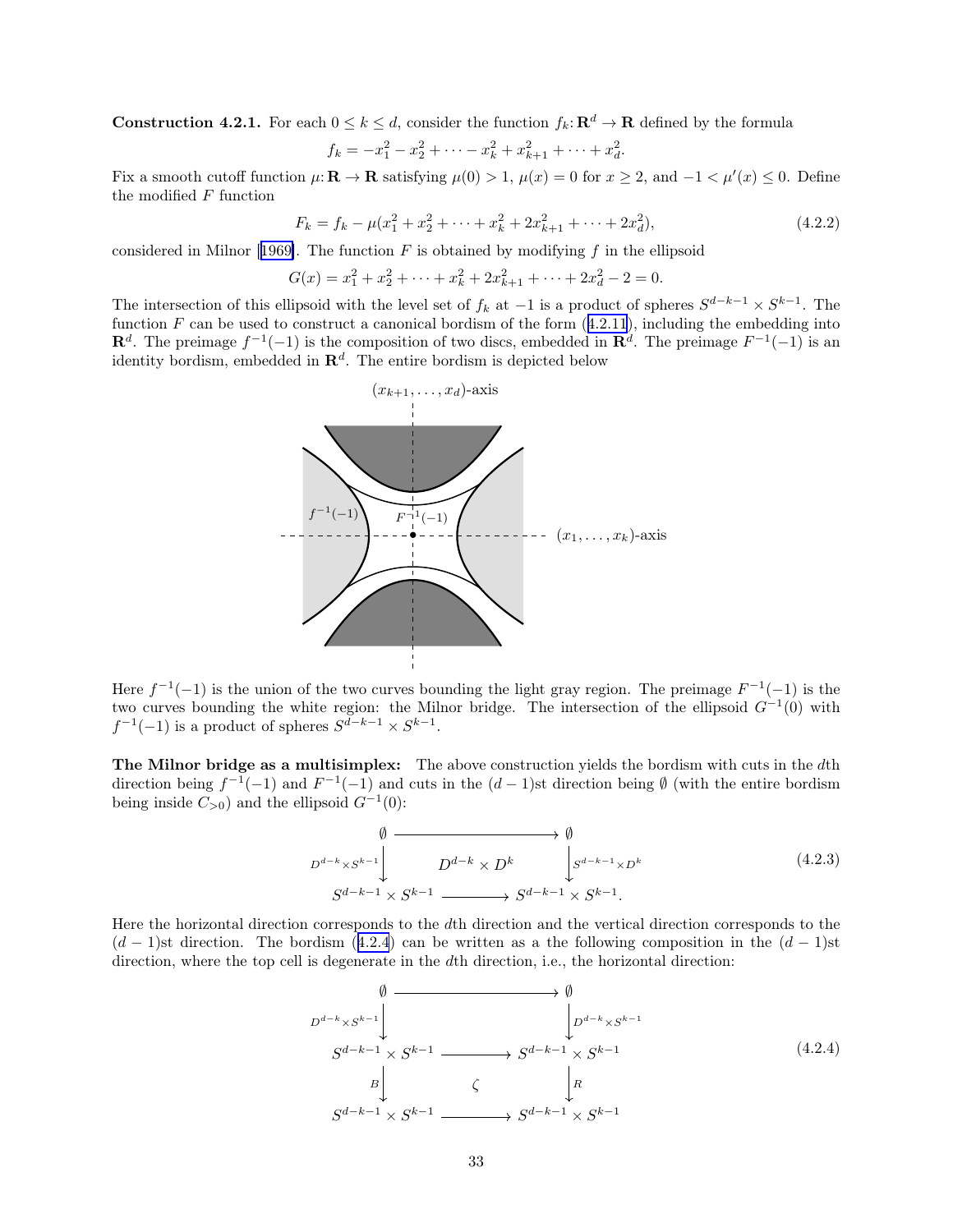**Construction 4.2.1.** For each $0 \le k \le d$, consider the function $f_k: \mathbf{R}^d \to \mathbf{R}$ defined by the formula

$$f_k = -x_1^2 - x_2^2 + \cdots - x_k^2 + x_{k+1}^2 + \cdots + x_d^2.$$

Fix a smooth cutoff function $\mu: \mathbf{R} \to \mathbf{R}$ satisfying $\mu(0) > 1$, $\mu(x) = 0$ for $x \ge 2$, and $-1 < \mu'(x) \le 0$. Define the modified $F$ function

$$F_k = f_k - \mu(x_1^2 + x_2^2 + \cdots + x_k^2 + 2x_{k+1}^2 + \cdots + 2x_d^2), \tag{4.2.2}$$

considered in Milnor [1969]. The function $F$ is obtained by modifying $f$ in the ellipsoid

$$G(x) = x_1^2 + x_2^2 + \cdots + x_k^2 + 2x_{k+1}^2 + \cdots + 2x_d^2 - 2 = 0.$$

The intersection of this ellipsoid with the level set of $f_k$ at $-1$ is a product of spheres $S^{d-k-1} \times S^{k-1}$. The function $F$ can be used to construct a canonical bordism of the form (4.2.11), including the embedding into $\mathbf{R}^d$. The preimage $f^{-1}(-1)$ is the composition of two discs, embedded in $\mathbf{R}^d$. The preimage $F^{-1}(-1)$ is an identity bordism, embedded in $\mathbf{R}^d$. The entire bordism is depicted below

$(x_{k+1}, \ldots, x_d)$-axis

$f^{-1}(-1)$ $\quad$ $F^{-1}(-1)$ $\quad$ $(x_1, \ldots, x_k)$-axis

Here $f^{-1}(-1)$ is the union of the two curves bounding the light gray region. The preimage $F^{-1}(-1)$ is the two curves bounding the white region: the Milnor bridge. The intersection of the ellipsoid $G^{-1}(0)$ with $f^{-1}(-1)$ is a product of spheres $S^{d-k-1} \times S^{k-1}$.

**The Milnor bridge as a multisimplex:** The above construction yields the bordism with cuts in the $d$th direction being $f^{-1}(-1)$ and $F^{-1}(-1)$ and cuts in the $(d-1)$st direction being $\emptyset$ (with the entire bordism being inside $C_{>0}$) and the ellipsoid $G^{-1}(0)$:

$$\begin{array}{ccc} \emptyset & \longrightarrow & \emptyset \\ {\scriptstyle D^{d-k}\times S^{k-1}}\downarrow & D^{d-k} \times D^k & \downarrow{\scriptstyle S^{d-k-1}\times D^k} \\ S^{d-k-1} \times S^{k-1} & \longrightarrow & S^{d-k-1} \times S^{k-1}. \end{array} \tag{4.2.3}$$

Here the horizontal direction corresponds to the $d$th direction and the vertical direction corresponds to the $(d-1)$st direction. The bordism (4.2.4) can be written as a the following composition in the $(d-1)$st direction, where the top cell is degenerate in the $d$th direction, i.e., the horizontal direction:

$$\begin{array}{ccc} \emptyset & \longrightarrow & \emptyset \\ {\scriptstyle D^{d-k}\times S^{k-1}}\downarrow & & \downarrow{\scriptstyle D^{d-k}\times S^{k-1}} \\ S^{d-k-1} \times S^{k-1} & \longrightarrow & S^{d-k-1} \times S^{k-1} \\ {\scriptstyle B}\downarrow & \zeta & \downarrow{\scriptstyle R} \\ S^{d-k-1} \times S^{k-1} & \longrightarrow & S^{d-k-1} \times S^{k-1} \end{array} \tag{4.2.4}$$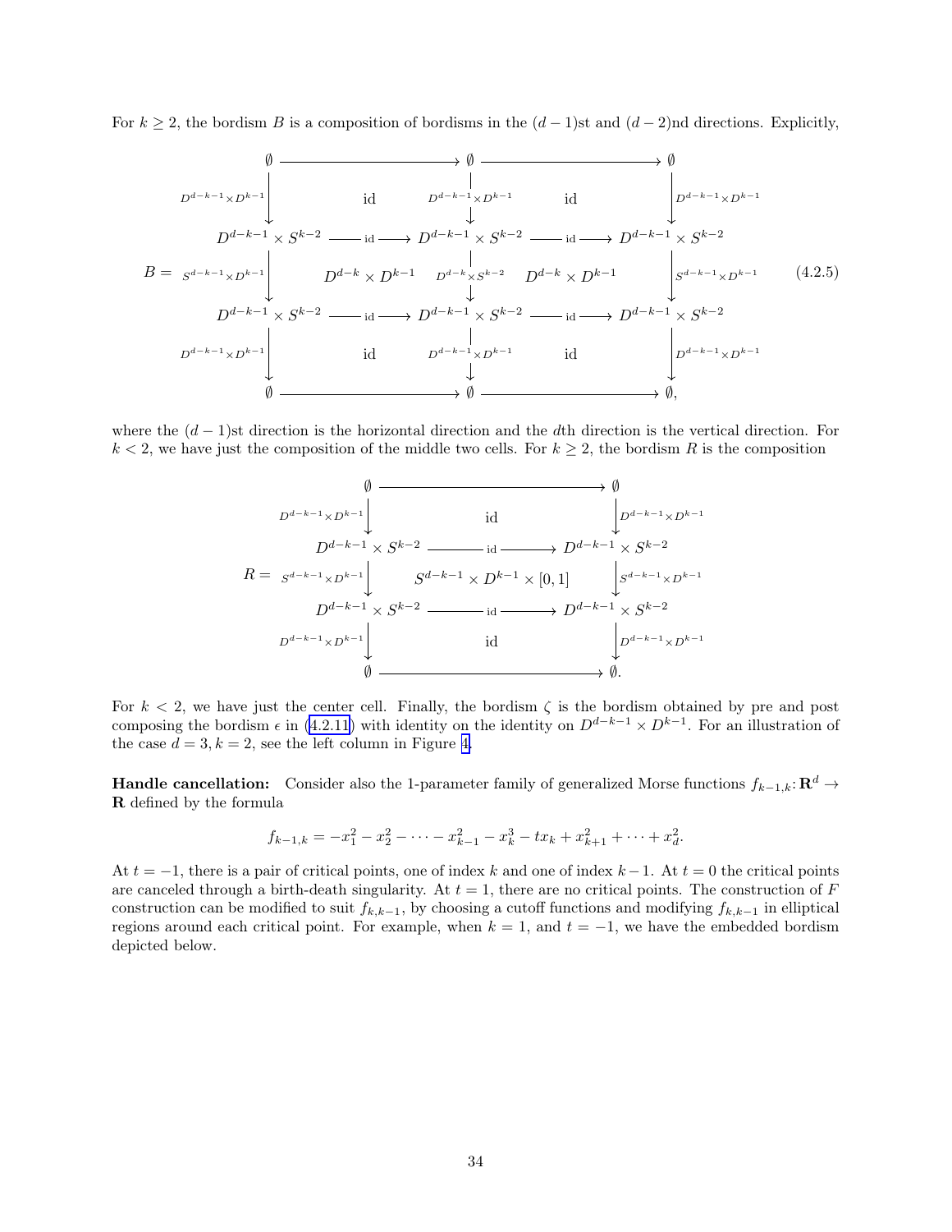For $k \geq 2$, the bordism $B$ is a composition of bordisms in the $(d-1)$st and $(d-2)$nd directions. Explicitly,

$$
B = \begin{array}{ccccc}
\emptyset & \longrightarrow & \emptyset & \longrightarrow & \emptyset \\
\downarrow {\scriptstyle D^{d-k-1}\times D^{k-1}} & \text{id} & \downarrow {\scriptstyle D^{d-k-1}\times D^{k-1}} & \text{id} & \downarrow {\scriptstyle D^{d-k-1}\times D^{k-1}} \\
D^{d-k-1}\times S^{k-2} & \xrightarrow{\text{id}} & D^{d-k-1}\times S^{k-2} & \xrightarrow{\text{id}} & D^{d-k-1}\times S^{k-2} \\
\downarrow {\scriptstyle S^{d-k-1}\times D^{k-1}} & D^{d-k}\times D^{k-1} & \downarrow {\scriptstyle D^{d-k}\times S^{k-2}} & D^{d-k}\times D^{k-1} & \downarrow {\scriptstyle S^{d-k-1}\times D^{k-1}} \\
D^{d-k-1}\times S^{k-2} & \xrightarrow{\text{id}} & D^{d-k-1}\times S^{k-2} & \xrightarrow{\text{id}} & D^{d-k-1}\times S^{k-2} \\
\downarrow {\scriptstyle D^{d-k-1}\times D^{k-1}} & \text{id} & \downarrow {\scriptstyle D^{d-k-1}\times D^{k-1}} & \text{id} & \downarrow {\scriptstyle D^{d-k-1}\times D^{k-1}} \\
\emptyset & \longrightarrow & \emptyset & \longrightarrow & \emptyset,
\end{array} \tag{4.2.5}
$$

where the $(d-1)$st direction is the horizontal direction and the $d$th direction is the vertical direction. For $k < 2$, we have just the composition of the middle two cells. For $k \geq 2$, the bordism $R$ is the composition

$$
R = \begin{array}{ccc}
\emptyset & \longrightarrow & \emptyset \\
\downarrow {\scriptstyle D^{d-k-1}\times D^{k-1}} & \text{id} & \downarrow {\scriptstyle D^{d-k-1}\times D^{k-1}} \\
D^{d-k-1}\times S^{k-2} & \xrightarrow{\text{id}} & D^{d-k-1}\times S^{k-2} \\
\downarrow {\scriptstyle S^{d-k-1}\times D^{k-1}} & S^{d-k-1}\times D^{k-1}\times [0,1] & \downarrow {\scriptstyle S^{d-k-1}\times D^{k-1}} \\
D^{d-k-1}\times S^{k-2} & \xrightarrow{\text{id}} & D^{d-k-1}\times S^{k-2} \\
\downarrow {\scriptstyle D^{d-k-1}\times D^{k-1}} & \text{id} & \downarrow {\scriptstyle D^{d-k-1}\times D^{k-1}} \\
\emptyset & \longrightarrow & \emptyset.
\end{array}
$$

For $k < 2$, we have just the center cell. Finally, the bordism $\zeta$ is the bordism obtained by pre and post composing the bordism $\epsilon$ in (4.2.11) with identity on the identity on $D^{d-k-1} \times D^{k-1}$. For an illustration of the case $d = 3, k = 2$, see the left column in Figure 4.

**Handle cancellation:** Consider also the 1-parameter family of generalized Morse functions $f_{k-1,k}\colon \mathbf{R}^d \to \mathbf{R}$ defined by the formula

$$f_{k-1,k} = -x_1^2 - x_2^2 - \cdots - x_{k-1}^2 - x_k^3 - tx_k + x_{k+1}^2 + \cdots + x_d^2.$$

At $t = -1$, there is a pair of critical points, one of index $k$ and one of index $k-1$. At $t = 0$ the critical points are canceled through a birth-death singularity. At $t = 1$, there are no critical points. The construction of $F$ construction can be modified to suit $f_{k,k-1}$, by choosing a cutoff functions and modifying $f_{k,k-1}$ in elliptical regions around each critical point. For example, when $k = 1$, and $t = -1$, we have the embedded bordism depicted below.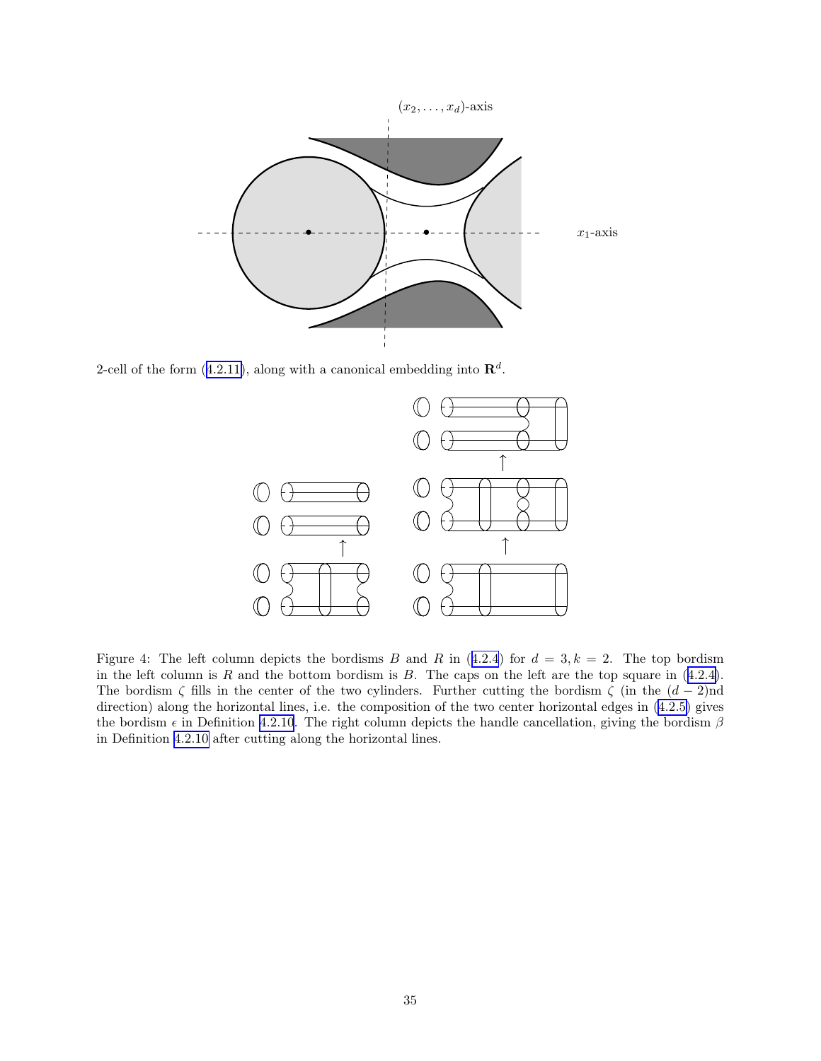2-cell of the form (4.2.11), along with a canonical embedding into $\mathbf{R}^d$.

Figure 4: The left column depicts the bordisms $B$ and $R$ in (4.2.4) for $d = 3, k = 2$. The top bordism in the left column is $R$ and the bottom bordism is $B$. The caps on the left are the top square in (4.2.4). The bordism $\zeta$ fills in the center of the two cylinders. Further cutting the bordism $\zeta$ (in the $(d-2)$nd direction) along the horizontal lines, i.e. the composition of the two center horizontal edges in (4.2.5) gives the bordism $\epsilon$ in Definition 4.2.10. The right column depicts the handle cancellation, giving the bordism $\beta$ in Definition 4.2.10 after cutting along the horizontal lines.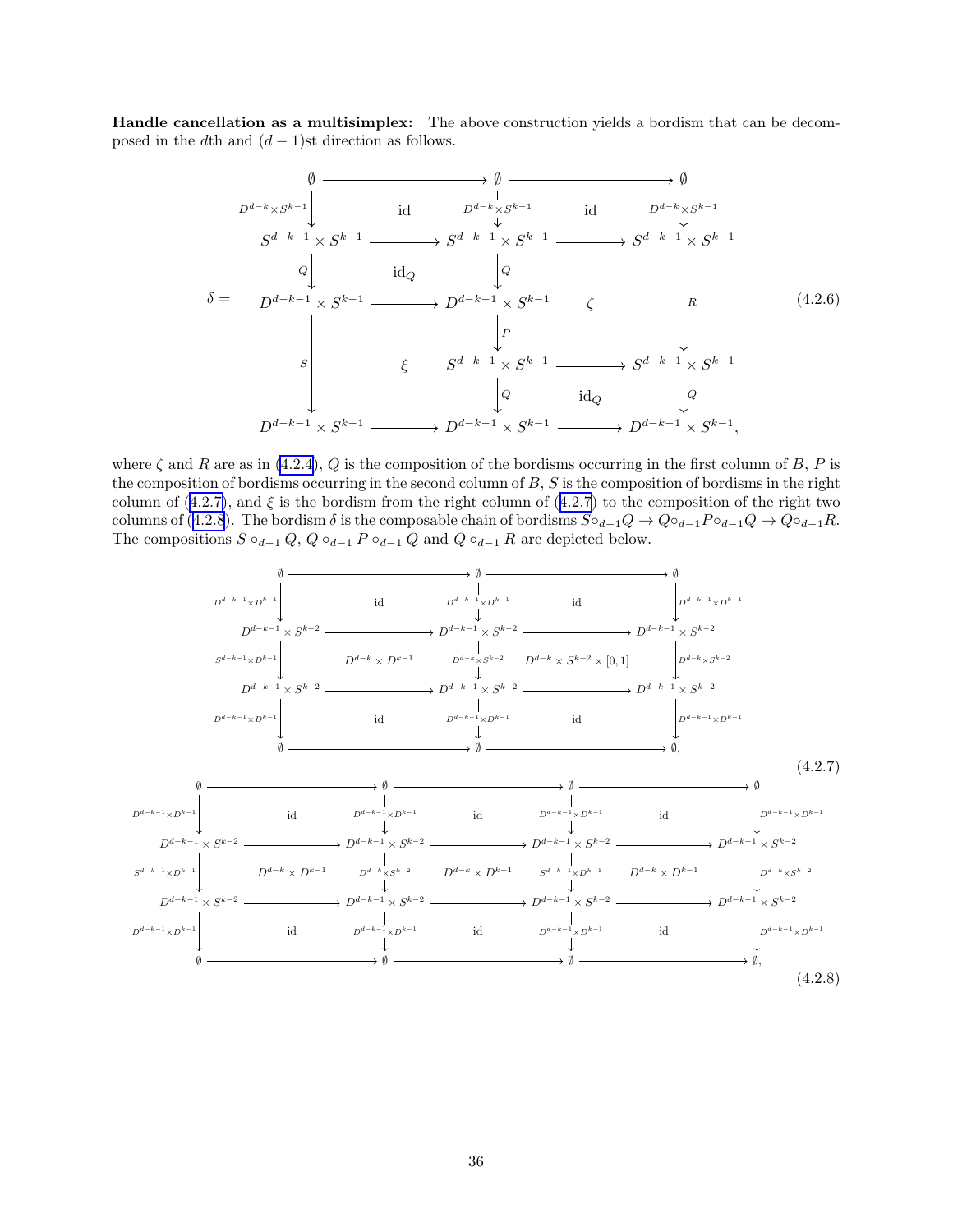**Handle cancellation as a multisimplex:** The above construction yields a bordism that can be decomposed in the $d$th and $(d-1)$st direction as follows.

$$
\delta = \begin{array}{ccccc}
\emptyset & \longrightarrow & \emptyset & \longrightarrow & \emptyset \\
\downarrow{\scriptstyle D^{d-k}\times S^{k-1}} & \mathrm{id} & \downarrow{\scriptstyle D^{d-k}\times S^{k-1}} & \mathrm{id} & \downarrow{\scriptstyle D^{d-k}\times S^{k-1}} \\
S^{d-k-1}\times S^{k-1} & \longrightarrow & S^{d-k-1}\times S^{k-1} & \longrightarrow & S^{d-k-1}\times S^{k-1} \\
\downarrow{\scriptstyle Q} & \mathrm{id}_Q & \downarrow{\scriptstyle Q} & & \\
D^{d-k-1}\times S^{k-1} & \longrightarrow & D^{d-k-1}\times S^{k-1} & \zeta & \downarrow{\scriptstyle R} \\
 & & \downarrow{\scriptstyle P} & & \\
\downarrow{\scriptstyle S} & \xi & S^{d-k-1}\times S^{k-1} & \longrightarrow & S^{d-k-1}\times S^{k-1} \\
 & & \downarrow{\scriptstyle Q} & \mathrm{id}_Q & \downarrow{\scriptstyle Q} \\
D^{d-k-1}\times S^{k-1} & \longrightarrow & D^{d-k-1}\times S^{k-1} & \longrightarrow & D^{d-k-1}\times S^{k-1},
\end{array}
\tag{4.2.6}
$$

where $\zeta$ and $R$ are as in (4.2.4), $Q$ is the composition of the bordisms occurring in the first column of $B$, $P$ is the composition of bordisms occurring in the second column of $B$, $S$ is the composition of bordisms in the right column of (4.2.7), and $\xi$ is the bordism from the right column of (4.2.7) to the composition of the right two columns of (4.2.8). The bordism $\delta$ is the composable chain of bordisms $S\circ_{d-1}Q \to Q\circ_{d-1}P\circ_{d-1}Q \to Q\circ_{d-1}R$. The compositions $S\circ_{d-1}Q$, $Q\circ_{d-1}P\circ_{d-1}Q$ and $Q\circ_{d-1}R$ are depicted below.

$$
\begin{array}{ccccc}
\emptyset & \longrightarrow & \emptyset & \longrightarrow & \emptyset \\
\downarrow{\scriptstyle D^{d-k-1}\times D^{k-1}} & \mathrm{id} & \downarrow{\scriptstyle D^{d-k-1}\times D^{k-1}} & \mathrm{id} & \downarrow{\scriptstyle D^{d-k-1}\times D^{k-1}} \\
D^{d-k-1}\times S^{k-2} & \longrightarrow & D^{d-k-1}\times S^{k-2} & \longrightarrow & D^{d-k-1}\times S^{k-2} \\
\downarrow{\scriptstyle S^{d-k-1}\times D^{k-1}} & D^{d-k}\times D^{k-1} & \downarrow{\scriptstyle D^{d-k}\times S^{k-2}} & D^{d-k}\times S^{k-2}\times[0,1] & \downarrow{\scriptstyle D^{d-k}\times S^{k-2}} \\
D^{d-k-1}\times S^{k-2} & \longrightarrow & D^{d-k-1}\times S^{k-2} & \longrightarrow & D^{d-k-1}\times S^{k-2} \\
\downarrow{\scriptstyle D^{d-k-1}\times D^{k-1}} & \mathrm{id} & \downarrow{\scriptstyle D^{d-k-1}\times D^{k-1}} & \mathrm{id} & \downarrow{\scriptstyle D^{d-k-1}\times D^{k-1}} \\
\emptyset & \longrightarrow & \emptyset & \longrightarrow & \emptyset,
\end{array}
\tag{4.2.7}
$$

$$
\begin{array}{ccccccc}
\emptyset & \longrightarrow & \emptyset & \longrightarrow & \emptyset & \longrightarrow & \emptyset \\
\downarrow{\scriptstyle D^{d-k-1}\times D^{k-1}} & \mathrm{id} & \downarrow{\scriptstyle D^{d-k-1}\times D^{k-1}} & \mathrm{id} & \downarrow{\scriptstyle D^{d-k-1}\times D^{k-1}} & \mathrm{id} & \downarrow{\scriptstyle D^{d-k-1}\times D^{k-1}} \\
D^{d-k-1}\times S^{k-2} & \longrightarrow & D^{d-k-1}\times S^{k-2} & \longrightarrow & D^{d-k-1}\times S^{k-2} & \longrightarrow & D^{d-k-1}\times S^{k-2} \\
\downarrow{\scriptstyle S^{d-k-1}\times D^{k-1}} & D^{d-k}\times D^{k-1} & \downarrow{\scriptstyle D^{d-k}\times S^{k-2}} & D^{d-k}\times D^{k-1} & \downarrow{\scriptstyle S^{d-k-1}\times D^{k-1}} & D^{d-k}\times D^{k-1} & \downarrow{\scriptstyle D^{d-k}\times S^{k-2}} \\
D^{d-k-1}\times S^{k-2} & \longrightarrow & D^{d-k-1}\times S^{k-2} & \longrightarrow & D^{d-k-1}\times S^{k-2} & \longrightarrow & D^{d-k-1}\times S^{k-2} \\
\downarrow{\scriptstyle D^{d-k-1}\times D^{k-1}} & \mathrm{id} & \downarrow{\scriptstyle D^{d-k-1}\times D^{k-1}} & \mathrm{id} & \downarrow{\scriptstyle D^{d-k-1}\times D^{k-1}} & \mathrm{id} & \downarrow{\scriptstyle D^{d-k-1}\times D^{k-1}} \\
\emptyset & \longrightarrow & \emptyset & \longrightarrow & \emptyset & \longrightarrow & \emptyset,
\end{array}
\tag{4.2.8}
$$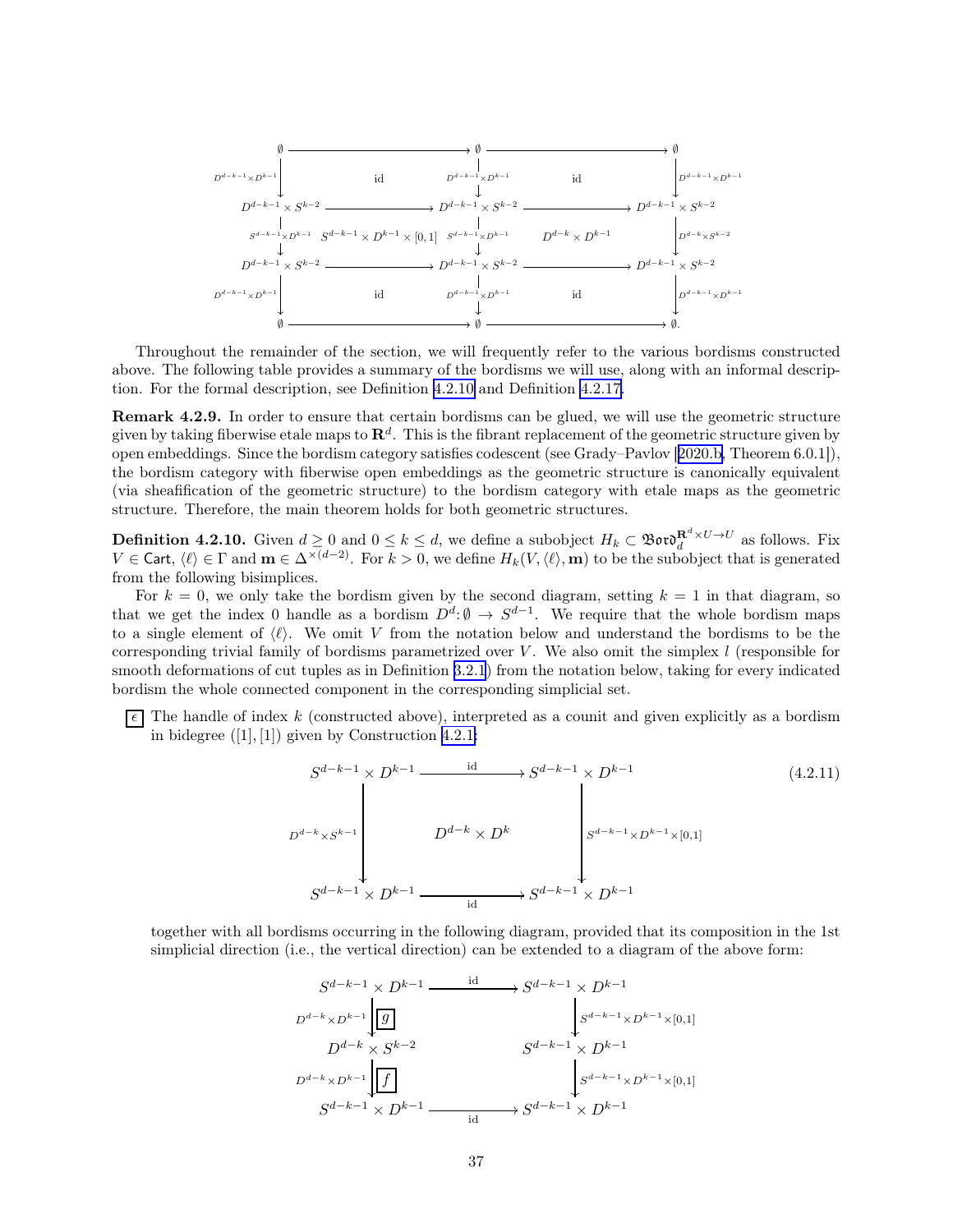$$
\begin{array}{ccccc}
\emptyset & \longrightarrow & \emptyset & \longrightarrow & \emptyset \\
\big\downarrow{\scriptstyle D^{d-k-1}\times D^{k-1}} & \mathrm{id} & \big\downarrow{\scriptstyle D^{d-k-1}\times D^{k-1}} & \mathrm{id} & \big\downarrow{\scriptstyle D^{d-k-1}\times D^{k-1}} \\
D^{d-k-1}\times S^{k-2} & \longrightarrow & D^{d-k-1}\times S^{k-2} & \longrightarrow & D^{d-k-1}\times S^{k-2} \\
\big\downarrow{\scriptstyle S^{d-k-1}\times D^{k-1}} & S^{d-k-1}\times D^{k-1}\times[0,1] & \big\downarrow{\scriptstyle S^{d-k-1}\times D^{k-1}} & D^{d-k}\times D^{k-1} & \big\downarrow{\scriptstyle D^{d-k}\times S^{k-2}} \\
D^{d-k-1}\times S^{k-2} & \longrightarrow & D^{d-k-1}\times S^{k-2} & \longrightarrow & D^{d-k-1}\times S^{k-2} \\
\big\downarrow{\scriptstyle D^{d-k-1}\times D^{k-1}} & \mathrm{id} & \big\downarrow{\scriptstyle D^{d-k-1}\times D^{k-1}} & \mathrm{id} & \big\downarrow{\scriptstyle D^{d-k-1}\times D^{k-1}} \\
\emptyset & \longrightarrow & \emptyset & \longrightarrow & \emptyset.
\end{array}
$$

Throughout the remainder of the section, we will frequently refer to the various bordisms constructed above. The following table provides a summary of the bordisms we will use, along with an informal description. For the formal description, see Definition 4.2.10 and Definition 4.2.17.

**Remark 4.2.9.** In order to ensure that certain bordisms can be glued, we will use the geometric structure given by taking fiberwise etale maps to $\mathbf{R}^d$. This is the fibrant replacement of the geometric structure given by open embeddings. Since the bordism category satisfies codescent (see Grady–Pavlov [2020.b, Theorem 6.0.1]), the bordism category with fiberwise open embeddings as the geometric structure is canonically equivalent (via sheafification of the geometric structure) to the bordism category with etale maps as the geometric structure. Therefore, the main theorem holds for both geometric structures.

**Definition 4.2.10.** Given $d \geq 0$ and $0 \leq k \leq d$, we define a subobject $H_k \subset \mathfrak{Bord}_d^{\mathbf{R}^d\times U\to U}$ as follows. Fix $V \in \mathsf{Cart}$, $\langle \ell \rangle \in \Gamma$ and $\mathbf{m} \in \Delta^{\times(d-2)}$. For $k>0$, we define $H_k(V,\langle\ell\rangle,\mathbf{m})$ to be the subobject that is generated from the following bisimplices.

For $k=0$, we only take the bordism given by the second diagram, setting $k=1$ in that diagram, so that we get the index 0 handle as a bordism $D^d\colon \emptyset \to S^{d-1}$. We require that the whole bordism maps to a single element of $\langle\ell\rangle$. We omit $V$ from the notation below and understand the bordisms to be the corresponding trivial family of bordisms parametrized over $V$. We also omit the simplex $l$ (responsible for smooth deformations of cut tuples as in Definition 3.2.1) from the notation below, taking for every indicated bordism the whole connected component in the corresponding simplicial set.

- $\boxed{\epsilon}$ The handle of index $k$ (constructed above), interpreted as a counit and given explicitly as a bordism in bidegree $([1],[1])$ given by Construction 4.2.1:

$$
\begin{array}{ccc}
S^{d-k-1}\times D^{k-1} & \xrightarrow{\ \mathrm{id}\ } & S^{d-k-1}\times D^{k-1} \\
\big\downarrow{\scriptstyle D^{d-k}\times S^{k-1}} & D^{d-k}\times D^{k} & \big\downarrow{\scriptstyle S^{d-k-1}\times D^{k-1}\times[0,1]} \\
S^{d-k-1}\times D^{k-1} & \xrightarrow[\ \mathrm{id}\ ]{} & S^{d-k-1}\times D^{k-1}
\end{array}
\tag{4.2.11}
$$

  together with all bordisms occurring in the following diagram, provided that its composition in the 1st simplicial direction (i.e., the vertical direction) can be extended to a diagram of the above form:

$$
\begin{array}{ccc}
S^{d-k-1}\times D^{k-1} & \xrightarrow{\ \mathrm{id}\ } & S^{d-k-1}\times D^{k-1} \\
\big\downarrow{\scriptstyle D^{d-k}\times D^{k-1}}\ \boxed{g} & & \big\downarrow{\scriptstyle S^{d-k-1}\times D^{k-1}\times[0,1]} \\
D^{d-k}\times S^{k-2} & & S^{d-k-1}\times D^{k-1} \\
\big\downarrow{\scriptstyle D^{d-k}\times D^{k-1}}\ \boxed{f} & & \big\downarrow{\scriptstyle S^{d-k-1}\times D^{k-1}\times[0,1]} \\
S^{d-k-1}\times D^{k-1} & \xrightarrow[\ \mathrm{id}\ ]{} & S^{d-k-1}\times D^{k-1}
\end{array}
$$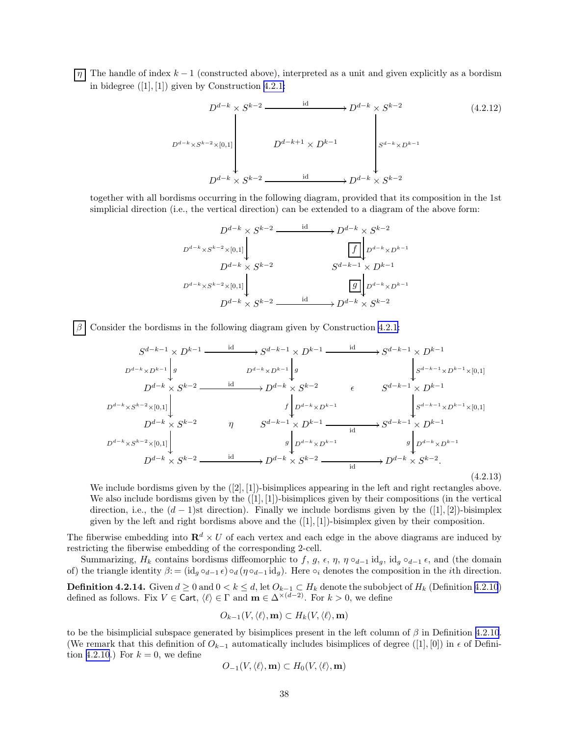$\boxed{\eta}$ The handle of index $k-1$ (constructed above), interpreted as a unit and given explicitly as a bordism in bidegree $([1],[1])$ given by Construction 4.2.1:

$$
\begin{array}{ccc}
D^{d-k} \times S^{k-2} & \xrightarrow{\mathrm{id}} & D^{d-k} \times S^{k-2} \\
\Big\downarrow {\scriptstyle D^{d-k}\times S^{k-2}\times[0,1]} & D^{d-k+1} \times D^{k-1} & \Big\downarrow {\scriptstyle S^{d-k}\times D^{k-1}} \\
D^{d-k} \times S^{k-2} & \xrightarrow{\mathrm{id}} & D^{d-k} \times S^{k-2}
\end{array}
\tag{4.2.12}
$$

together with all bordisms occurring in the following diagram, provided that its composition in the 1st simplicial direction (i.e., the vertical direction) can be extended to a diagram of the above form:

$$
\begin{array}{ccc}
D^{d-k} \times S^{k-2} & \xrightarrow{\mathrm{id}} & D^{d-k} \times S^{k-2} \\
\Big\downarrow {\scriptstyle D^{d-k}\times S^{k-2}\times[0,1]} & & \boxed{f}\Big\downarrow {\scriptstyle D^{d-k}\times D^{k-1}} \\
D^{d-k} \times S^{k-2} & & S^{d-k-1} \times D^{k-1} \\
\Big\downarrow {\scriptstyle D^{d-k}\times S^{k-2}\times[0,1]} & & \boxed{g}\Big\downarrow {\scriptstyle D^{d-k}\times D^{k-1}} \\
D^{d-k} \times S^{k-2} & \xrightarrow{\mathrm{id}} & D^{d-k} \times S^{k-2}
\end{array}
$$

$\boxed{\beta}$ Consider the bordisms in the following diagram given by Construction 4.2.1:

$$
\begin{array}{ccccc}
S^{d-k-1} \times D^{k-1} & \xrightarrow{\mathrm{id}} & S^{d-k-1} \times D^{k-1} & \xrightarrow{\mathrm{id}} & S^{d-k-1} \times D^{k-1} \\
{\scriptstyle D^{d-k}\times D^{k-1}}\Big\downarrow g & & {\scriptstyle D^{d-k}\times D^{k-1}}\Big\downarrow g & & \Big\downarrow {\scriptstyle S^{d-k-1}\times D^{k-1}\times[0,1]} \\
D^{d-k} \times S^{k-2} & \xrightarrow{\mathrm{id}} & D^{d-k} \times S^{k-2} & \epsilon & S^{d-k-1} \times D^{k-1} \\
{\scriptstyle D^{d-k}\times S^{k-2}\times[0,1]}\Big\downarrow & & f\Big\downarrow {\scriptstyle D^{d-k}\times D^{k-1}} & & \Big\downarrow {\scriptstyle S^{d-k-1}\times D^{k-1}\times[0,1]} \\
D^{d-k} \times S^{k-2} & \eta & S^{d-k-1} \times D^{k-1} & \xrightarrow{\mathrm{id}} & S^{d-k-1} \times D^{k-1} \\
{\scriptstyle D^{d-k}\times S^{k-2}\times[0,1]}\Big\downarrow & & g\Big\downarrow {\scriptstyle D^{d-k}\times D^{k-1}} & & g\Big\downarrow {\scriptstyle D^{d-k}\times D^{k-1}} \\
D^{d-k} \times S^{k-2} & \xrightarrow{\mathrm{id}} & D^{d-k} \times S^{k-2} & \xrightarrow{\mathrm{id}} & D^{d-k} \times S^{k-2}.
\end{array}
\tag{4.2.13}
$$

We include bordisms given by the $([2],[1])$-bisimplices appearing in the left and right rectangles above. We also include bordisms given by the $([1],[1])$-bisimplices given by their compositions (in the vertical direction, i.e., the $(d-1)$st direction). Finally we include bordisms given by the $([1],[2])$-bisimplex given by the left and right bordisms above and the $([1],[1])$-bisimplex given by their composition.

The fiberwise embedding into $\mathbf{R}^d \times U$ of each vertex and each edge in the above diagrams are induced by restricting the fiberwise embedding of the corresponding 2-cell.

Summarizing, $H_k$ contains bordisms diffeomorphic to $f$, $g$, $\epsilon$, $\eta$, $\eta \circ_{d-1} \mathrm{id}_g$, $\mathrm{id}_g \circ_{d-1} \epsilon$, and (the domain of) the triangle identity $\beta := (\mathrm{id}_g \circ_{d-1} \epsilon) \circ_d (\eta \circ_{d-1} \mathrm{id}_g)$. Here $\circ_i$ denotes the composition in the $i$th direction.

**Definition 4.2.14.** Given $d \geq 0$ and $0 < k \leq d$, let $O_{k-1} \subset H_k$ denote the subobject of $H_k$ (Definition 4.2.10) defined as follows. Fix $V \in \mathsf{Cart}$, $\langle \ell \rangle \in \Gamma$ and $\mathbf{m} \in \Delta^{\times(d-2)}$. For $k > 0$, we define

$$O_{k-1}(V, \langle \ell \rangle, \mathbf{m}) \subset H_k(V, \langle \ell \rangle, \mathbf{m})$$

to be the bisimplicial subspace generated by bisimplices present in the left column of $\beta$ in Definition 4.2.10. (We remark that this definition of $O_{k-1}$ automatically includes bisimplices of degree $([1],[0])$ in $\epsilon$ of Definition 4.2.10.) For $k = 0$, we define

$$O_{-1}(V, \langle \ell \rangle, \mathbf{m}) \subset H_0(V, \langle \ell \rangle, \mathbf{m})$$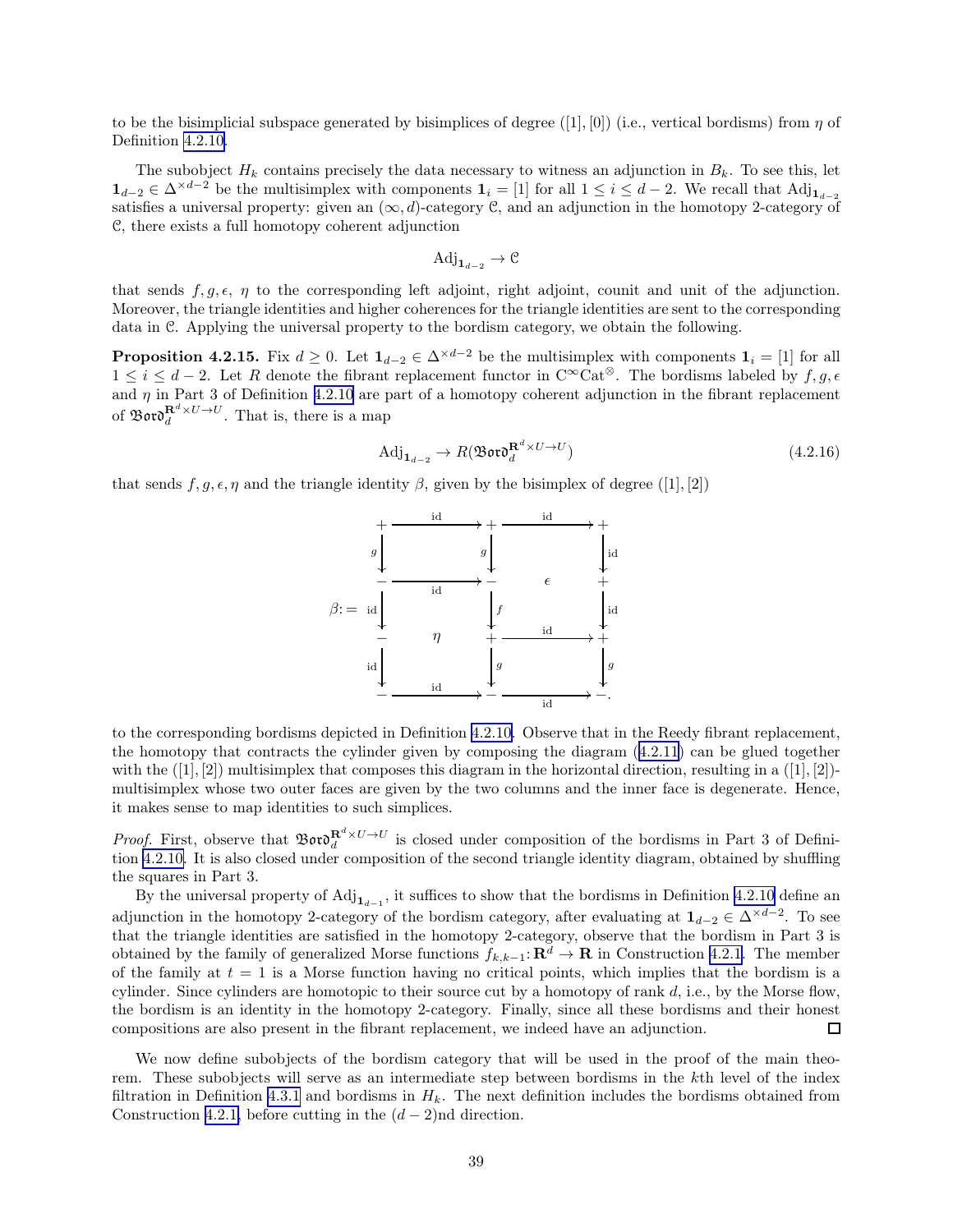to be the bisimplicial subspace generated by bisimplices of degree $([1],[0])$ (i.e., vertical bordisms) from $\eta$ of Definition 4.2.10.

The subobject $H_k$ contains precisely the data necessary to witness an adjunction in $B_k$. To see this, let $\mathbf{1}_{d-2} \in \Delta^{\times d-2}$ be the multisimplex with components $\mathbf{1}_i = [1]$ for all $1 \leq i \leq d-2$. We recall that $\mathrm{Adj}_{\mathbf{1}_{d-2}}$ satisfies a universal property: given an $(\infty, d)$-category $\mathcal{C}$, and an adjunction in the homotopy 2-category of $\mathcal{C}$, there exists a full homotopy coherent adjunction

$$\mathrm{Adj}_{\mathbf{1}_{d-2}} \to \mathcal{C}$$

that sends $f, g, \epsilon, \eta$ to the corresponding left adjoint, right adjoint, counit and unit of the adjunction. Moreover, the triangle identities and higher coherences for the triangle identities are sent to the corresponding data in $\mathcal{C}$. Applying the universal property to the bordism category, we obtain the following.

**Proposition 4.2.15.** Fix $d \geq 0$. Let $\mathbf{1}_{d-2} \in \Delta^{\times d-2}$ be the multisimplex with components $\mathbf{1}_i = [1]$ for all $1 \leq i \leq d-2$. Let $R$ denote the fibrant replacement functor in $\mathrm{C}^\infty\mathrm{Cat}^\otimes$. The bordisms labeled by $f, g, \epsilon$ and $\eta$ in Part 3 of Definition 4.2.10 are part of a homotopy coherent adjunction in the fibrant replacement of $\mathfrak{Bord}_d^{\mathbf{R}^d \times U \to U}$. That is, there is a map

$$\mathrm{Adj}_{\mathbf{1}_{d-2}} \to R(\mathfrak{Bord}_d^{\mathbf{R}^d \times U \to U}) \tag{4.2.16}$$

that sends $f, g, \epsilon, \eta$ and the triangle identity $\beta$, given by the bisimplex of degree $([1],[2])$

$$\beta := \begin{array}{ccccc}
+ & \xrightarrow{\mathrm{id}} & + & \xrightarrow{\mathrm{id}} & + \\
{\scriptstyle g}\downarrow & & {\scriptstyle g}\downarrow & & \downarrow{\scriptstyle \mathrm{id}} \\
- & \xrightarrow{\mathrm{id}} & - & \epsilon & + \\
{\scriptstyle \mathrm{id}}\downarrow & & \downarrow{\scriptstyle f} & & \downarrow{\scriptstyle \mathrm{id}} \\
- & \eta & + & \xrightarrow{\mathrm{id}} & + \\
{\scriptstyle \mathrm{id}}\downarrow & & \downarrow{\scriptstyle g} & & \downarrow{\scriptstyle g} \\
- & \xrightarrow{\mathrm{id}} & - & \xrightarrow{\mathrm{id}} & -.
\end{array}$$

to the corresponding bordisms depicted in Definition 4.2.10. Observe that in the Reedy fibrant replacement, the homotopy that contracts the cylinder given by composing the diagram (4.2.11) can be glued together with the $([1],[2])$ multisimplex that composes this diagram in the horizontal direction, resulting in a $([1],[2])$-multisimplex whose two outer faces are given by the two columns and the inner face is degenerate. Hence, it makes sense to map identities to such simplices.

*Proof.* First, observe that $\mathfrak{Bord}_d^{\mathbf{R}^d \times U \to U}$ is closed under composition of the bordisms in Part 3 of Definition 4.2.10. It is also closed under composition of the second triangle identity diagram, obtained by shuffling the squares in Part 3.

By the universal property of $\mathrm{Adj}_{\mathbf{1}_{d-1}}$, it suffices to show that the bordisms in Definition 4.2.10 define an adjunction in the homotopy 2-category of the bordism category, after evaluating at $\mathbf{1}_{d-2} \in \Delta^{\times d-2}$. To see that the triangle identities are satisfied in the homotopy 2-category, observe that the bordism in Part 3 is obtained by the family of generalized Morse functions $f_{k,k-1} \colon \mathbf{R}^d \to \mathbf{R}$ in Construction 4.2.1. The member of the family at $t = 1$ is a Morse function having no critical points, which implies that the bordism is a cylinder. Since cylinders are homotopic to their source cut by a homotopy of rank $d$, i.e., by the Morse flow, the bordism is an identity in the homotopy 2-category. Finally, since all these bordisms and their honest compositions are also present in the fibrant replacement, we indeed have an adjunction. $\square$

We now define subobjects of the bordism category that will be used in the proof of the main theorem. These subobjects will serve as an intermediate step between bordisms in the $k$th level of the index filtration in Definition 4.3.1 and bordisms in $H_k$. The next definition includes the bordisms obtained from Construction 4.2.1, before cutting in the $(d-2)$nd direction.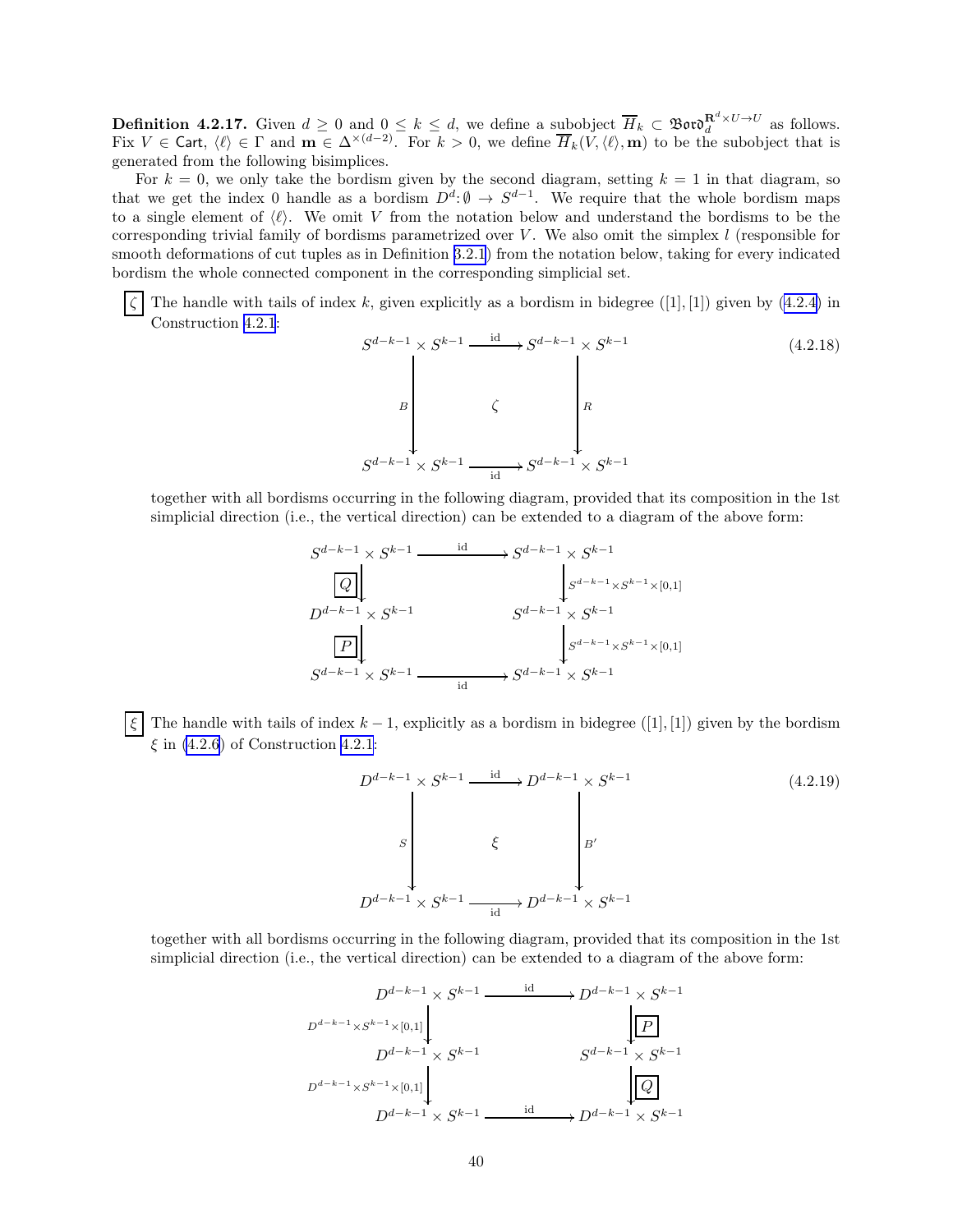**Definition 4.2.17.** Given $d \geq 0$ and $0 \leq k \leq d$, we define a subobject $\overline{H}_k \subset \mathfrak{Bord}_d^{\mathbf{R}^d \times U \to U}$ as follows. Fix $V \in \mathsf{Cart}$, $\langle \ell \rangle \in \Gamma$ and $\mathbf{m} \in \Delta^{\times(d-2)}$. For $k > 0$, we define $\overline{H}_k(V, \langle \ell \rangle, \mathbf{m})$ to be the subobject that is generated from the following bisimplices.

For $k = 0$, we only take the bordism given by the second diagram, setting $k = 1$ in that diagram, so that we get the index 0 handle as a bordism $D^d \colon \emptyset \to S^{d-1}$. We require that the whole bordism maps to a single element of $\langle \ell \rangle$. We omit $V$ from the notation below and understand the bordisms to be the corresponding trivial family of bordisms parametrized over $V$. We also omit the simplex $l$ (responsible for smooth deformations of cut tuples as in Definition 3.2.1) from the notation below, taking for every indicated bordism the whole connected component in the corresponding simplicial set.

$\boxed{\zeta}$ The handle with tails of index $k$, given explicitly as a bordism in bidegree $([1],[1])$ given by (4.2.4) in Construction 4.2.1:

$$\begin{array}{ccc}
S^{d-k-1} \times S^{k-1} & \xrightarrow{\mathrm{id}} & S^{d-k-1} \times S^{k-1} \\
\Big\downarrow{\scriptstyle B} & \zeta & \Big\downarrow{\scriptstyle R} \\
S^{d-k-1} \times S^{k-1} & \xrightarrow[\mathrm{id}]{} & S^{d-k-1} \times S^{k-1}
\end{array} \tag{4.2.18}$$

together with all bordisms occurring in the following diagram, provided that its composition in the 1st simplicial direction (i.e., the vertical direction) can be extended to a diagram of the above form:

$$\begin{array}{ccc}
S^{d-k-1} \times S^{k-1} & \xrightarrow{\mathrm{id}} & S^{d-k-1} \times S^{k-1} \\
\Big\downarrow{\scriptstyle \boxed{Q}} & & \Big\downarrow{\scriptstyle S^{d-k-1} \times S^{k-1} \times [0,1]} \\
D^{d-k-1} \times S^{k-1} & & S^{d-k-1} \times S^{k-1} \\
\Big\downarrow{\scriptstyle \boxed{P}} & & \Big\downarrow{\scriptstyle S^{d-k-1} \times S^{k-1} \times [0,1]} \\
S^{d-k-1} \times S^{k-1} & \xrightarrow[\mathrm{id}]{} & S^{d-k-1} \times S^{k-1}
\end{array}$$

$\boxed{\xi}$ The handle with tails of index $k-1$, explicitly as a bordism in bidegree $([1],[1])$ given by the bordism $\xi$ in (4.2.6) of Construction 4.2.1:

$$\begin{array}{ccc}
D^{d-k-1} \times S^{k-1} & \xrightarrow{\mathrm{id}} & D^{d-k-1} \times S^{k-1} \\
\Big\downarrow{\scriptstyle S} & \xi & \Big\downarrow{\scriptstyle B'} \\
D^{d-k-1} \times S^{k-1} & \xrightarrow[\mathrm{id}]{} & D^{d-k-1} \times S^{k-1}
\end{array} \tag{4.2.19}$$

together with all bordisms occurring in the following diagram, provided that its composition in the 1st simplicial direction (i.e., the vertical direction) can be extended to a diagram of the above form:

$$\begin{array}{ccc}
D^{d-k-1} \times S^{k-1} & \xrightarrow{\mathrm{id}} & D^{d-k-1} \times S^{k-1} \\
\Big\downarrow{\scriptstyle D^{d-k-1} \times S^{k-1} \times [0,1]} & & \Big\downarrow{\scriptstyle \boxed{P}} \\
D^{d-k-1} \times S^{k-1} & & S^{d-k-1} \times S^{k-1} \\
\Big\downarrow{\scriptstyle D^{d-k-1} \times S^{k-1} \times [0,1]} & & \Big\downarrow{\scriptstyle \boxed{Q}} \\
D^{d-k-1} \times S^{k-1} & \xrightarrow{\mathrm{id}} & D^{d-k-1} \times S^{k-1}
\end{array}$$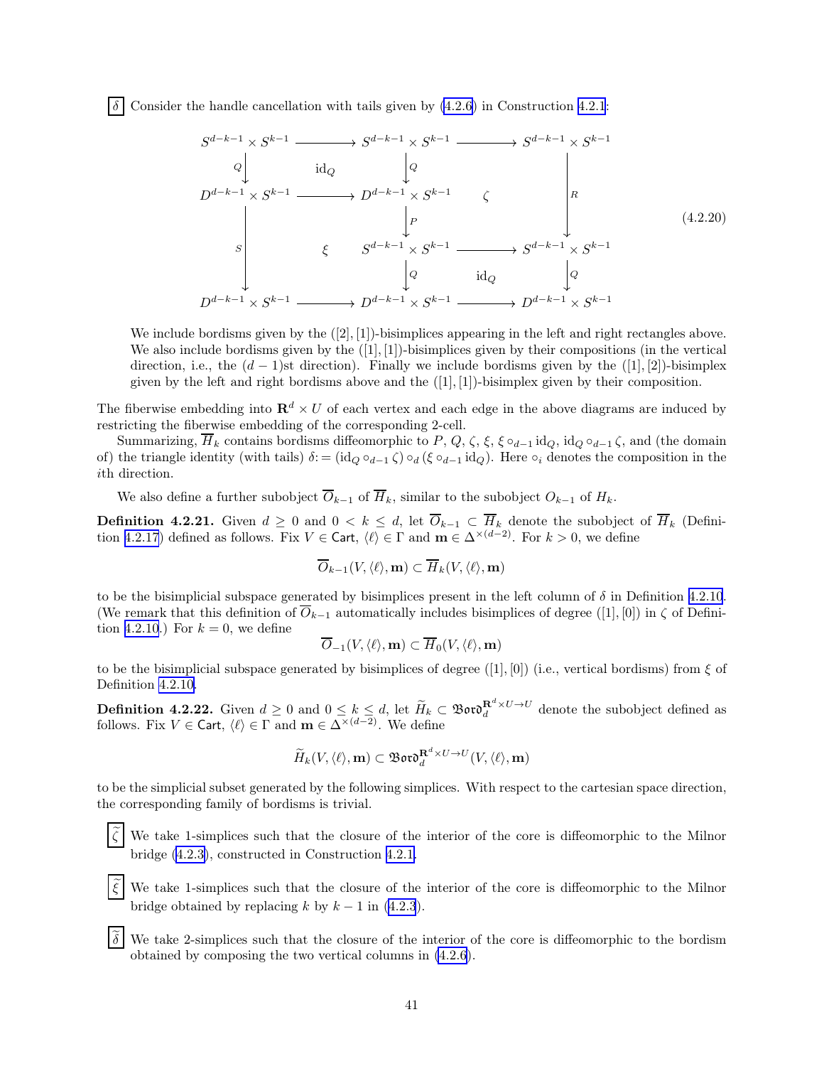$\boxed{\delta}$ Consider the handle cancellation with tails given by (4.2.6) in Construction 4.2.1:

$$
\begin{array}{ccccc}
S^{d-k-1}\times S^{k-1} & \longrightarrow & S^{d-k-1}\times S^{k-1} & \longrightarrow & S^{d-k-1}\times S^{k-1} \\
{\scriptstyle Q}\downarrow & \mathrm{id}_Q & \downarrow{\scriptstyle Q} & & \\
D^{d-k-1}\times S^{k-1} & \longrightarrow & D^{d-k-1}\times S^{k-1} & \zeta & \downarrow{\scriptstyle R} \\
 & & \downarrow{\scriptstyle P} & & \\
{\scriptstyle S}\downarrow & \xi & S^{d-k-1}\times S^{k-1} & \longrightarrow & S^{d-k-1}\times S^{k-1} \\
 & & \downarrow{\scriptstyle Q} & \mathrm{id}_Q & \downarrow{\scriptstyle Q} \\
D^{d-k-1}\times S^{k-1} & \longrightarrow & D^{d-k-1}\times S^{k-1} & \longrightarrow & D^{d-k-1}\times S^{k-1}
\end{array}
\tag{4.2.20}
$$

We include bordisms given by the $([2],[1])$-bisimplices appearing in the left and right rectangles above. We also include bordisms given by the $([1],[1])$-bisimplices given by their compositions (in the vertical direction, i.e., the $(d-1)$st direction). Finally we include bordisms given by the $([1],[2])$-bisimplex given by the left and right bordisms above and the $([1],[1])$-bisimplex given by their composition.

The fiberwise embedding into $\mathbf{R}^d\times U$ of each vertex and each edge in the above diagrams are induced by restricting the fiberwise embedding of the corresponding 2-cell.

Summarizing, $\overline{H}_k$ contains bordisms diffeomorphic to $P$, $Q$, $\zeta$, $\xi$, $\xi\circ_{d-1}\mathrm{id}_Q$, $\mathrm{id}_Q\circ_{d-1}\zeta$, and (the domain of) the triangle identity (with tails) $\delta\colon=(\mathrm{id}_Q\circ_{d-1}\zeta)\circ_d(\xi\circ_{d-1}\mathrm{id}_Q)$. Here $\circ_i$ denotes the composition in the $i$th direction.

We also define a further subobject $\overline{O}_{k-1}$ of $\overline{H}_k$, similar to the subobject $O_{k-1}$ of $H_k$.

**Definition 4.2.21.** Given $d\geq 0$ and $0<k\leq d$, let $\overline{O}_{k-1}\subset\overline{H}_k$ denote the subobject of $\overline{H}_k$ (Definition 4.2.17) defined as follows. Fix $V\in\mathsf{Cart}$, $\langle\ell\rangle\in\Gamma$ and $\mathbf{m}\in\Delta^{\times(d-2)}$. For $k>0$, we define

$$\overline{O}_{k-1}(V,\langle\ell\rangle,\mathbf{m})\subset\overline{H}_k(V,\langle\ell\rangle,\mathbf{m})$$

to be the bisimplicial subspace generated by bisimplices present in the left column of $\delta$ in Definition 4.2.10. (We remark that this definition of $\overline{O}_{k-1}$ automatically includes bisimplices of degree $([1],[0])$ in $\zeta$ of Definition 4.2.10.) For $k=0$, we define

$$\overline{O}_{-1}(V,\langle\ell\rangle,\mathbf{m})\subset\overline{H}_0(V,\langle\ell\rangle,\mathbf{m})$$

to be the bisimplicial subspace generated by bisimplices of degree $([1],[0])$ (i.e., vertical bordisms) from $\xi$ of Definition 4.2.10.

**Definition 4.2.22.** Given $d\geq 0$ and $0\leq k\leq d$, let $\widetilde{H}_k\subset\mathfrak{Bord}_d^{\mathbf{R}^d\times U\to U}$ denote the subobject defined as follows. Fix $V\in\mathsf{Cart}$, $\langle\ell\rangle\in\Gamma$ and $\mathbf{m}\in\Delta^{\times(d-2)}$. We define

$$\widetilde{H}_k(V,\langle\ell\rangle,\mathbf{m})\subset\mathfrak{Bord}_d^{\mathbf{R}^d\times U\to U}(V,\langle\ell\rangle,\mathbf{m})$$

to be the simplicial subset generated by the following simplices. With respect to the cartesian space direction, the corresponding family of bordisms is trivial.

$\boxed{\widetilde{\zeta}}$ We take 1-simplices such that the closure of the interior of the core is diffeomorphic to the Milnor bridge (4.2.3), constructed in Construction 4.2.1.

$\boxed{\widetilde{\xi}}$ We take 1-simplices such that the closure of the interior of the core is diffeomorphic to the Milnor bridge obtained by replacing $k$ by $k-1$ in (4.2.3).

$\boxed{\widetilde{\delta}}$ We take 2-simplices such that the closure of the interior of the core is diffeomorphic to the bordism obtained by composing the two vertical columns in (4.2.6).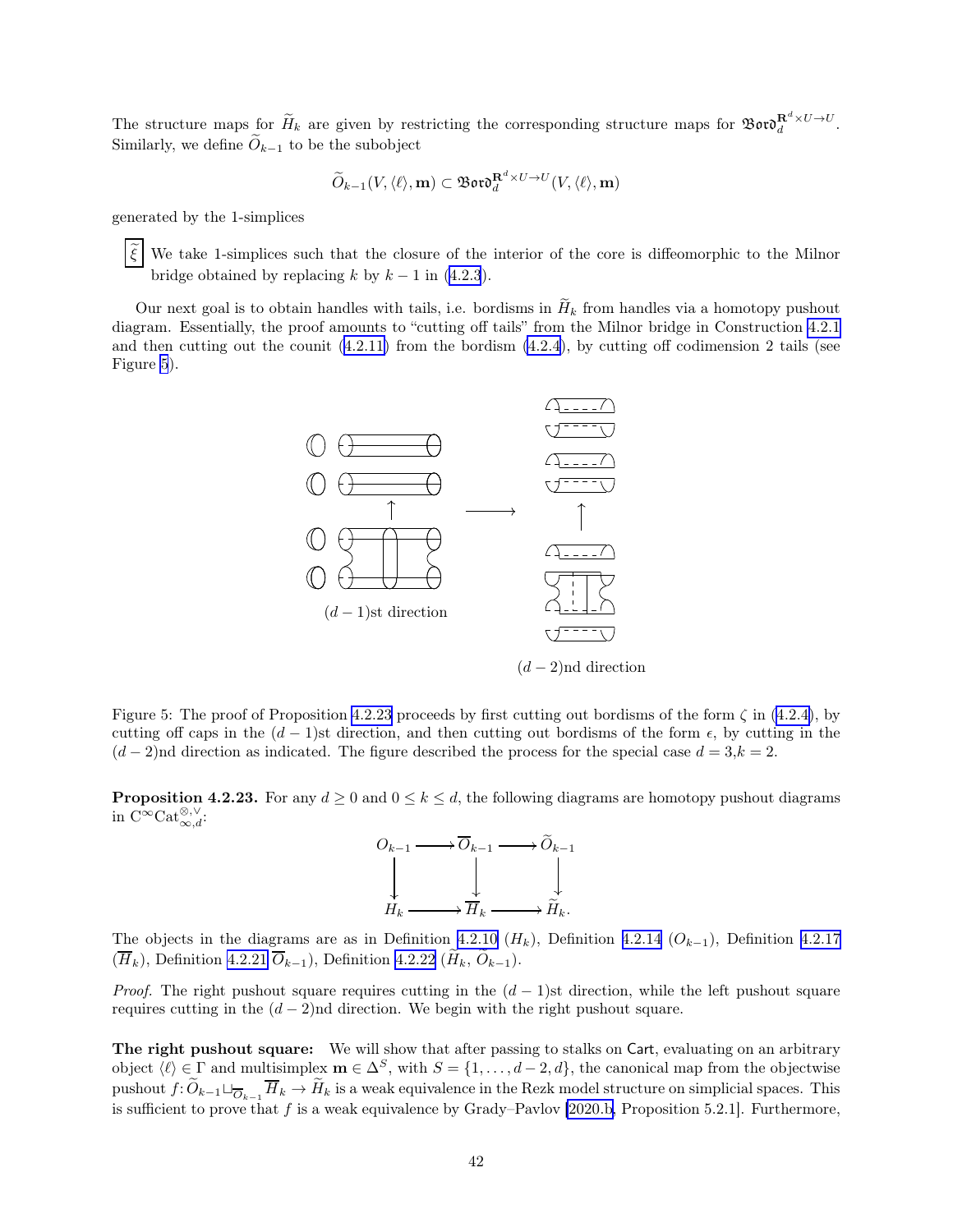The structure maps for $\widetilde{H}_k$ are given by restricting the corresponding structure maps for $\mathfrak{Bord}_d^{\mathbf{R}^d\times U\to U}$. Similarly, we define $\widetilde{O}_{k-1}$ to be the subobject

$$\widetilde{O}_{k-1}(V,\langle\ell\rangle,\mathbf{m})\subset\mathfrak{Bord}_d^{\mathbf{R}^d\times U\to U}(V,\langle\ell\rangle,\mathbf{m})$$

generated by the 1-simplices

$\boxed{\widetilde{\xi}}$ We take 1-simplices such that the closure of the interior of the core is diffeomorphic to the Milnor bridge obtained by replacing $k$ by $k-1$ in (4.2.3).

Our next goal is to obtain handles with tails, i.e. bordisms in $\widetilde{H}_k$ from handles via a homotopy pushout diagram. Essentially, the proof amounts to "cutting off tails" from the Milnor bridge in Construction 4.2.1 and then cutting out the counit (4.2.11) from the bordism (4.2.4), by cutting off codimension 2 tails (see Figure 5).

$(d-1)$st direction

$(d-2)$nd direction

Figure 5: The proof of Proposition 4.2.23 proceeds by first cutting out bordisms of the form $\zeta$ in (4.2.4), by cutting off caps in the $(d-1)$st direction, and then cutting out bordisms of the form $\epsilon$, by cutting in the $(d-2)$nd direction as indicated. The figure described the process for the special case $d=3$,$k=2$.

**Proposition 4.2.23.** For any $d\geq 0$ and $0\leq k\leq d$, the following diagrams are homotopy pushout diagrams in $\mathrm{C}^\infty\mathrm{Cat}_{\infty,d}^{\otimes,\vee}$:

$$\begin{array}{ccccc} O_{k-1} & \longrightarrow & \overline{O}_{k-1} & \longrightarrow & \widetilde{O}_{k-1} \\ \downarrow & & \downarrow & & \downarrow \\ H_k & \longrightarrow & \overline{H}_k & \longrightarrow & \widetilde{H}_k. \end{array}$$

The objects in the diagrams are as in Definition 4.2.10 ($H_k$), Definition 4.2.14 ($O_{k-1}$), Definition 4.2.17 ($\overline{H}_k$), Definition 4.2.21 $\overline{O}_{k-1}$), Definition 4.2.22 ($\widetilde{H}_k$, $\widetilde{O}_{k-1}$).

*Proof.* The right pushout square requires cutting in the $(d-1)$st direction, while the left pushout square requires cutting in the $(d-2)$nd direction. We begin with the right pushout square.

**The right pushout square:** We will show that after passing to stalks on $\mathsf{Cart}$, evaluating on an arbitrary object $\langle\ell\rangle\in\Gamma$ and multisimplex $\mathbf{m}\in\Delta^S$, with $S=\{1,\ldots,d-2,d\}$, the canonical map from the objectwise pushout $f\colon\widetilde{O}_{k-1}\sqcup_{\overline{O}_{k-1}}\overline{H}_k\to\widetilde{H}_k$ is a weak equivalence in the Rezk model structure on simplicial spaces. This is sufficient to prove that $f$ is a weak equivalence by Grady–Pavlov [2020.b, Proposition 5.2.1]. Furthermore,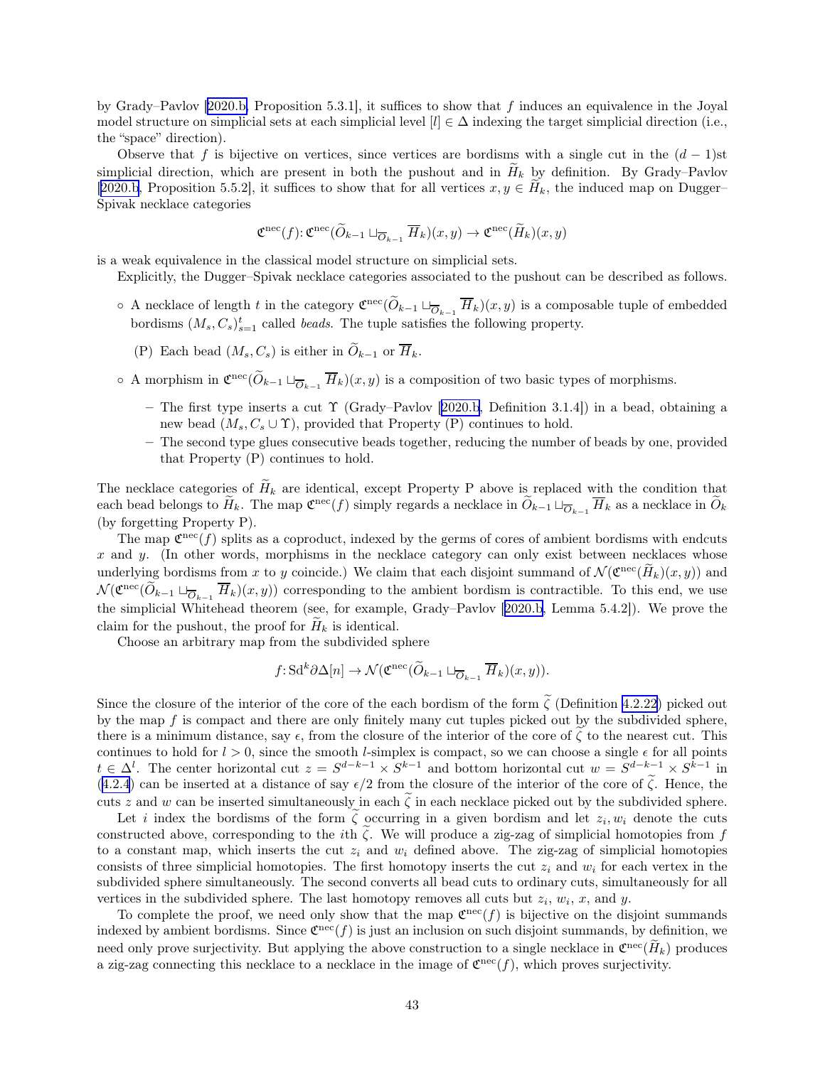by Grady–Pavlov [2020.b, Proposition 5.3.1], it suffices to show that $f$ induces an equivalence in the Joyal model structure on simplicial sets at each simplicial level $[l] \in \Delta$ indexing the target simplicial direction (i.e., the "space" direction).

Observe that $f$ is bijective on vertices, since vertices are bordisms with a single cut in the $(d-1)$st simplicial direction, which are present in both the pushout and in $\widetilde{H}_k$ by definition. By Grady–Pavlov [2020.b, Proposition 5.5.2], it suffices to show that for all vertices $x, y \in \widetilde{H}_k$, the induced map on Dugger–Spivak necklace categories

$$\mathfrak{C}^{\mathrm{nec}}(f)\colon \mathfrak{C}^{\mathrm{nec}}(\widetilde{O}_{k-1} \sqcup_{\overline{O}_{k-1}} \overline{H}_k)(x,y) \to \mathfrak{C}^{\mathrm{nec}}(\widetilde{H}_k)(x,y)$$

is a weak equivalence in the classical model structure on simplicial sets.

Explicitly, the Dugger–Spivak necklace categories associated to the pushout can be described as follows.

- A necklace of length $t$ in the category $\mathfrak{C}^{\mathrm{nec}}(\widetilde{O}_{k-1} \sqcup_{\overline{O}_{k-1}} \overline{H}_k)(x,y)$ is a composable tuple of embedded bordisms $(M_s, C_s)_{s=1}^t$ called *beads*. The tuple satisfies the following property.
  - (P) Each bead $(M_s, C_s)$ is either in $\widetilde{O}_{k-1}$ or $\overline{H}_k$.
- A morphism in $\mathfrak{C}^{\mathrm{nec}}(\widetilde{O}_{k-1} \sqcup_{\overline{O}_{k-1}} \overline{H}_k)(x,y)$ is a composition of two basic types of morphisms.
  - The first type inserts a cut $\Upsilon$ (Grady–Pavlov [2020.b, Definition 3.1.4]) in a bead, obtaining a new bead $(M_s, C_s \cup \Upsilon)$, provided that Property (P) continues to hold.
  - The second type glues consecutive beads together, reducing the number of beads by one, provided that Property (P) continues to hold.

The necklace categories of $\widetilde{H}_k$ are identical, except Property P above is replaced with the condition that each bead belongs to $\widetilde{H}_k$. The map $\mathfrak{C}^{\mathrm{nec}}(f)$ simply regards a necklace in $\widetilde{O}_{k-1} \sqcup_{\overline{O}_{k-1}} \overline{H}_k$ as a necklace in $\widetilde{O}_k$ (by forgetting Property P).

The map $\mathfrak{C}^{\mathrm{nec}}(f)$ splits as a coproduct, indexed by the germs of cores of ambient bordisms with endcuts $x$ and $y$. (In other words, morphisms in the necklace category can only exist between necklaces whose underlying bordisms from $x$ to $y$ coincide.) We claim that each disjoint summand of $\mathcal{N}(\mathfrak{C}^{\mathrm{nec}}(\widetilde{H}_k)(x,y))$ and $\mathcal{N}(\mathfrak{C}^{\mathrm{nec}}(\widetilde{O}_{k-1} \sqcup_{\overline{O}_{k-1}} \overline{H}_k)(x,y))$ corresponding to the ambient bordism is contractible. To this end, we use the simplicial Whitehead theorem (see, for example, Grady–Pavlov [2020.b, Lemma 5.4.2]). We prove the claim for the pushout, the proof for $\widetilde{H}_k$ is identical.

Choose an arbitrary map from the subdivided sphere

$$f\colon \mathrm{Sd}^k \partial\Delta[n] \to \mathcal{N}(\mathfrak{C}^{\mathrm{nec}}(\widetilde{O}_{k-1} \sqcup_{\overline{O}_{k-1}} \overline{H}_k)(x,y)).$$

Since the closure of the interior of the core of the each bordism of the form $\widetilde{\zeta}$ (Definition 4.2.22) picked out by the map $f$ is compact and there are only finitely many cut tuples picked out by the subdivided sphere, there is a minimum distance, say $\epsilon$, from the closure of the interior of the core of $\widetilde{\zeta}$ to the nearest cut. This continues to hold for $l > 0$, since the smooth $l$-simplex is compact, so we can choose a single $\epsilon$ for all points $t \in \Delta^l$. The center horizontal cut $z = S^{d-k-1} \times S^{k-1}$ and bottom horizontal cut $w = S^{d-k-1} \times S^{k-1}$ in (4.2.4) can be inserted at a distance of say $\epsilon/2$ from the closure of the interior of the core of $\widetilde{\zeta}$. Hence, the cuts $z$ and $w$ can be inserted simultaneously in each $\widetilde{\zeta}$ in each necklace picked out by the subdivided sphere.

Let $i$ index the bordisms of the form $\widetilde{\zeta}$ occurring in a given bordism and let $z_i, w_i$ denote the cuts constructed above, corresponding to the $i$th $\widetilde{\zeta}$. We will produce a zig-zag of simplicial homotopies from $f$ to a constant map, which inserts the cut $z_i$ and $w_i$ defined above. The zig-zag of simplicial homotopies consists of three simplicial homotopies. The first homotopy inserts the cut $z_i$ and $w_i$ for each vertex in the subdivided sphere simultaneously. The second converts all bead cuts to ordinary cuts, simultaneously for all vertices in the subdivided sphere. The last homotopy removes all cuts but $z_i$, $w_i$, $x$, and $y$.

To complete the proof, we need only show that the map $\mathfrak{C}^{\mathrm{nec}}(f)$ is bijective on the disjoint summands indexed by ambient bordisms. Since $\mathfrak{C}^{\mathrm{nec}}(f)$ is just an inclusion on such disjoint summands, by definition, we need only prove surjectivity. But applying the above construction to a single necklace in $\mathfrak{C}^{\mathrm{nec}}(\widetilde{H}_k)$ produces a zig-zag connecting this necklace to a necklace in the image of $\mathfrak{C}^{\mathrm{nec}}(f)$, which proves surjectivity.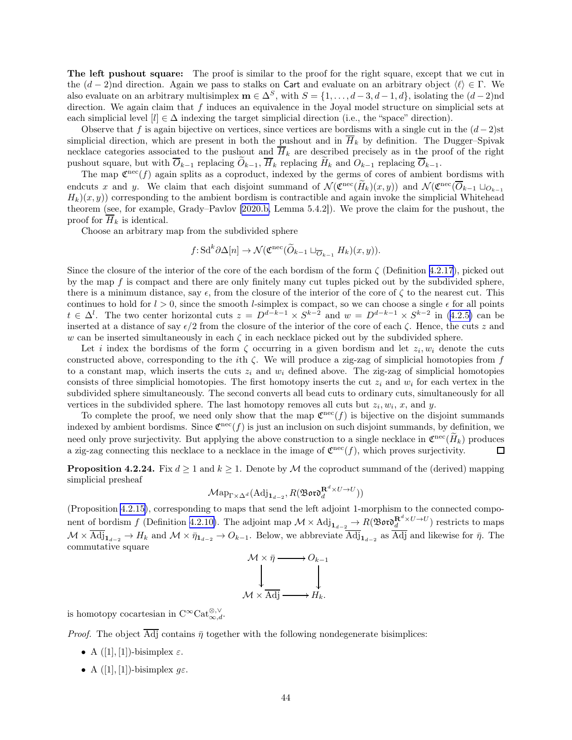**The left pushout square:** The proof is similar to the proof for the right square, except that we cut in the $(d-2)$nd direction. Again we pass to stalks on $\mathsf{Cart}$ and evaluate on an arbitrary object $\langle \ell \rangle \in \Gamma$. We also evaluate on an arbitrary multisimplex $\mathbf{m} \in \Delta^S$, with $S = \{1, \ldots, d-3, d-1, d\}$, isolating the $(d-2)$nd direction. We again claim that $f$ induces an equivalence in the Joyal model structure on simplicial sets at each simplicial level $[l] \in \Delta$ indexing the target simplicial direction (i.e., the "space" direction).

Observe that $f$ is again bijective on vertices, since vertices are bordisms with a single cut in the $(d-2)$st simplicial direction, which are present in both the pushout and in $\overline{H}_k$ by definition. The Dugger–Spivak necklace categories associated to the pushout and $\overline{H}_k$ are described precisely as in the proof of the right pushout square, but with $\overline{O}_{k-1}$ replacing $\widetilde{O}_{k-1}$, $\overline{H}_k$ replacing $\widetilde{H}_k$ and $O_{k-1}$ replacing $\overline{O}_{k-1}$.

The map $\mathfrak{C}^{\mathrm{nec}}(f)$ again splits as a coproduct, indexed by the germs of cores of ambient bordisms with endcuts $x$ and $y$. We claim that each disjoint summand of $\mathcal{N}(\mathfrak{C}^{\mathrm{nec}}(\widetilde{H}_k)(x,y))$ and $\mathcal{N}(\mathfrak{C}^{\mathrm{nec}}(\overline{O}_{k-1} \sqcup_{O_{k-1}} H_k)(x,y))$ corresponding to the ambient bordism is contractible and again invoke the simplicial Whitehead theorem (see, for example, Grady–Pavlov [2020.b, Lemma 5.4.2]). We prove the claim for the pushout, the proof for $\overline{H}_k$ is identical.

Choose an arbitrary map from the subdivided sphere

$$f \colon \mathrm{Sd}^k \partial\Delta[n] \to \mathcal{N}(\mathfrak{C}^{\mathrm{nec}}(\widetilde{O}_{k-1} \sqcup_{\overline{O}_{k-1}} H_k)(x,y)).$$

Since the closure of the interior of the core of the each bordism of the form $\zeta$ (Definition 4.2.17), picked out by the map $f$ is compact and there are only finitely many cut tuples picked out by the subdivided sphere, there is a minimum distance, say $\epsilon$, from the closure of the interior of the core of $\zeta$ to the nearest cut. This continues to hold for $l > 0$, since the smooth $l$-simplex is compact, so we can choose a single $\epsilon$ for all points $t \in \Delta^l$. The two center horizontal cuts $z = D^{d-k-1} \times S^{k-2}$ and $w = D^{d-k-1} \times S^{k-2}$ in (4.2.5) can be inserted at a distance of say $\epsilon/2$ from the closure of the interior of the core of each $\zeta$. Hence, the cuts $z$ and $w$ can be inserted simultaneously in each $\zeta$ in each necklace picked out by the subdivided sphere.

Let $i$ index the bordisms of the form $\zeta$ occurring in a given bordism and let $z_i, w_i$ denote the cuts constructed above, corresponding to the $i$th $\zeta$. We will produce a zig-zag of simplicial homotopies from $f$ to a constant map, which inserts the cuts $z_i$ and $w_i$ defined above. The zig-zag of simplicial homotopies consists of three simplicial homotopies. The first homotopy inserts the cut $z_i$ and $w_i$ for each vertex in the subdivided sphere simultaneously. The second converts all bead cuts to ordinary cuts, simultaneously for all vertices in the subdivided sphere. The last homotopy removes all cuts but $z_i, w_i, x$, and $y$.

To complete the proof, we need only show that the map $\mathfrak{C}^{\mathrm{nec}}(f)$ is bijective on the disjoint summands indexed by ambient bordisms. Since $\mathfrak{C}^{\mathrm{nec}}(f)$ is just an inclusion on such disjoint summands, by definition, we need only prove surjectivity. But applying the above construction to a single necklace in $\mathfrak{C}^{\mathrm{nec}}(\widetilde{H}_k)$ produces a zig-zag connecting this necklace to a necklace in the image of $\mathfrak{C}^{\mathrm{nec}}(f)$, which proves surjectivity. □

**Proposition 4.2.24.** Fix $d \geq 1$ and $k \geq 1$. Denote by $\mathcal{M}$ the coproduct summand of the (derived) mapping simplicial presheaf

$$\mathcal{M}\mathrm{ap}_{\Gamma \times \Delta^d}(\mathrm{Adj}_{\mathbf{1}_{d-2}}, R(\mathfrak{Bord}_d^{\mathbf{R}^d \times U \to U}))$$

(Proposition 4.2.15), corresponding to maps that send the left adjoint 1-morphism to the connected component of bordism $f$ (Definition 4.2.10). The adjoint map $\mathcal{M} \times \mathrm{Adj}_{\mathbf{1}_{d-2}} \to R(\mathfrak{Bord}_d^{\mathbf{R}^d \times U \to U})$ restricts to maps $\mathcal{M} \times \overline{\mathrm{Adj}}_{\mathbf{1}_{d-2}} \to H_k$ and $\mathcal{M} \times \bar{\eta}_{\mathbf{1}_{d-2}} \to O_{k-1}$. Below, we abbreviate $\overline{\mathrm{Adj}}_{\mathbf{1}_{d-2}}$ as $\overline{\mathrm{Adj}}$ and likewise for $\bar{\eta}$. The commutative square

$$\begin{array}{ccc} \mathcal{M} \times \bar{\eta} & \longrightarrow & O_{k-1} \\ \downarrow & & \downarrow \\ \mathcal{M} \times \overline{\mathrm{Adj}} & \longrightarrow & H_k. \end{array}$$

is homotopy cocartesian in $\mathrm{C}^\infty\mathrm{Cat}_{\infty,d}^{\otimes,\vee}$.

*Proof.* The object $\overline{\mathrm{Adj}}$ contains $\bar{\eta}$ together with the following nondegenerate bisimplices:

- A $([1],[1])$-bisimplex $\varepsilon$.
- A $([1],[1])$-bisimplex $g\varepsilon$.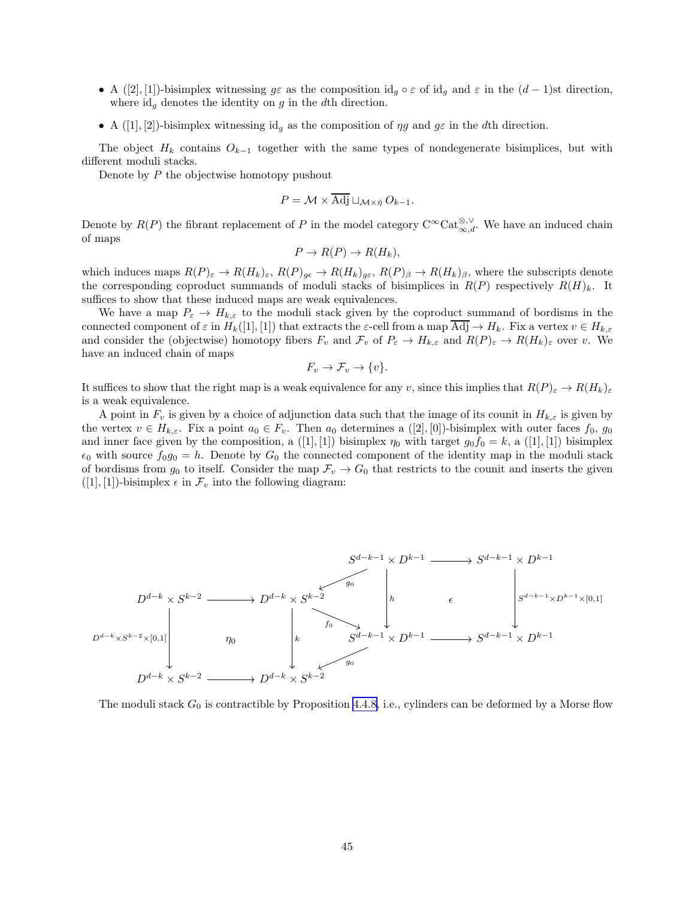- A $([2],[1])$-bisimplex witnessing $g\varepsilon$ as the composition $\mathrm{id}_g \circ \varepsilon$ of $\mathrm{id}_g$ and $\varepsilon$ in the $(d-1)$st direction, where $\mathrm{id}_g$ denotes the identity on $g$ in the $d$th direction.
- A $([1],[2])$-bisimplex witnessing $\mathrm{id}_g$ as the composition of $\eta g$ and $g\varepsilon$ in the $d$th direction.

The object $H_k$ contains $O_{k-1}$ together with the same types of nondegenerate bisimplices, but with different moduli stacks.

Denote by $P$ the objectwise homotopy pushout

$$P = \mathcal{M} \times \overline{\mathrm{Adj}} \sqcup_{\mathcal{M}\times\bar{\eta}} O_{k-1}.$$

Denote by $R(P)$ the fibrant replacement of $P$ in the model category $\mathrm{C}^\infty\mathrm{Cat}^{\otimes,\vee}_{\infty,d}$. We have an induced chain of maps

$$P \to R(P) \to R(H_k),$$

which induces maps $R(P)_\varepsilon \to R(H_k)_\varepsilon$, $R(P)_{g\epsilon} \to R(H_k)_{g\varepsilon}$, $R(P)_\beta \to R(H_k)_\beta$, where the subscripts denote the corresponding coproduct summands of moduli stacks of bisimplices in $R(P)$ respectively $R(H)_k$. It suffices to show that these induced maps are weak equivalences.

We have a map $P_\varepsilon \to H_{k,\varepsilon}$ to the moduli stack given by the coproduct summand of bordisms in the connected component of $\varepsilon$ in $H_k([1],[1])$ that extracts the $\varepsilon$-cell from a map $\overline{\mathrm{Adj}} \to H_k$. Fix a vertex $v \in H_{k,\varepsilon}$ and consider the (objectwise) homotopy fibers $F_v$ and $\mathcal{F}_v$ of $P_\varepsilon \to H_{k,\varepsilon}$ and $R(P)_\varepsilon \to R(H_k)_\varepsilon$ over $v$. We have an induced chain of maps

$$F_v \to \mathcal{F}_v \to \{v\}.$$

It suffices to show that the right map is a weak equivalence for any $v$, since this implies that $R(P)_\varepsilon \to R(H_k)_\varepsilon$ is a weak equivalence.

A point in $F_v$ is given by a choice of adjunction data such that the image of its counit in $H_{k,\varepsilon}$ is given by the vertex $v \in H_{k,\varepsilon}$. Fix a point $a_0 \in F_v$. Then $a_0$ determines a $([2],[0])$-bisimplex with outer faces $f_0$, $g_0$ and inner face given by the composition, a $([1],[1])$ bisimplex $\eta_0$ with target $g_0 f_0 = k$, a $([1],[1])$ bisimplex $\epsilon_0$ with source $f_0 g_0 = h$. Denote by $G_0$ the connected component of the identity map in the moduli stack of bordisms from $g_0$ to itself. Consider the map $\mathcal{F}_v \to G_0$ that restricts to the counit and inserts the given $([1],[1])$-bisimplex $\epsilon$ in $\mathcal{F}_v$ into the following diagram:

$$
\begin{array}{ccccccc}
 & & & & S^{d-k-1}\times D^{k-1} & \longrightarrow & S^{d-k-1}\times D^{k-1} \\
D^{d-k}\times S^{k-2} & \longrightarrow & D^{d-k}\times S^{k-2} & \overset{g_0}{\swarrow} \ \overset{f_0}{\searrow} & \Big\downarrow h & \epsilon & \Big\downarrow S^{d-k-1}\times D^{k-1}\times[0,1] \\
\Big\downarrow D^{d-k}\times S^{k-2}\times[0,1] & \eta_0 & \Big\downarrow k & & S^{d-k-1}\times D^{k-1} & \longrightarrow & S^{d-k-1}\times D^{k-1} \\
D^{d-k}\times S^{k-2} & \longrightarrow & D^{d-k}\times S^{k-2} & \overset{g_0}{\swarrow} & & &
\end{array}
$$

The moduli stack $G_0$ is contractible by Proposition 4.4.8, i.e., cylinders can be deformed by a Morse flow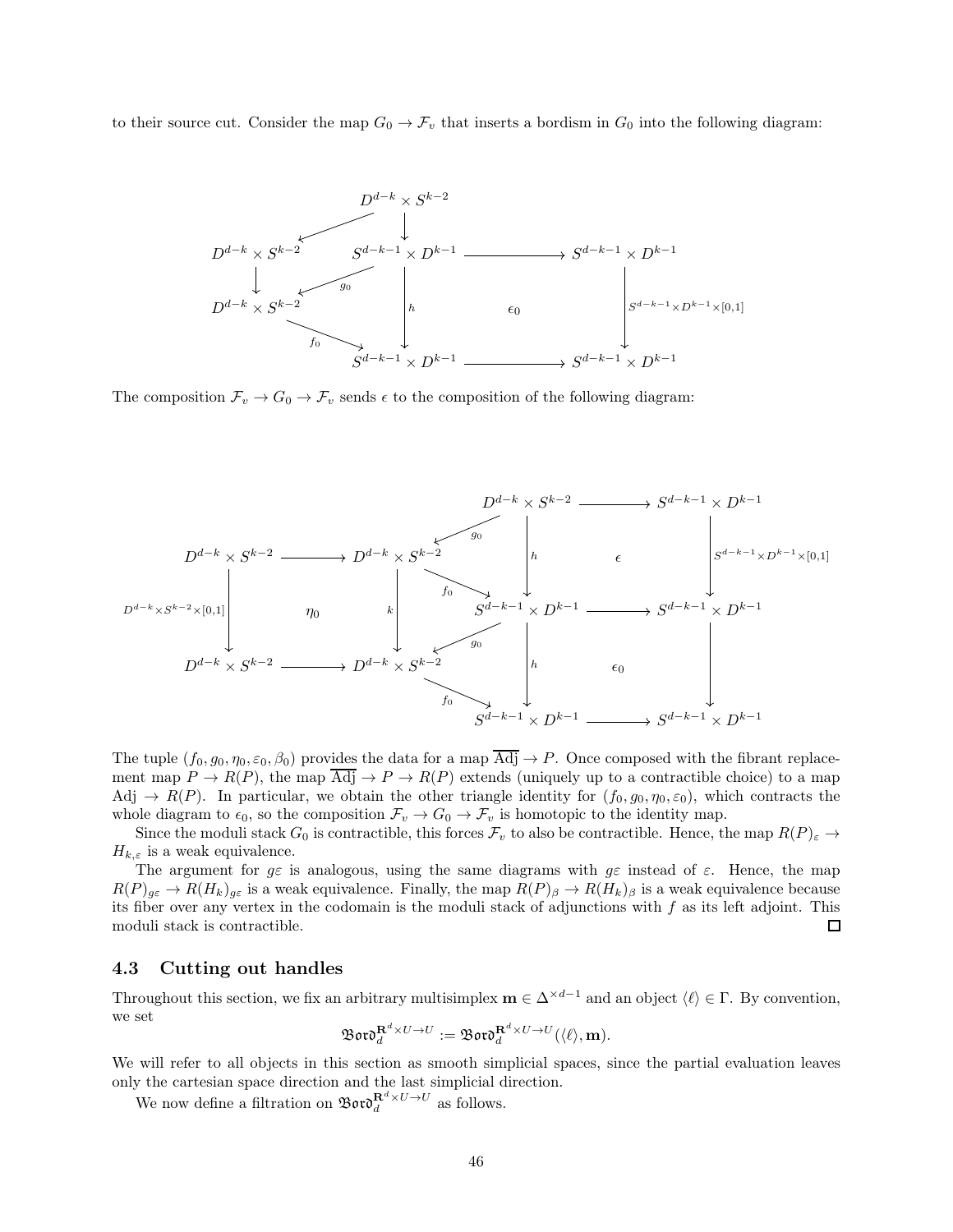to their source cut. Consider the map $G_0 \to \mathcal{F}_v$ that inserts a bordism in $G_0$ into the following diagram:

$$
\begin{array}{ccccc}
 & & D^{d-k} \times S^{k-2} & & \\
 & \swarrow & \downarrow & & \\
D^{d-k} \times S^{k-2} & & S^{d-k-1} \times D^{k-1} & \longrightarrow & S^{d-k-1} \times D^{k-1} \\
\downarrow & \swarrow_{g_0} & \downarrow_{h} & \epsilon_0 & \downarrow_{S^{d-k-1} \times D^{k-1} \times [0,1]} \\
D^{d-k} \times S^{k-2} & \xrightarrow{f_0} & S^{d-k-1} \times D^{k-1} & \longrightarrow & S^{d-k-1} \times D^{k-1}
\end{array}
$$

The composition $\mathcal{F}_v \to G_0 \to \mathcal{F}_v$ sends $\epsilon$ to the composition of the following diagram:

$$
\begin{array}{ccccccc}
 & & & & D^{d-k} \times S^{k-2} & \longrightarrow & S^{d-k-1} \times D^{k-1} \\
 & & & \swarrow_{g_0} & \downarrow_{h} & \epsilon & \downarrow_{S^{d-k-1} \times D^{k-1} \times [0,1]} \\
D^{d-k} \times S^{k-2} & \longrightarrow & D^{d-k} \times S^{k-2} & \xrightarrow{f_0} & S^{d-k-1} \times D^{k-1} & \longrightarrow & S^{d-k-1} \times D^{k-1} \\
\downarrow_{D^{d-k} \times S^{k-2} \times [0,1]} & \eta_0 & \downarrow_{k} & \swarrow_{g_0} & \downarrow_{h} & \epsilon_0 & \downarrow \\
D^{d-k} \times S^{k-2} & \longrightarrow & D^{d-k} \times S^{k-2} & \xrightarrow{f_0} & S^{d-k-1} \times D^{k-1} & \longrightarrow & S^{d-k-1} \times D^{k-1}
\end{array}
$$

The tuple $(f_0, g_0, \eta_0, \varepsilon_0, \beta_0)$ provides the data for a map $\overline{\mathrm{Adj}} \to P$. Once composed with the fibrant replacement map $P \to R(P)$, the map $\overline{\mathrm{Adj}} \to P \to R(P)$ extends (uniquely up to a contractible choice) to a map $\mathrm{Adj} \to R(P)$. In particular, we obtain the other triangle identity for $(f_0, g_0, \eta_0, \varepsilon_0)$, which contracts the whole diagram to $\epsilon_0$, so the composition $\mathcal{F}_v \to G_0 \to \mathcal{F}_v$ is homotopic to the identity map.

Since the moduli stack $G_0$ is contractible, this forces $\mathcal{F}_v$ to also be contractible. Hence, the map $R(P)_\varepsilon \to H_{k,\varepsilon}$ is a weak equivalence.

The argument for $g\varepsilon$ is analogous, using the same diagrams with $g\varepsilon$ instead of $\varepsilon$. Hence, the map $R(P)_{g\varepsilon} \to R(H_k)_{g\varepsilon}$ is a weak equivalence. Finally, the map $R(P)_\beta \to R(H_k)_\beta$ is a weak equivalence because its fiber over any vertex in the codomain is the moduli stack of adjunctions with $f$ as its left adjoint. This moduli stack is contractible. □

### 4.3 Cutting out handles

Throughout this section, we fix an arbitrary multisimplex $\mathbf{m} \in \Delta^{\times d-1}$ and an object $\langle \ell \rangle \in \Gamma$. By convention, we set

$$\mathfrak{Bord}_d^{\mathbf{R}^d \times U \to U} := \mathfrak{Bord}_d^{\mathbf{R}^d \times U \to U}(\langle \ell \rangle, \mathbf{m}).$$

We will refer to all objects in this section as smooth simplicial spaces, since the partial evaluation leaves only the cartesian space direction and the last simplicial direction.

We now define a filtration on $\mathfrak{Bord}_d^{\mathbf{R}^d \times U \to U}$ as follows.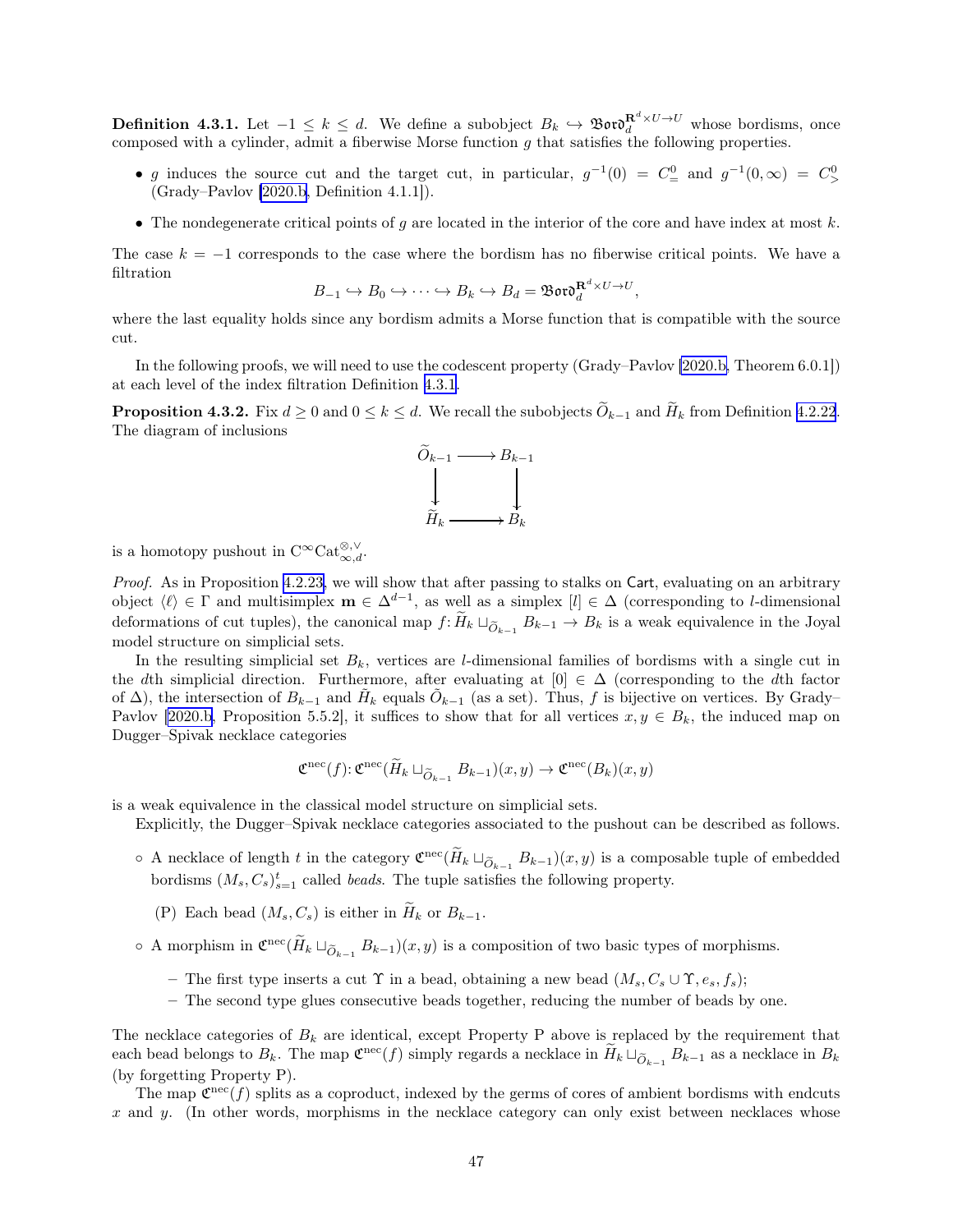**Definition 4.3.1.** Let $-1 \leq k \leq d$. We define a subobject $B_k \hookrightarrow \mathfrak{Bord}_d^{\mathbf{R}^d \times U \to U}$ whose bordisms, once composed with a cylinder, admit a fiberwise Morse function $g$ that satisfies the following properties.

- $g$ induces the source cut and the target cut, in particular, $g^{-1}(0) = C^0_=$ and $g^{-1}(0,\infty) = C^0_>$ (Grady–Pavlov [2020.b, Definition 4.1.1]).
- The nondegenerate critical points of $g$ are located in the interior of the core and have index at most $k$.

The case $k = -1$ corresponds to the case where the bordism has no fiberwise critical points. We have a filtration

$$B_{-1} \hookrightarrow B_0 \hookrightarrow \cdots \hookrightarrow B_k \hookrightarrow B_d = \mathfrak{Bord}_d^{\mathbf{R}^d \times U \to U},$$

where the last equality holds since any bordism admits a Morse function that is compatible with the source cut.

In the following proofs, we will need to use the codescent property (Grady–Pavlov [2020.b, Theorem 6.0.1]) at each level of the index filtration Definition 4.3.1.

**Proposition 4.3.2.** Fix $d \geq 0$ and $0 \leq k \leq d$. We recall the subobjects $\widetilde{O}_{k-1}$ and $\widetilde{H}_k$ from Definition 4.2.22. The diagram of inclusions

$$\begin{array}{ccc} \widetilde{O}_{k-1} & \longrightarrow & B_{k-1} \\ \downarrow & & \downarrow \\ \widetilde{H}_k & \longrightarrow & B_k \end{array}$$

is a homotopy pushout in $\mathrm{C}^\infty\mathrm{Cat}^{\otimes,\vee}_{\infty,d}$.

*Proof.* As in Proposition 4.2.23, we will show that after passing to stalks on $\mathsf{Cart}$, evaluating on an arbitrary object $\langle \ell \rangle \in \Gamma$ and multisimplex $\mathbf{m} \in \Delta^{d-1}$, as well as a simplex $[l] \in \Delta$ (corresponding to $l$-dimensional deformations of cut tuples), the canonical map $f\colon \widetilde{H}_k \sqcup_{\widetilde{O}_{k-1}} B_{k-1} \to B_k$ is a weak equivalence in the Joyal model structure on simplicial sets.

In the resulting simplicial set $B_k$, vertices are $l$-dimensional families of bordisms with a single cut in the $d$th simplicial direction. Furthermore, after evaluating at $[0] \in \Delta$ (corresponding to the $d$th factor of $\Delta$), the intersection of $B_{k-1}$ and $\widetilde{H}_k$ equals $\widetilde{O}_{k-1}$ (as a set). Thus, $f$ is bijective on vertices. By Grady–Pavlov [2020.b, Proposition 5.5.2], it suffices to show that for all vertices $x, y \in B_k$, the induced map on Dugger–Spivak necklace categories

$$\mathfrak{C}^{\mathrm{nec}}(f)\colon \mathfrak{C}^{\mathrm{nec}}(\widetilde{H}_k \sqcup_{\widetilde{O}_{k-1}} B_{k-1})(x,y) \to \mathfrak{C}^{\mathrm{nec}}(B_k)(x,y)$$

is a weak equivalence in the classical model structure on simplicial sets.

Explicitly, the Dugger–Spivak necklace categories associated to the pushout can be described as follows.

- A necklace of length $t$ in the category $\mathfrak{C}^{\mathrm{nec}}(\widetilde{H}_k \sqcup_{\widetilde{O}_{k-1}} B_{k-1})(x,y)$ is a composable tuple of embedded bordisms $(M_s, C_s)_{s=1}^t$ called *beads*. The tuple satisfies the following property.
  - (P) Each bead $(M_s, C_s)$ is either in $\widetilde{H}_k$ or $B_{k-1}$.
- A morphism in $\mathfrak{C}^{\mathrm{nec}}(\widetilde{H}_k \sqcup_{\widetilde{O}_{k-1}} B_{k-1})(x,y)$ is a composition of two basic types of morphisms.
  - The first type inserts a cut $\Upsilon$ in a bead, obtaining a new bead $(M_s, C_s \cup \Upsilon, e_s, f_s)$;
  - The second type glues consecutive beads together, reducing the number of beads by one.

The necklace categories of $B_k$ are identical, except Property P above is replaced by the requirement that each bead belongs to $B_k$. The map $\mathfrak{C}^{\mathrm{nec}}(f)$ simply regards a necklace in $\widetilde{H}_k \sqcup_{\widetilde{O}_{k-1}} B_{k-1}$ as a necklace in $B_k$ (by forgetting Property P).

The map $\mathfrak{C}^{\mathrm{nec}}(f)$ splits as a coproduct, indexed by the germs of cores of ambient bordisms with endcuts $x$ and $y$. (In other words, morphisms in the necklace category can only exist between necklaces whose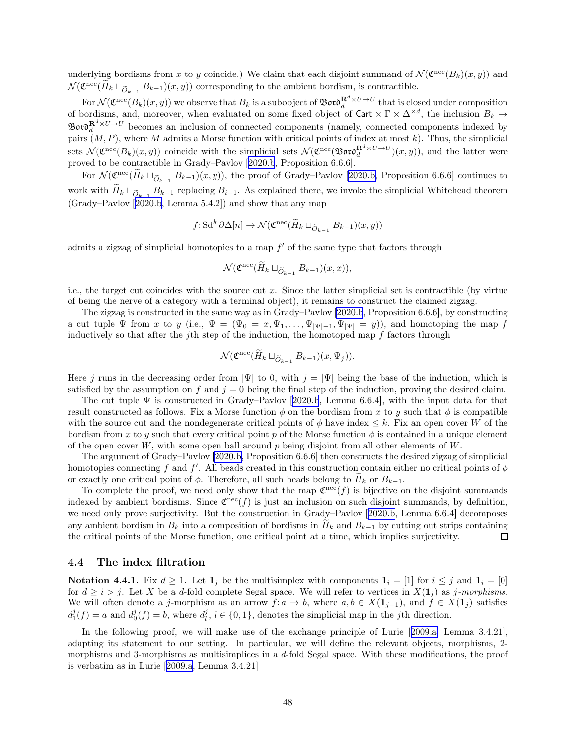underlying bordisms from $x$ to $y$ coincide.) We claim that each disjoint summand of $\mathcal{N}(\mathfrak{C}^{\mathrm{nec}}(B_k)(x,y))$ and $\mathcal{N}(\mathfrak{C}^{\mathrm{nec}}(\widetilde{H}_k \sqcup_{\widetilde{O}_{k-1}} B_{k-1})(x,y))$ corresponding to the ambient bordism, is contractible.

For $\mathcal{N}(\mathfrak{C}^{\mathrm{nec}}(B_k)(x,y))$ we observe that $B_k$ is a subobject of $\mathfrak{Bord}_d^{\mathbf{R}^d\times U\to U}$ that is closed under composition of bordisms, and, moreover, when evaluated on some fixed object of $\mathsf{Cart}\times\Gamma\times\Delta^{\times d}$, the inclusion $B_k \to \mathfrak{Bord}_d^{\mathbf{R}^d\times U\to U}$ becomes an inclusion of connected components (namely, connected components indexed by pairs $(M,P)$, where $M$ admits a Morse function with critical points of index at most $k$). Thus, the simplicial sets $\mathcal{N}(\mathfrak{C}^{\mathrm{nec}}(B_k)(x,y))$ coincide with the simplicial sets $\mathcal{N}(\mathfrak{C}^{\mathrm{nec}}(\mathfrak{Bord}_d^{\mathbf{R}^d\times U\to U})(x,y))$, and the latter were proved to be contractible in Grady–Pavlov [2020.b, Proposition 6.6.6].

For $\mathcal{N}(\mathfrak{C}^{\mathrm{nec}}(\widetilde{H}_k \sqcup_{\widetilde{O}_{k-1}} B_{k-1})(x,y))$, the proof of Grady–Pavlov [2020.b, Proposition 6.6.6] continues to work with $\widetilde{H}_k \sqcup_{\widetilde{O}_{k-1}} B_{k-1}$ replacing $B_{i-1}$. As explained there, we invoke the simplicial Whitehead theorem (Grady–Pavlov [2020.b, Lemma 5.4.2]) and show that any map

$$f\colon \mathrm{Sd}^k\,\partial\Delta[n] \to \mathcal{N}(\mathfrak{C}^{\mathrm{nec}}(\widetilde{H}_k \sqcup_{\widetilde{O}_{k-1}} B_{k-1})(x,y))$$

admits a zigzag of simplicial homotopies to a map $f'$ of the same type that factors through

$$\mathcal{N}(\mathfrak{C}^{\mathrm{nec}}(\widetilde{H}_k \sqcup_{\widetilde{O}_{k-1}} B_{k-1})(x,x)),$$

i.e., the target cut coincides with the source cut $x$. Since the latter simplicial set is contractible (by virtue of being the nerve of a category with a terminal object), it remains to construct the claimed zigzag.

The zigzag is constructed in the same way as in Grady–Pavlov [2020.b, Proposition 6.6.6], by constructing a cut tuple $\Psi$ from $x$ to $y$ (i.e., $\Psi = (\Psi_0 = x, \Psi_1, \ldots, \Psi_{|\Psi|-1}, \Psi_{|\Psi|} = y)$), and homotoping the map $f$ inductively so that after the $j$th step of the induction, the homotoped map $f$ factors through

$$\mathcal{N}(\mathfrak{C}^{\mathrm{nec}}(\widetilde{H}_k \sqcup_{\widetilde{O}_{k-1}} B_{k-1})(x,\Psi_j)).$$

Here $j$ runs in the decreasing order from $|\Psi|$ to 0, with $j=|\Psi|$ being the base of the induction, which is satisfied by the assumption on $f$ and $j=0$ being the final step of the induction, proving the desired claim.

The cut tuple $\Psi$ is constructed in Grady–Pavlov [2020.b, Lemma 6.6.4], with the input data for that result constructed as follows. Fix a Morse function $\phi$ on the bordism from $x$ to $y$ such that $\phi$ is compatible with the source cut and the nondegenerate critical points of $\phi$ have index $\le k$. Fix an open cover $W$ of the bordism from $x$ to $y$ such that every critical point $p$ of the Morse function $\phi$ is contained in a unique element of the open cover $W$, with some open ball around $p$ being disjoint from all other elements of $W$.

The argument of Grady–Pavlov [2020.b, Proposition 6.6.6] then constructs the desired zigzag of simplicial homotopies connecting $f$ and $f'$. All beads created in this construction contain either no critical points of $\phi$ or exactly one critical point of $\phi$. Therefore, all such beads belong to $\widetilde{H}_k$ or $B_{k-1}$.

To complete the proof, we need only show that the map $\mathfrak{C}^{\mathrm{nec}}(f)$ is bijective on the disjoint summands indexed by ambient bordisms. Since $\mathfrak{C}^{\mathrm{nec}}(f)$ is just an inclusion on such disjoint summands, by definition, we need only prove surjectivity. But the construction in Grady–Pavlov [2020.b, Lemma 6.6.4] decomposes any ambient bordism in $B_k$ into a composition of bordisms in $\widetilde{H}_k$ and $B_{k-1}$ by cutting out strips containing the critical points of the Morse function, one critical point at a time, which implies surjectivity. □

## 4.4 The index filtration

**Notation 4.4.1.** Fix $d \ge 1$. Let $\mathbf{1}_j$ be the multisimplex with components $\mathbf{1}_i = [1]$ for $i \le j$ and $\mathbf{1}_i = [0]$ for $d \ge i > j$. Let $X$ be a $d$-fold complete Segal space. We will refer to vertices in $X(\mathbf{1}_j)$ as *$j$-morphisms*. We will often denote a $j$-morphism as an arrow $f\colon a \to b$, where $a, b \in X(\mathbf{1}_{j-1})$, and $f \in X(\mathbf{1}_j)$ satisfies $d_1^j(f) = a$ and $d_0^j(f) = b$, where $d_l^j$, $l \in \{0,1\}$, denotes the simplicial map in the $j$th direction.

In the following proof, we will make use of the exchange principle of Lurie [2009.a, Lemma 3.4.21], adapting its statement to our setting. In particular, we will define the relevant objects, morphisms, 2-morphisms and 3-morphisms as multisimplices in a $d$-fold Segal space. With these modifications, the proof is verbatim as in Lurie [2009.a, Lemma 3.4.21]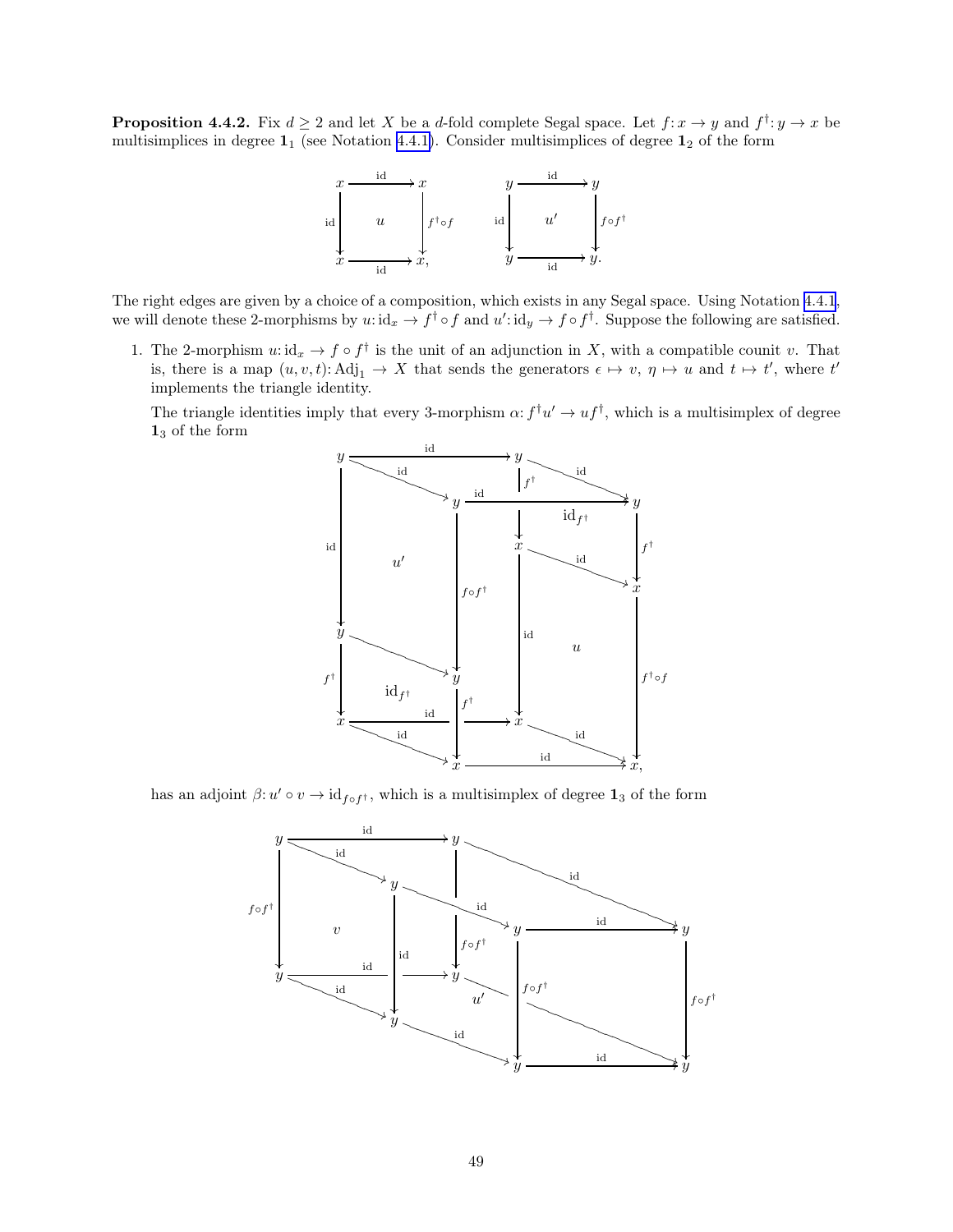**Proposition 4.4.2.** Fix $d \geq 2$ and let $X$ be a $d$-fold complete Segal space. Let $f\colon x \to y$ and $f^\dagger\colon y \to x$ be multisimplices in degree $\mathbf{1}_1$ (see Notation 4.4.1). Consider multisimplices of degree $\mathbf{1}_2$ of the form

$$
\begin{array}{ccc}
x & \xrightarrow{\mathrm{id}} & x \\
{\scriptstyle \mathrm{id}}\downarrow & u & \downarrow{\scriptstyle f^\dagger \circ f} \\
x & \xrightarrow[\mathrm{id}]{} & x,
\end{array}
\qquad
\begin{array}{ccc}
y & \xrightarrow{\mathrm{id}} & y \\
{\scriptstyle \mathrm{id}}\downarrow & u' & \downarrow{\scriptstyle f \circ f^\dagger} \\
y & \xrightarrow[\mathrm{id}]{} & y.
\end{array}
$$

The right edges are given by a choice of a composition, which exists in any Segal space. Using Notation 4.4.1, we will denote these 2-morphisms by $u\colon \mathrm{id}_x \to f^\dagger \circ f$ and $u'\colon \mathrm{id}_y \to f \circ f^\dagger$. Suppose the following are satisfied.

1. The 2-morphism $u\colon \mathrm{id}_x \to f \circ f^\dagger$ is the unit of an adjunction in $X$, with a compatible counit $v$. That is, there is a map $(u, v, t)\colon \mathrm{Adj}_1 \to X$ that sends the generators $\epsilon \mapsto v$, $\eta \mapsto u$ and $t \mapsto t'$, where $t'$ implements the triangle identity.

   The triangle identities imply that every 3-morphism $\alpha\colon f^\dagger u' \to u f^\dagger$, which is a multisimplex of degree $\mathbf{1}_3$ of the form

   [Diagram: a cube-shaped multisimplex of degree $\mathbf{1}_3$ with vertices $y$ and $x$, faces labelled $u'$, $\mathrm{id}_{f^\dagger}$, $u$, $\mathrm{id}_{f^\dagger}$, edges labelled $\mathrm{id}$, $f^\dagger$, $f \circ f^\dagger$, $f^\dagger \circ f$, ending at $x$,]

   has an adjoint $\beta\colon u' \circ v \to \mathrm{id}_{f \circ f^\dagger}$, which is a multisimplex of degree $\mathbf{1}_3$ of the form

   [Diagram: a cube-shaped multisimplex of degree $\mathbf{1}_3$ with all vertices $y$, faces labelled $v$ and $u'$, edges labelled $\mathrm{id}$ and $f \circ f^\dagger$]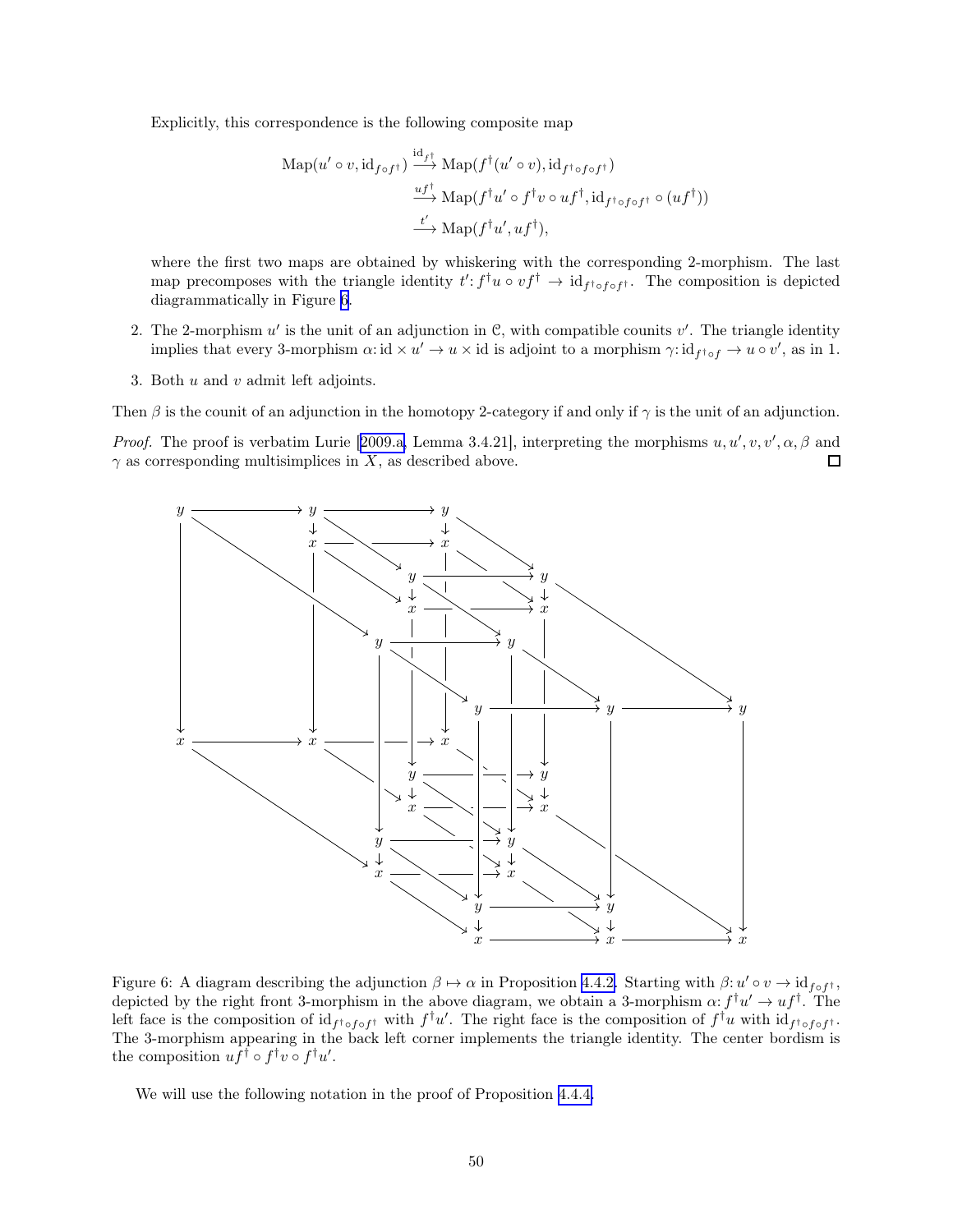Explicitly, this correspondence is the following composite map

$$
\begin{aligned}
\mathrm{Map}(u' \circ v, \mathrm{id}_{f \circ f^\dagger}) &\xrightarrow{\mathrm{id}_{f^\dagger}} \mathrm{Map}(f^\dagger(u' \circ v), \mathrm{id}_{f^\dagger \circ f \circ f^\dagger}) \\
&\xrightarrow{uf^\dagger} \mathrm{Map}(f^\dagger u' \circ f^\dagger v \circ u f^\dagger, \mathrm{id}_{f^\dagger \circ f \circ f^\dagger} \circ (uf^\dagger)) \\
&\xrightarrow{t'} \mathrm{Map}(f^\dagger u', uf^\dagger),
\end{aligned}
$$

where the first two maps are obtained by whiskering with the corresponding 2-morphism. The last map precomposes with the triangle identity $t' \colon f^\dagger u \circ v f^\dagger \to \mathrm{id}_{f^\dagger \circ f \circ f^\dagger}$. The composition is depicted diagrammatically in Figure 6.

2. The 2-morphism $u'$ is the unit of an adjunction in $\mathcal{C}$, with compatible counits $v'$. The triangle identity implies that every 3-morphism $\alpha \colon \mathrm{id} \times u' \to u \times \mathrm{id}$ is adjoint to a morphism $\gamma \colon \mathrm{id}_{f^\dagger \circ f} \to u \circ v'$, as in 1.

3. Both $u$ and $v$ admit left adjoints.

Then $\beta$ is the counit of an adjunction in the homotopy 2-category if and only if $\gamma$ is the unit of an adjunction.

*Proof.* The proof is verbatim Lurie [2009.a, Lemma 3.4.21], interpreting the morphisms $u, u', v, v', \alpha, \beta$ and $\gamma$ as corresponding multisimplices in $X$, as described above. □

Figure 6: A diagram describing the adjunction $\beta \mapsto \alpha$ in Proposition 4.4.2. Starting with $\beta \colon u' \circ v \to \mathrm{id}_{f \circ f^\dagger}$, depicted by the right front 3-morphism in the above diagram, we obtain a 3-morphism $\alpha \colon f^\dagger u' \to u f^\dagger$. The left face is the composition of $\mathrm{id}_{f^\dagger \circ f \circ f^\dagger}$ with $f^\dagger u'$. The right face is the composition of $f^\dagger u$ with $\mathrm{id}_{f^\dagger \circ f \circ f^\dagger}$. The 3-morphism appearing in the back left corner implements the triangle identity. The center bordism is the composition $u f^\dagger \circ f^\dagger v \circ f^\dagger u'$.

We will use the following notation in the proof of Proposition 4.4.4.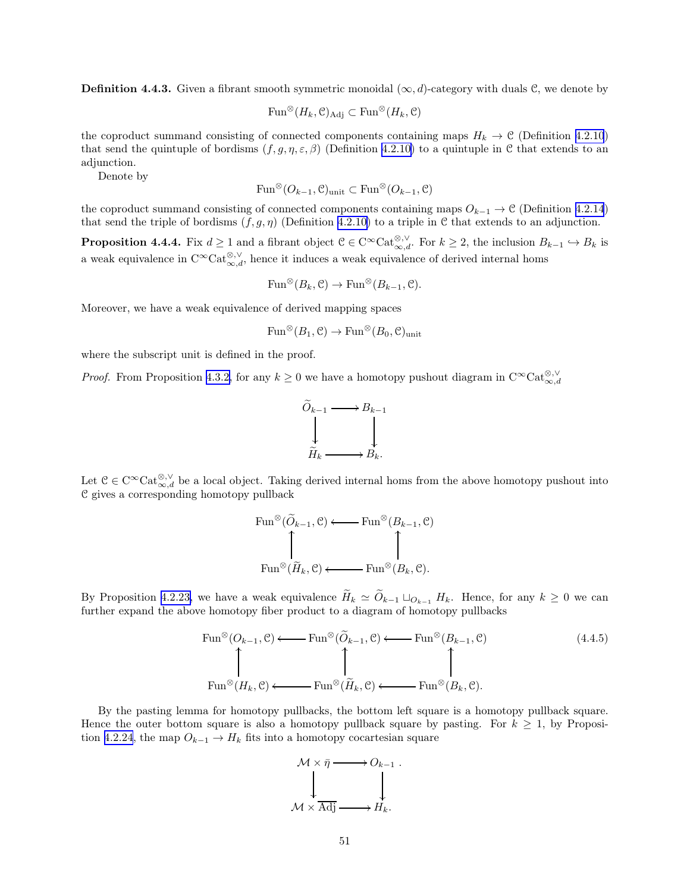**Definition 4.4.3.** Given a fibrant smooth symmetric monoidal $(\infty, d)$-category with duals $\mathcal{C}$, we denote by

$$\mathrm{Fun}^{\otimes}(H_k, \mathcal{C})_{\mathrm{Adj}} \subset \mathrm{Fun}^{\otimes}(H_k, \mathcal{C})$$

the coproduct summand consisting of connected components containing maps $H_k \to \mathcal{C}$ (Definition 4.2.10) that send the quintuple of bordisms $(f, g, \eta, \varepsilon, \beta)$ (Definition 4.2.10) to a quintuple in $\mathcal{C}$ that extends to an adjunction.

Denote by

$$\mathrm{Fun}^{\otimes}(O_{k-1}, \mathcal{C})_{\mathrm{unit}} \subset \mathrm{Fun}^{\otimes}(O_{k-1}, \mathcal{C})$$

the coproduct summand consisting of connected components containing maps $O_{k-1} \to \mathcal{C}$ (Definition 4.2.14) that send the triple of bordisms $(f, g, \eta)$ (Definition 4.2.10) to a triple in $\mathcal{C}$ that extends to an adjunction.

**Proposition 4.4.4.** Fix $d \geq 1$ and a fibrant object $\mathcal{C} \in \mathrm{C}^\infty\mathrm{Cat}^{\otimes,\vee}_{\infty,d}$. For $k \geq 2$, the inclusion $B_{k-1} \hookrightarrow B_k$ is a weak equivalence in $\mathrm{C}^\infty\mathrm{Cat}^{\otimes,\vee}_{\infty,d}$, hence it induces a weak equivalence of derived internal homs

$$\mathrm{Fun}^{\otimes}(B_k, \mathcal{C}) \to \mathrm{Fun}^{\otimes}(B_{k-1}, \mathcal{C}).$$

Moreover, we have a weak equivalence of derived mapping spaces

$$\mathrm{Fun}^{\otimes}(B_1, \mathcal{C}) \to \mathrm{Fun}^{\otimes}(B_0, \mathcal{C})_{\mathrm{unit}}$$

where the subscript unit is defined in the proof.

*Proof.* From Proposition 4.3.2, for any $k \geq 0$ we have a homotopy pushout diagram in $\mathrm{C}^\infty\mathrm{Cat}^{\otimes,\vee}_{\infty,d}$

$$\begin{array}{ccc} \widetilde{O}_{k-1} & \longrightarrow & B_{k-1} \\ \downarrow & & \downarrow \\ \widetilde{H}_k & \longrightarrow & B_k. \end{array}$$

Let $\mathcal{C} \in \mathrm{C}^\infty\mathrm{Cat}^{\otimes,\vee}_{\infty,d}$ be a local object. Taking derived internal homs from the above homotopy pushout into $\mathcal{C}$ gives a corresponding homotopy pullback

$$\begin{array}{ccc} \mathrm{Fun}^{\otimes}(\widetilde{O}_{k-1}, \mathcal{C}) & \longleftarrow & \mathrm{Fun}^{\otimes}(B_{k-1}, \mathcal{C}) \\ \uparrow & & \uparrow \\ \mathrm{Fun}^{\otimes}(\widetilde{H}_k, \mathcal{C}) & \longleftarrow & \mathrm{Fun}^{\otimes}(B_k, \mathcal{C}). \end{array}$$

By Proposition 4.2.23, we have a weak equivalence $\widetilde{H}_k \simeq \widetilde{O}_{k-1} \sqcup_{O_{k-1}} H_k$. Hence, for any $k \geq 0$ we can further expand the above homotopy fiber product to a diagram of homotopy pullbacks

$$\begin{array}{ccccc} \mathrm{Fun}^{\otimes}(O_{k-1}, \mathcal{C}) & \longleftarrow & \mathrm{Fun}^{\otimes}(\widetilde{O}_{k-1}, \mathcal{C}) & \longleftarrow & \mathrm{Fun}^{\otimes}(B_{k-1}, \mathcal{C}) \\ \uparrow & & \uparrow & & \uparrow \\ \mathrm{Fun}^{\otimes}(H_k, \mathcal{C}) & \longleftarrow & \mathrm{Fun}^{\otimes}(\widetilde{H}_k, \mathcal{C}) & \longleftarrow & \mathrm{Fun}^{\otimes}(B_k, \mathcal{C}). \end{array} \tag{4.4.5}$$

By the pasting lemma for homotopy pullbacks, the bottom left square is a homotopy pullback square. Hence the outer bottom square is also a homotopy pullback square by pasting. For $k \geq 1$, by Proposition 4.2.24, the map $O_{k-1} \to H_k$ fits into a homotopy cocartesian square

$$\begin{array}{ccc} \mathcal{M} \times \bar{\eta} & \longrightarrow & O_{k-1} \\ \downarrow & & \downarrow \\ \mathcal{M} \times \overline{\mathrm{Adj}} & \longrightarrow & H_k. \end{array}$$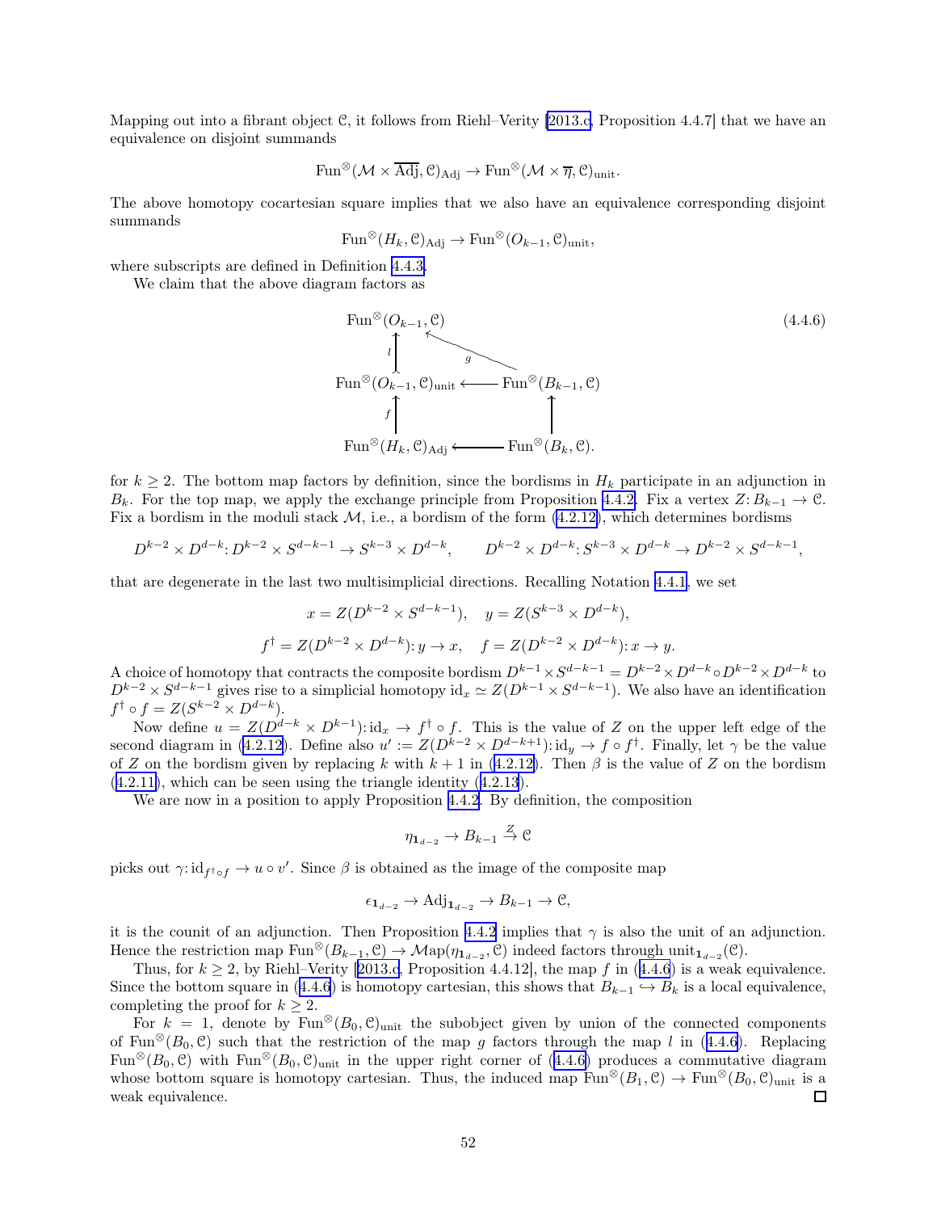Mapping out into a fibrant object $\mathcal{C}$, it follows from Riehl–Verity [2013.c, Proposition 4.4.7] that we have an equivalence on disjoint summands

$$\mathrm{Fun}^{\otimes}(\mathcal{M} \times \overline{\mathrm{Adj}}, \mathcal{C})_{\mathrm{Adj}} \to \mathrm{Fun}^{\otimes}(\mathcal{M} \times \overline{\eta}, \mathcal{C})_{\mathrm{unit}}.$$

The above homotopy cocartesian square implies that we also have an equivalence corresponding disjoint summands

$$\mathrm{Fun}^{\otimes}(H_k, \mathcal{C})_{\mathrm{Adj}} \to \mathrm{Fun}^{\otimes}(O_{k-1}, \mathcal{C})_{\mathrm{unit}},$$

where subscripts are defined in Definition 4.4.3.

We claim that the above diagram factors as

$$\begin{array}{ccc} \mathrm{Fun}^{\otimes}(O_{k-1}, \mathcal{C}) & & \\ \uparrow l & \nwarrow g & \\ \mathrm{Fun}^{\otimes}(O_{k-1}, \mathcal{C})_{\mathrm{unit}} & \longleftarrow & \mathrm{Fun}^{\otimes}(B_{k-1}, \mathcal{C}) \\ \uparrow f & & \uparrow \\ \mathrm{Fun}^{\otimes}(H_k, \mathcal{C})_{\mathrm{Adj}} & \longleftarrow & \mathrm{Fun}^{\otimes}(B_k, \mathcal{C}). \end{array} \qquad (4.4.6)$$

for $k \geq 2$. The bottom map factors by definition, since the bordisms in $H_k$ participate in an adjunction in $B_k$. For the top map, we apply the exchange principle from Proposition 4.4.2. Fix a vertex $Z\colon B_{k-1} \to \mathcal{C}$. Fix a bordism in the moduli stack $\mathcal{M}$, i.e., a bordism of the form (4.2.12), which determines bordisms

$$D^{k-2} \times D^{d-k}\colon D^{k-2} \times S^{d-k-1} \to S^{k-3} \times D^{d-k}, \qquad D^{k-2} \times D^{d-k}\colon S^{k-3} \times D^{d-k} \to D^{k-2} \times S^{d-k-1},$$

that are degenerate in the last two multisimplicial directions. Recalling Notation 4.4.1, we set

$$x = Z(D^{k-2} \times S^{d-k-1}), \quad y = Z(S^{k-3} \times D^{d-k}),$$

$$f^{\dagger} = Z(D^{k-2} \times D^{d-k})\colon y \to x, \quad f = Z(D^{k-2} \times D^{d-k})\colon x \to y.$$

A choice of homotopy that contracts the composite bordism $D^{k-1} \times S^{d-k-1} = D^{k-2} \times D^{d-k} \circ D^{k-2} \times D^{d-k}$ to $D^{k-2} \times S^{d-k-1}$ gives rise to a simplicial homotopy $\mathrm{id}_x \simeq Z(D^{k-1} \times S^{d-k-1})$. We also have an identification $f^{\dagger} \circ f = Z(S^{k-2} \times D^{d-k})$.

Now define $u = Z(D^{d-k} \times D^{k-1})\colon \mathrm{id}_x \to f^{\dagger} \circ f$. This is the value of $Z$ on the upper left edge of the second diagram in (4.2.12). Define also $u' := Z(D^{k-2} \times D^{d-k+1})\colon \mathrm{id}_y \to f \circ f^{\dagger}$. Finally, let $\gamma$ be the value of $Z$ on the bordism given by replacing $k$ with $k+1$ in (4.2.12). Then $\beta$ is the value of $Z$ on the bordism (4.2.11), which can be seen using the triangle identity (4.2.13).

We are now in a position to apply Proposition 4.4.2. By definition, the composition

$$\eta_{\mathbf{1}_{d-2}} \to B_{k-1} \xrightarrow{Z} \mathcal{C}$$

picks out $\gamma\colon \mathrm{id}_{f^{\dagger} \circ f} \to u \circ v'$. Since $\beta$ is obtained as the image of the composite map

$$\epsilon_{\mathbf{1}_{d-2}} \to \mathrm{Adj}_{\mathbf{1}_{d-2}} \to B_{k-1} \to \mathcal{C},$$

it is the counit of an adjunction. Then Proposition 4.4.2 implies that $\gamma$ is also the unit of an adjunction. Hence the restriction map $\mathrm{Fun}^{\otimes}(B_{k-1}, \mathcal{C}) \to \mathcal{M}\mathrm{ap}(\eta_{\mathbf{1}_{d-2}}, \mathcal{C})$ indeed factors through $\mathrm{unit}_{\mathbf{1}_{d-2}}(\mathcal{C})$.

Thus, for $k \geq 2$, by Riehl–Verity [2013.c, Proposition 4.4.12], the map $f$ in (4.4.6) is a weak equivalence. Since the bottom square in (4.4.6) is homotopy cartesian, this shows that $B_{k-1} \hookrightarrow B_k$ is a local equivalence, completing the proof for $k \geq 2$.

For $k = 1$, denote by $\mathrm{Fun}^{\otimes}(B_0, \mathcal{C})_{\mathrm{unit}}$ the subobject given by union of the connected components of $\mathrm{Fun}^{\otimes}(B_0, \mathcal{C})$ such that the restriction of the map $g$ factors through the map $l$ in (4.4.6). Replacing $\mathrm{Fun}^{\otimes}(B_0, \mathcal{C})$ with $\mathrm{Fun}^{\otimes}(B_0, \mathcal{C})_{\mathrm{unit}}$ in the upper right corner of (4.4.6) produces a commutative diagram whose bottom square is homotopy cartesian. Thus, the induced map $\mathrm{Fun}^{\otimes}(B_1, \mathcal{C}) \to \mathrm{Fun}^{\otimes}(B_0, \mathcal{C})_{\mathrm{unit}}$ is a weak equivalence. □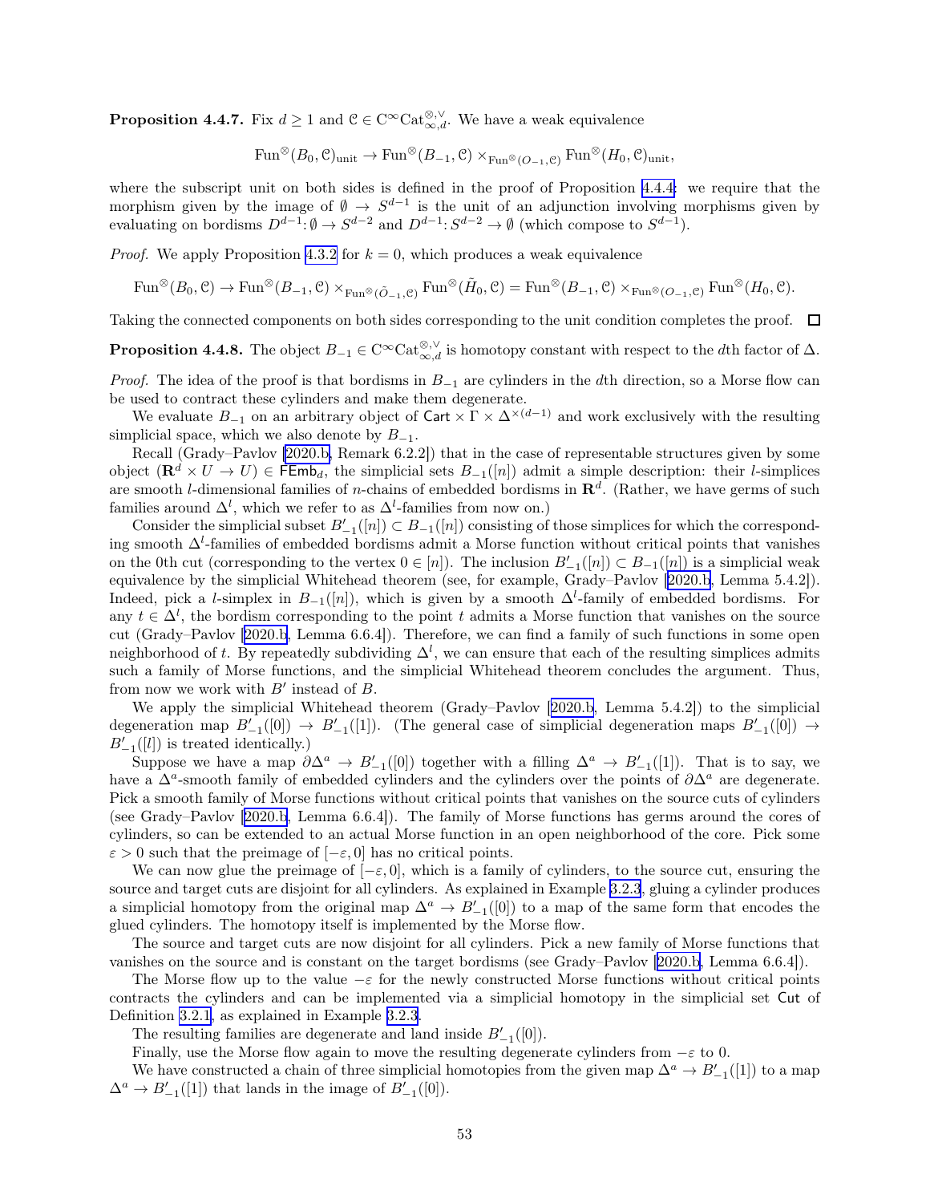**Proposition 4.4.7.** Fix $d \geq 1$ and $\mathcal{C} \in \mathrm{C}^\infty\mathrm{Cat}^{\otimes,\vee}_{\infty,d}$. We have a weak equivalence

$$\mathrm{Fun}^\otimes(B_0, \mathcal{C})_{\mathrm{unit}} \to \mathrm{Fun}^\otimes(B_{-1}, \mathcal{C}) \times_{\mathrm{Fun}^\otimes(O_{-1},\mathcal{C})} \mathrm{Fun}^\otimes(H_0, \mathcal{C})_{\mathrm{unit}},$$

where the subscript unit on both sides is defined in the proof of Proposition 4.4.4: we require that the morphism given by the image of $\emptyset \to S^{d-1}$ is the unit of an adjunction involving morphisms given by evaluating on bordisms $D^{d-1}\colon \emptyset \to S^{d-2}$ and $D^{d-1}\colon S^{d-2} \to \emptyset$ (which compose to $S^{d-1}$).

*Proof.* We apply Proposition 4.3.2 for $k = 0$, which produces a weak equivalence

$$\mathrm{Fun}^\otimes(B_0, \mathcal{C}) \to \mathrm{Fun}^\otimes(B_{-1}, \mathcal{C}) \times_{\mathrm{Fun}^\otimes(\tilde{O}_{-1},\mathcal{C})} \mathrm{Fun}^\otimes(\tilde{H}_0, \mathcal{C}) = \mathrm{Fun}^\otimes(B_{-1}, \mathcal{C}) \times_{\mathrm{Fun}^\otimes(O_{-1},\mathcal{C})} \mathrm{Fun}^\otimes(H_0, \mathcal{C}).$$

Taking the connected components on both sides corresponding to the unit condition completes the proof. □

**Proposition 4.4.8.** The object $B_{-1} \in \mathrm{C}^\infty\mathrm{Cat}^{\otimes,\vee}_{\infty,d}$ is homotopy constant with respect to the $d$th factor of $\Delta$.

*Proof.* The idea of the proof is that bordisms in $B_{-1}$ are cylinders in the $d$th direction, so a Morse flow can be used to contract these cylinders and make them degenerate.

We evaluate $B_{-1}$ on an arbitrary object of $\mathsf{Cart} \times \Gamma \times \Delta^{\times(d-1)}$ and work exclusively with the resulting simplicial space, which we also denote by $B_{-1}$.

Recall (Grady–Pavlov [2020.b, Remark 6.2.2]) that in the case of representable structures given by some object $(\mathbf{R}^d \times U \to U) \in \mathsf{FEmb}_d$, the simplicial sets $B_{-1}([n])$ admit a simple description: their $l$-simplices are smooth $l$-dimensional families of $n$-chains of embedded bordisms in $\mathbf{R}^d$. (Rather, we have germs of such families around $\Delta^l$, which we refer to as $\Delta^l$-families from now on.)

Consider the simplicial subset $B'_{-1}([n]) \subset B_{-1}([n])$ consisting of those simplices for which the corresponding smooth $\Delta^l$-families of embedded bordisms admit a Morse function without critical points that vanishes on the 0th cut (corresponding to the vertex $0 \in [n]$). The inclusion $B'_{-1}([n]) \subset B_{-1}([n])$ is a simplicial weak equivalence by the simplicial Whitehead theorem (see, for example, Grady–Pavlov [2020.b, Lemma 5.4.2]). Indeed, pick a $l$-simplex in $B_{-1}([n])$, which is given by a smooth $\Delta^l$-family of embedded bordisms. For any $t \in \Delta^l$, the bordism corresponding to the point $t$ admits a Morse function that vanishes on the source cut (Grady–Pavlov [2020.b, Lemma 6.6.4]). Therefore, we can find a family of such functions in some open neighborhood of $t$. By repeatedly subdividing $\Delta^l$, we can ensure that each of the resulting simplices admits such a family of Morse functions, and the simplicial Whitehead theorem concludes the argument. Thus, from now we work with $B'$ instead of $B$.

We apply the simplicial Whitehead theorem (Grady–Pavlov [2020.b, Lemma 5.4.2]) to the simplicial degeneration map $B'_{-1}([0]) \to B'_{-1}([1])$. (The general case of simplicial degeneration maps $B'_{-1}([0]) \to B'_{-1}([l])$ is treated identically.)

Suppose we have a map $\partial\Delta^a \to B'_{-1}([0])$ together with a filling $\Delta^a \to B'_{-1}([1])$. That is to say, we have a $\Delta^a$-smooth family of embedded cylinders and the cylinders over the points of $\partial\Delta^a$ are degenerate. Pick a smooth family of Morse functions without critical points that vanishes on the source cuts of cylinders (see Grady–Pavlov [2020.b, Lemma 6.6.4]). The family of Morse functions has germs around the cores of cylinders, so can be extended to an actual Morse function in an open neighborhood of the core. Pick some $\varepsilon > 0$ such that the preimage of $[-\varepsilon, 0]$ has no critical points.

We can now glue the preimage of $[-\varepsilon, 0]$, which is a family of cylinders, to the source cut, ensuring the source and target cuts are disjoint for all cylinders. As explained in Example 3.2.3, gluing a cylinder produces a simplicial homotopy from the original map $\Delta^a \to B'_{-1}([0])$ to a map of the same form that encodes the glued cylinders. The homotopy itself is implemented by the Morse flow.

The source and target cuts are now disjoint for all cylinders. Pick a new family of Morse functions that vanishes on the source and is constant on the target bordisms (see Grady–Pavlov [2020.b, Lemma 6.6.4]).

The Morse flow up to the value $-\varepsilon$ for the newly constructed Morse functions without critical points contracts the cylinders and can be implemented via a simplicial homotopy in the simplicial set $\mathsf{Cut}$ of Definition 3.2.1, as explained in Example 3.2.3.

The resulting families are degenerate and land inside $B'_{-1}([0])$.

Finally, use the Morse flow again to move the resulting degenerate cylinders from $-\varepsilon$ to 0.

We have constructed a chain of three simplicial homotopies from the given map $\Delta^a \to B'_{-1}([1])$ to a map $\Delta^a \to B'_{-1}([1])$ that lands in the image of $B'_{-1}([0])$.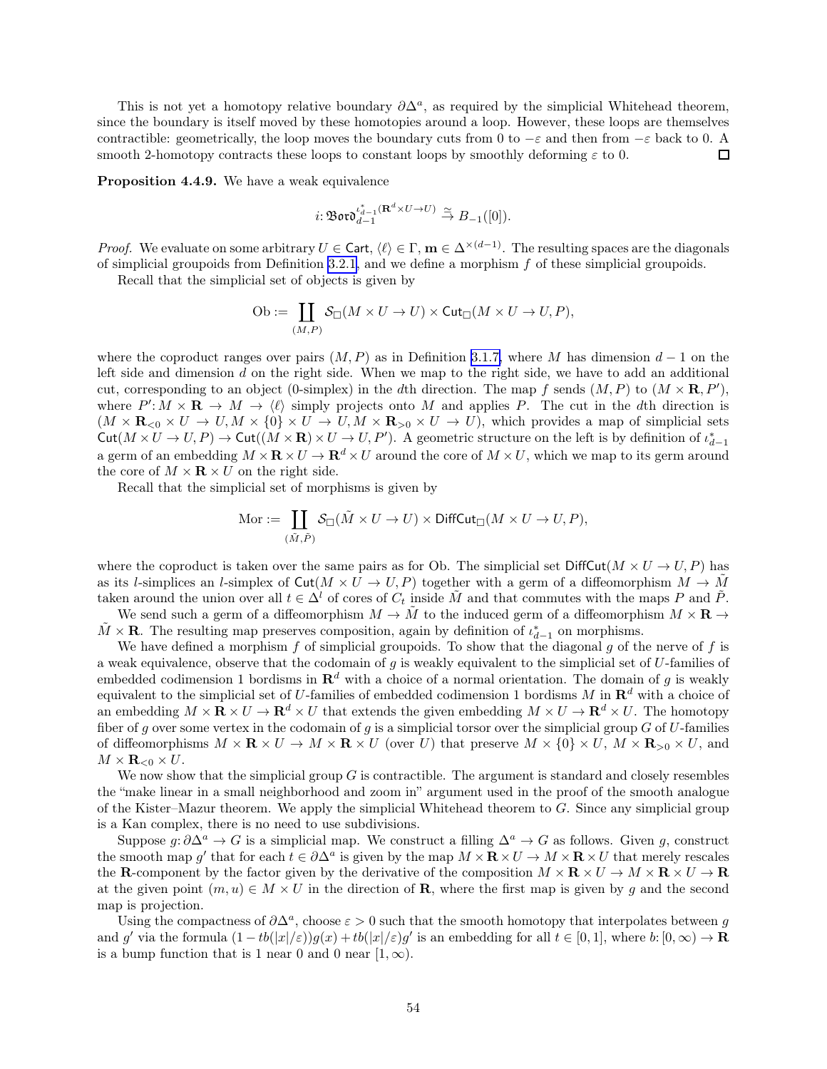This is not yet a homotopy relative boundary $\partial\Delta^a$, as required by the simplicial Whitehead theorem, since the boundary is itself moved by these homotopies around a loop. However, these loops are themselves contractible: geometrically, the loop moves the boundary cuts from 0 to $-\varepsilon$ and then from $-\varepsilon$ back to 0. A smooth 2-homotopy contracts these loops to constant loops by smoothly deforming $\varepsilon$ to 0. $\square$

**Proposition 4.4.9.** We have a weak equivalence

$$i\colon \mathfrak{Bord}_{d-1}^{\iota_{d-1}^*(\mathbf{R}^d\times U\to U)} \xrightarrow{\simeq} B_{-1}([0]).$$

*Proof.* We evaluate on some arbitrary $U\in\mathsf{Cart}$, $\langle\ell\rangle\in\Gamma$, $\mathbf{m}\in\Delta^{\times(d-1)}$. The resulting spaces are the diagonals of simplicial groupoids from Definition 3.2.1, and we define a morphism $f$ of these simplicial groupoids.

Recall that the simplicial set of objects is given by

$$\mathrm{Ob} := \coprod_{(M,P)} \mathcal{S}_\square(M\times U\to U)\times \mathsf{Cut}_\square(M\times U\to U,P),$$

where the coproduct ranges over pairs $(M,P)$ as in Definition 3.1.7, where $M$ has dimension $d-1$ on the left side and dimension $d$ on the right side. When we map to the right side, we have to add an additional cut, corresponding to an object (0-simplex) in the $d$th direction. The map $f$ sends $(M,P)$ to $(M\times\mathbf{R},P')$, where $P'\colon M\times\mathbf{R}\to M\to\langle\ell\rangle$ simply projects onto $M$ and applies $P$. The cut in the $d$th direction is $(M\times\mathbf{R}_{<0}\times U\to U, M\times\{0\}\times U\to U, M\times\mathbf{R}_{>0}\times U\to U)$, which provides a map of simplicial sets $\mathsf{Cut}(M\times U\to U,P)\to\mathsf{Cut}((M\times\mathbf{R})\times U\to U,P')$. A geometric structure on the left is by definition of $\iota_{d-1}^*$ a germ of an embedding $M\times\mathbf{R}\times U\to\mathbf{R}^d\times U$ around the core of $M\times U$, which we map to its germ around the core of $M\times\mathbf{R}\times U$ on the right side.

Recall that the simplicial set of morphisms is given by

$$\mathrm{Mor} := \coprod_{(\tilde M,\tilde P)} \mathcal{S}_\square(\tilde M\times U\to U)\times \mathsf{DiffCut}_\square(M\times U\to U,P),$$

where the coproduct is taken over the same pairs as for Ob. The simplicial set $\mathsf{DiffCut}(M\times U\to U,P)$ has as its $l$-simplices an $l$-simplex of $\mathsf{Cut}(M\times U\to U,P)$ together with a germ of a diffeomorphism $M\to\tilde M$ taken around the union over all $t\in\Delta^l$ of cores of $C_t$ inside $\tilde M$ and that commutes with the maps $P$ and $\tilde P$.

We send such a germ of a diffeomorphism $M\to\tilde M$ to the induced germ of a diffeomorphism $M\times\mathbf{R}\to\tilde M\times\mathbf{R}$. The resulting map preserves composition, again by definition of $\iota_{d-1}^*$ on morphisms.

We have defined a morphism $f$ of simplicial groupoids. To show that the diagonal $g$ of the nerve of $f$ is a weak equivalence, observe that the codomain of $g$ is weakly equivalent to the simplicial set of $U$-families of embedded codimension 1 bordisms in $\mathbf{R}^d$ with a choice of a normal orientation. The domain of $g$ is weakly equivalent to the simplicial set of $U$-families of embedded codimension 1 bordisms $M$ in $\mathbf{R}^d$ with a choice of an embedding $M\times\mathbf{R}\times U\to\mathbf{R}^d\times U$ that extends the given embedding $M\times U\to\mathbf{R}^d\times U$. The homotopy fiber of $g$ over some vertex in the codomain of $g$ is a simplicial torsor over the simplicial group $G$ of $U$-families of diffeomorphisms $M\times\mathbf{R}\times U\to M\times\mathbf{R}\times U$ (over $U$) that preserve $M\times\{0\}\times U$, $M\times\mathbf{R}_{>0}\times U$, and $M\times\mathbf{R}_{<0}\times U$.

We now show that the simplicial group $G$ is contractible. The argument is standard and closely resembles the "make linear in a small neighborhood and zoom in" argument used in the proof of the smooth analogue of the Kister–Mazur theorem. We apply the simplicial Whitehead theorem to $G$. Since any simplicial group is a Kan complex, there is no need to use subdivisions.

Suppose $g\colon\partial\Delta^a\to G$ is a simplicial map. We construct a filling $\Delta^a\to G$ as follows. Given $g$, construct the smooth map $g'$ that for each $t\in\partial\Delta^a$ is given by the map $M\times\mathbf{R}\times U\to M\times\mathbf{R}\times U$ that merely rescales the $\mathbf{R}$-component by the factor given by the derivative of the composition $M\times\mathbf{R}\times U\to M\times\mathbf{R}\times U\to\mathbf{R}$ at the given point $(m,u)\in M\times U$ in the direction of $\mathbf{R}$, where the first map is given by $g$ and the second map is projection.

Using the compactness of $\partial\Delta^a$, choose $\varepsilon>0$ such that the smooth homotopy that interpolates between $g$ and $g'$ via the formula $(1-tb(|x|/\varepsilon))g(x)+tb(|x|/\varepsilon)g'$ is an embedding for all $t\in[0,1]$, where $b\colon[0,\infty)\to\mathbf{R}$ is a bump function that is 1 near 0 and 0 near $[1,\infty)$.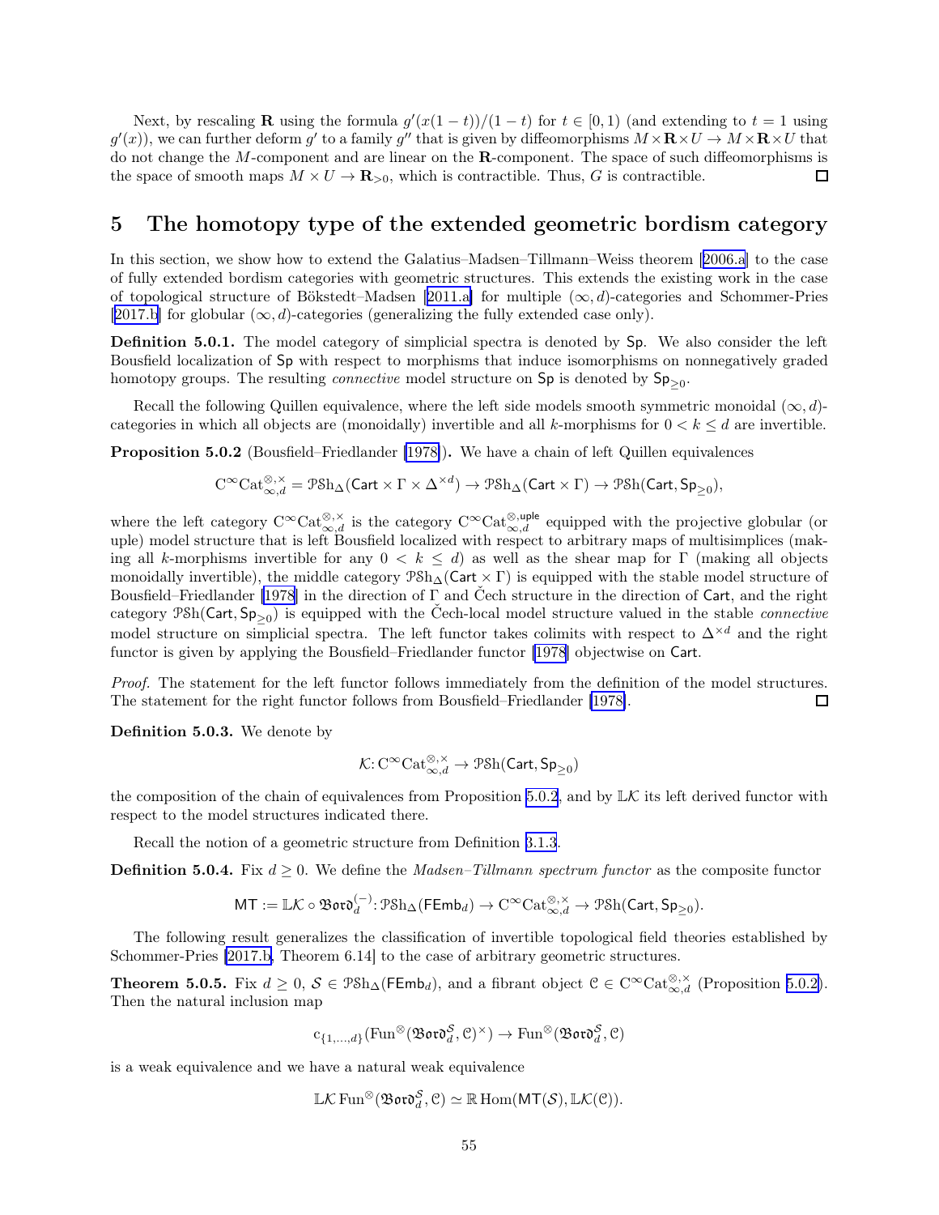Next, by rescaling $\mathbf{R}$ using the formula $g'(x(1-t))/(1-t)$ for $t \in [0,1)$ (and extending to $t=1$ using $g'(x)$), we can further deform $g'$ to a family $g''$ that is given by diffeomorphisms $M \times \mathbf{R} \times U \to M \times \mathbf{R} \times U$ that do not change the $M$-component and are linear on the $\mathbf{R}$-component. The space of such diffeomorphisms is the space of smooth maps $M \times U \to \mathbf{R}_{>0}$, which is contractible. Thus, $G$ is contractible. □

# 5 The homotopy type of the extended geometric bordism category

In this section, we show how to extend the Galatius–Madsen–Tillmann–Weiss theorem [2006.a] to the case of fully extended bordism categories with geometric structures. This extends the existing work in the case of topological structure of Bökstedt–Madsen [2011.a] for multiple $(\infty, d)$-categories and Schommer-Pries [2017.b] for globular $(\infty, d)$-categories (generalizing the fully extended case only).

**Definition 5.0.1.** The model category of simplicial spectra is denoted by $\mathsf{Sp}$. We also consider the left Bousfield localization of $\mathsf{Sp}$ with respect to morphisms that induce isomorphisms on nonnegatively graded homotopy groups. The resulting *connective* model structure on $\mathsf{Sp}$ is denoted by $\mathsf{Sp}_{\geq 0}$.

Recall the following Quillen equivalence, where the left side models smooth symmetric monoidal $(\infty, d)$-categories in which all objects are (monoidally) invertible and all $k$-morphisms for $0 < k \leq d$ are invertible.

**Proposition 5.0.2** (Bousfield–Friedlander [1978])**.** We have a chain of left Quillen equivalences

$$\mathrm{C}^\infty\mathrm{Cat}^{\otimes,\times}_{\infty,d} = \mathcal{PSh}_\Delta(\mathsf{Cart} \times \Gamma \times \Delta^{\times d}) \to \mathcal{PSh}_\Delta(\mathsf{Cart} \times \Gamma) \to \mathcal{PSh}(\mathsf{Cart}, \mathsf{Sp}_{\geq 0}),$$

where the left category $\mathrm{C}^\infty\mathrm{Cat}^{\otimes,\times}_{\infty,d}$ is the category $\mathrm{C}^\infty\mathrm{Cat}^{\otimes,\mathsf{uple}}_{\infty,d}$ equipped with the projective globular (or uple) model structure that is left Bousfield localized with respect to arbitrary maps of multisimplices (making all $k$-morphisms invertible for any $0 < k \leq d$) as well as the shear map for $\Gamma$ (making all objects monoidally invertible), the middle category $\mathcal{PSh}_\Delta(\mathsf{Cart} \times \Gamma)$ is equipped with the stable model structure of Bousfield–Friedlander [1978] in the direction of $\Gamma$ and Čech structure in the direction of $\mathsf{Cart}$, and the right category $\mathcal{PSh}(\mathsf{Cart}, \mathsf{Sp}_{\geq 0})$ is equipped with the Čech-local model structure valued in the stable *connective* model structure on simplicial spectra. The left functor takes colimits with respect to $\Delta^{\times d}$ and the right functor is given by applying the Bousfield–Friedlander functor [1978] objectwise on $\mathsf{Cart}$.

*Proof.* The statement for the left functor follows immediately from the definition of the model structures. The statement for the right functor follows from Bousfield–Friedlander [1978]. □

**Definition 5.0.3.** We denote by

$$\mathcal{K}\colon \mathrm{C}^\infty\mathrm{Cat}^{\otimes,\times}_{\infty,d} \to \mathcal{PSh}(\mathsf{Cart}, \mathsf{Sp}_{\geq 0})$$

the composition of the chain of equivalences from Proposition 5.0.2, and by $\mathbb{L}\mathcal{K}$ its left derived functor with respect to the model structures indicated there.

Recall the notion of a geometric structure from Definition 3.1.3.

**Definition 5.0.4.** Fix $d \geq 0$. We define the *Madsen–Tillmann spectrum functor* as the composite functor

$$\mathsf{MT} := \mathbb{L}\mathcal{K} \circ \mathfrak{Bord}_d^{(-)}\colon \mathcal{PSh}_\Delta(\mathsf{FEmb}_d) \to \mathrm{C}^\infty\mathrm{Cat}^{\otimes,\times}_{\infty,d} \to \mathcal{PSh}(\mathsf{Cart}, \mathsf{Sp}_{\geq 0}).$$

The following result generalizes the classification of invertible topological field theories established by Schommer-Pries [2017.b, Theorem 6.14] to the case of arbitrary geometric structures.

**Theorem 5.0.5.** Fix $d \geq 0$, $\mathcal{S} \in \mathcal{PSh}_\Delta(\mathsf{FEmb}_d)$, and a fibrant object $\mathcal{C} \in \mathrm{C}^\infty\mathrm{Cat}^{\otimes,\times}_{\infty,d}$ (Proposition 5.0.2). Then the natural inclusion map

$$\mathrm{c}_{\{1,\ldots,d\}}(\mathrm{Fun}^\otimes(\mathfrak{Bord}_d^{\mathcal{S}}, \mathcal{C})^\times) \to \mathrm{Fun}^\otimes(\mathfrak{Bord}_d^{\mathcal{S}}, \mathcal{C})$$

is a weak equivalence and we have a natural weak equivalence

$$\mathbb{L}\mathcal{K}\,\mathrm{Fun}^\otimes(\mathfrak{Bord}_d^{\mathcal{S}}, \mathcal{C}) \simeq \mathbb{R}\,\mathrm{Hom}(\mathsf{MT}(\mathcal{S}), \mathbb{L}\mathcal{K}(\mathcal{C})).$$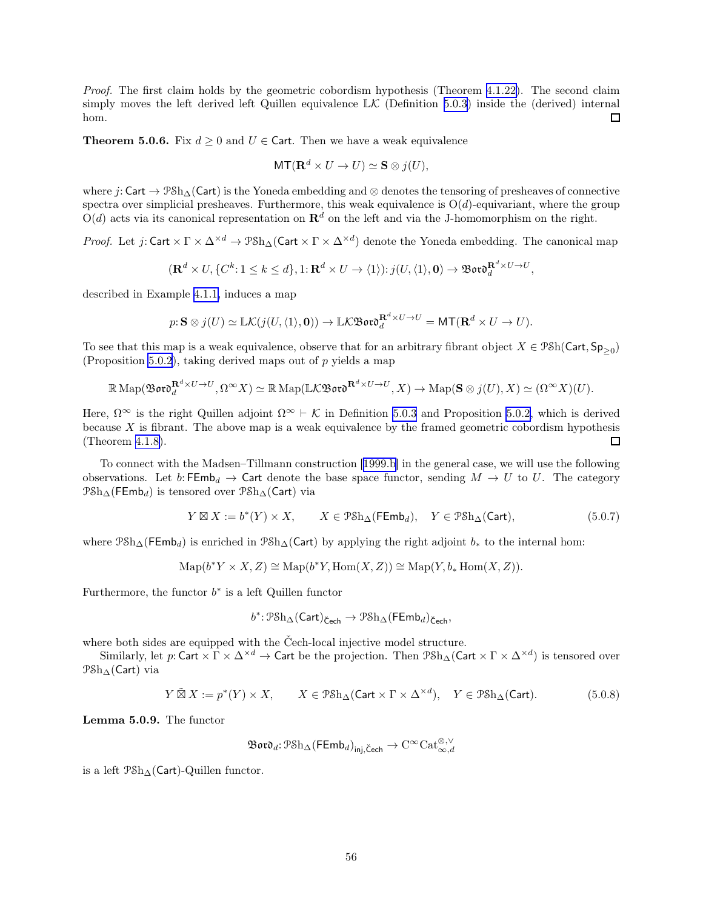*Proof.* The first claim holds by the geometric cobordism hypothesis (Theorem 4.1.22). The second claim simply moves the left derived left Quillen equivalence $\mathbb{L}\mathcal{K}$ (Definition 5.0.3) inside the (derived) internal hom. □

**Theorem 5.0.6.** Fix $d \geq 0$ and $U \in \mathsf{Cart}$. Then we have a weak equivalence

$$\mathsf{MT}(\mathbf{R}^d \times U \to U) \simeq \mathbf{S} \otimes j(U),$$

where $j\colon \mathsf{Cart} \to \mathcal{P}\mathrm{Sh}_\Delta(\mathsf{Cart})$ is the Yoneda embedding and $\otimes$ denotes the tensoring of presheaves of connective spectra over simplicial presheaves. Furthermore, this weak equivalence is $\mathrm{O}(d)$-equivariant, where the group $\mathrm{O}(d)$ acts via its canonical representation on $\mathbf{R}^d$ on the left and via the J-homomorphism on the right.

*Proof.* Let $j\colon \mathsf{Cart} \times \Gamma \times \Delta^{\times d} \to \mathcal{P}\mathrm{Sh}_\Delta(\mathsf{Cart} \times \Gamma \times \Delta^{\times d})$ denote the Yoneda embedding. The canonical map

$$(\mathbf{R}^d \times U, \{C^k : 1 \leq k \leq d\}, 1\colon \mathbf{R}^d \times U \to \langle 1\rangle)\colon j(U, \langle 1\rangle, \mathbf{0}) \to \mathfrak{Bord}_d^{\mathbf{R}^d \times U \to U},$$

described in Example 4.1.1, induces a map

$$p\colon \mathbf{S} \otimes j(U) \simeq \mathbb{L}\mathcal{K}(j(U, \langle 1\rangle, \mathbf{0})) \to \mathbb{L}\mathcal{K}\mathfrak{Bord}_d^{\mathbf{R}^d \times U \to U} = \mathsf{MT}(\mathbf{R}^d \times U \to U).$$

To see that this map is a weak equivalence, observe that for an arbitrary fibrant object $X \in \mathcal{P}\mathrm{Sh}(\mathsf{Cart}, \mathsf{Sp}_{\geq 0})$ (Proposition 5.0.2), taking derived maps out of $p$ yields a map

$$\mathbb{R}\operatorname{Map}(\mathfrak{Bord}_d^{\mathbf{R}^d \times U \to U}, \Omega^\infty X) \simeq \mathbb{R}\operatorname{Map}(\mathbb{L}\mathcal{K}\mathfrak{Bord}^{\mathbf{R}^d \times U \to U}, X) \to \operatorname{Map}(\mathbf{S} \otimes j(U), X) \simeq (\Omega^\infty X)(U).$$

Here, $\Omega^\infty$ is the right Quillen adjoint $\Omega^\infty \vdash \mathcal{K}$ in Definition 5.0.3 and Proposition 5.0.2, which is derived because $X$ is fibrant. The above map is a weak equivalence by the framed geometric cobordism hypothesis (Theorem 4.1.8). □

To connect with the Madsen–Tillmann construction [1999.b] in the general case, we will use the following observations. Let $b\colon \mathsf{FEmb}_d \to \mathsf{Cart}$ denote the base space functor, sending $M \to U$ to $U$. The category $\mathcal{P}\mathrm{Sh}_\Delta(\mathsf{FEmb}_d)$ is tensored over $\mathcal{P}\mathrm{Sh}_\Delta(\mathsf{Cart})$ via

$$Y \boxtimes X := b^*(Y) \times X, \qquad X \in \mathcal{P}\mathrm{Sh}_\Delta(\mathsf{FEmb}_d), \quad Y \in \mathcal{P}\mathrm{Sh}_\Delta(\mathsf{Cart}), \tag{5.0.7}$$

where $\mathcal{P}\mathrm{Sh}_\Delta(\mathsf{FEmb}_d)$ is enriched in $\mathcal{P}\mathrm{Sh}_\Delta(\mathsf{Cart})$ by applying the right adjoint $b_*$ to the internal hom:

$$\operatorname{Map}(b^*Y \times X, Z) \cong \operatorname{Map}(b^*Y, \operatorname{Hom}(X, Z)) \cong \operatorname{Map}(Y, b_* \operatorname{Hom}(X, Z)).$$

Furthermore, the functor $b^*$ is a left Quillen functor

$$b^*\colon \mathcal{P}\mathrm{Sh}_\Delta(\mathsf{Cart})_{\check{\mathsf{C}}\mathsf{ech}} \to \mathcal{P}\mathrm{Sh}_\Delta(\mathsf{FEmb}_d)_{\check{\mathsf{C}}\mathsf{ech}},$$

where both sides are equipped with the Čech-local injective model structure.

Similarly, let $p\colon \mathsf{Cart} \times \Gamma \times \Delta^{\times d} \to \mathsf{Cart}$ be the projection. Then $\mathcal{P}\mathrm{Sh}_\Delta(\mathsf{Cart} \times \Gamma \times \Delta^{\times d})$ is tensored over $\mathcal{P}\mathrm{Sh}_\Delta(\mathsf{Cart})$ via

$$Y \,\tilde{\boxtimes}\, X := p^*(Y) \times X, \qquad X \in \mathcal{P}\mathrm{Sh}_\Delta(\mathsf{Cart} \times \Gamma \times \Delta^{\times d}), \quad Y \in \mathcal{P}\mathrm{Sh}_\Delta(\mathsf{Cart}). \tag{5.0.8}$$

**Lemma 5.0.9.** The functor

$$\mathfrak{Bord}_d\colon \mathcal{P}\mathrm{Sh}_\Delta(\mathsf{FEmb}_d)_{\mathsf{inj}, \check{\mathsf{C}}\mathsf{ech}} \to \mathrm{C}^\infty\mathrm{Cat}_{\infty,d}^{\otimes,\vee}$$

is a left $\mathcal{P}\mathrm{Sh}_\Delta(\mathsf{Cart})$-Quillen functor.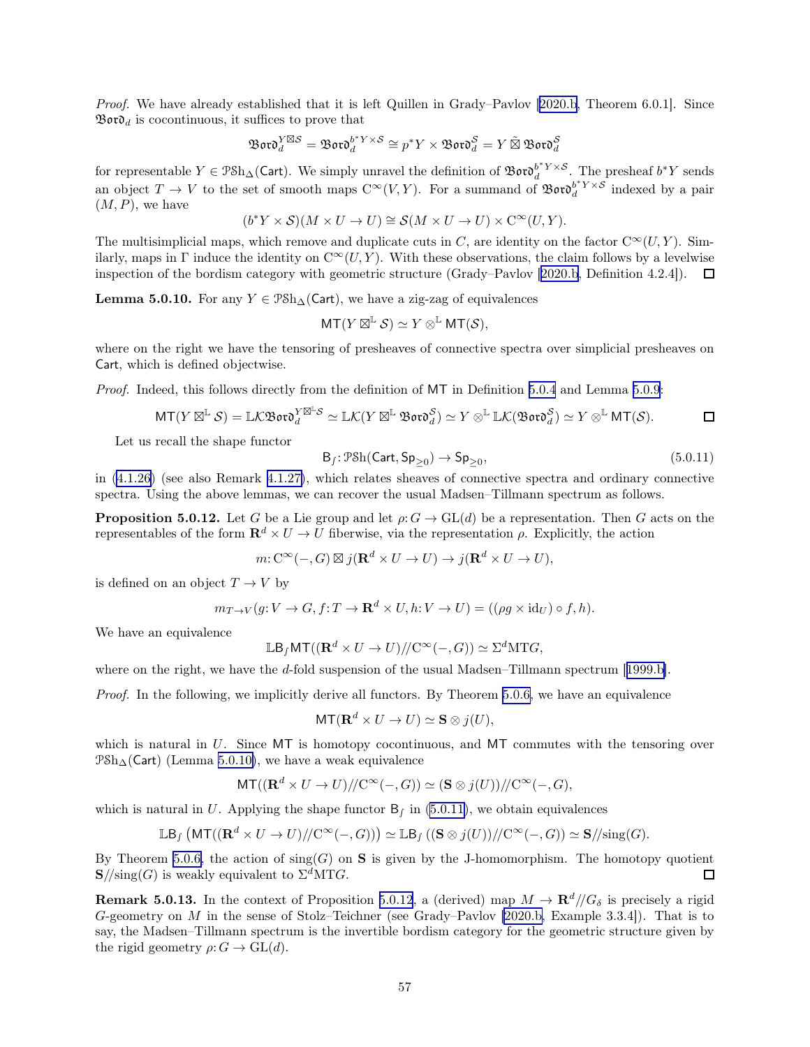*Proof.* We have already established that it is left Quillen in Grady–Pavlov [2020.b, Theorem 6.0.1]. Since $\mathfrak{Bord}_d$ is cocontinuous, it suffices to prove that

$$\mathfrak{Bord}_d^{Y\boxtimes\mathcal{S}} = \mathfrak{Bord}_d^{b^*Y\times\mathcal{S}} \cong p^*Y \times \mathfrak{Bord}_d^{\mathcal{S}} = Y \,\tilde{\boxtimes}\, \mathfrak{Bord}_d^{\mathcal{S}}$$

for representable $Y \in \mathcal{PSh}_\Delta(\mathsf{Cart})$. We simply unravel the definition of $\mathfrak{Bord}_d^{b^*Y\times\mathcal{S}}$. The presheaf $b^*Y$ sends an object $T \to V$ to the set of smooth maps $\mathrm{C}^\infty(V,Y)$. For a summand of $\mathfrak{Bord}_d^{b^*Y\times\mathcal{S}}$ indexed by a pair $(M,P)$, we have

$$(b^*Y \times \mathcal{S})(M\times U \to U) \cong \mathcal{S}(M\times U\to U)\times \mathrm{C}^\infty(U,Y).$$

The multisimplicial maps, which remove and duplicate cuts in $C$, are identity on the factor $\mathrm{C}^\infty(U,Y)$. Similarly, maps in $\Gamma$ induce the identity on $\mathrm{C}^\infty(U,Y)$. With these observations, the claim follows by a levelwise inspection of the bordism category with geometric structure (Grady–Pavlov [2020.b, Definition 4.2.4]). $\square$

**Lemma 5.0.10.** For any $Y \in \mathcal{PSh}_\Delta(\mathsf{Cart})$, we have a zig-zag of equivalences

$$\mathsf{MT}(Y \boxtimes^{\mathbb{L}} \mathcal{S}) \simeq Y \otimes^{\mathbb{L}} \mathsf{MT}(\mathcal{S}),$$

where on the right we have the tensoring of presheaves of connective spectra over simplicial presheaves on $\mathsf{Cart}$, which is defined objectwise.

*Proof.* Indeed, this follows directly from the definition of $\mathsf{MT}$ in Definition 5.0.4 and Lemma 5.0.9:

$$\mathsf{MT}(Y\boxtimes^{\mathbb{L}}\mathcal{S}) = \mathbb{L}\mathcal{K}\mathfrak{Bord}_d^{Y\boxtimes^{\mathbb{L}}\mathcal{S}} \simeq \mathbb{L}\mathcal{K}(Y\boxtimes^{\mathbb{L}}\mathfrak{Bord}_d^{\mathcal{S}}) \simeq Y\otimes^{\mathbb{L}}\mathbb{L}\mathcal{K}(\mathfrak{Bord}_d^{\mathcal{S}}) \simeq Y\otimes^{\mathbb{L}}\mathsf{MT}(\mathcal{S}). \qquad \square$$

Let us recall the shape functor

$$\mathsf{B}_\int\colon \mathcal{PSh}(\mathsf{Cart},\mathsf{Sp}_{\geq 0}) \to \mathsf{Sp}_{\geq 0}, \tag{5.0.11}$$

in (4.1.26) (see also Remark 4.1.27), which relates sheaves of connective spectra and ordinary connective spectra. Using the above lemmas, we can recover the usual Madsen–Tillmann spectrum as follows.

**Proposition 5.0.12.** Let $G$ be a Lie group and let $\rho\colon G \to \mathrm{GL}(d)$ be a representation. Then $G$ acts on the representables of the form $\mathbf{R}^d\times U \to U$ fiberwise, via the representation $\rho$. Explicitly, the action

$$m\colon \mathrm{C}^\infty(-,G)\boxtimes j(\mathbf{R}^d\times U\to U) \to j(\mathbf{R}^d\times U\to U),$$

is defined on an object $T\to V$ by

$$m_{T\to V}(g\colon V\to G, f\colon T\to\mathbf{R}^d\times U, h\colon V\to U) = ((\rho g\times \mathrm{id}_U)\circ f, h).$$

We have an equivalence

$$\mathbb{L}\mathsf{B}_\int\mathsf{MT}((\mathbf{R}^d\times U\to U)/\!/\mathrm{C}^\infty(-,G)) \simeq \Sigma^d\mathrm{MT}G,$$

where on the right, we have the $d$-fold suspension of the usual Madsen–Tillmann spectrum [1999.b].

*Proof.* In the following, we implicitly derive all functors. By Theorem 5.0.6, we have an equivalence

$$\mathsf{MT}(\mathbf{R}^d\times U\to U)\simeq \mathbf{S}\otimes j(U),$$

which is natural in $U$. Since $\mathsf{MT}$ is homotopy cocontinuous, and $\mathsf{MT}$ commutes with the tensoring over $\mathcal{PSh}_\Delta(\mathsf{Cart})$ (Lemma 5.0.10), we have a weak equivalence

$$\mathsf{MT}((\mathbf{R}^d\times U\to U)/\!/\mathrm{C}^\infty(-,G)) \simeq (\mathbf{S}\otimes j(U))/\!/\mathrm{C}^\infty(-,G),$$

which is natural in $U$. Applying the shape functor $\mathsf{B}_\int$ in (5.0.11), we obtain equivalences

$$\mathbb{L}\mathsf{B}_\int\left(\mathsf{MT}((\mathbf{R}^d\times U\to U)/\!/\mathrm{C}^\infty(-,G))\right) \simeq \mathbb{L}\mathsf{B}_\int\left((\mathbf{S}\otimes j(U))/\!/\mathrm{C}^\infty(-,G)\right) \simeq \mathbf{S}/\!/\mathrm{sing}(G).$$

By Theorem 5.0.6, the action of $\mathrm{sing}(G)$ on $\mathbf{S}$ is given by the J-homomorphism. The homotopy quotient $\mathbf{S}/\!/\mathrm{sing}(G)$ is weakly equivalent to $\Sigma^d\mathrm{MT}G$. $\square$

**Remark 5.0.13.** In the context of Proposition 5.0.12, a (derived) map $M\to\mathbf{R}^d/\!/G_\delta$ is precisely a rigid $G$-geometry on $M$ in the sense of Stolz–Teichner (see Grady–Pavlov [2020.b, Example 3.3.4]). That is to say, the Madsen–Tillmann spectrum is the invertible bordism category for the geometric structure given by the rigid geometry $\rho\colon G\to\mathrm{GL}(d)$.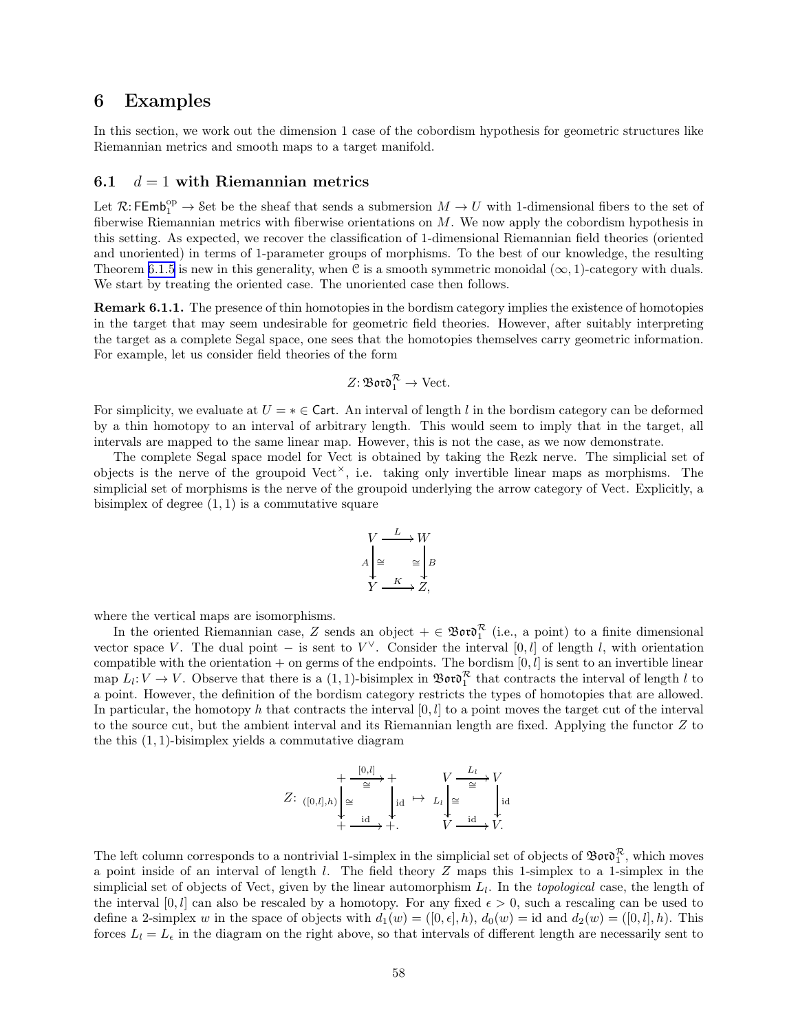# 6 Examples

In this section, we work out the dimension 1 case of the cobordism hypothesis for geometric structures like Riemannian metrics and smooth maps to a target manifold.

## 6.1 $d = 1$ with Riemannian metrics

Let $\mathcal{R}\colon \mathsf{FEmb}_1^{\mathrm{op}} \to \mathcal{S}\mathrm{et}$ be the sheaf that sends a submersion $M \to U$ with 1-dimensional fibers to the set of fiberwise Riemannian metrics with fiberwise orientations on $M$. We now apply the cobordism hypothesis in this setting. As expected, we recover the classification of 1-dimensional Riemannian field theories (oriented and unoriented) in terms of 1-parameter groups of morphisms. To the best of our knowledge, the resulting Theorem 6.1.5 is new in this generality, when $\mathcal{C}$ is a smooth symmetric monoidal $(\infty,1)$-category with duals. We start by treating the oriented case. The unoriented case then follows.

**Remark 6.1.1.** The presence of thin homotopies in the bordism category implies the existence of homotopies in the target that may seem undesirable for geometric field theories. However, after suitably interpreting the target as a complete Segal space, one sees that the homotopies themselves carry geometric information. For example, let us consider field theories of the form

$$Z\colon \mathfrak{Bord}_1^{\mathcal{R}} \to \mathrm{Vect}.$$

For simplicity, we evaluate at $U = * \in \mathsf{Cart}$. An interval of length $l$ in the bordism category can be deformed by a thin homotopy to an interval of arbitrary length. This would seem to imply that in the target, all intervals are mapped to the same linear map. However, this is not the case, as we now demonstrate.

The complete Segal space model for Vect is obtained by taking the Rezk nerve. The simplicial set of objects is the nerve of the groupoid $\mathrm{Vect}^{\times}$, i.e. taking only invertible linear maps as morphisms. The simplicial set of morphisms is the nerve of the groupoid underlying the arrow category of Vect. Explicitly, a bisimplex of degree $(1,1)$ is a commutative square

$$\begin{array}{ccc} V & \xrightarrow{L} & W \\ {\scriptstyle A}\downarrow{\scriptstyle \cong} & & {\scriptstyle \cong}\downarrow{\scriptstyle B} \\ Y & \xrightarrow{K} & Z, \end{array}$$

where the vertical maps are isomorphisms.

In the oriented Riemannian case, $Z$ sends an object $+ \in \mathfrak{Bord}_1^{\mathcal{R}}$ (i.e., a point) to a finite dimensional vector space $V$. The dual point $-$ is sent to $V^{\vee}$. Consider the interval $[0,l]$ of length $l$, with orientation compatible with the orientation $+$ on germs of the endpoints. The bordism $[0,l]$ is sent to an invertible linear map $L_l\colon V \to V$. Observe that there is a $(1,1)$-bisimplex in $\mathfrak{Bord}_1^{\mathcal{R}}$ that contracts the interval of length $l$ to a point. However, the definition of the bordism category restricts the types of homotopies that are allowed. In particular, the homotopy $h$ that contracts the interval $[0,l]$ to a point moves the target cut of the interval to the source cut, but the ambient interval and its Riemannian length are fixed. Applying the functor $Z$ to the this $(1,1)$-bisimplex yields a commutative diagram

$$Z\colon \begin{array}{ccc} + & \xrightarrow[\cong]{[0,l]} & + \\ {\scriptstyle ([0,l],h)}\downarrow{\scriptstyle \cong} & & \downarrow{\scriptstyle \mathrm{id}} \\ + & \xrightarrow{\mathrm{id}} & +. \end{array} \quad \mapsto \quad \begin{array}{ccc} V & \xrightarrow[\cong]{L_l} & V \\ {\scriptstyle L_l}\downarrow{\scriptstyle \cong} & & \downarrow{\scriptstyle \mathrm{id}} \\ V & \xrightarrow{\mathrm{id}} & V. \end{array}$$

The left column corresponds to a nontrivial 1-simplex in the simplicial set of objects of $\mathfrak{Bord}_1^{\mathcal{R}}$, which moves a point inside of an interval of length $l$. The field theory $Z$ maps this 1-simplex to a 1-simplex in the simplicial set of objects of Vect, given by the linear automorphism $L_l$. In the *topological* case, the length of the interval $[0,l]$ can also be rescaled by a homotopy. For any fixed $\epsilon > 0$, such a rescaling can be used to define a 2-simplex $w$ in the space of objects with $d_1(w) = ([0,\epsilon],h)$, $d_0(w) = \mathrm{id}$ and $d_2(w) = ([0,l],h)$. This forces $L_l = L_\epsilon$ in the diagram on the right above, so that intervals of different length are necessarily sent to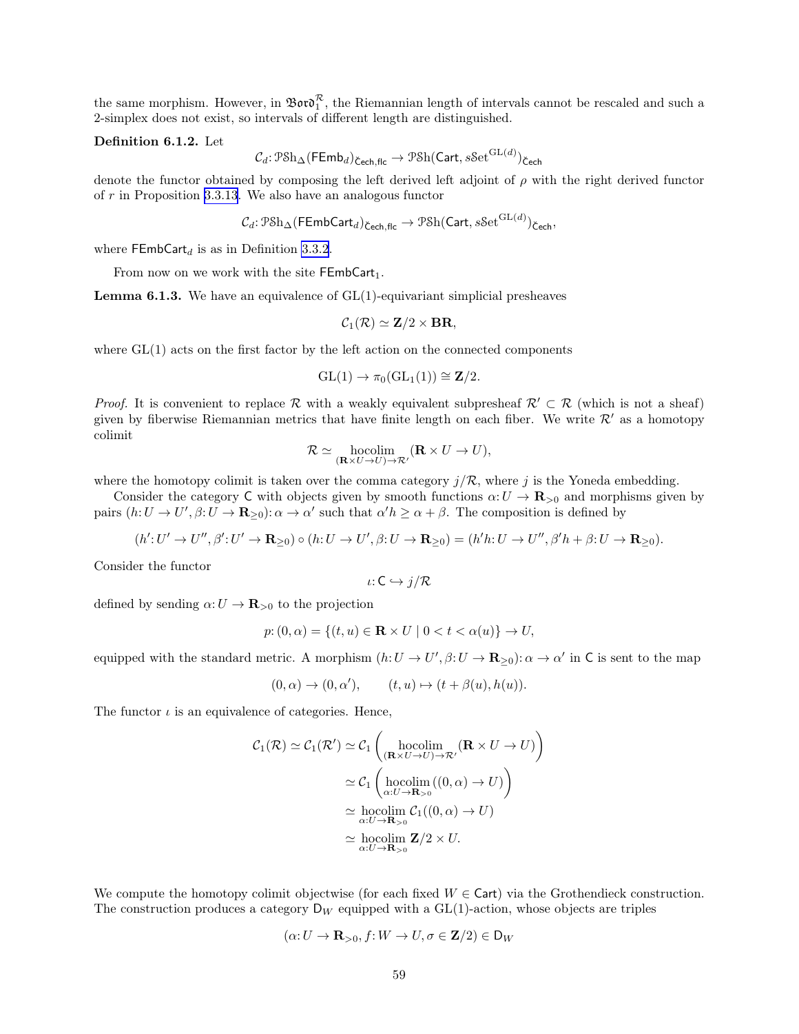the same morphism. However, in $\mathfrak{Bord}_1^{\mathcal{R}}$, the Riemannian length of intervals cannot be rescaled and such a 2-simplex does not exist, so intervals of different length are distinguished.

**Definition 6.1.2.** Let

$$\mathcal{C}_d\colon \mathcal{PSh}_\Delta(\mathsf{FEmb}_d)_{\check{\mathsf{C}}\mathsf{ech},\mathsf{flc}} \to \mathcal{PSh}(\mathsf{Cart}, s\mathcal{S}\mathrm{et}^{\mathrm{GL}(d)})_{\check{\mathsf{C}}\mathsf{ech}}$$

denote the functor obtained by composing the left derived left adjoint of $\rho$ with the right derived functor of $r$ in Proposition 3.3.13. We also have an analogous functor

$$\mathcal{C}_d\colon \mathcal{PSh}_\Delta(\mathsf{FEmbCart}_d)_{\check{\mathsf{C}}\mathsf{ech},\mathsf{flc}} \to \mathcal{PSh}(\mathsf{Cart}, s\mathcal{S}\mathrm{et}^{\mathrm{GL}(d)})_{\check{\mathsf{C}}\mathsf{ech}},$$

where $\mathsf{FEmbCart}_d$ is as in Definition 3.3.2.

From now on we work with the site $\mathsf{FEmbCart}_1$.

**Lemma 6.1.3.** We have an equivalence of $\mathrm{GL}(1)$-equivariant simplicial presheaves

$$\mathcal{C}_1(\mathcal{R}) \simeq \mathbf{Z}/2 \times \mathbf{B}\mathbf{R},$$

where $\mathrm{GL}(1)$ acts on the first factor by the left action on the connected components

$$\mathrm{GL}(1) \to \pi_0(\mathrm{GL}_1(1)) \cong \mathbf{Z}/2.$$

*Proof.* It is convenient to replace $\mathcal{R}$ with a weakly equivalent subpresheaf $\mathcal{R}' \subset \mathcal{R}$ (which is not a sheaf) given by fiberwise Riemannian metrics that have finite length on each fiber. We write $\mathcal{R}'$ as a homotopy colimit

$$\mathcal{R} \simeq \operatorname*{hocolim}_{(\mathbf{R}\times U\to U)\to\mathcal{R}'} (\mathbf{R}\times U \to U),$$

where the homotopy colimit is taken over the comma category $j/\mathcal{R}$, where $j$ is the Yoneda embedding.

Consider the category $\mathsf{C}$ with objects given by smooth functions $\alpha\colon U \to \mathbf{R}_{>0}$ and morphisms given by pairs $(h\colon U \to U', \beta\colon U \to \mathbf{R}_{\geq 0})\colon \alpha \to \alpha'$ such that $\alpha' h \geq \alpha + \beta$. The composition is defined by

$$(h'\colon U' \to U'', \beta'\colon U' \to \mathbf{R}_{\geq 0}) \circ (h\colon U \to U', \beta\colon U \to \mathbf{R}_{\geq 0}) = (h'h\colon U \to U'', \beta' h + \beta\colon U \to \mathbf{R}_{\geq 0}).$$

Consider the functor

$$\iota\colon \mathsf{C} \hookrightarrow j/\mathcal{R}$$

defined by sending $\alpha\colon U \to \mathbf{R}_{>0}$ to the projection

$$p\colon (0,\alpha) = \{(t,u) \in \mathbf{R}\times U \mid 0 < t < \alpha(u)\} \to U,$$

equipped with the standard metric. A morphism $(h\colon U \to U', \beta\colon U \to \mathbf{R}_{\geq 0})\colon \alpha \to \alpha'$ in $\mathsf{C}$ is sent to the map

$$(0,\alpha) \to (0,\alpha'), \qquad (t,u) \mapsto (t+\beta(u), h(u)).$$

The functor $\iota$ is an equivalence of categories. Hence,

$$\begin{aligned}
\mathcal{C}_1(\mathcal{R}) \simeq \mathcal{C}_1(\mathcal{R}') &\simeq \mathcal{C}_1\left(\operatorname*{hocolim}_{(\mathbf{R}\times U\to U)\to\mathcal{R}'} (\mathbf{R}\times U \to U)\right) \\
&\simeq \mathcal{C}_1\left(\operatorname*{hocolim}_{\alpha\colon U\to\mathbf{R}_{>0}} ((0,\alpha)\to U)\right) \\
&\simeq \operatorname*{hocolim}_{\alpha\colon U\to\mathbf{R}_{>0}} \mathcal{C}_1((0,\alpha)\to U) \\
&\simeq \operatorname*{hocolim}_{\alpha\colon U\to\mathbf{R}_{>0}} \mathbf{Z}/2\times U.
\end{aligned}$$

We compute the homotopy colimit objectwise (for each fixed $W \in \mathsf{Cart}$) via the Grothendieck construction. The construction produces a category $\mathsf{D}_W$ equipped with a $\mathrm{GL}(1)$-action, whose objects are triples

$$(\alpha\colon U \to \mathbf{R}_{>0}, f\colon W \to U, \sigma \in \mathbf{Z}/2) \in \mathsf{D}_W$$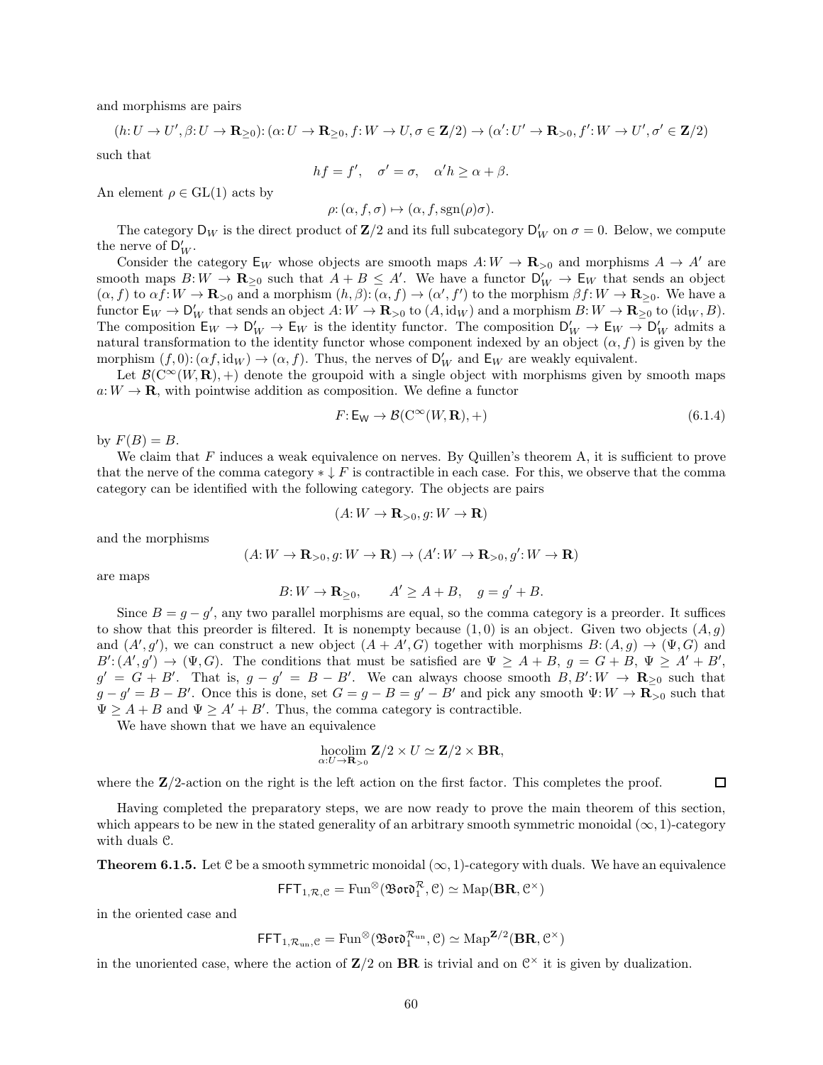and morphisms are pairs

$$(h\colon U \to U', \beta\colon U \to \mathbf{R}_{\geq 0})\colon (\alpha\colon U \to \mathbf{R}_{\geq 0}, f\colon W \to U, \sigma \in \mathbf{Z}/2) \to (\alpha'\colon U' \to \mathbf{R}_{>0}, f'\colon W \to U', \sigma' \in \mathbf{Z}/2)$$

such that

$$hf = f', \quad \sigma' = \sigma, \quad \alpha' h \geq \alpha + \beta.$$

An element $\rho \in \mathrm{GL}(1)$ acts by

$$\rho\colon (\alpha, f, \sigma) \mapsto (\alpha, f, \mathrm{sgn}(\rho)\sigma).$$

The category $\mathsf{D}_W$ is the direct product of $\mathbf{Z}/2$ and its full subcategory $\mathsf{D}'_W$ on $\sigma = 0$. Below, we compute the nerve of $\mathsf{D}'_W$.

Consider the category $\mathsf{E}_W$ whose objects are smooth maps $A\colon W \to \mathbf{R}_{>0}$ and morphisms $A \to A'$ are smooth maps $B\colon W \to \mathbf{R}_{\geq 0}$ such that $A + B \leq A'$. We have a functor $\mathsf{D}'_W \to \mathsf{E}_W$ that sends an object $(\alpha, f)$ to $\alpha f\colon W \to \mathbf{R}_{>0}$ and a morphism $(h, \beta)\colon (\alpha, f) \to (\alpha', f')$ to the morphism $\beta f\colon W \to \mathbf{R}_{\geq 0}$. We have a functor $\mathsf{E}_W \to \mathsf{D}'_W$ that sends an object $A\colon W \to \mathbf{R}_{>0}$ to $(A, \mathrm{id}_W)$ and a morphism $B\colon W \to \mathbf{R}_{\geq 0}$ to $(\mathrm{id}_W, B)$. The composition $\mathsf{E}_W \to \mathsf{D}'_W \to \mathsf{E}_W$ is the identity functor. The composition $\mathsf{D}'_W \to \mathsf{E}_W \to \mathsf{D}'_W$ admits a natural transformation to the identity functor whose component indexed by an object $(\alpha, f)$ is given by the morphism $(f, 0)\colon (\alpha f, \mathrm{id}_W) \to (\alpha, f)$. Thus, the nerves of $\mathsf{D}'_W$ and $\mathsf{E}_W$ are weakly equivalent.

Let $\mathcal{B}(\mathrm{C}^\infty(W, \mathbf{R}), +)$ denote the groupoid with a single object with morphisms given by smooth maps $a\colon W \to \mathbf{R}$, with pointwise addition as composition. We define a functor

$$F\colon \mathsf{E}_\mathsf{W} \to \mathcal{B}(\mathrm{C}^\infty(W, \mathbf{R}), +) \tag{6.1.4}$$

by $F(B) = B$.

We claim that $F$ induces a weak equivalence on nerves. By Quillen's theorem A, it is sufficient to prove that the nerve of the comma category $* \downarrow F$ is contractible in each case. For this, we observe that the comma category can be identified with the following category. The objects are pairs

$$(A\colon W \to \mathbf{R}_{>0}, g\colon W \to \mathbf{R})$$

and the morphisms

$$(A\colon W \to \mathbf{R}_{>0}, g\colon W \to \mathbf{R}) \to (A'\colon W \to \mathbf{R}_{>0}, g'\colon W \to \mathbf{R})$$

are maps

$$B\colon W \to \mathbf{R}_{\geq 0}, \qquad A' \geq A + B, \quad g = g' + B.$$

Since $B = g - g'$, any two parallel morphisms are equal, so the comma category is a preorder. It suffices to show that this preorder is filtered. It is nonempty because $(1, 0)$ is an object. Given two objects $(A, g)$ and $(A', g')$, we can construct a new object $(A + A', G)$ together with morphisms $B\colon (A, g) \to (\Psi, G)$ and $B'\colon (A', g') \to (\Psi, G)$. The conditions that must be satisfied are $\Psi \geq A + B$, $g = G + B$, $\Psi \geq A' + B'$, $g' = G + B'$. That is, $g - g' = B - B'$. We can always choose smooth $B, B'\colon W \to \mathbf{R}_{\geq 0}$ such that $g - g' = B - B'$. Once this is done, set $G = g - B = g' - B'$ and pick any smooth $\Psi\colon W \to \mathbf{R}_{>0}$ such that $\Psi \geq A + B$ and $\Psi \geq A' + B'$. Thus, the comma category is contractible.

We have shown that we have an equivalence

$$\operatorname*{hocolim}_{\alpha\colon U \to \mathbf{R}_{>0}} \mathbf{Z}/2 \times U \simeq \mathbf{Z}/2 \times \mathbf{BR},$$

where the $\mathbf{Z}/2$-action on the right is the left action on the first factor. This completes the proof. □

Having completed the preparatory steps, we are now ready to prove the main theorem of this section, which appears to be new in the stated generality of an arbitrary smooth symmetric monoidal $(\infty, 1)$-category with duals $\mathcal{C}$.

**Theorem 6.1.5.** Let $\mathcal{C}$ be a smooth symmetric monoidal $(\infty, 1)$-category with duals. We have an equivalence

$$\mathsf{FFT}_{1,\mathcal{R},\mathcal{C}} = \mathrm{Fun}^\otimes(\mathfrak{Bord}_1^{\mathcal{R}}, \mathcal{C}) \simeq \mathrm{Map}(\mathbf{BR}, \mathcal{C}^\times)$$

in the oriented case and

$$\mathsf{FFT}_{1,\mathcal{R}_{\mathrm{un}},\mathcal{C}} = \mathrm{Fun}^\otimes(\mathfrak{Bord}_1^{\mathcal{R}_{\mathrm{un}}}, \mathcal{C}) \simeq \mathrm{Map}^{\mathbf{Z}/2}(\mathbf{BR}, \mathcal{C}^\times)$$

in the unoriented case, where the action of $\mathbf{Z}/2$ on $\mathbf{BR}$ is trivial and on $\mathcal{C}^\times$ it is given by dualization.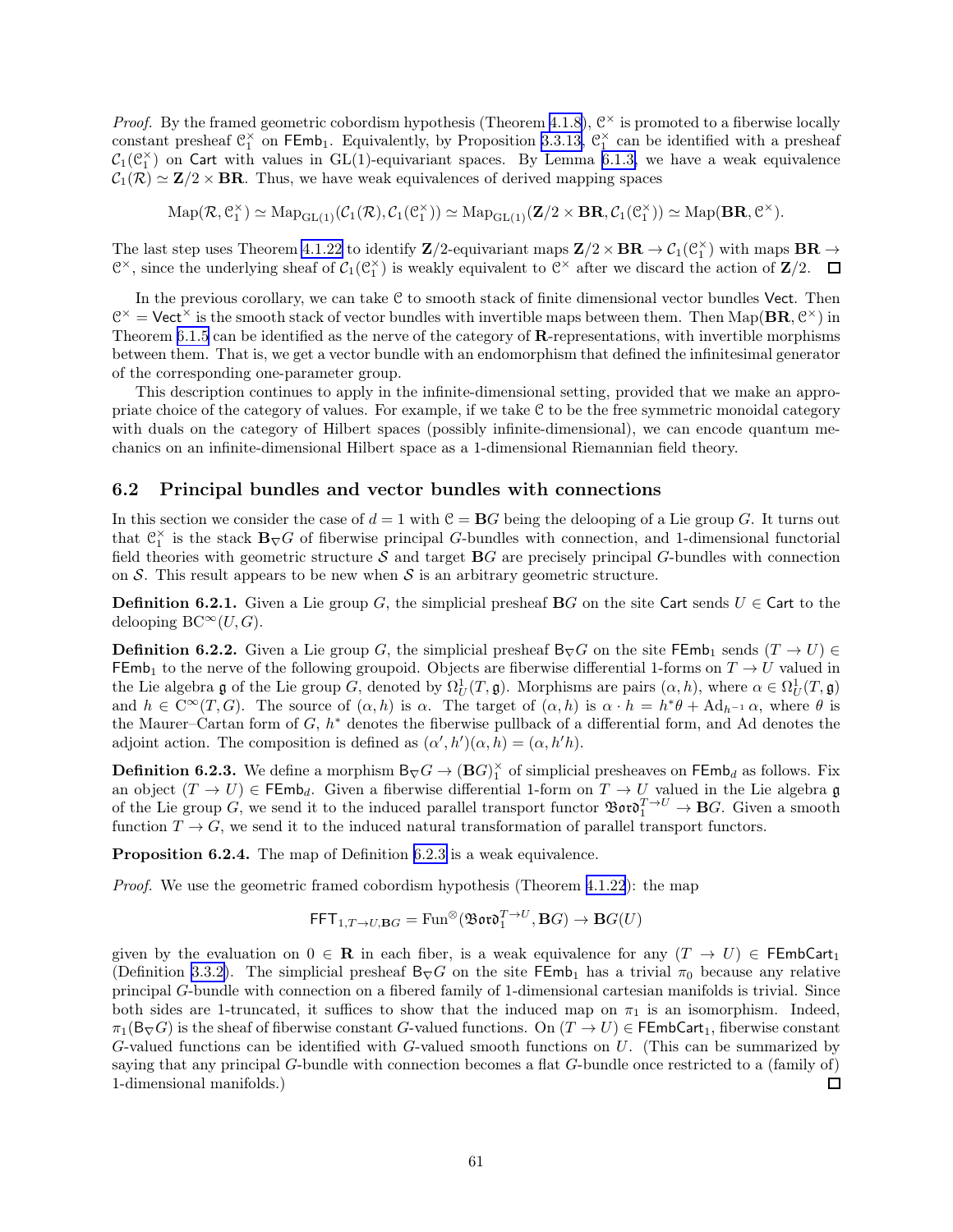*Proof.* By the framed geometric cobordism hypothesis (Theorem 4.1.8), $\mathcal{C}^\times$ is promoted to a fiberwise locally constant presheaf $\mathcal{C}_1^\times$ on $\mathsf{FEmb}_1$. Equivalently, by Proposition 3.3.13, $\mathcal{C}_1^\times$ can be identified with a presheaf $\mathcal{C}_1(\mathcal{C}_1^\times)$ on $\mathsf{Cart}$ with values in $\mathrm{GL}(1)$-equivariant spaces. By Lemma 6.1.3, we have a weak equivalence $\mathcal{C}_1(\mathcal{R}) \simeq \mathbf{Z}/2 \times \mathbf{BR}$. Thus, we have weak equivalences of derived mapping spaces

$$\mathrm{Map}(\mathcal{R}, \mathcal{C}_1^\times) \simeq \mathrm{Map}_{\mathrm{GL}(1)}(\mathcal{C}_1(\mathcal{R}), \mathcal{C}_1(\mathcal{C}_1^\times)) \simeq \mathrm{Map}_{\mathrm{GL}(1)}(\mathbf{Z}/2 \times \mathbf{BR}, \mathcal{C}_1(\mathcal{C}_1^\times)) \simeq \mathrm{Map}(\mathbf{BR}, \mathcal{C}^\times).$$

The last step uses Theorem 4.1.22 to identify $\mathbf{Z}/2$-equivariant maps $\mathbf{Z}/2 \times \mathbf{BR} \to \mathcal{C}_1(\mathcal{C}_1^\times)$ with maps $\mathbf{BR} \to \mathcal{C}^\times$, since the underlying sheaf of $\mathcal{C}_1(\mathcal{C}_1^\times)$ is weakly equivalent to $\mathcal{C}^\times$ after we discard the action of $\mathbf{Z}/2$. $\square$

In the previous corollary, we can take $\mathcal{C}$ to smooth stack of finite dimensional vector bundles $\mathsf{Vect}$. Then $\mathcal{C}^\times = \mathsf{Vect}^\times$ is the smooth stack of vector bundles with invertible maps between them. Then $\mathrm{Map}(\mathbf{BR}, \mathcal{C}^\times)$ in Theorem 6.1.5 can be identified as the nerve of the category of $\mathbf{R}$-representations, with invertible morphisms between them. That is, we get a vector bundle with an endomorphism that defined the infinitesimal generator of the corresponding one-parameter group.

This description continues to apply in the infinite-dimensional setting, provided that we make an appropriate choice of the category of values. For example, if we take $\mathcal{C}$ to be the free symmetric monoidal category with duals on the category of Hilbert spaces (possibly infinite-dimensional), we can encode quantum mechanics on an infinite-dimensional Hilbert space as a 1-dimensional Riemannian field theory.

## 6.2 Principal bundles and vector bundles with connections

In this section we consider the case of $d = 1$ with $\mathcal{C} = \mathbf{B}G$ being the delooping of a Lie group $G$. It turns out that $\mathcal{C}_1^\times$ is the stack $\mathbf{B}_\nabla G$ of fiberwise principal $G$-bundles with connection, and 1-dimensional functorial field theories with geometric structure $\mathcal{S}$ and target $\mathbf{B}G$ are precisely principal $G$-bundles with connection on $\mathcal{S}$. This result appears to be new when $\mathcal{S}$ is an arbitrary geometric structure.

**Definition 6.2.1.** Given a Lie group $G$, the simplicial presheaf $\mathbf{B}G$ on the site $\mathsf{Cart}$ sends $U \in \mathsf{Cart}$ to the delooping $\mathrm{B}C^\infty(U, G)$.

**Definition 6.2.2.** Given a Lie group $G$, the simplicial presheaf $\mathsf{B}_\nabla G$ on the site $\mathsf{FEmb}_1$ sends $(T \to U) \in \mathsf{FEmb}_1$ to the nerve of the following groupoid. Objects are fiberwise differential 1-forms on $T \to U$ valued in the Lie algebra $\mathfrak{g}$ of the Lie group $G$, denoted by $\Omega^1_U(T, \mathfrak{g})$. Morphisms are pairs $(\alpha, h)$, where $\alpha \in \Omega^1_U(T, \mathfrak{g})$ and $h \in C^\infty(T, G)$. The source of $(\alpha, h)$ is $\alpha$. The target of $(\alpha, h)$ is $\alpha \cdot h = h^*\theta + \mathrm{Ad}_{h^{-1}} \alpha$, where $\theta$ is the Maurer–Cartan form of $G$, $h^*$ denotes the fiberwise pullback of a differential form, and Ad denotes the adjoint action. The composition is defined as $(\alpha', h')(\alpha, h) = (\alpha, h'h)$.

**Definition 6.2.3.** We define a morphism $\mathsf{B}_\nabla G \to (\mathbf{B}G)_1^\times$ of simplicial presheaves on $\mathsf{FEmb}_d$ as follows. Fix an object $(T \to U) \in \mathsf{FEmb}_d$. Given a fiberwise differential 1-form on $T \to U$ valued in the Lie algebra $\mathfrak{g}$ of the Lie group $G$, we send it to the induced parallel transport functor $\mathfrak{Bord}_1^{T \to U} \to \mathbf{B}G$. Given a smooth function $T \to G$, we send it to the induced natural transformation of parallel transport functors.

**Proposition 6.2.4.** The map of Definition 6.2.3 is a weak equivalence.

*Proof.* We use the geometric framed cobordism hypothesis (Theorem 4.1.22): the map

$$\mathsf{FFT}_{1, T \to U, \mathbf{B}G} = \mathrm{Fun}^\otimes(\mathfrak{Bord}_1^{T \to U}, \mathbf{B}G) \to \mathbf{B}G(U)$$

given by the evaluation on $0 \in \mathbf{R}$ in each fiber, is a weak equivalence for any $(T \to U) \in \mathsf{FEmbCart}_1$ (Definition 3.3.2). The simplicial presheaf $\mathsf{B}_\nabla G$ on the site $\mathsf{FEmb}_1$ has a trivial $\pi_0$ because any relative principal $G$-bundle with connection on a fibered family of 1-dimensional cartesian manifolds is trivial. Since both sides are 1-truncated, it suffices to show that the induced map on $\pi_1$ is an isomorphism. Indeed, $\pi_1(\mathsf{B}_\nabla G)$ is the sheaf of fiberwise constant $G$-valued functions. On $(T \to U) \in \mathsf{FEmbCart}_1$, fiberwise constant $G$-valued functions can be identified with $G$-valued smooth functions on $U$. (This can be summarized by saying that any principal $G$-bundle with connection becomes a flat $G$-bundle once restricted to a (family of) 1-dimensional manifolds.) $\square$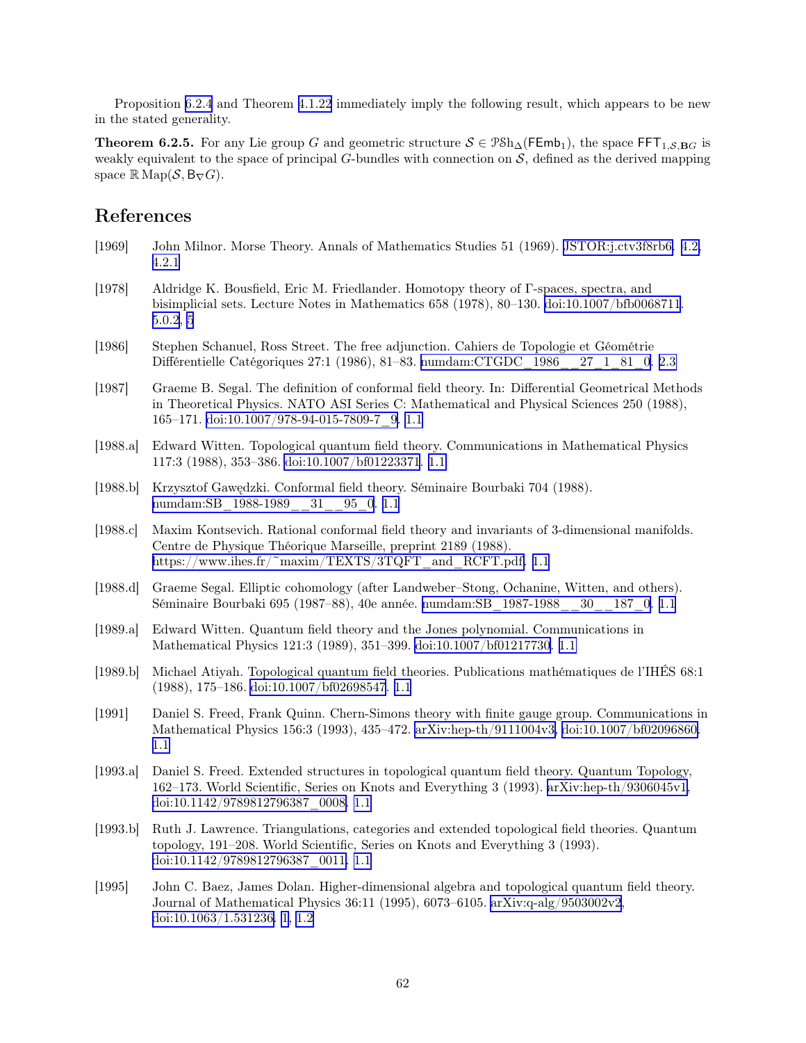Proposition 6.2.4 and Theorem 4.1.22 immediately imply the following result, which appears to be new in the stated generality.

**Theorem 6.2.5.** For any Lie group $G$ and geometric structure $\mathcal{S} \in \mathcal{PSh}_\Delta(\mathsf{FEmb}_1)$, the space $\mathsf{FFT}_{1,\mathcal{S},\mathbf{B}G}$ is weakly equivalent to the space of principal $G$-bundles with connection on $\mathcal{S}$, defined as the derived mapping space $\mathbb{R}\operatorname{Map}(\mathcal{S}, \mathsf{B}_\nabla G)$.

## References

[1969] John Milnor. Morse Theory. Annals of Mathematics Studies 51 (1969). JSTOR:j.ctv3f8rb6. 4.2, 4.2.1

[1978] Aldridge K. Bousfield, Eric M. Friedlander. Homotopy theory of Γ-spaces, spectra, and bisimplicial sets. Lecture Notes in Mathematics 658 (1978), 80–130. doi:10.1007/bfb0068711. 5.0.2, 5

[1986] Stephen Schanuel, Ross Street. The free adjunction. Cahiers de Topologie et Géométrie Différentielle Catégoriques 27:1 (1986), 81–83. numdam:CTGDC_1986__27_1_81_0. 2.3

[1987] Graeme B. Segal. The definition of conformal field theory. In: Differential Geometrical Methods in Theoretical Physics. NATO ASI Series C: Mathematical and Physical Sciences 250 (1988), 165–171. doi:10.1007/978-94-015-7809-7_9. 1.1

[1988.a] Edward Witten. Topological quantum field theory. Communications in Mathematical Physics 117:3 (1988), 353–386. doi:10.1007/bf01223371. 1.1

[1988.b] Krzysztof Gawędzki. Conformal field theory. Séminaire Bourbaki 704 (1988). numdam:SB_1988-1989__31__95_0. 1.1

[1988.c] Maxim Kontsevich. Rational conformal field theory and invariants of 3-dimensional manifolds. Centre de Physique Théorique Marseille, preprint 2189 (1988). https://www.ihes.fr/~maxim/TEXTS/3TQFT_and_RCFT.pdf. 1.1

[1988.d] Graeme Segal. Elliptic cohomology (after Landweber–Stong, Ochanine, Witten, and others). Séminaire Bourbaki 695 (1987–88), 40e année. numdam:SB_1987-1988__30__187_0. 1.1

[1989.a] Edward Witten. Quantum field theory and the Jones polynomial. Communications in Mathematical Physics 121:3 (1989), 351–399. doi:10.1007/bf01217730. 1.1

[1989.b] Michael Atiyah. Topological quantum field theories. Publications mathématiques de l'IHÉS 68:1 (1988), 175–186. doi:10.1007/bf02698547. 1.1

[1991] Daniel S. Freed, Frank Quinn. Chern-Simons theory with finite gauge group. Communications in Mathematical Physics 156:3 (1993), 435–472. arXiv:hep-th/9111004v3, doi:10.1007/bf02096860. 1.1

[1993.a] Daniel S. Freed. Extended structures in topological quantum field theory. Quantum Topology, 162–173. World Scientific, Series on Knots and Everything 3 (1993). arXiv:hep-th/9306045v1, doi:10.1142/9789812796387_0008. 1.1

[1993.b] Ruth J. Lawrence. Triangulations, categories and extended topological field theories. Quantum topology, 191–208. World Scientific, Series on Knots and Everything 3 (1993). doi:10.1142/9789812796387_0011. 1.1

[1995] John C. Baez, James Dolan. Higher-dimensional algebra and topological quantum field theory. Journal of Mathematical Physics 36:11 (1995), 6073–6105. arXiv:q-alg/9503002v2, doi:10.1063/1.531236. 1, 1.2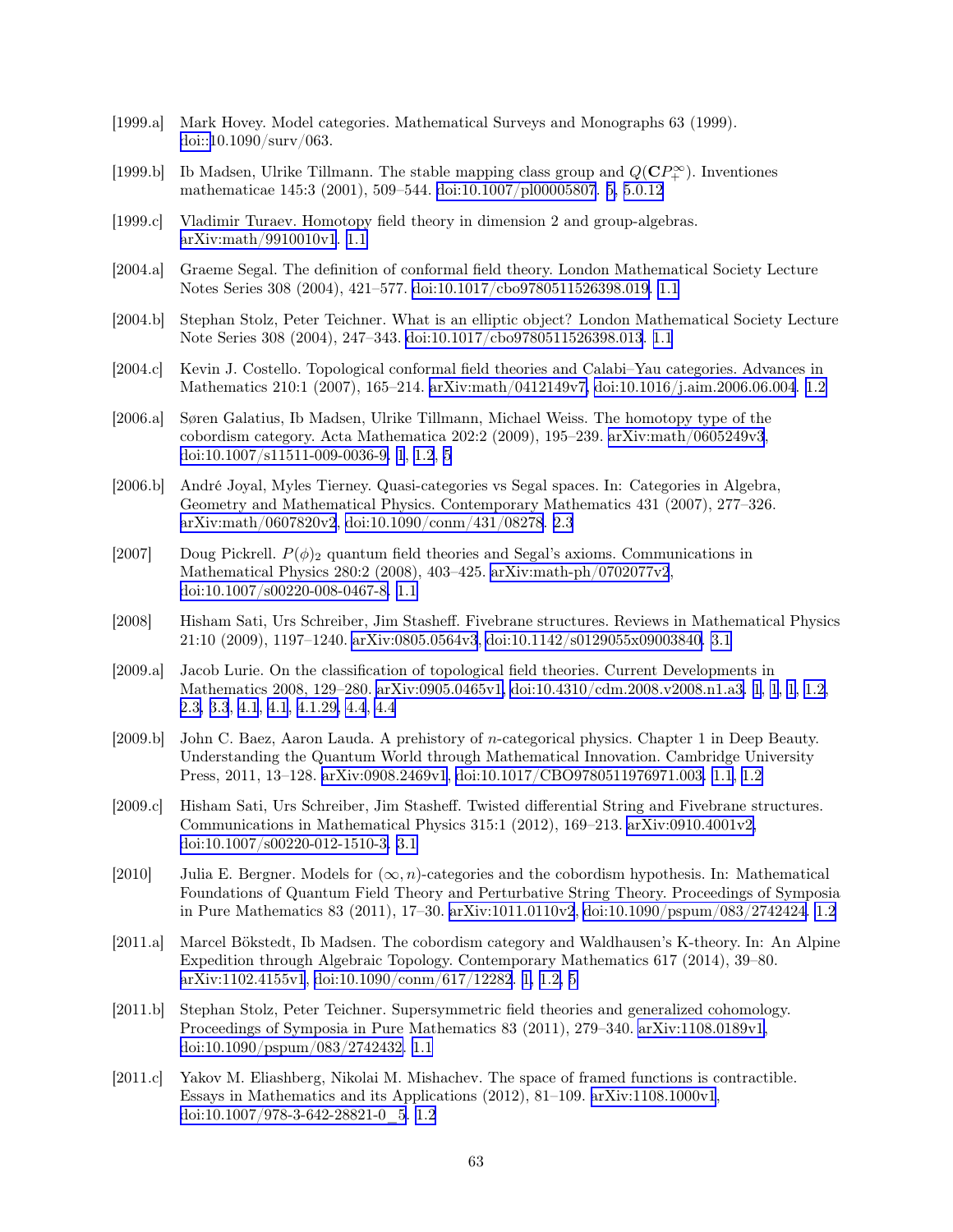[1999.a] Mark Hovey. Model categories. Mathematical Surveys and Monographs 63 (1999). doi::10.1090/surv/063.

[1999.b] Ib Madsen, Ulrike Tillmann. The stable mapping class group and $Q(\mathbf{C}P^\infty_+)$. Inventiones mathematicae 145:3 (2001), 509–544. doi:10.1007/pl00005807. 5, 5.0.12

[1999.c] Vladimir Turaev. Homotopy field theory in dimension 2 and group-algebras. arXiv:math/9910010v1. 1.1

[2004.a] Graeme Segal. The definition of conformal field theory. London Mathematical Society Lecture Notes Series 308 (2004), 421–577. doi:10.1017/cbo9780511526398.019. 1.1

[2004.b] Stephan Stolz, Peter Teichner. What is an elliptic object? London Mathematical Society Lecture Note Series 308 (2004), 247–343. doi:10.1017/cbo9780511526398.013. 1.1

[2004.c] Kevin J. Costello. Topological conformal field theories and Calabi–Yau categories. Advances in Mathematics 210:1 (2007), 165–214. arXiv:math/0412149v7, doi:10.1016/j.aim.2006.06.004. 1.2

[2006.a] Søren Galatius, Ib Madsen, Ulrike Tillmann, Michael Weiss. The homotopy type of the cobordism category. Acta Mathematica 202:2 (2009), 195–239. arXiv:math/0605249v3, doi:10.1007/s11511-009-0036-9. 1, 1.2, 5

[2006.b] André Joyal, Myles Tierney. Quasi-categories vs Segal spaces. In: Categories in Algebra, Geometry and Mathematical Physics. Contemporary Mathematics 431 (2007), 277–326. arXiv:math/0607820v2, doi:10.1090/conm/431/08278. 2.3

[2007] Doug Pickrell. $P(\phi)_2$ quantum field theories and Segal's axioms. Communications in Mathematical Physics 280:2 (2008), 403–425. arXiv:math-ph/0702077v2, doi:10.1007/s00220-008-0467-8. 1.1

[2008] Hisham Sati, Urs Schreiber, Jim Stasheff. Fivebrane structures. Reviews in Mathematical Physics 21:10 (2009), 1197–1240. arXiv:0805.0564v3, doi:10.1142/s0129055x09003840. 3.1

[2009.a] Jacob Lurie. On the classification of topological field theories. Current Developments in Mathematics 2008, 129–280. arXiv:0905.0465v1, doi:10.4310/cdm.2008.v2008.n1.a3. 1, 1, 1, 1.2, 2.3, 3.3, 4.1, 4.1, 4.1.29, 4.4, 4.4

[2009.b] John C. Baez, Aaron Lauda. A prehistory of $n$-categorical physics. Chapter 1 in Deep Beauty. Understanding the Quantum World through Mathematical Innovation. Cambridge University Press, 2011, 13–128. arXiv:0908.2469v1, doi:10.1017/CBO9780511976971.003. 1.1, 1.2

[2009.c] Hisham Sati, Urs Schreiber, Jim Stasheff. Twisted differential String and Fivebrane structures. Communications in Mathematical Physics 315:1 (2012), 169–213. arXiv:0910.4001v2, doi:10.1007/s00220-012-1510-3. 3.1

[2010] Julia E. Bergner. Models for $(\infty, n)$-categories and the cobordism hypothesis. In: Mathematical Foundations of Quantum Field Theory and Perturbative String Theory. Proceedings of Symposia in Pure Mathematics 83 (2011), 17–30. arXiv:1011.0110v2, doi:10.1090/pspum/083/2742424. 1.2

[2011.a] Marcel Bökstedt, Ib Madsen. The cobordism category and Waldhausen's K-theory. In: An Alpine Expedition through Algebraic Topology. Contemporary Mathematics 617 (2014), 39–80. arXiv:1102.4155v1, doi:10.1090/conm/617/12282. 1, 1.2, 5

[2011.b] Stephan Stolz, Peter Teichner. Supersymmetric field theories and generalized cohomology. Proceedings of Symposia in Pure Mathematics 83 (2011), 279–340. arXiv:1108.0189v1, doi:10.1090/pspum/083/2742432. 1.1

[2011.c] Yakov M. Eliashberg, Nikolai M. Mishachev. The space of framed functions is contractible. Essays in Mathematics and its Applications (2012), 81–109. arXiv:1108.1000v1, doi:10.1007/978-3-642-28821-0_5. 1.2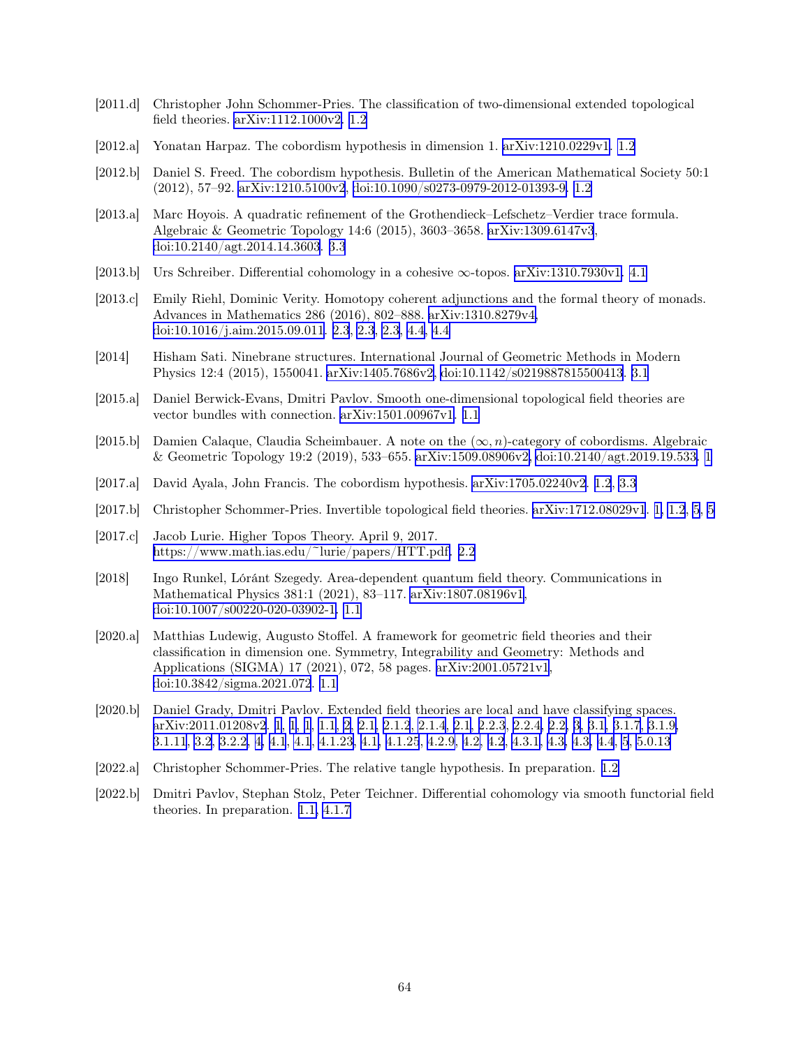[2011.d] Christopher John Schommer-Pries. The classification of two-dimensional extended topological field theories. arXiv:1112.1000v2. 1.2

[2012.a] Yonatan Harpaz. The cobordism hypothesis in dimension 1. arXiv:1210.0229v1. 1.2

[2012.b] Daniel S. Freed. The cobordism hypothesis. Bulletin of the American Mathematical Society 50:1 (2012), 57–92. arXiv:1210.5100v2, doi:10.1090/s0273-0979-2012-01393-9. 1.2

[2013.a] Marc Hoyois. A quadratic refinement of the Grothendieck–Lefschetz–Verdier trace formula. Algebraic & Geometric Topology 14:6 (2015), 3603–3658. arXiv:1309.6147v3, doi:10.2140/agt.2014.14.3603. 3.3

[2013.b] Urs Schreiber. Differential cohomology in a cohesive $\infty$-topos. arXiv:1310.7930v1. 4.1

[2013.c] Emily Riehl, Dominic Verity. Homotopy coherent adjunctions and the formal theory of monads. Advances in Mathematics 286 (2016), 802–888. arXiv:1310.8279v4, doi:10.1016/j.aim.2015.09.011. 2.3, 2.3, 2.3, 4.4, 4.4

[2014] Hisham Sati. Ninebrane structures. International Journal of Geometric Methods in Modern Physics 12:4 (2015), 1550041. arXiv:1405.7686v2, doi:10.1142/s0219887815500413. 3.1

[2015.a] Daniel Berwick-Evans, Dmitri Pavlov. Smooth one-dimensional topological field theories are vector bundles with connection. arXiv:1501.00967v1. 1.1

[2015.b] Damien Calaque, Claudia Scheimbauer. A note on the $(\infty, n)$-category of cobordisms. Algebraic & Geometric Topology 19:2 (2019), 533–655. arXiv:1509.08906v2, doi:10.2140/agt.2019.19.533. 1

[2017.a] David Ayala, John Francis. The cobordism hypothesis. arXiv:1705.02240v2. 1.2, 3.3

[2017.b] Christopher Schommer-Pries. Invertible topological field theories. arXiv:1712.08029v1. 1, 1.2, 5, 5

[2017.c] Jacob Lurie. Higher Topos Theory. April 9, 2017. https://www.math.ias.edu/~lurie/papers/HTT.pdf. 2.2

[2018] Ingo Runkel, Lóránt Szegedy. Area-dependent quantum field theory. Communications in Mathematical Physics 381:1 (2021), 83–117. arXiv:1807.08196v1, doi:10.1007/s00220-020-03902-1. 1.1

[2020.a] Matthias Ludewig, Augusto Stoffel. A framework for geometric field theories and their classification in dimension one. Symmetry, Integrability and Geometry: Methods and Applications (SIGMA) 17 (2021), 072, 58 pages. arXiv:2001.05721v1, doi:10.3842/sigma.2021.072. 1.1

[2020.b] Daniel Grady, Dmitri Pavlov. Extended field theories are local and have classifying spaces. arXiv:2011.01208v2. 1, 1, 1, 1.1, 2, 2.1, 2.1.2, 2.1.4, 2.1, 2.2.3, 2.2.4, 2.2, 3, 3.1, 3.1.7, 3.1.9, 3.1.11, 3.2, 3.2.2, 4, 4.1, 4.1, 4.1.23, 4.1, 4.1.25, 4.2.9, 4.2, 4.2, 4.3.1, 4.3, 4.3, 4.4, 5, 5.0.13

[2022.a] Christopher Schommer-Pries. The relative tangle hypothesis. In preparation. 1.2

[2022.b] Dmitri Pavlov, Stephan Stolz, Peter Teichner. Differential cohomology via smooth functorial field theories. In preparation. 1.1, 4.1.7